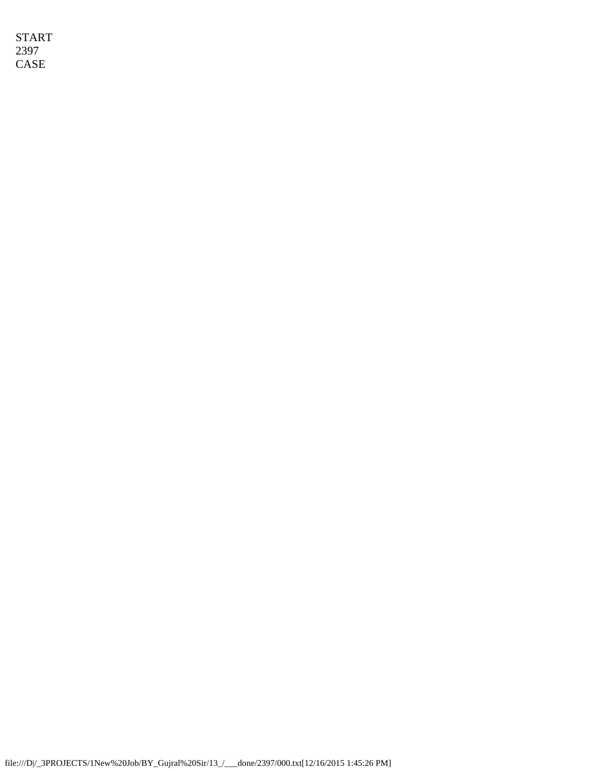START
2397
CASE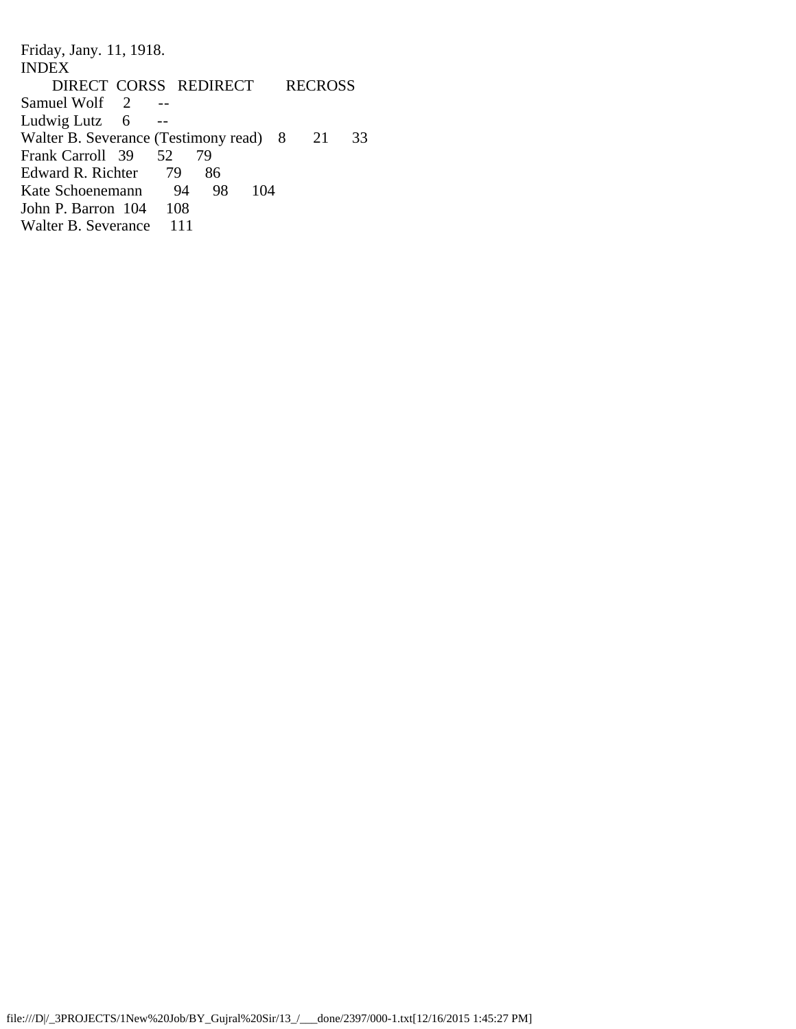Friday, Jany. 11, 1918.

INDEX

| | DIRECT | CORSS | REDIRECT | RECROSS |
|---|---|---|---|---|
| Samuel Wolf | 2 | -- | | |
| Ludwig Lutz | 6 | -- | | |
| Walter B. Severance (Testimony read) | 8 | 21 | 33 | |
| Frank Carroll | 39 | 52 | 79 | |
| Edward R. Richter | 79 | 86 | | |
| Kate Schoenemann | 94 | 98 | 104 | |
| John P. Barron | 104 | 108 | | |
| Walter B. Severance | 111 | | | |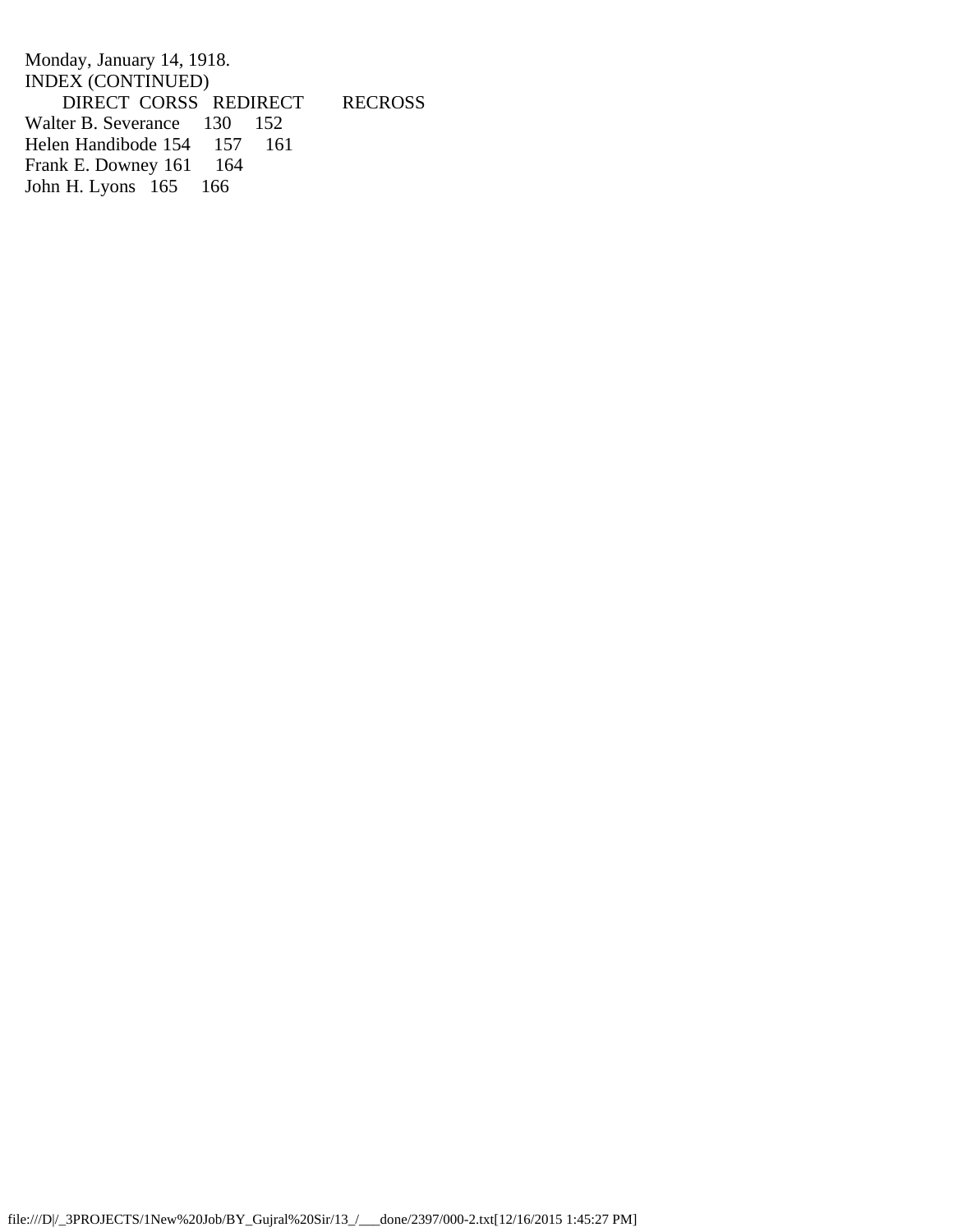Monday, January 14, 1918.

INDEX (CONTINUED)

| | DIRECT | CORSS | REDIRECT | RECROSS |
|---|---|---|---|---|
| Walter B. Severance | 130 | 152 | | |
| Helen Handibode | 154 | 157 | 161 | |
| Frank E. Downey | 161 | 164 | | |
| John H. Lyons | 165 | 166 | | |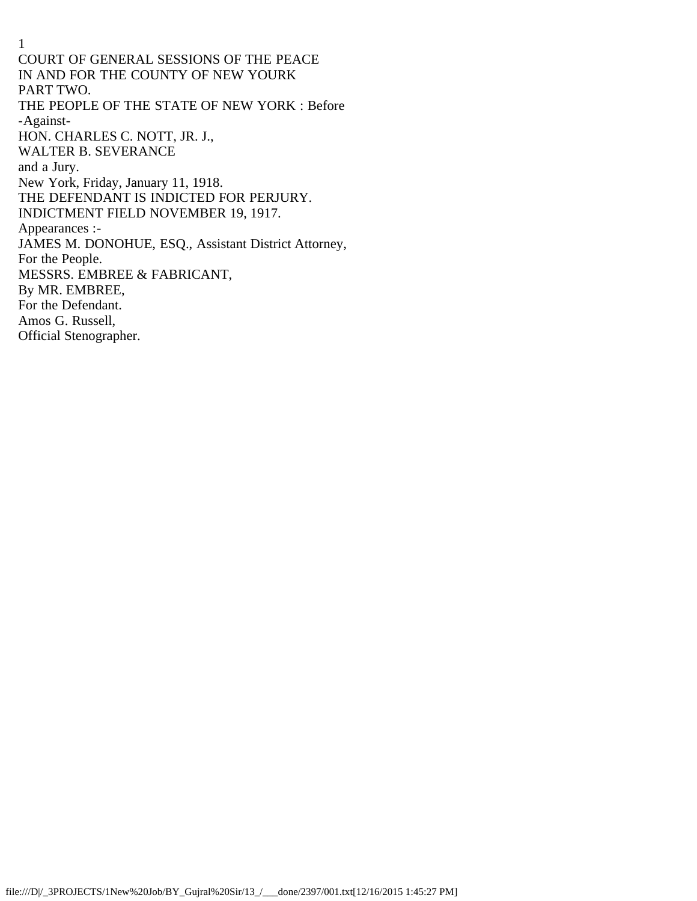COURT OF GENERAL SESSIONS OF THE PEACE
IN AND FOR THE COUNTY OF NEW YOURK
PART TWO.

THE PEOPLE OF THE STATE OF NEW YORK : Before
-Against-
HON. CHARLES C. NOTT, JR. J.,
WALTER B. SEVERANCE
and a Jury.

New York, Friday, January 11, 1918.

THE DEFENDANT IS INDICTED FOR PERJURY.
INDICTMENT FIELD NOVEMBER 19, 1917.

Appearances :-

JAMES M. DONOHUE, ESQ., Assistant District Attorney,
For the People.

MESSRS. EMBREE & FABRICANT,
By MR. EMBREE,
For the Defendant.

Amos G. Russell,
Official Stenographer.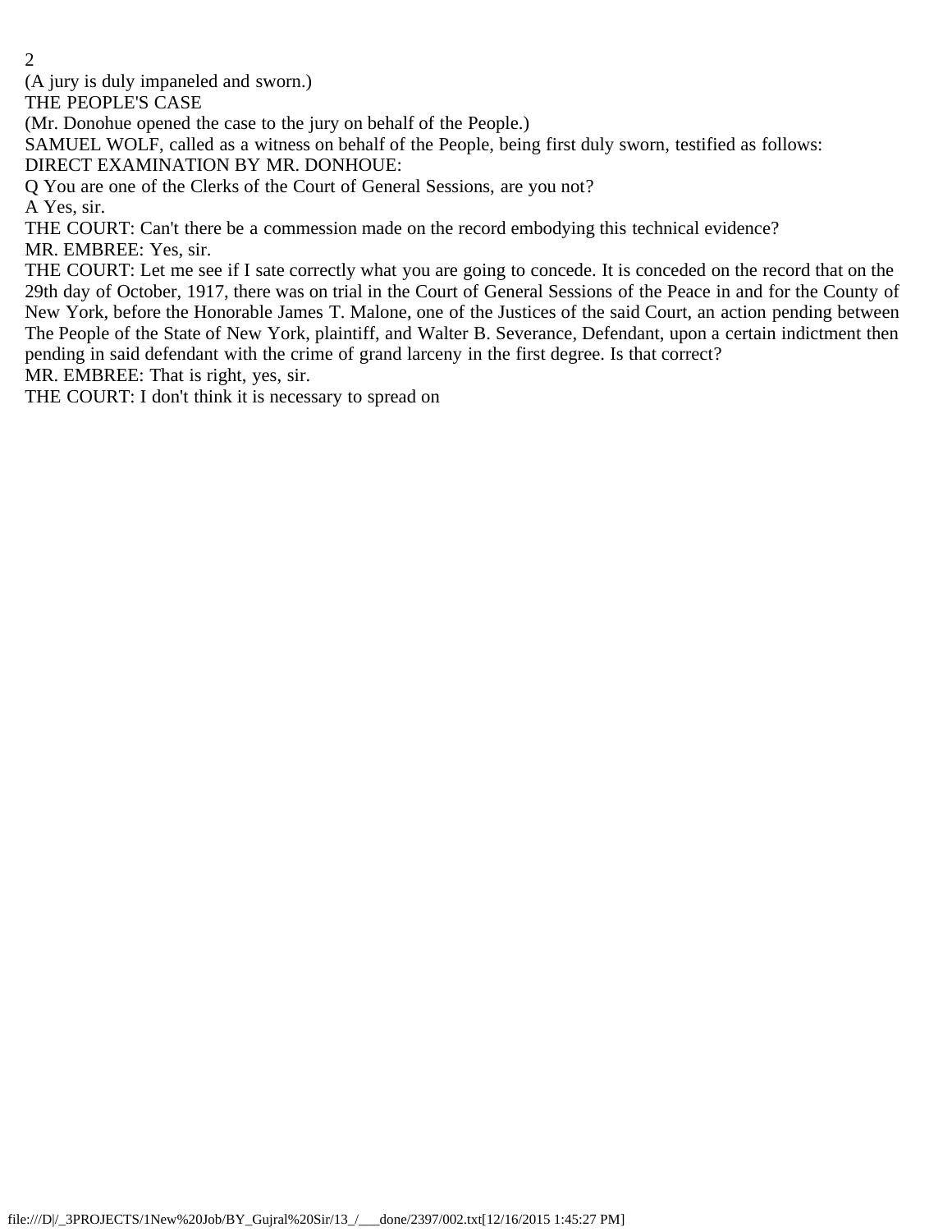(A jury is duly impaneled and sworn.)

THE PEOPLE'S CASE

(Mr. Donohue opened the case to the jury on behalf of the People.)

SAMUEL WOLF, called as a witness on behalf of the People, being first duly sworn, testified as follows:

DIRECT EXAMINATION BY MR. DONHOUE:

Q You are one of the Clerks of the Court of General Sessions, are you not?

A Yes, sir.

THE COURT: Can't there be a commession made on the record embodying this technical evidence?

MR. EMBREE: Yes, sir.

THE COURT: Let me see if I sate correctly what you are going to concede. It is conceded on the record that on the 29th day of October, 1917, there was on trial in the Court of General Sessions of the Peace in and for the County of New York, before the Honorable James T. Malone, one of the Justices of the said Court, an action pending between The People of the State of New York, plaintiff, and Walter B. Severance, Defendant, upon a certain indictment then pending in said defendant with the crime of grand larceny in the first degree. Is that correct?

MR. EMBREE: That is right, yes, sir.

THE COURT: I don't think it is necessary to spread on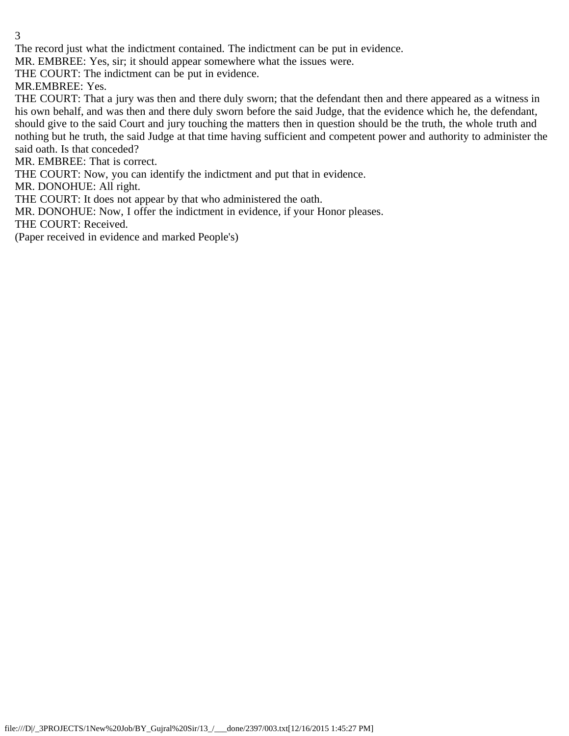The record just what the indictment contained. The indictment can be put in evidence.

MR. EMBREE: Yes, sir; it should appear somewhere what the issues were.

THE COURT: The indictment can be put in evidence.

MR.EMBREE: Yes.

THE COURT: That a jury was then and there duly sworn; that the defendant then and there appeared as a witness in his own behalf, and was then and there duly sworn before the said Judge, that the evidence which he, the defendant, should give to the said Court and jury touching the matters then in question should be the truth, the whole truth and nothing but he truth, the said Judge at that time having sufficient and competent power and authority to administer the said oath. Is that conceded?

MR. EMBREE: That is correct.

THE COURT: Now, you can identify the indictment and put that in evidence.

MR. DONOHUE: All right.

THE COURT: It does not appear by that who administered the oath.

MR. DONOHUE: Now, I offer the indictment in evidence, if your Honor pleases.

THE COURT: Received.

(Paper received in evidence and marked People's)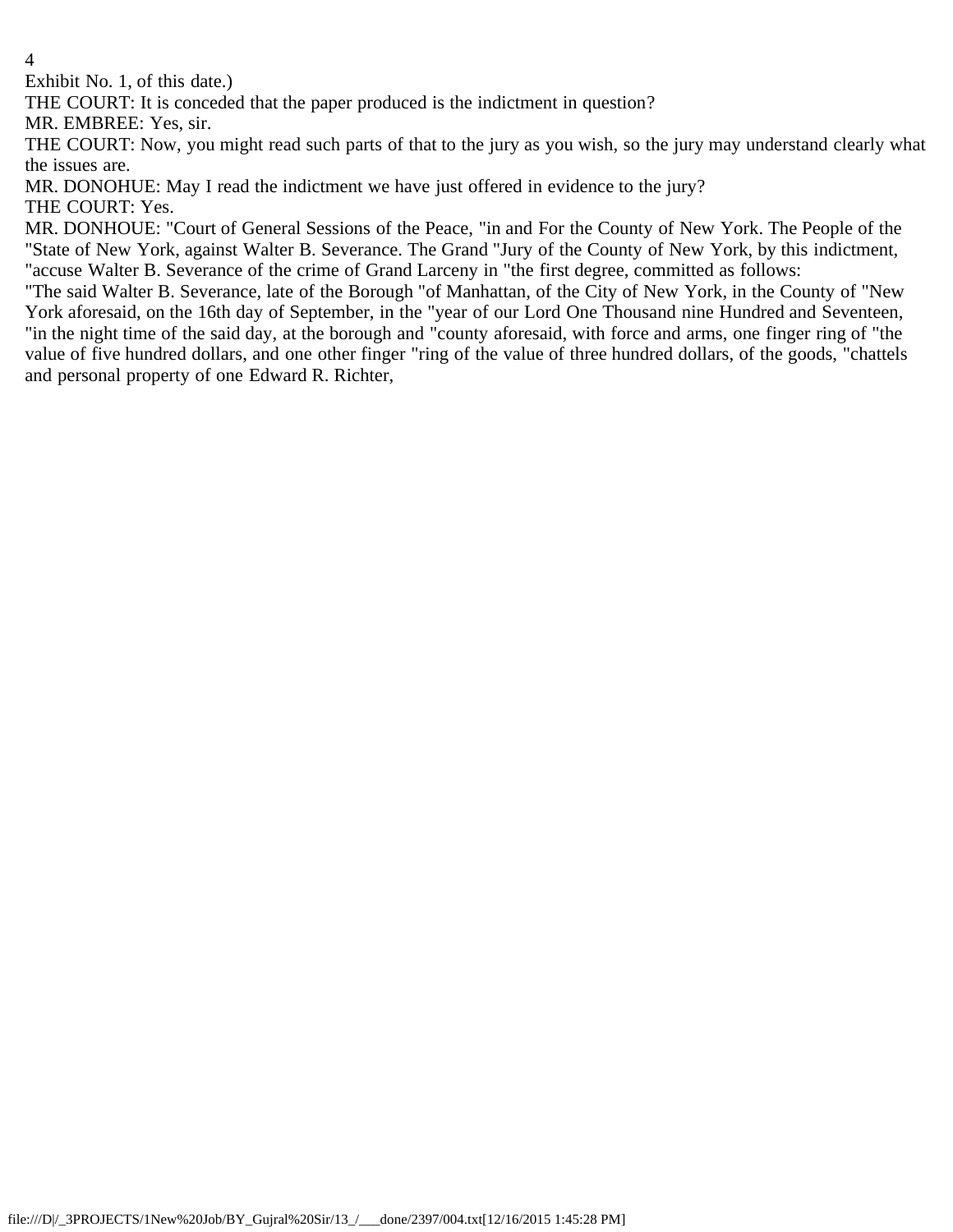Exhibit No. 1, of this date.)

THE COURT: It is conceded that the paper produced is the indictment in question?

MR. EMBREE: Yes, sir.

THE COURT: Now, you might read such parts of that to the jury as you wish, so the jury may understand clearly what the issues are.

MR. DONOHUE: May I read the indictment we have just offered in evidence to the jury?

THE COURT: Yes.

MR. DONHOUE: "Court of General Sessions of the Peace, "in and For the County of New York. The People of the "State of New York, against Walter B. Severance. The Grand "Jury of the County of New York, by this indictment, "accuse Walter B. Severance of the crime of Grand Larceny in "the first degree, committed as follows:

"The said Walter B. Severance, late of the Borough "of Manhattan, of the City of New York, in the County of "New York aforesaid, on the 16th day of September, in the "year of our Lord One Thousand nine Hundred and Seventeen, "in the night time of the said day, at the borough and "county aforesaid, with force and arms, one finger ring of "the value of five hundred dollars, and one other finger "ring of the value of three hundred dollars, of the goods, "chattels and personal property of one Edward R. Richter,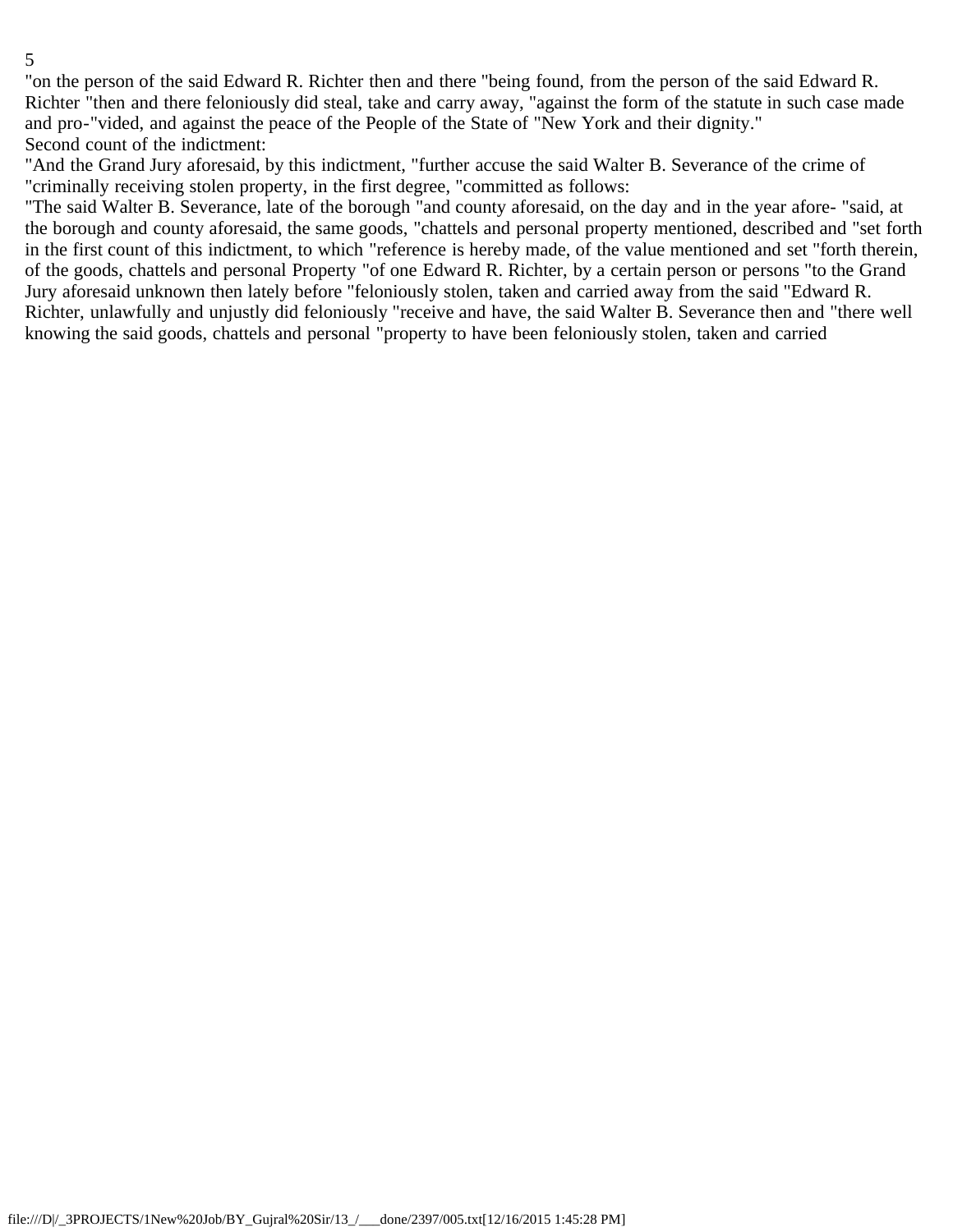"on the person of the said Edward R. Richter then and there "being found, from the person of the said Edward R. Richter "then and there feloniously did steal, take and carry away, "against the form of the statute in such case made and pro-"vided, and against the peace of the People of the State of "New York and their dignity."

Second count of the indictment:

"And the Grand Jury aforesaid, by this indictment, "further accuse the said Walter B. Severance of the crime of "criminally receiving stolen property, in the first degree, "committed as follows:

"The said Walter B. Severance, late of the borough "and county aforesaid, on the day and in the year afore- "said, at the borough and county aforesaid, the same goods, "chattels and personal property mentioned, described and "set forth in the first count of this indictment, to which "reference is hereby made, of the value mentioned and set "forth therein, of the goods, chattels and personal Property "of one Edward R. Richter, by a certain person or persons "to the Grand Jury aforesaid unknown then lately before "feloniously stolen, taken and carried away from the said "Edward R. Richter, unlawfully and unjustly did feloniously "receive and have, the said Walter B. Severance then and "there well knowing the said goods, chattels and personal "property to have been feloniously stolen, taken and carried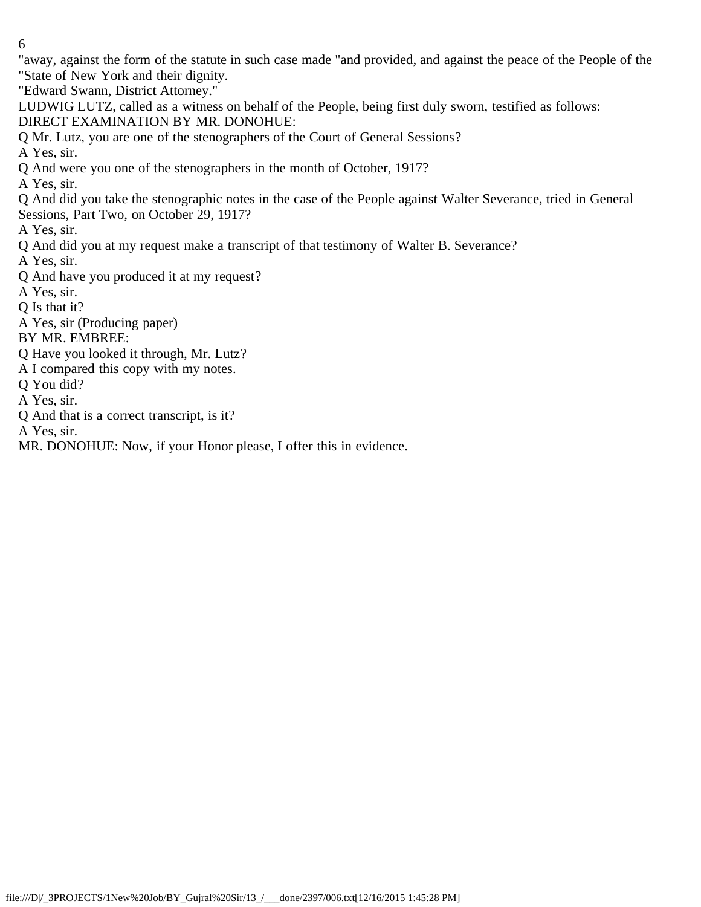"away, against the form of the statute in such case made "and provided, and against the peace of the People of the "State of New York and their dignity.

"Edward Swann, District Attorney."

LUDWIG LUTZ, called as a witness on behalf of the People, being first duly sworn, testified as follows:

DIRECT EXAMINATION BY MR. DONOHUE:

Q Mr. Lutz, you are one of the stenographers of the Court of General Sessions?

A Yes, sir.

Q And were you one of the stenographers in the month of October, 1917?

A Yes, sir.

Q And did you take the stenographic notes in the case of the People against Walter Severance, tried in General Sessions, Part Two, on October 29, 1917?

A Yes, sir.

Q And did you at my request make a transcript of that testimony of Walter B. Severance?

A Yes, sir.

Q And have you produced it at my request?

A Yes, sir.

Q Is that it?

A Yes, sir (Producing paper)

BY MR. EMBREE:

Q Have you looked it through, Mr. Lutz?

A I compared this copy with my notes.

Q You did?

A Yes, sir.

Q And that is a correct transcript, is it?

A Yes, sir.

MR. DONOHUE: Now, if your Honor please, I offer this in evidence.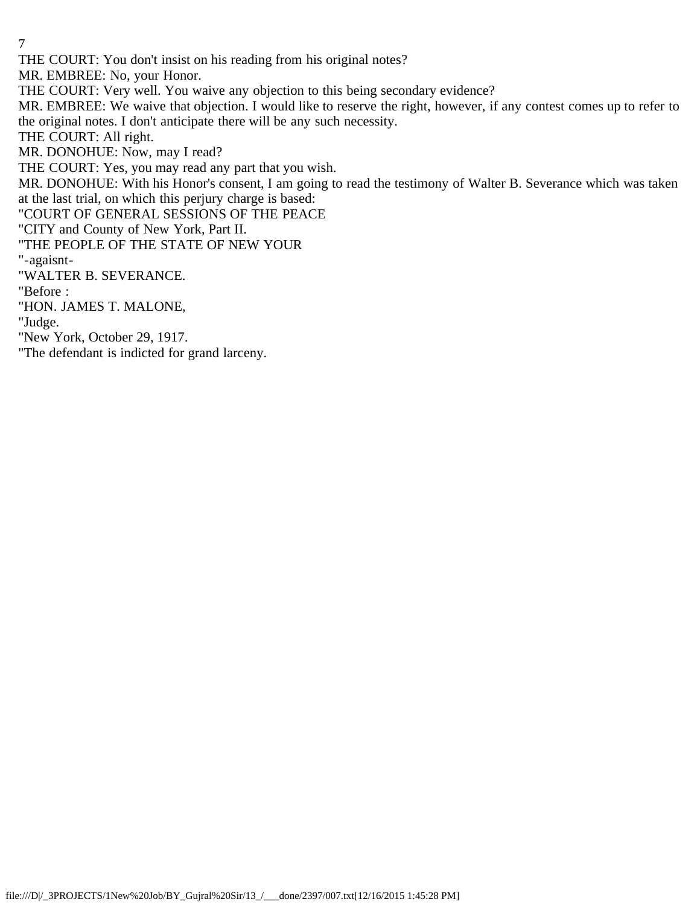THE COURT: You don't insist on his reading from his original notes?

MR. EMBREE: No, your Honor.

THE COURT: Very well. You waive any objection to this being secondary evidence?

MR. EMBREE: We waive that objection. I would like to reserve the right, however, if any contest comes up to refer to the original notes. I don't anticipate there will be any such necessity.

THE COURT: All right.

MR. DONOHUE: Now, may I read?

THE COURT: Yes, you may read any part that you wish.

MR. DONOHUE: With his Honor's consent, I am going to read the testimony of Walter B. Severance which was taken at the last trial, on which this perjury charge is based:

"COURT OF GENERAL SESSIONS OF THE PEACE

"CITY and County of New York, Part II.

"THE PEOPLE OF THE STATE OF NEW YOUR

"-agaisnt-

"WALTER B. SEVERANCE.

"Before :

"HON. JAMES T. MALONE,

"Judge.

"New York, October 29, 1917.

"The defendant is indicted for grand larceny.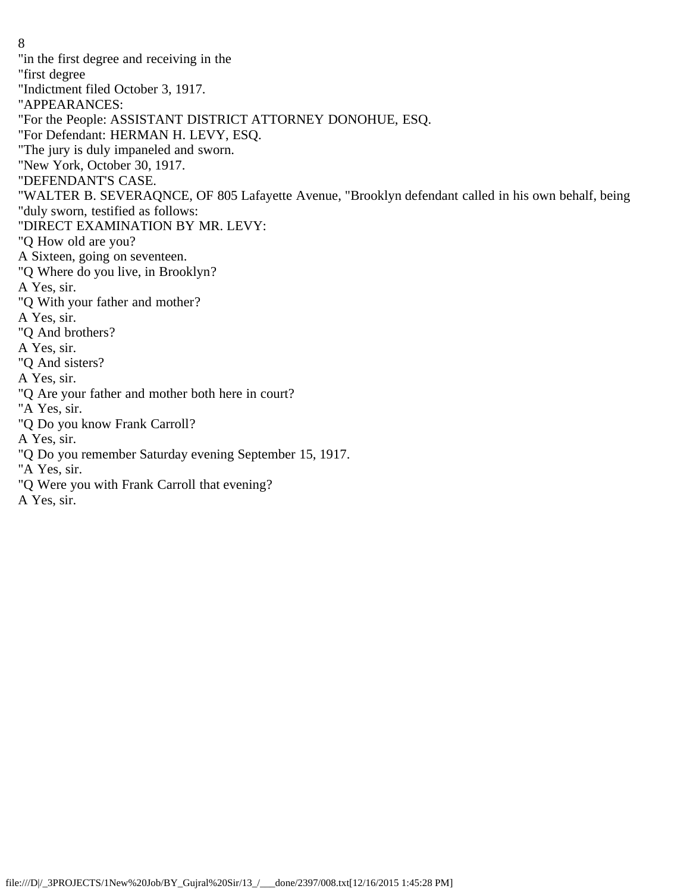"in the first degree and receiving in the
"first degree
"Indictment filed October 3, 1917.
"APPEARANCES:
"For the People: ASSISTANT DISTRICT ATTORNEY DONOHUE, ESQ.
"For Defendant: HERMAN H. LEVY, ESQ.
"The jury is duly impaneled and sworn.
"New York, October 30, 1917.
"DEFENDANT'S CASE.
"WALTER B. SEVERAQNCE, OF 805 Lafayette Avenue, "Brooklyn defendant called in his own behalf, being
"duly sworn, testified as follows:
"DIRECT EXAMINATION BY MR. LEVY:
"Q How old are you?
A Sixteen, going on seventeen.
"Q Where do you live, in Brooklyn?
A Yes, sir.
"Q With your father and mother?
A Yes, sir.
"Q And brothers?
A Yes, sir.
"Q And sisters?
A Yes, sir.
"Q Are your father and mother both here in court?
"A Yes, sir.
"Q Do you know Frank Carroll?
A Yes, sir.
"Q Do you remember Saturday evening September 15, 1917.
"A Yes, sir.
"Q Were you with Frank Carroll that evening?
A Yes, sir.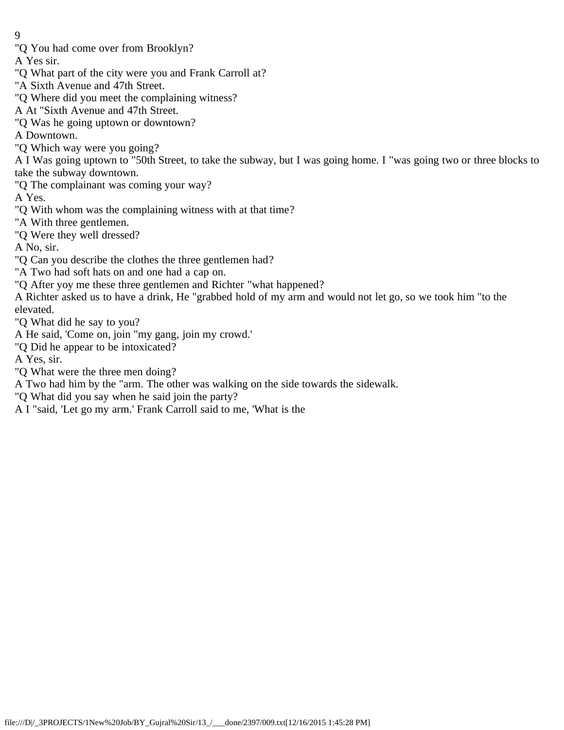"Q You had come over from Brooklyn?

A Yes sir.

"Q What part of the city were you and Frank Carroll at?

"A Sixth Avenue and 47th Street.

"Q Where did you meet the complaining witness?

A At "Sixth Avenue and 47th Street.

"Q Was he going uptown or downtown?

A Downtown.

"Q Which way were you going?

A I Was going uptown to "50th Street, to take the subway, but I was going home. I "was going two or three blocks to take the subway downtown.

"Q The complainant was coming your way?

A Yes.

"Q With whom was the complaining witness with at that time?

"A With three gentlemen.

"Q Were they well dressed?

A No, sir.

"Q Can you describe the clothes the three gentlemen had?

"A Two had soft hats on and one had a cap on.

"Q After yoy me these three gentlemen and Richter "what happened?

A Richter asked us to have a drink, He "grabbed hold of my arm and would not let go, so we took him "to the elevated.

"Q What did he say to you?

A He said, 'Come on, join "my gang, join my crowd.'

"Q Did he appear to be intoxicated?

A Yes, sir.

"Q What were the three men doing?

A Two had him by the "arm. The other was walking on the side towards the sidewalk.

"Q What did you say when he said join the party?

A I "said, 'Let go my arm.' Frank Carroll said to me, 'What is the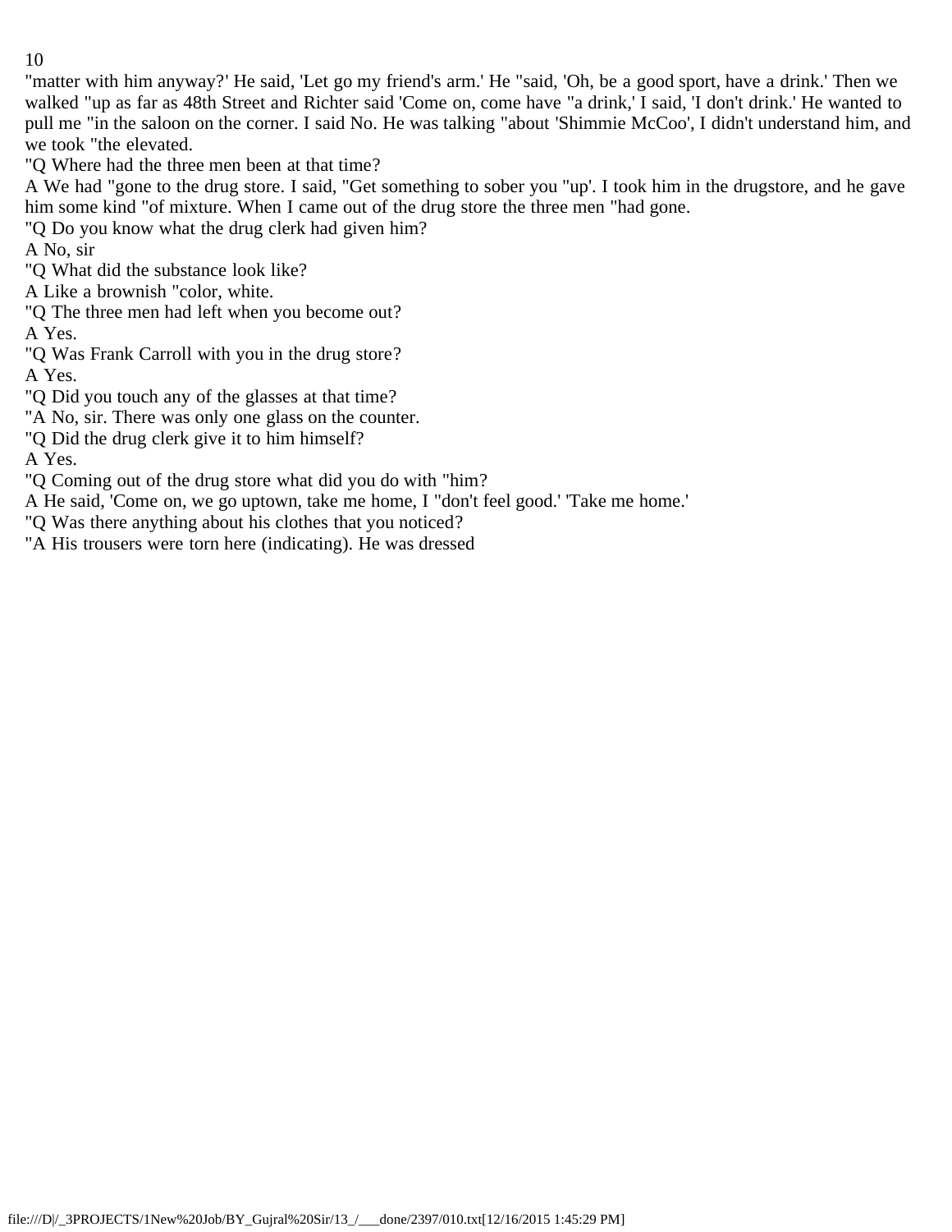"matter with him anyway?' He said, 'Let go my friend's arm.' He "said, 'Oh, be a good sport, have a drink.' Then we walked "up as far as 48th Street and Richter said 'Come on, come have "a drink,' I said, 'I don't drink.' He wanted to pull me "in the saloon on the corner. I said No. He was talking "about 'Shimmie McCoo', I didn't understand him, and we took "the elevated.

"Q Where had the three men been at that time?

A We had "gone to the drug store. I said, "Get something to sober you "up'. I took him in the drugstore, and he gave him some kind "of mixture. When I came out of the drug store the three men "had gone.

"Q Do you know what the drug clerk had given him?

A No, sir

"Q What did the substance look like?

A Like a brownish "color, white.

"Q The three men had left when you become out?

A Yes.

"Q Was Frank Carroll with you in the drug store?

A Yes.

"Q Did you touch any of the glasses at that time?

"A No, sir. There was only one glass on the counter.

"Q Did the drug clerk give it to him himself?

A Yes.

"Q Coming out of the drug store what did you do with "him?

A He said, 'Come on, we go uptown, take me home, I "don't feel good.' 'Take me home.'

"Q Was there anything about his clothes that you noticed?

"A His trousers were torn here (indicating). He was dressed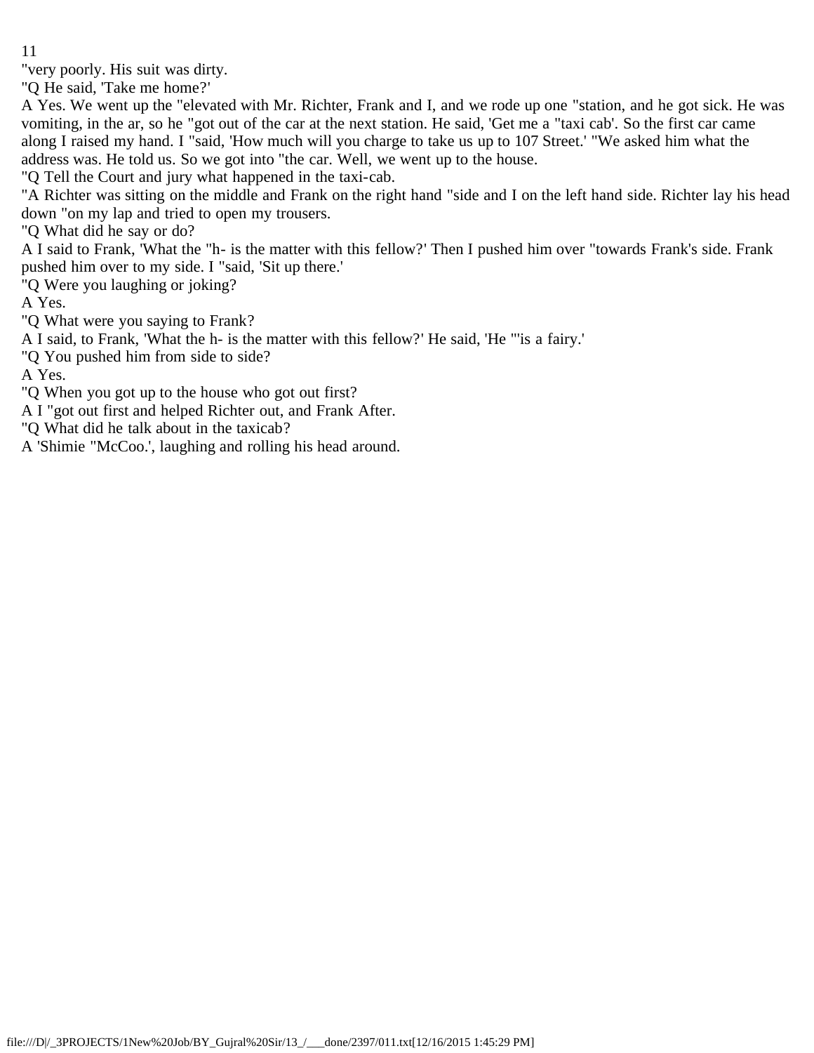"very poorly. His suit was dirty.

"Q He said, 'Take me home?'

A Yes. We went up the "elevated with Mr. Richter, Frank and I, and we rode up one "station, and he got sick. He was vomiting, in the ar, so he "got out of the car at the next station. He said, 'Get me a "taxi cab'. So the first car came along I raised my hand. I "said, 'How much will you charge to take us up to 107 Street.' "We asked him what the address was. He told us. So we got into "the car. Well, we went up to the house.

"Q Tell the Court and jury what happened in the taxi-cab.

"A Richter was sitting on the middle and Frank on the right hand "side and I on the left hand side. Richter lay his head down "on my lap and tried to open my trousers.

"Q What did he say or do?

A I said to Frank, 'What the "h- is the matter with this fellow?' Then I pushed him over "towards Frank's side. Frank pushed him over to my side. I "said, 'Sit up there.'

"Q Were you laughing or joking?

A Yes.

"Q What were you saying to Frank?

A I said, to Frank, 'What the h- is the matter with this fellow?' He said, 'He "'is a fairy.'

"Q You pushed him from side to side?

A Yes.

"Q When you got up to the house who got out first?

A I "got out first and helped Richter out, and Frank After.

"Q What did he talk about in the taxicab?

A 'Shimie "McCoo.', laughing and rolling his head around.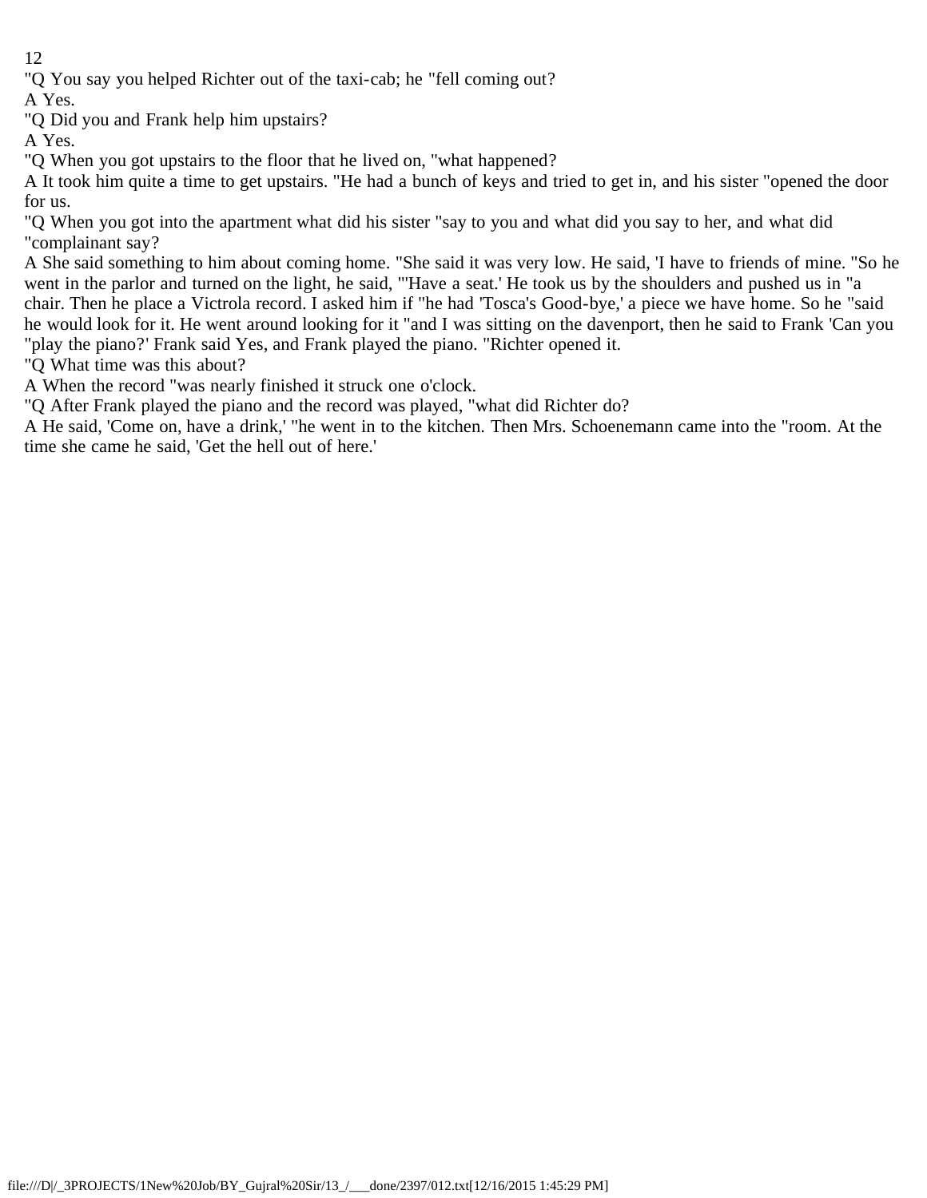"Q You say you helped Richter out of the taxi-cab; he "fell coming out?

A Yes.

"Q Did you and Frank help him upstairs?

A Yes.

"Q When you got upstairs to the floor that he lived on, "what happened?

A It took him quite a time to get upstairs. "He had a bunch of keys and tried to get in, and his sister "opened the door for us.

"Q When you got into the apartment what did his sister "say to you and what did you say to her, and what did "complainant say?

A She said something to him about coming home. "She said it was very low. He said, 'I have to friends of mine. "So he went in the parlor and turned on the light, he said, "'Have a seat.' He took us by the shoulders and pushed us in "a chair. Then he place a Victrola record. I asked him if "he had 'Tosca's Good-bye,' a piece we have home. So he "said he would look for it. He went around looking for it "and I was sitting on the davenport, then he said to Frank 'Can you "play the piano?' Frank said Yes, and Frank played the piano. "Richter opened it.

"Q What time was this about?

A When the record "was nearly finished it struck one o'clock.

"Q After Frank played the piano and the record was played, "what did Richter do?

A He said, 'Come on, have a drink,' "he went in to the kitchen. Then Mrs. Schoenemann came into the "room. At the time she came he said, 'Get the hell out of here.'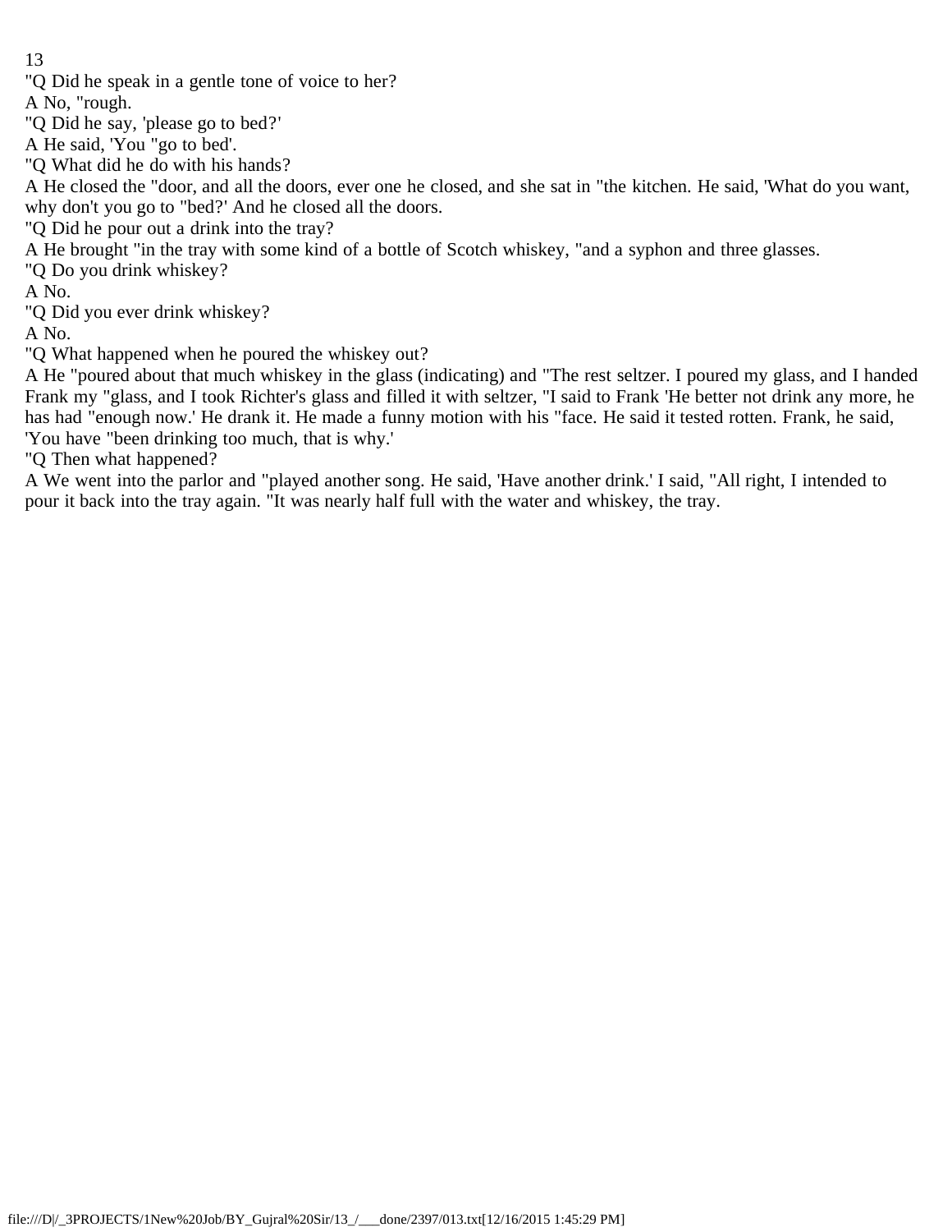"Q Did he speak in a gentle tone of voice to her?

A No, "rough.

"Q Did he say, 'please go to bed?'

A He said, 'You "go to bed'.

"Q What did he do with his hands?

A He closed the "door, and all the doors, ever one he closed, and she sat in "the kitchen. He said, 'What do you want, why don't you go to "bed?' And he closed all the doors.

"Q Did he pour out a drink into the tray?

A He brought "in the tray with some kind of a bottle of Scotch whiskey, "and a syphon and three glasses.

"Q Do you drink whiskey?

A No.

"Q Did you ever drink whiskey?

A No.

"Q What happened when he poured the whiskey out?

A He "poured about that much whiskey in the glass (indicating) and "The rest seltzer. I poured my glass, and I handed Frank my "glass, and I took Richter's glass and filled it with seltzer, "I said to Frank 'He better not drink any more, he has had "enough now.' He drank it. He made a funny motion with his "face. He said it tested rotten. Frank, he said, 'You have "been drinking too much, that is why.'

"Q Then what happened?

A We went into the parlor and "played another song. He said, 'Have another drink.' I said, "All right, I intended to pour it back into the tray again. "It was nearly half full with the water and whiskey, the tray.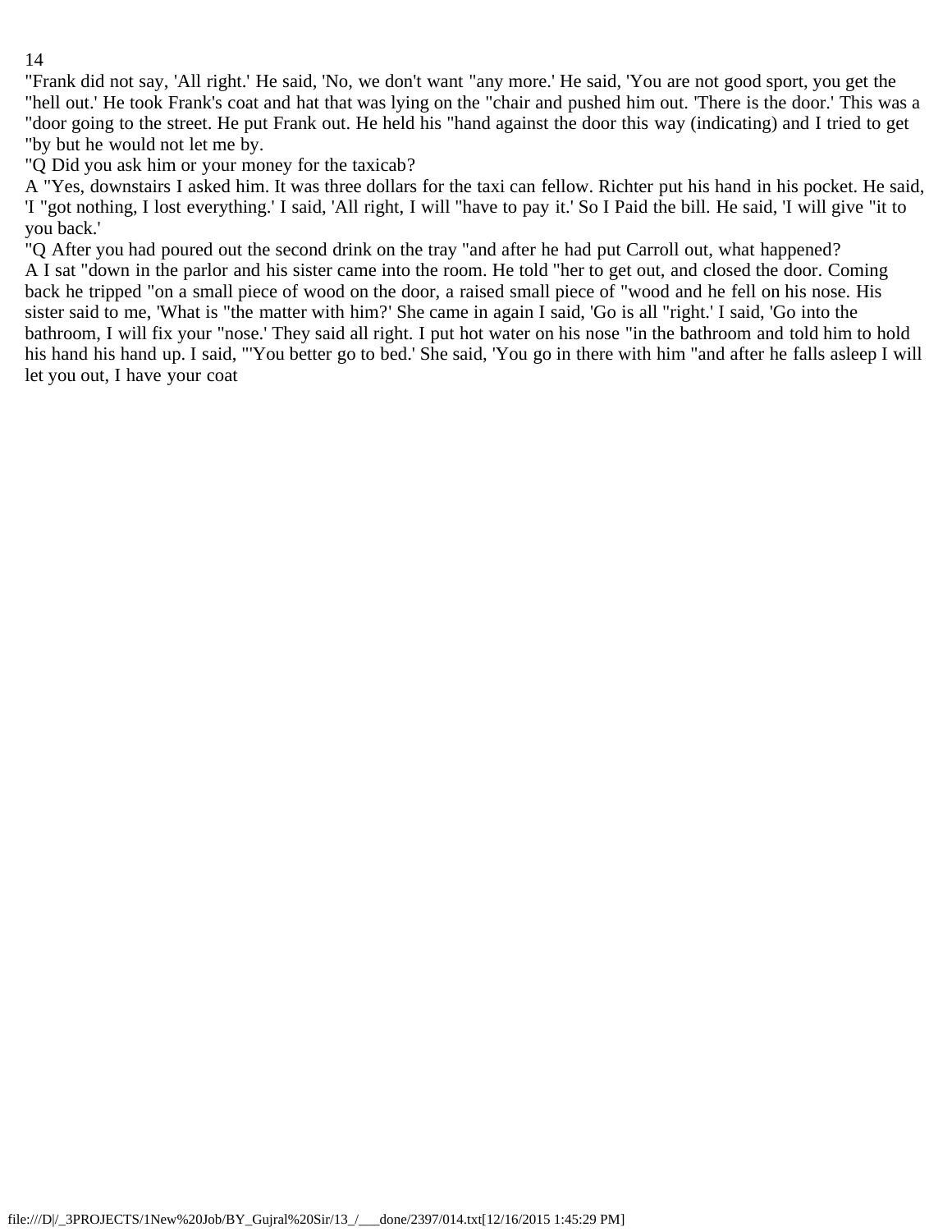"Frank did not say, 'All right.' He said, 'No, we don't want "any more.' He said, 'You are not good sport, you get the "hell out.' He took Frank's coat and hat that was lying on the "chair and pushed him out. 'There is the door.' This was a "door going to the street. He put Frank out. He held his "hand against the door this way (indicating) and I tried to get "by but he would not let me by.

"Q Did you ask him or your money for the taxicab?

A "Yes, downstairs I asked him. It was three dollars for the taxi can fellow. Richter put his hand in his pocket. He said, 'I "got nothing, I lost everything.' I said, 'All right, I will "have to pay it.' So I Paid the bill. He said, 'I will give "it to you back.'

"Q After you had poured out the second drink on the tray "and after he had put Carroll out, what happened?

A I sat "down in the parlor and his sister came into the room. He told "her to get out, and closed the door. Coming back he tripped "on a small piece of wood on the door, a raised small piece of "wood and he fell on his nose. His sister said to me, 'What is "the matter with him?' She came in again I said, 'Go is all "right.' I said, 'Go into the bathroom, I will fix your "nose.' They said all right. I put hot water on his nose "in the bathroom and told him to hold his hand his hand up. I said, "'You better go to bed.' She said, 'You go in there with him "and after he falls asleep I will let you out, I have your coat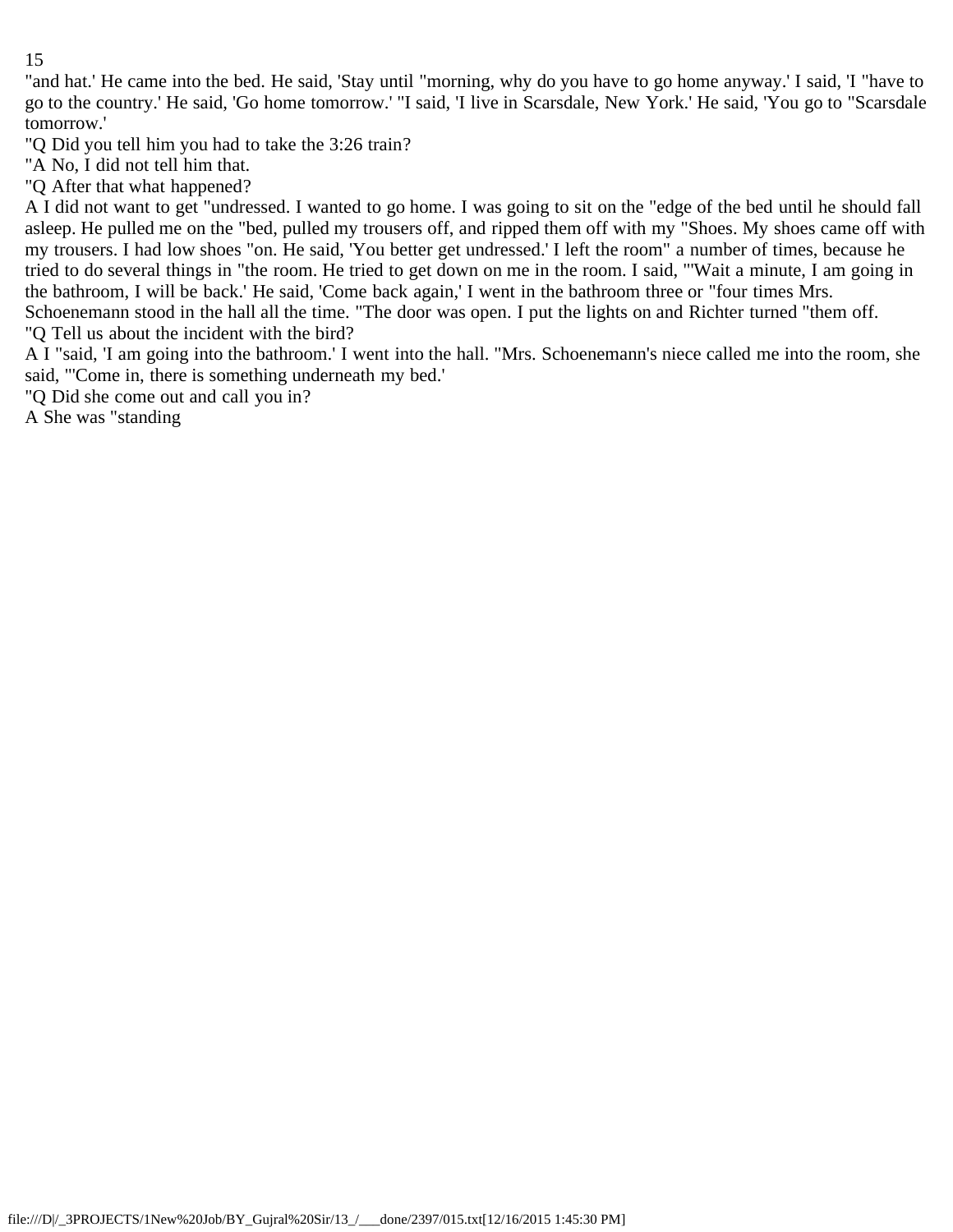"and hat.' He came into the bed. He said, 'Stay until "morning, why do you have to go home anyway.' I said, 'I "have to go to the country.' He said, 'Go home tomorrow.' "I said, 'I live in Scarsdale, New York.' He said, 'You go to "Scarsdale tomorrow.'

"Q Did you tell him you had to take the 3:26 train?

"A No, I did not tell him that.

"Q After that what happened?

A I did not want to get "undressed. I wanted to go home. I was going to sit on the "edge of the bed until he should fall asleep. He pulled me on the "bed, pulled my trousers off, and ripped them off with my "Shoes. My shoes came off with my trousers. I had low shoes "on. He said, 'You better get undressed.' I left the room" a number of times, because he tried to do several things in "the room. He tried to get down on me in the room. I said, "'Wait a minute, I am going in the bathroom, I will be back.' He said, 'Come back again,' I went in the bathroom three or "four times Mrs. Schoenemann stood in the hall all the time. "The door was open. I put the lights on and Richter turned "them off.

"Q Tell us about the incident with the bird?

A I "said, 'I am going into the bathroom.' I went into the hall. "Mrs. Schoenemann's niece called me into the room, she said, "'Come in, there is something underneath my bed.'

"Q Did she come out and call you in?

A She was "standing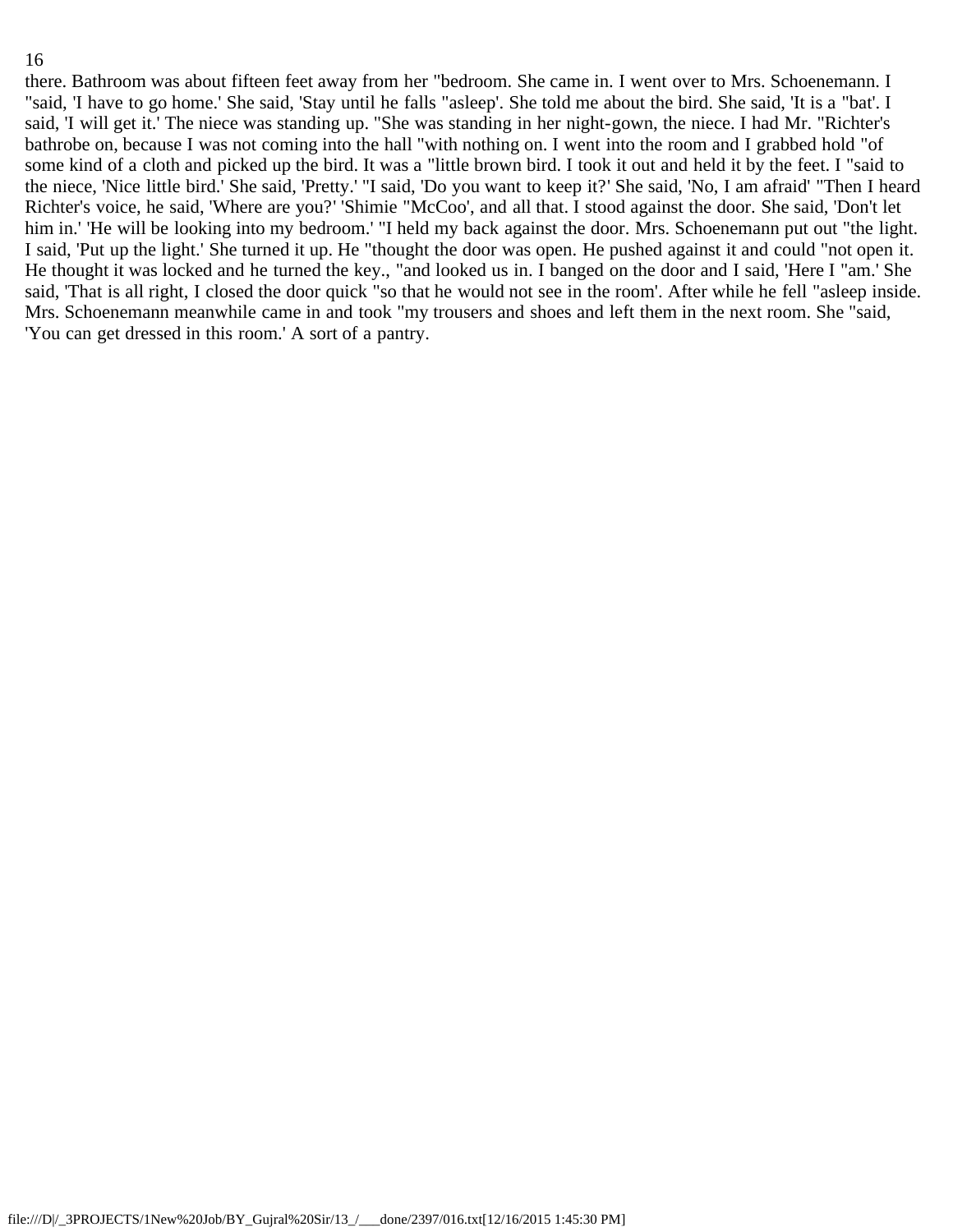there. Bathroom was about fifteen feet away from her "bedroom. She came in. I went over to Mrs. Schoenemann. I "said, 'I have to go home.' She said, 'Stay until he falls "asleep'. She told me about the bird. She said, 'It is a "bat'. I said, 'I will get it.' The niece was standing up. "She was standing in her night-gown, the niece. I had Mr. "Richter's bathrobe on, because I was not coming into the hall "with nothing on. I went into the room and I grabbed hold "of some kind of a cloth and picked up the bird. It was a "little brown bird. I took it out and held it by the feet. I "said to the niece, 'Nice little bird.' She said, 'Pretty.' "I said, 'Do you want to keep it?' She said, 'No, I am afraid' "Then I heard Richter's voice, he said, 'Where are you?' 'Shimie "McCoo', and all that. I stood against the door. She said, 'Don't let him in.' 'He will be looking into my bedroom.' "I held my back against the door. Mrs. Schoenemann put out "the light. I said, 'Put up the light.' She turned it up. He "thought the door was open. He pushed against it and could "not open it. He thought it was locked and he turned the key., "and looked us in. I banged on the door and I said, 'Here I "am.' She said, 'That is all right, I closed the door quick "so that he would not see in the room'. After while he fell "asleep inside. Mrs. Schoenemann meanwhile came in and took "my trousers and shoes and left them in the next room. She "said, 'You can get dressed in this room.' A sort of a pantry.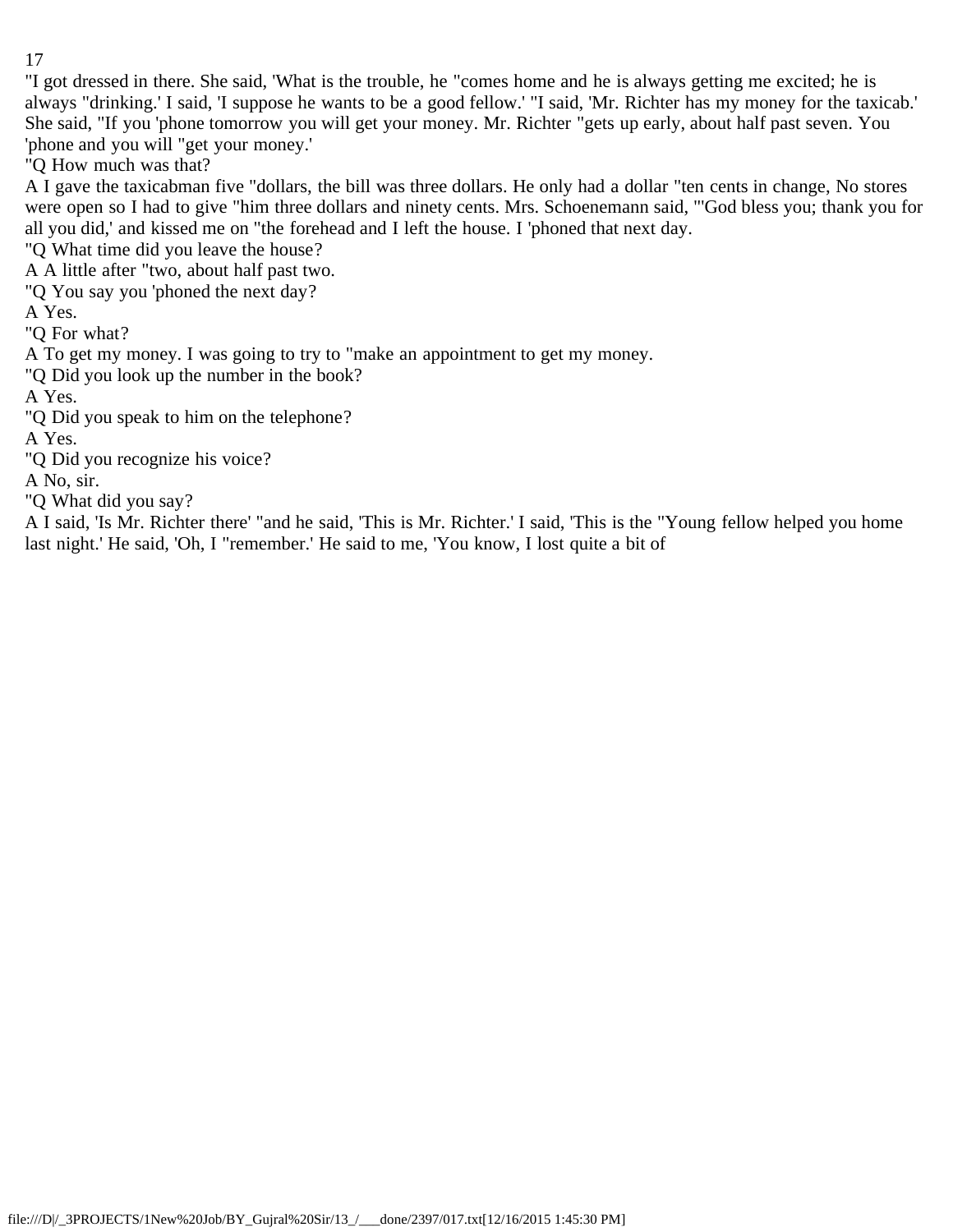"I got dressed in there. She said, 'What is the trouble, he "comes home and he is always getting me excited; he is always "drinking.' I said, 'I suppose he wants to be a good fellow.' "I said, 'Mr. Richter has my money for the taxicab.' She said, "If you 'phone tomorrow you will get your money. Mr. Richter "gets up early, about half past seven. You 'phone and you will "get your money.'

"Q How much was that?

A I gave the taxicabman five "dollars, the bill was three dollars. He only had a dollar "ten cents in change, No stores were open so I had to give "him three dollars and ninety cents. Mrs. Schoenemann said, "'God bless you; thank you for all you did,' and kissed me on "the forehead and I left the house. I 'phoned that next day.

"Q What time did you leave the house?

A A little after "two, about half past two.

"Q You say you 'phoned the next day?

A Yes.

"Q For what?

A To get my money. I was going to try to "make an appointment to get my money.

"Q Did you look up the number in the book?

A Yes.

"Q Did you speak to him on the telephone?

A Yes.

"Q Did you recognize his voice?

A No, sir.

"Q What did you say?

A I said, 'Is Mr. Richter there' "and he said, 'This is Mr. Richter.' I said, 'This is the "Young fellow helped you home last night.' He said, 'Oh, I "remember.' He said to me, 'You know, I lost quite a bit of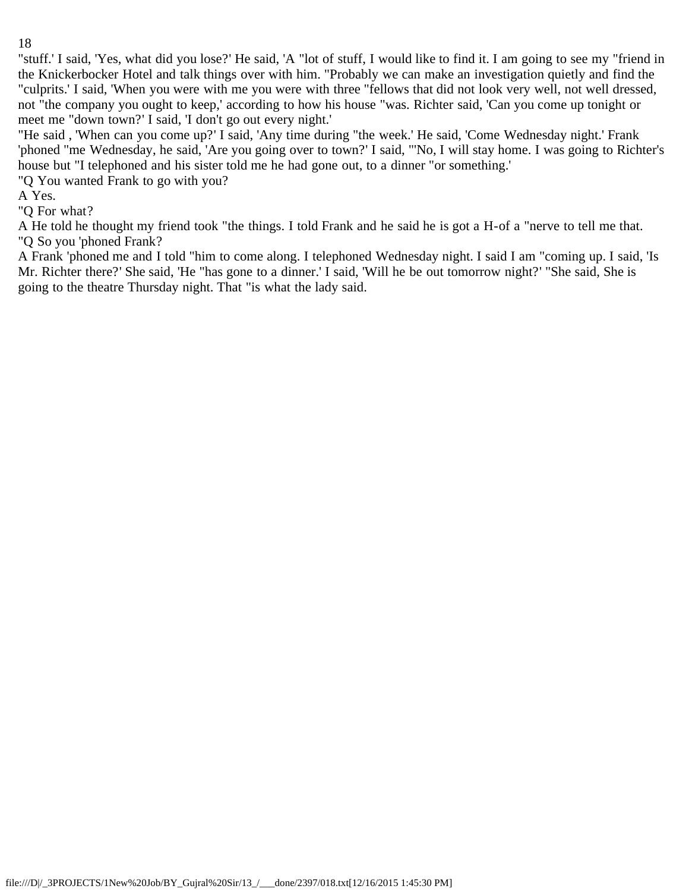"stuff.' I said, 'Yes, what did you lose?' He said, 'A "lot of stuff, I would like to find it. I am going to see my "friend in the Knickerbocker Hotel and talk things over with him. "Probably we can make an investigation quietly and find the "culprits.' I said, 'When you were with me you were with three "fellows that did not look very well, not well dressed, not "the company you ought to keep,' according to how his house "was. Richter said, 'Can you come up tonight or meet me "down town?' I said, 'I don't go out every night.'

"He said , 'When can you come up?' I said, 'Any time during "the week.' He said, 'Come Wednesday night.' Frank 'phoned "me Wednesday, he said, 'Are you going over to town?' I said, "'No, I will stay home. I was going to Richter's house but "I telephoned and his sister told me he had gone out, to a dinner "or something.'

"Q You wanted Frank to go with you?

A Yes.

"Q For what?

A He told he thought my friend took "the things. I told Frank and he said he is got a H-of a "nerve to tell me that.

"Q So you 'phoned Frank?

A Frank 'phoned me and I told "him to come along. I telephoned Wednesday night. I said I am "coming up. I said, 'Is Mr. Richter there?' She said, 'He "has gone to a dinner.' I said, 'Will he be out tomorrow night?' "She said, She is going to the theatre Thursday night. That "is what the lady said.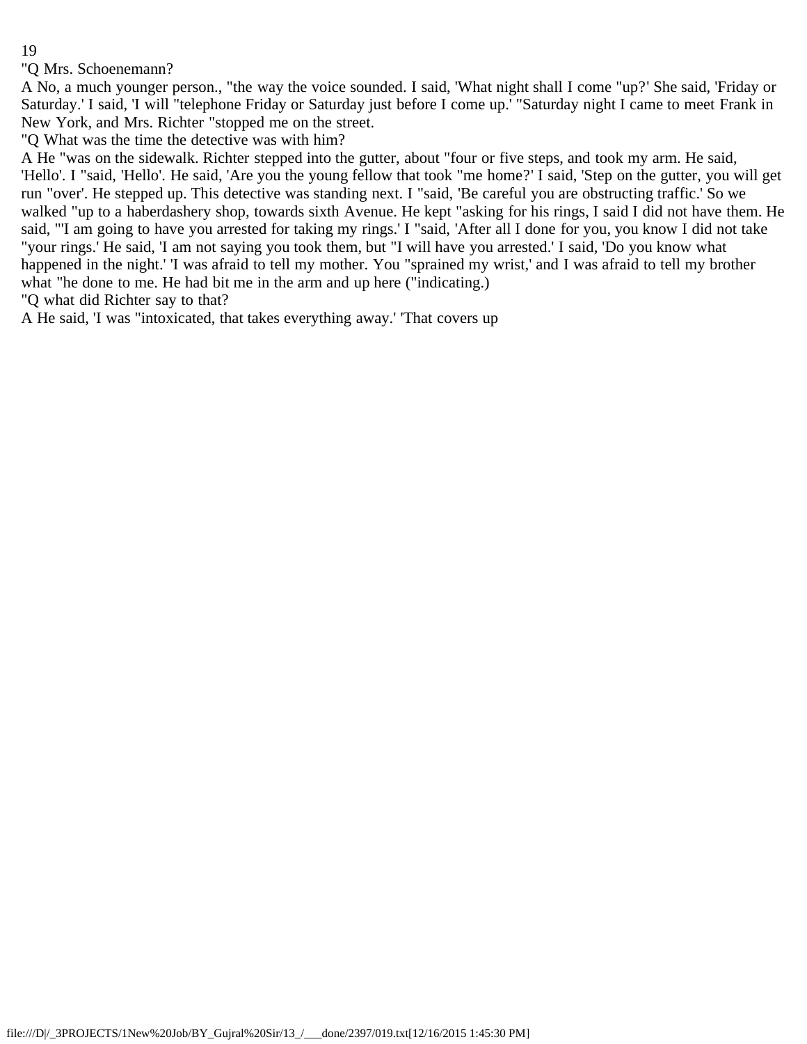"Q Mrs. Schoenemann?

A No, a much younger person., "the way the voice sounded. I said, 'What night shall I come "up?' She said, 'Friday or Saturday.' I said, 'I will "telephone Friday or Saturday just before I come up.' "Saturday night I came to meet Frank in New York, and Mrs. Richter "stopped me on the street.

"Q What was the time the detective was with him?

A He "was on the sidewalk. Richter stepped into the gutter, about "four or five steps, and took my arm. He said, 'Hello'. I "said, 'Hello'. He said, 'Are you the young fellow that took "me home?' I said, 'Step on the gutter, you will get run "over'. He stepped up. This detective was standing next. I "said, 'Be careful you are obstructing traffic.' So we walked "up to a haberdashery shop, towards sixth Avenue. He kept "asking for his rings, I said I did not have them. He said, "'I am going to have you arrested for taking my rings.' I "said, 'After all I done for you, you know I did not take "your rings.' He said, 'I am not saying you took them, but "I will have you arrested.' I said, 'Do you know what happened in the night.' 'I was afraid to tell my mother. You "sprained my wrist,' and I was afraid to tell my brother what "he done to me. He had bit me in the arm and up here ("indicating.)

"Q what did Richter say to that?

A He said, 'I was "intoxicated, that takes everything away.' 'That covers up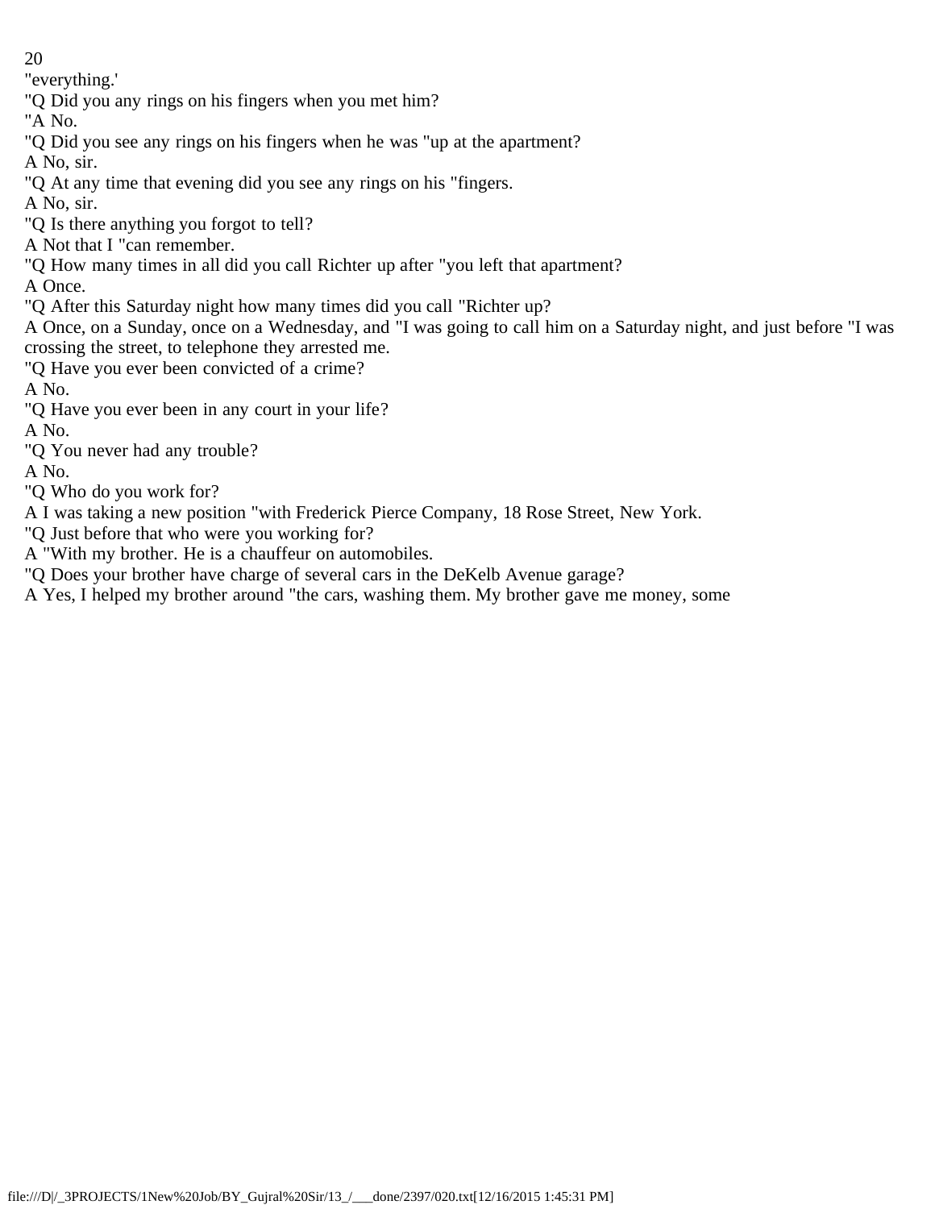"everything.'

"Q Did you any rings on his fingers when you met him?

"A No.

"Q Did you see any rings on his fingers when he was "up at the apartment?

A No, sir.

"Q At any time that evening did you see any rings on his "fingers.

A No, sir.

"Q Is there anything you forgot to tell?

A Not that I "can remember.

"Q How many times in all did you call Richter up after "you left that apartment?

A Once.

"Q After this Saturday night how many times did you call "Richter up?

A Once, on a Sunday, once on a Wednesday, and "I was going to call him on a Saturday night, and just before "I was crossing the street, to telephone they arrested me.

"Q Have you ever been convicted of a crime?

A No.

"Q Have you ever been in any court in your life?

A No.

"Q You never had any trouble?

A No.

"Q Who do you work for?

A I was taking a new position "with Frederick Pierce Company, 18 Rose Street, New York.

"Q Just before that who were you working for?

A "With my brother. He is a chauffeur on automobiles.

"Q Does your brother have charge of several cars in the DeKelb Avenue garage?

A Yes, I helped my brother around "the cars, washing them. My brother gave me money, some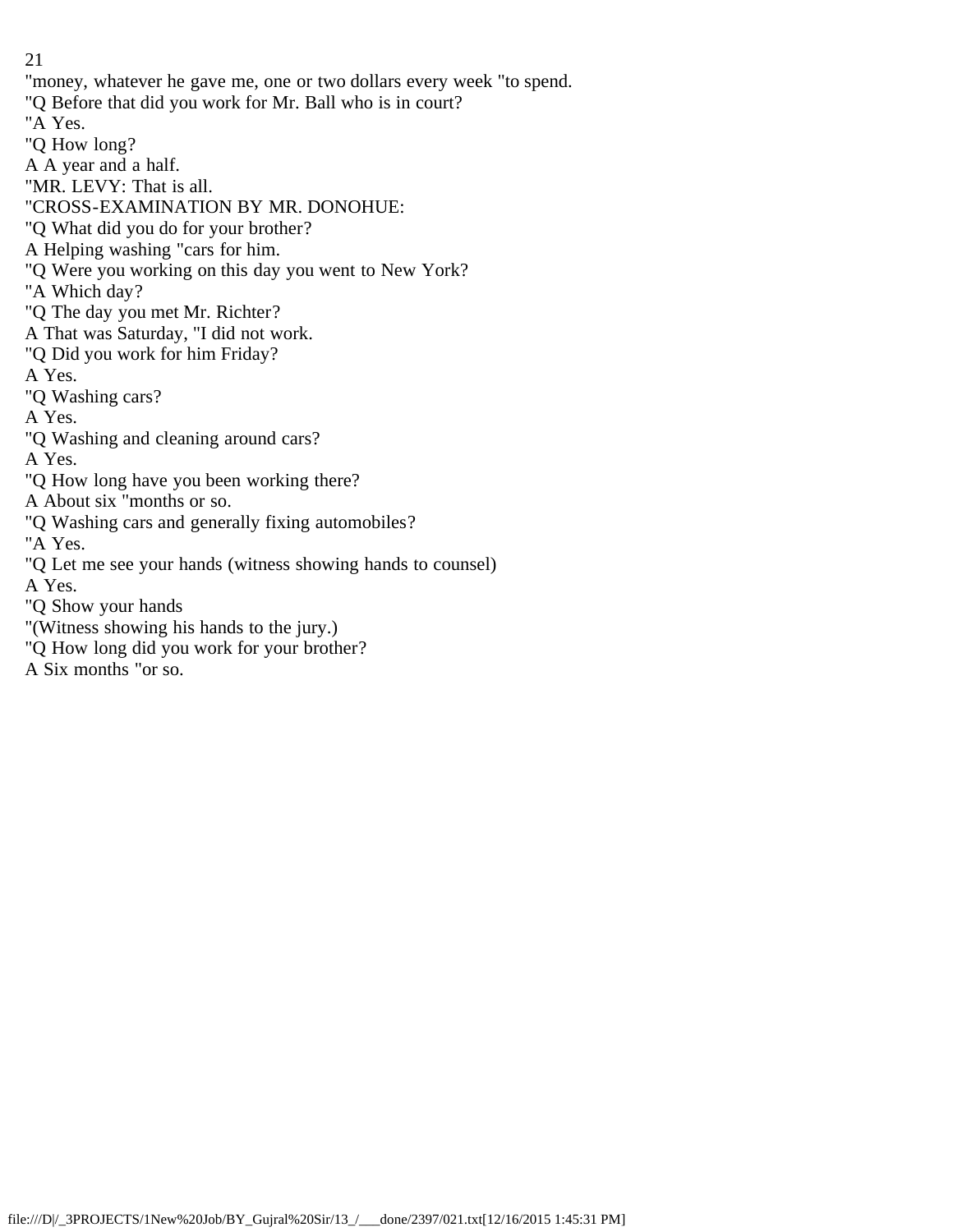"money, whatever he gave me, one or two dollars every week "to spend.
"Q Before that did you work for Mr. Ball who is in court?
"A Yes.
"Q How long?
A A year and a half.
"MR. LEVY: That is all.
"CROSS-EXAMINATION BY MR. DONOHUE:
"Q What did you do for your brother?
A Helping washing "cars for him.
"Q Were you working on this day you went to New York?
"A Which day?
"Q The day you met Mr. Richter?
A That was Saturday, "I did not work.
"Q Did you work for him Friday?
A Yes.
"Q Washing cars?
A Yes.
"Q Washing and cleaning around cars?
A Yes.
"Q How long have you been working there?
A About six "months or so.
"Q Washing cars and generally fixing automobiles?
"A Yes.
"Q Let me see your hands (witness showing hands to counsel)
A Yes.
"Q Show your hands
"(Witness showing his hands to the jury.)
"Q How long did you work for your brother?
A Six months "or so.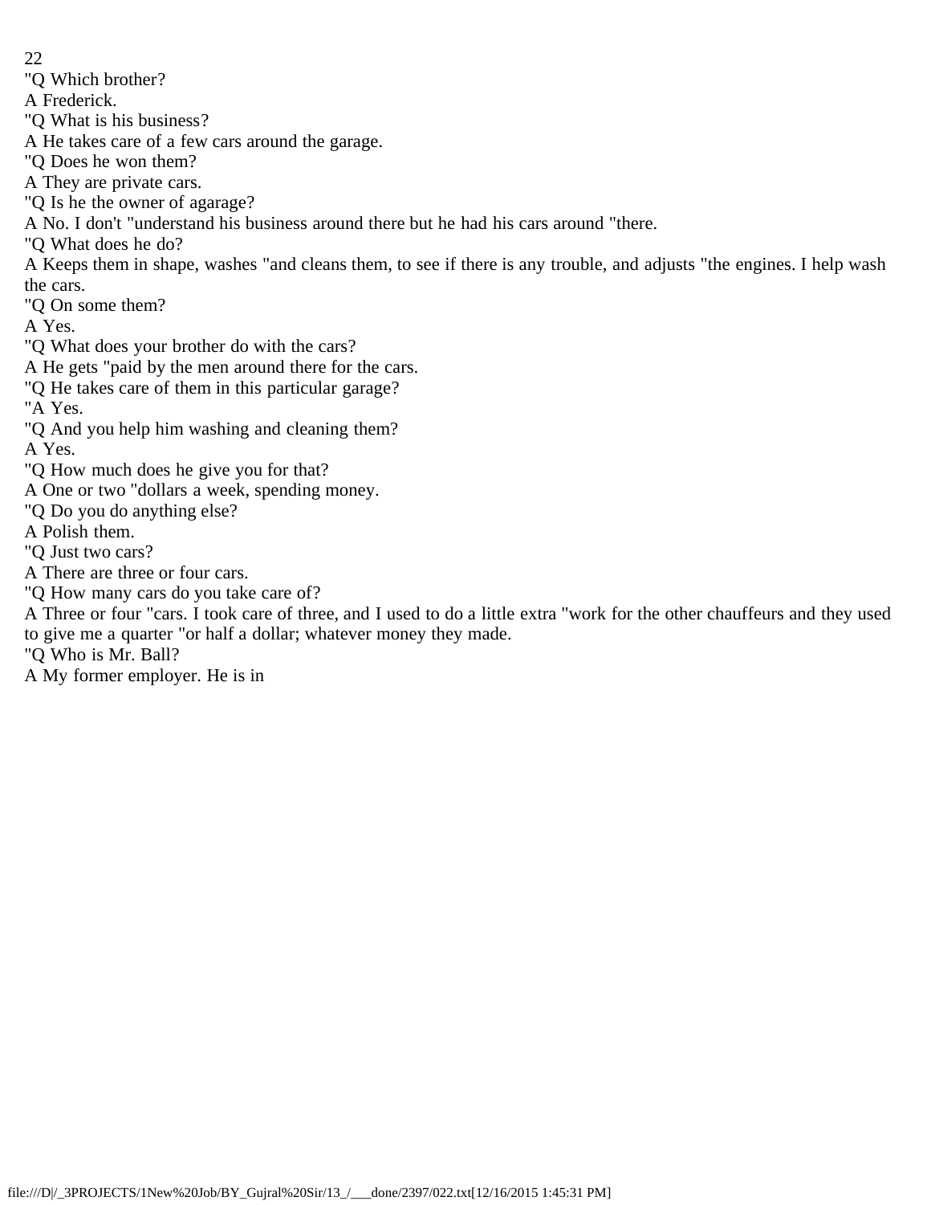"Q Which brother?

A Frederick.

"Q What is his business?

A He takes care of a few cars around the garage.

"Q Does he won them?

A They are private cars.

"Q Is he the owner of agarage?

A No. I don't "understand his business around there but he had his cars around "there.

"Q What does he do?

A Keeps them in shape, washes "and cleans them, to see if there is any trouble, and adjusts "the engines. I help wash the cars.

"Q On some them?

A Yes.

"Q What does your brother do with the cars?

A He gets "paid by the men around there for the cars.

"Q He takes care of them in this particular garage?

"A Yes.

"Q And you help him washing and cleaning them?

A Yes.

"Q How much does he give you for that?

A One or two "dollars a week, spending money.

"Q Do you do anything else?

A Polish them.

"Q Just two cars?

A There are three or four cars.

"Q How many cars do you take care of?

A Three or four "cars. I took care of three, and I used to do a little extra "work for the other chauffeurs and they used to give me a quarter "or half a dollar; whatever money they made.

"Q Who is Mr. Ball?

A My former employer. He is in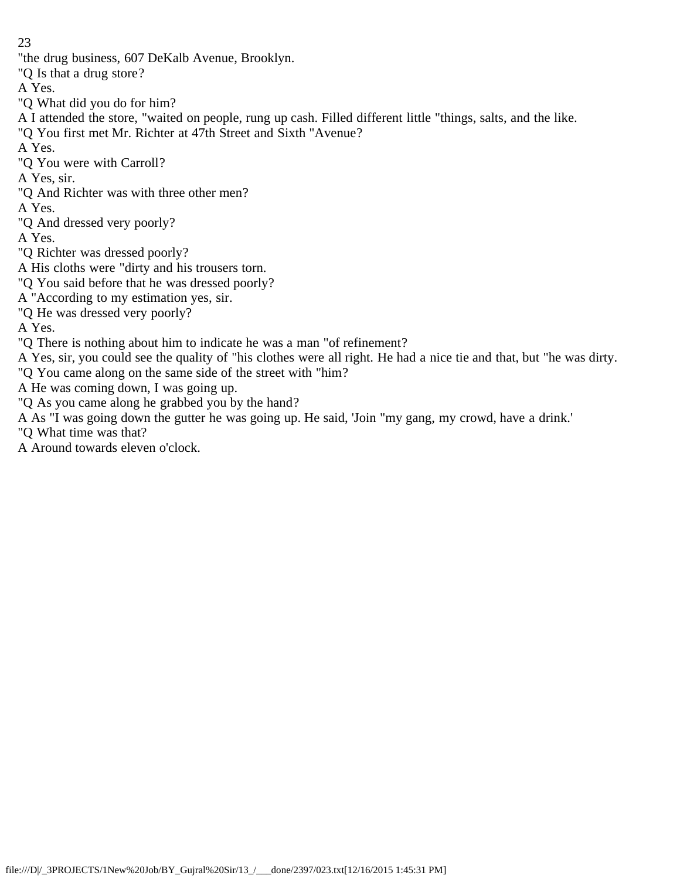"the drug business, 607 DeKalb Avenue, Brooklyn.

"Q Is that a drug store?

A Yes.

"Q What did you do for him?

A I attended the store, "waited on people, rung up cash. Filled different little "things, salts, and the like.

"Q You first met Mr. Richter at 47th Street and Sixth "Avenue?

A Yes.

"Q You were with Carroll?

A Yes, sir.

"Q And Richter was with three other men?

A Yes.

"Q And dressed very poorly?

A Yes.

"Q Richter was dressed poorly?

A His cloths were "dirty and his trousers torn.

"Q You said before that he was dressed poorly?

A "According to my estimation yes, sir.

"Q He was dressed very poorly?

A Yes.

"Q There is nothing about him to indicate he was a man "of refinement?

A Yes, sir, you could see the quality of "his clothes were all right. He had a nice tie and that, but "he was dirty.

"Q You came along on the same side of the street with "him?

A He was coming down, I was going up.

"Q As you came along he grabbed you by the hand?

A As "I was going down the gutter he was going up. He said, 'Join "my gang, my crowd, have a drink.'

"Q What time was that?

A Around towards eleven o'clock.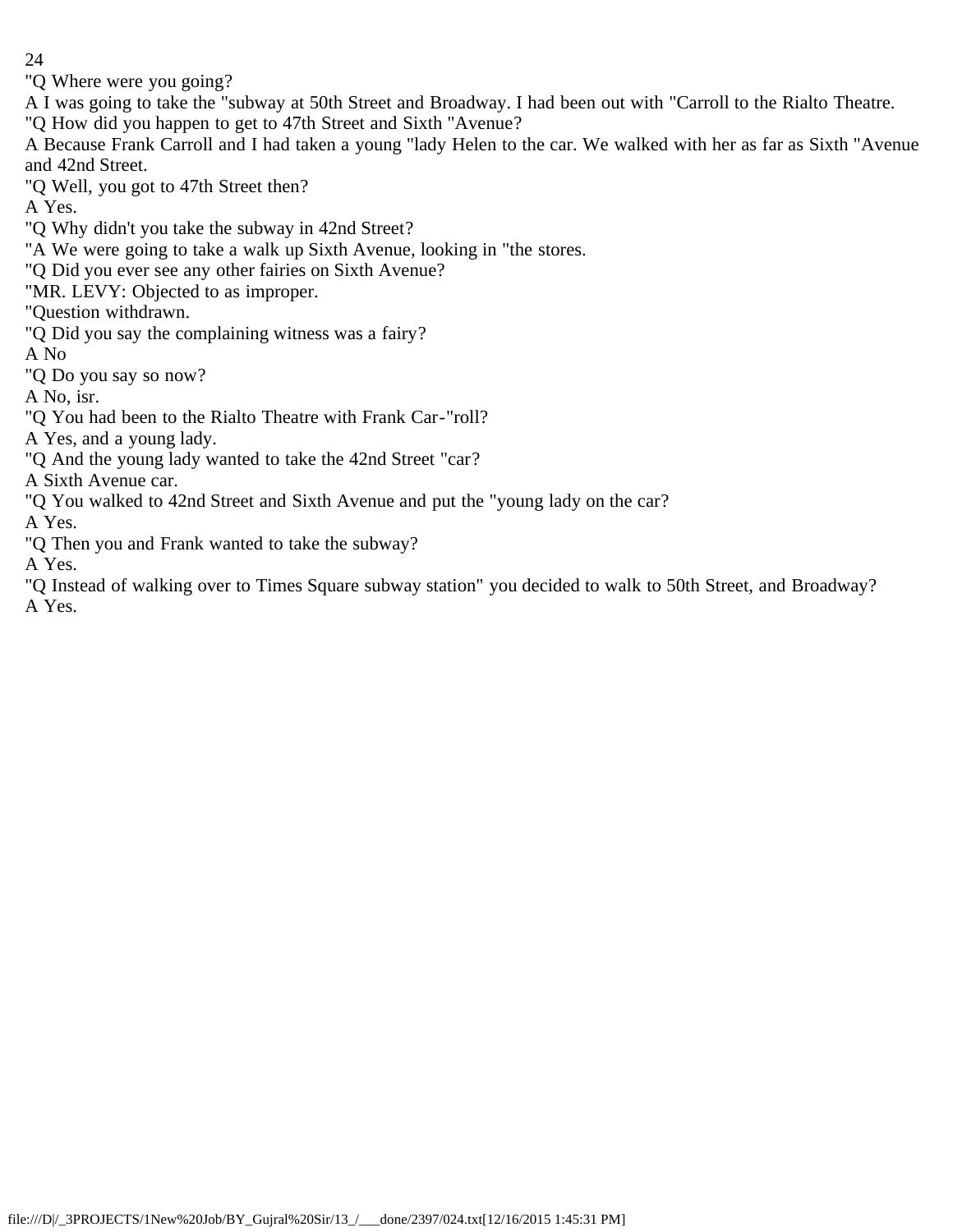"Q Where were you going?

A I was going to take the "subway at 50th Street and Broadway. I had been out with "Carroll to the Rialto Theatre.

"Q How did you happen to get to 47th Street and Sixth "Avenue?

A Because Frank Carroll and I had taken a young "lady Helen to the car. We walked with her as far as Sixth "Avenue and 42nd Street.

"Q Well, you got to 47th Street then?

A Yes.

"Q Why didn't you take the subway in 42nd Street?

"A We were going to take a walk up Sixth Avenue, looking in "the stores.

"Q Did you ever see any other fairies on Sixth Avenue?

"MR. LEVY: Objected to as improper.

"Question withdrawn.

"Q Did you say the complaining witness was a fairy?

A No

"Q Do you say so now?

A No, isr.

"Q You had been to the Rialto Theatre with Frank Car-"roll?

A Yes, and a young lady.

"Q And the young lady wanted to take the 42nd Street "car?

A Sixth Avenue car.

"Q You walked to 42nd Street and Sixth Avenue and put the "young lady on the car?

A Yes.

"Q Then you and Frank wanted to take the subway?

A Yes.

"Q Instead of walking over to Times Square subway station" you decided to walk to 50th Street, and Broadway?

A Yes.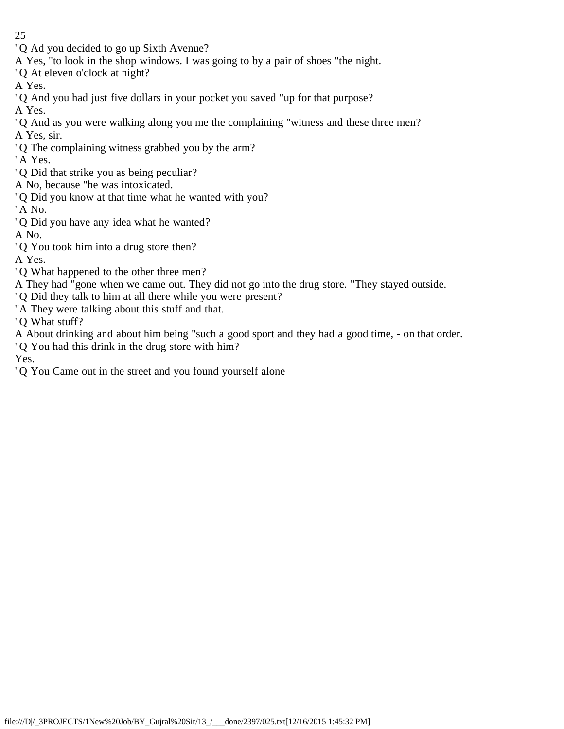"Q Ad you decided to go up Sixth Avenue?

A Yes, "to look in the shop windows. I was going to by a pair of shoes "the night.

"Q At eleven o'clock at night?

A Yes.

"Q And you had just five dollars in your pocket you saved "up for that purpose?

A Yes.

"Q And as you were walking along you me the complaining "witness and these three men?

A Yes, sir.

"Q The complaining witness grabbed you by the arm?

"A Yes.

"Q Did that strike you as being peculiar?

A No, because "he was intoxicated.

"Q Did you know at that time what he wanted with you?

"A No.

"Q Did you have any idea what he wanted?

A No.

"Q You took him into a drug store then?

A Yes.

"Q What happened to the other three men?

A They had "gone when we came out. They did not go into the drug store. "They stayed outside.

"Q Did they talk to him at all there while you were present?

"A They were talking about this stuff and that.

"Q What stuff?

A About drinking and about him being "such a good sport and they had a good time, - on that order.

"Q You had this drink in the drug store with him?

Yes.

"Q You Came out in the street and you found yourself alone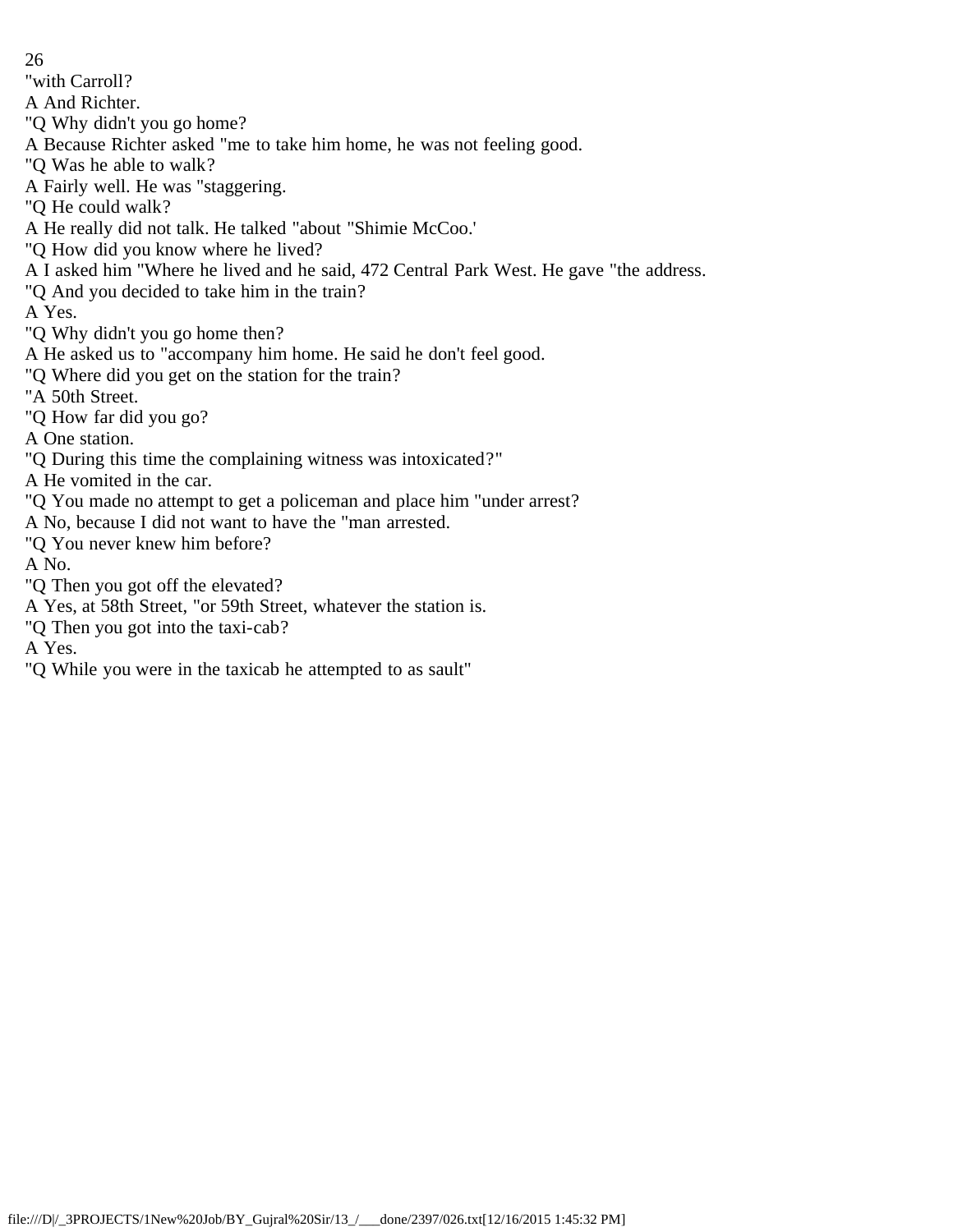"with Carroll?

A And Richter.

"Q Why didn't you go home?

A Because Richter asked "me to take him home, he was not feeling good.

"Q Was he able to walk?

A Fairly well. He was "staggering.

"Q He could walk?

A He really did not talk. He talked "about "Shimie McCoo.'

"Q How did you know where he lived?

A I asked him "Where he lived and he said, 472 Central Park West. He gave "the address.

"Q And you decided to take him in the train?

A Yes.

"Q Why didn't you go home then?

A He asked us to "accompany him home. He said he don't feel good.

"Q Where did you get on the station for the train?

"A 50th Street.

"Q How far did you go?

A One station.

"Q During this time the complaining witness was intoxicated?"

A He vomited in the car.

"Q You made no attempt to get a policeman and place him "under arrest?

A No, because I did not want to have the "man arrested.

"Q You never knew him before?

A No.

"Q Then you got off the elevated?

A Yes, at 58th Street, "or 59th Street, whatever the station is.

"Q Then you got into the taxi-cab?

A Yes.

"Q While you were in the taxicab he attempted to as sault"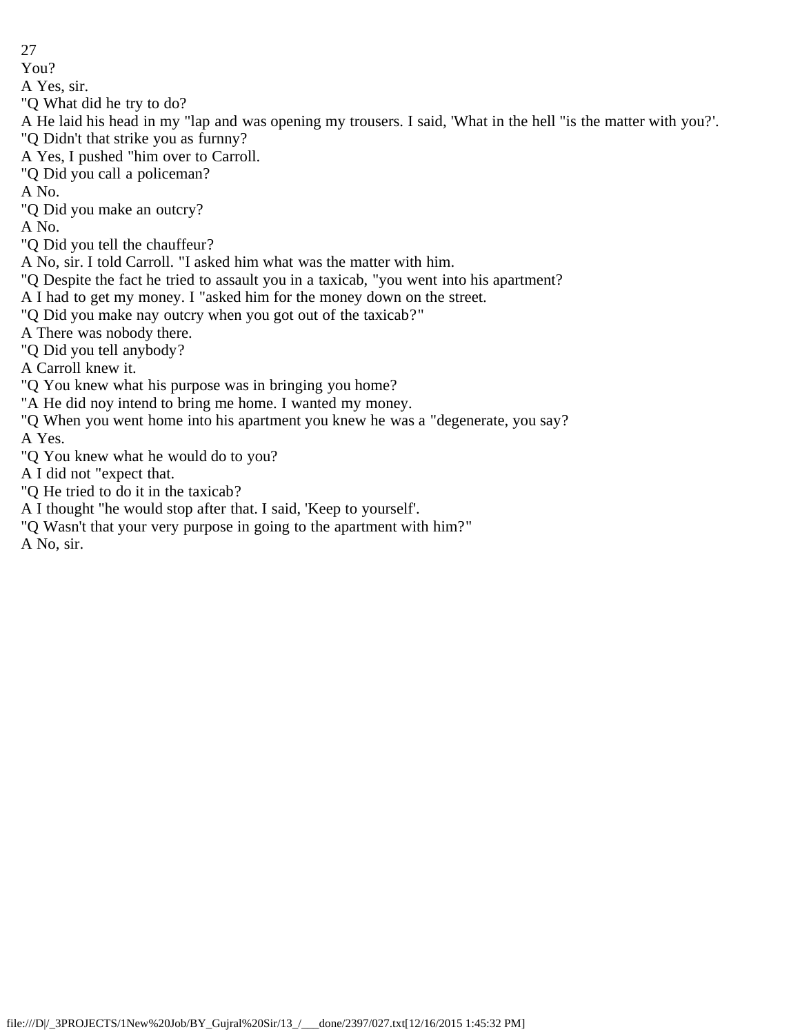You?

A Yes, sir.

"Q What did he try to do?

A He laid his head in my "lap and was opening my trousers. I said, 'What in the hell "is the matter with you?'.

"Q Didn't that strike you as furnny?

A Yes, I pushed "him over to Carroll.

"Q Did you call a policeman?

A No.

"Q Did you make an outcry?

A No.

"Q Did you tell the chauffeur?

A No, sir. I told Carroll. "I asked him what was the matter with him.

"Q Despite the fact he tried to assault you in a taxicab, "you went into his apartment?

A I had to get my money. I "asked him for the money down on the street.

"Q Did you make nay outcry when you got out of the taxicab?"

A There was nobody there.

"Q Did you tell anybody?

A Carroll knew it.

"Q You knew what his purpose was in bringing you home?

"A He did noy intend to bring me home. I wanted my money.

"Q When you went home into his apartment you knew he was a "degenerate, you say?

A Yes.

"Q You knew what he would do to you?

A I did not "expect that.

"Q He tried to do it in the taxicab?

A I thought "he would stop after that. I said, 'Keep to yourself'.

"Q Wasn't that your very purpose in going to the apartment with him?"

A No, sir.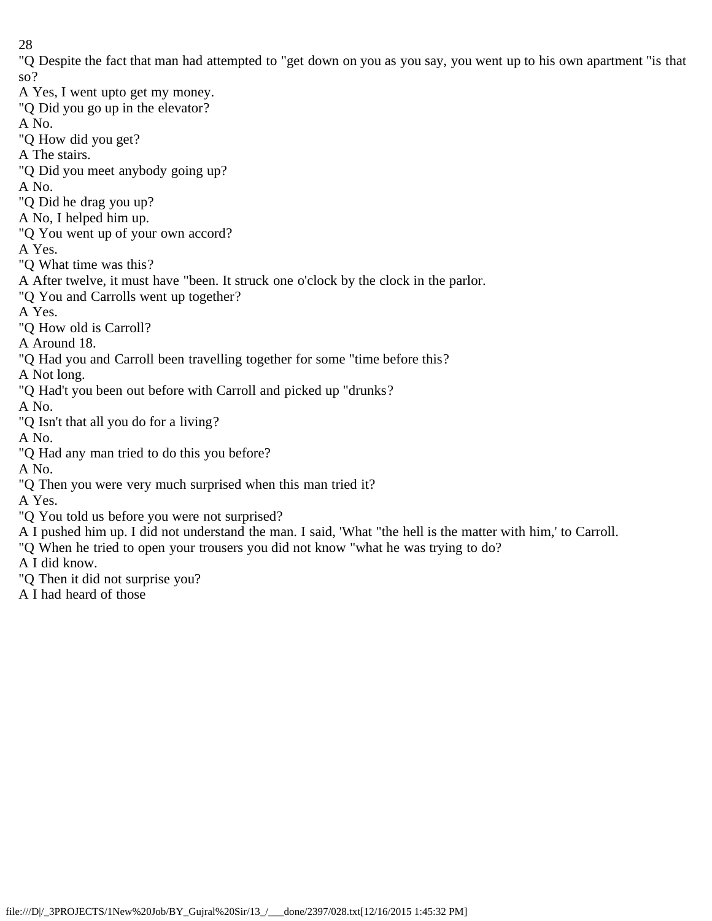"Q Despite the fact that man had attempted to "get down on you as you say, you went up to his own apartment "is that so?

A Yes, I went upto get my money.

"Q Did you go up in the elevator?

A No.

"Q How did you get?

A The stairs.

"Q Did you meet anybody going up?

A No.

"Q Did he drag you up?

A No, I helped him up.

"Q You went up of your own accord?

A Yes.

"Q What time was this?

A After twelve, it must have "been. It struck one o'clock by the clock in the parlor.

"Q You and Carrolls went up together?

A Yes.

"Q How old is Carroll?

A Around 18.

"Q Had you and Carroll been travelling together for some "time before this?

A Not long.

"Q Had't you been out before with Carroll and picked up "drunks?

A No.

"Q Isn't that all you do for a living?

A No.

"Q Had any man tried to do this you before?

A No.

"Q Then you were very much surprised when this man tried it?

A Yes.

"Q You told us before you were not surprised?

A I pushed him up. I did not understand the man. I said, 'What "the hell is the matter with him,' to Carroll.

"Q When he tried to open your trousers you did not know "what he was trying to do?

A I did know.

"Q Then it did not surprise you?

A I had heard of those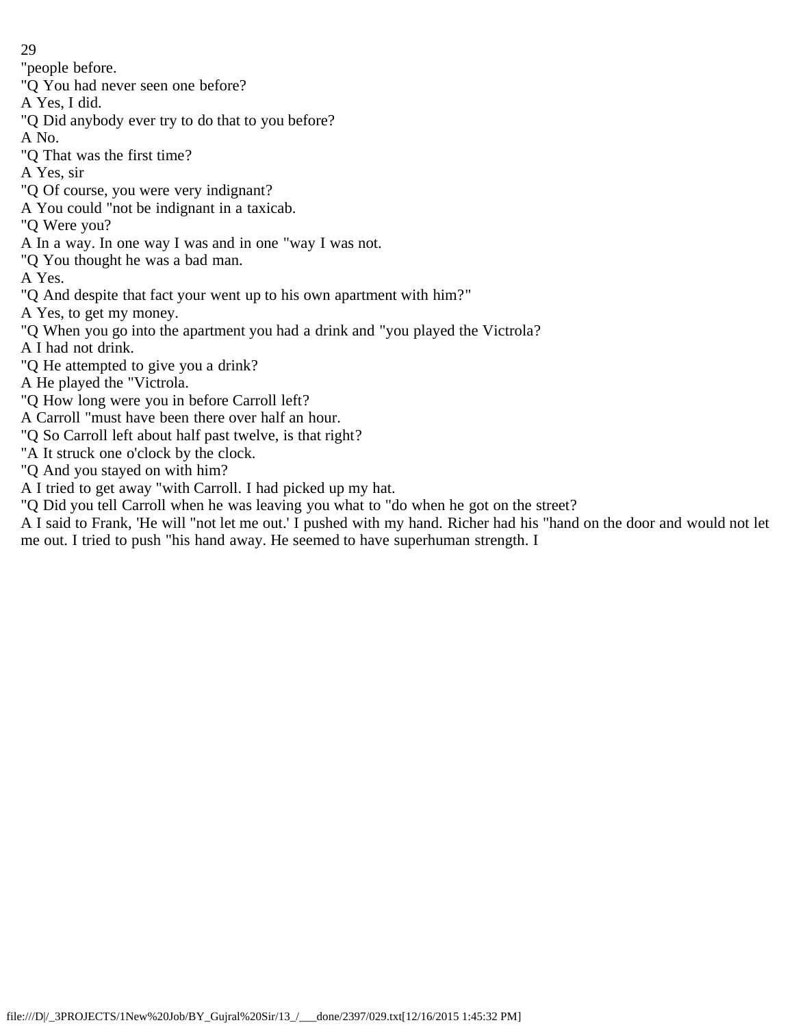"people before.

"Q You had never seen one before?

A Yes, I did.

"Q Did anybody ever try to do that to you before?

A No.

"Q That was the first time?

A Yes, sir

"Q Of course, you were very indignant?

A You could "not be indignant in a taxicab.

"Q Were you?

A In a way. In one way I was and in one "way I was not.

"Q You thought he was a bad man.

A Yes.

"Q And despite that fact your went up to his own apartment with him?"

A Yes, to get my money.

"Q When you go into the apartment you had a drink and "you played the Victrola?

A I had not drink.

"Q He attempted to give you a drink?

A He played the "Victrola.

"Q How long were you in before Carroll left?

A Carroll "must have been there over half an hour.

"Q So Carroll left about half past twelve, is that right?

"A It struck one o'clock by the clock.

"Q And you stayed on with him?

A I tried to get away "with Carroll. I had picked up my hat.

"Q Did you tell Carroll when he was leaving you what to "do when he got on the street?

A I said to Frank, 'He will "not let me out.' I pushed with my hand. Richer had his "hand on the door and would not let me out. I tried to push "his hand away. He seemed to have superhuman strength. I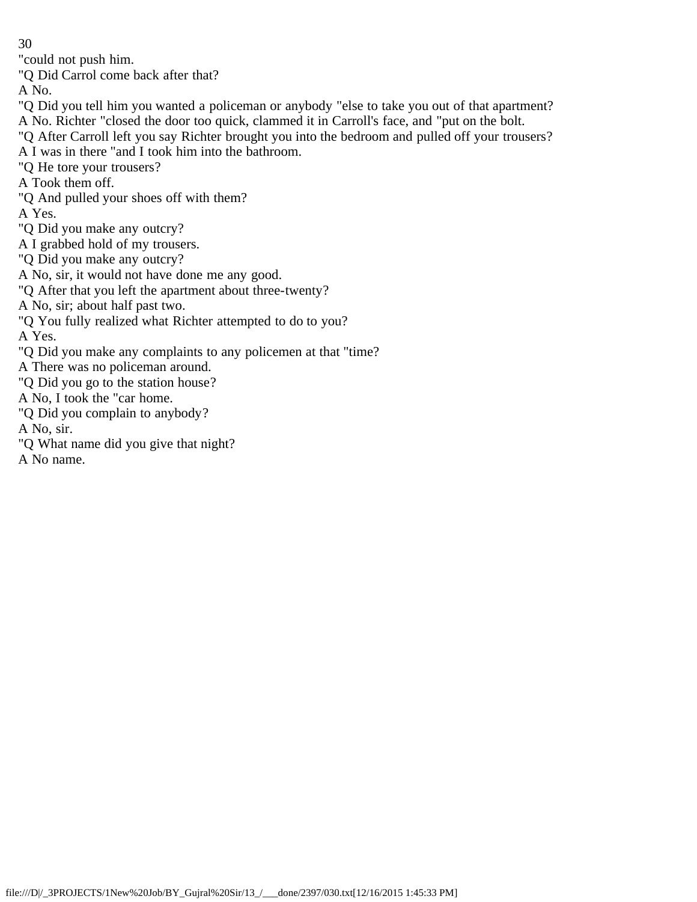"could not push him.

"Q Did Carrol come back after that?

A No.

"Q Did you tell him you wanted a policeman or anybody "else to take you out of that apartment?

A No. Richter "closed the door too quick, clammed it in Carroll's face, and "put on the bolt.

"Q After Carroll left you say Richter brought you into the bedroom and pulled off your trousers?

A I was in there "and I took him into the bathroom.

"Q He tore your trousers?

A Took them off.

"Q And pulled your shoes off with them?

A Yes.

"Q Did you make any outcry?

A I grabbed hold of my trousers.

"Q Did you make any outcry?

A No, sir, it would not have done me any good.

"Q After that you left the apartment about three-twenty?

A No, sir; about half past two.

"Q You fully realized what Richter attempted to do to you?

A Yes.

"Q Did you make any complaints to any policemen at that "time?

A There was no policeman around.

"Q Did you go to the station house?

A No, I took the "car home.

"Q Did you complain to anybody?

A No, sir.

"Q What name did you give that night?

A No name.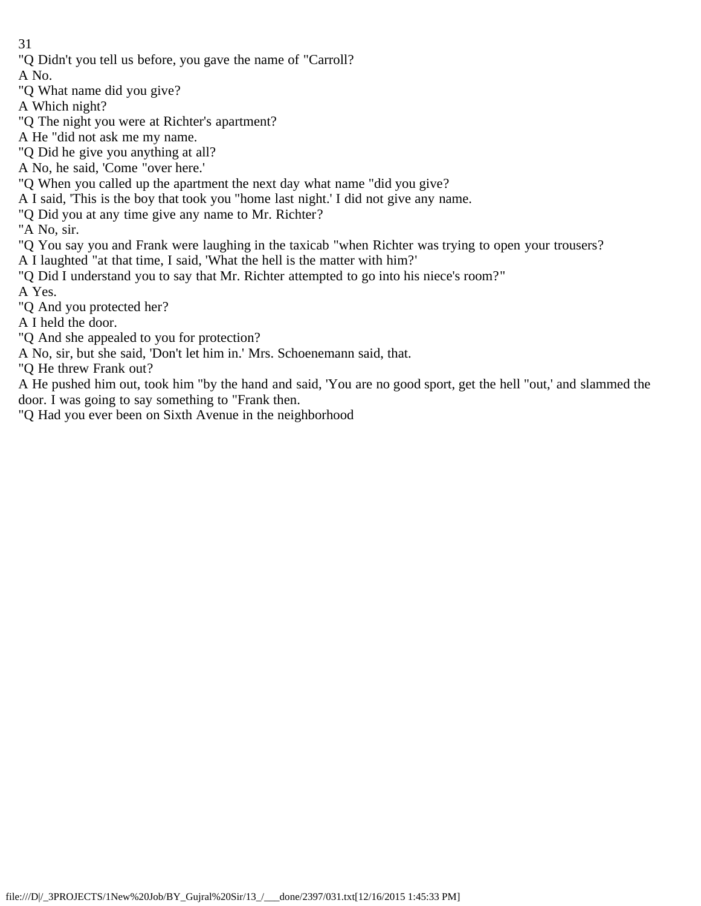"Q Didn't you tell us before, you gave the name of "Carroll?

A No.

"Q What name did you give?

A Which night?

"Q The night you were at Richter's apartment?

A He "did not ask me my name.

"Q Did he give you anything at all?

A No, he said, 'Come "over here.'

"Q When you called up the apartment the next day what name "did you give?

A I said, 'This is the boy that took you "home last night.' I did not give any name.

"Q Did you at any time give any name to Mr. Richter?

"A No, sir.

"Q You say you and Frank were laughing in the taxicab "when Richter was trying to open your trousers?

A I laughted "at that time, I said, 'What the hell is the matter with him?'

"Q Did I understand you to say that Mr. Richter attempted to go into his niece's room?"

A Yes.

"Q And you protected her?

A I held the door.

"Q And she appealed to you for protection?

A No, sir, but she said, 'Don't let him in.' Mrs. Schoenemann said, that.

"Q He threw Frank out?

A He pushed him out, took him "by the hand and said, 'You are no good sport, get the hell "out,' and slammed the door. I was going to say something to "Frank then.

"Q Had you ever been on Sixth Avenue in the neighborhood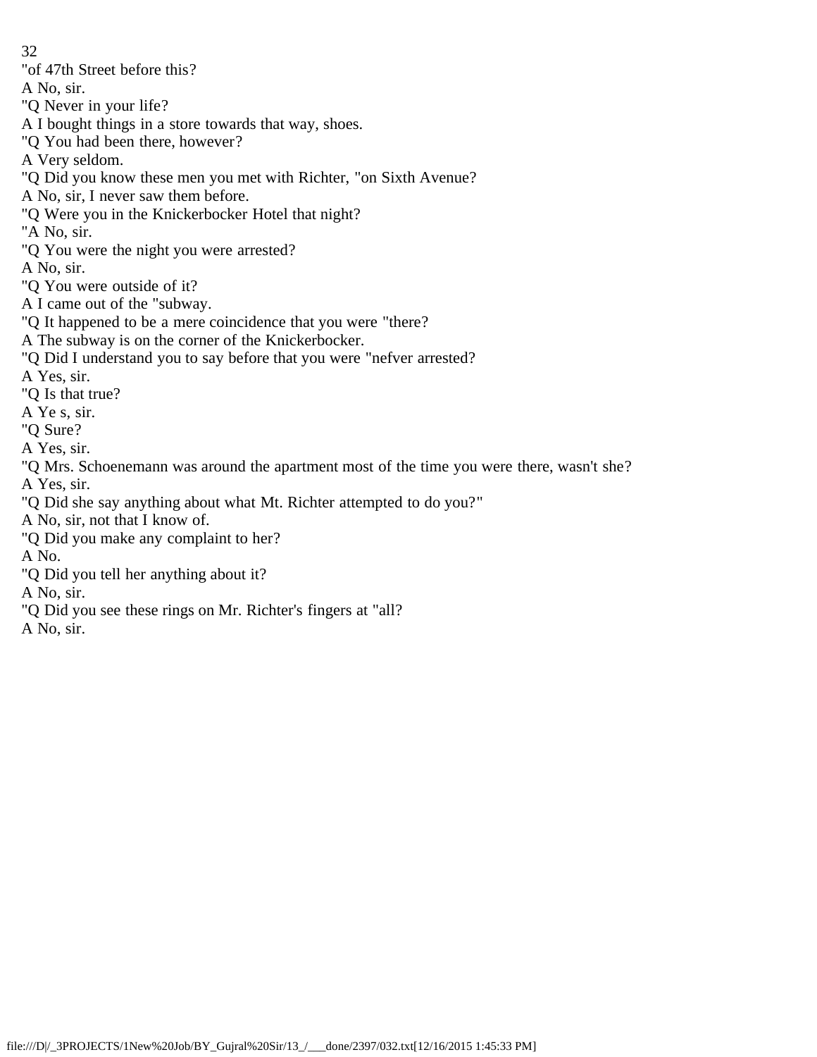"of 47th Street before this?

A No, sir.

"Q Never in your life?

A I bought things in a store towards that way, shoes.

"Q You had been there, however?

A Very seldom.

"Q Did you know these men you met with Richter, "on Sixth Avenue?

A No, sir, I never saw them before.

"Q Were you in the Knickerbocker Hotel that night?

"A No, sir.

"Q You were the night you were arrested?

A No, sir.

"Q You were outside of it?

A I came out of the "subway.

"Q It happened to be a mere coincidence that you were "there?

A The subway is on the corner of the Knickerbocker.

"Q Did I understand you to say before that you were "nefver arrested?

A Yes, sir.

"Q Is that true?

A Ye s, sir.

"Q Sure?

A Yes, sir.

"Q Mrs. Schoenemann was around the apartment most of the time you were there, wasn't she?

A Yes, sir.

"Q Did she say anything about what Mt. Richter attempted to do you?"

A No, sir, not that I know of.

"Q Did you make any complaint to her?

A No.

"Q Did you tell her anything about it?

A No, sir.

"Q Did you see these rings on Mr. Richter's fingers at "all?

A No, sir.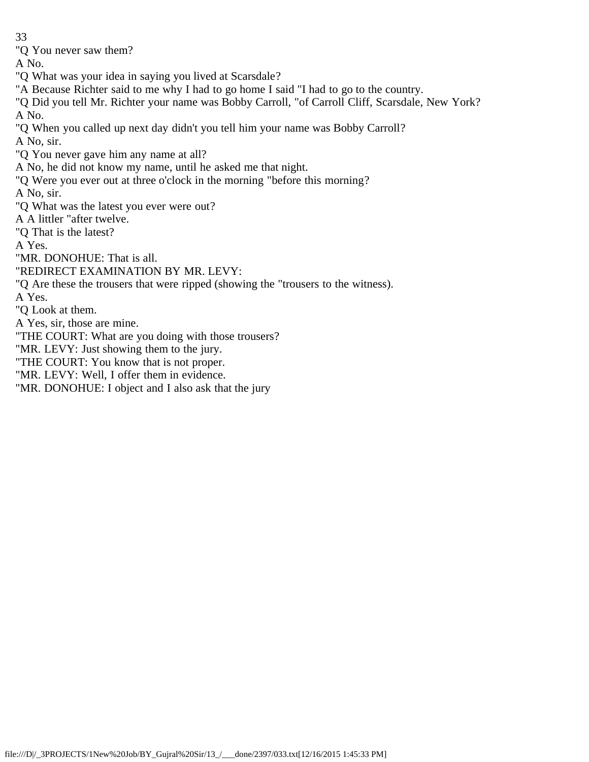"Q You never saw them?

A No.

"Q What was your idea in saying you lived at Scarsdale?

"A Because Richter said to me why I had to go home I said "I had to go to the country.

"Q Did you tell Mr. Richter your name was Bobby Carroll, "of Carroll Cliff, Scarsdale, New York?

A No.

"Q When you called up next day didn't you tell him your name was Bobby Carroll?

A No, sir.

"Q You never gave him any name at all?

A No, he did not know my name, until he asked me that night.

"Q Were you ever out at three o'clock in the morning "before this morning?

A No, sir.

"Q What was the latest you ever were out?

A A littler "after twelve.

"Q That is the latest?

A Yes.

"MR. DONOHUE: That is all.

"REDIRECT EXAMINATION BY MR. LEVY:

"Q Are these the trousers that were ripped (showing the "trousers to the witness).

A Yes.

"Q Look at them.

A Yes, sir, those are mine.

"THE COURT: What are you doing with those trousers?

"MR. LEVY: Just showing them to the jury.

"THE COURT: You know that is not proper.

"MR. LEVY: Well, I offer them in evidence.

"MR. DONOHUE: I object and I also ask that the jury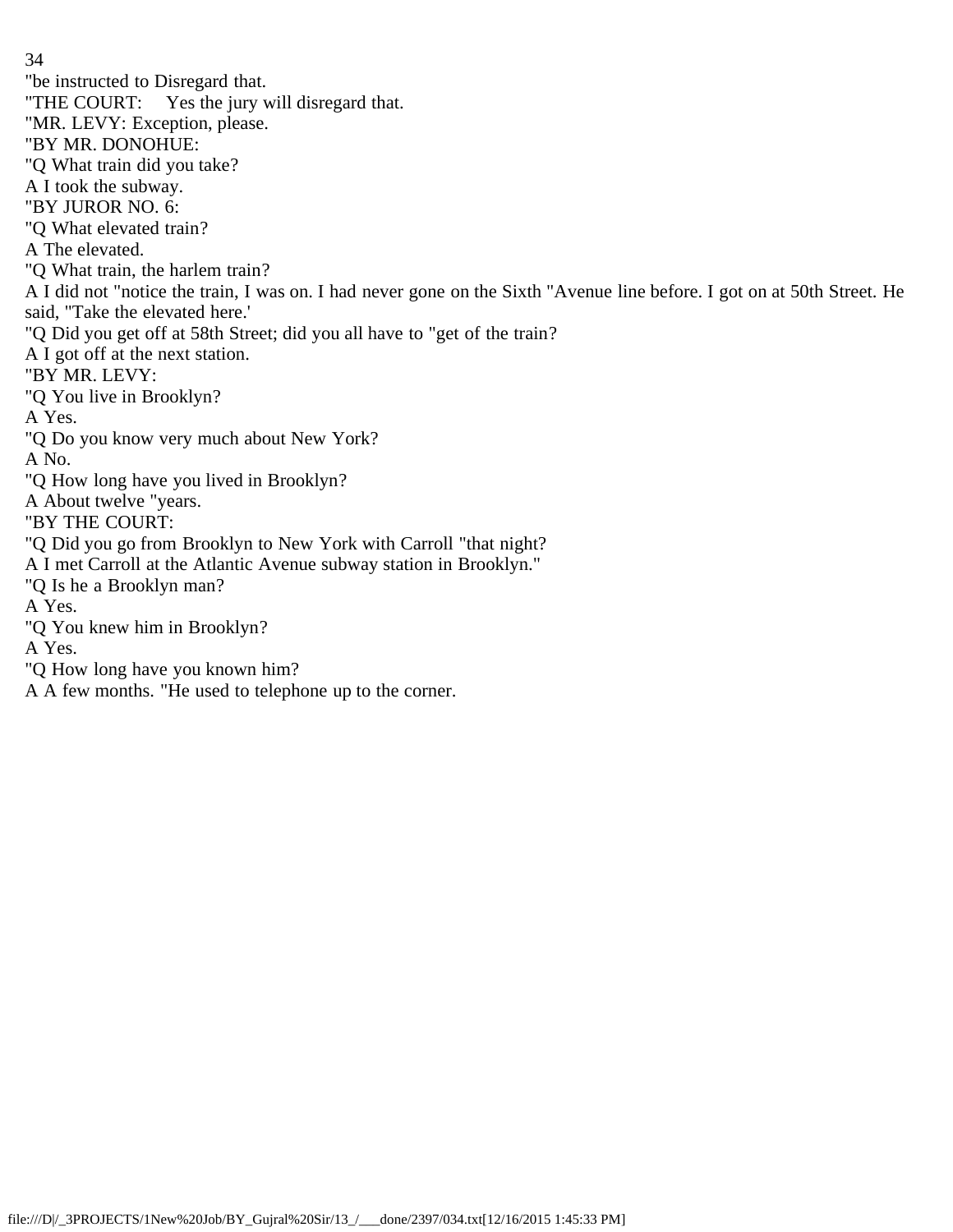"be instructed to Disregard that.
"THE COURT: Yes the jury will disregard that.
"MR. LEVY: Exception, please.
"BY MR. DONOHUE:
"Q What train did you take?
A I took the subway.
"BY JUROR NO. 6:
"Q What elevated train?
A The elevated.
"Q What train, the harlem train?
A I did not "notice the train, I was on. I had never gone on the Sixth "Avenue line before. I got on at 50th Street. He said, "Take the elevated here.'
"Q Did you get off at 58th Street; did you all have to "get of the train?
A I got off at the next station.
"BY MR. LEVY:
"Q You live in Brooklyn?
A Yes.
"Q Do you know very much about New York?
A No.
"Q How long have you lived in Brooklyn?
A About twelve "years.
"BY THE COURT:
"Q Did you go from Brooklyn to New York with Carroll "that night?
A I met Carroll at the Atlantic Avenue subway station in Brooklyn."
"Q Is he a Brooklyn man?
A Yes.
"Q You knew him in Brooklyn?
A Yes.
"Q How long have you known him?
A A few months. "He used to telephone up to the corner.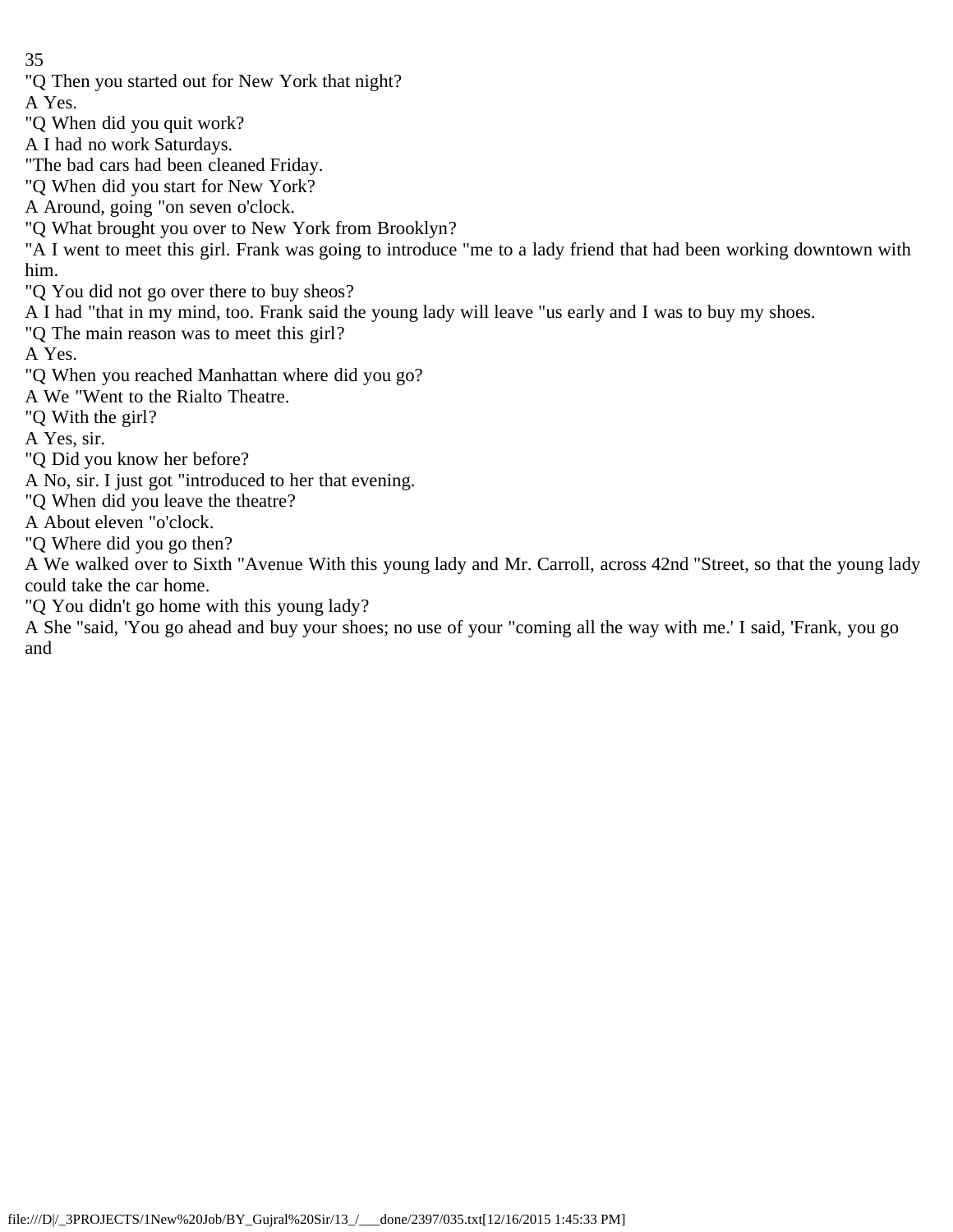"Q Then you started out for New York that night?

A Yes.

"Q When did you quit work?

A I had no work Saturdays.

"The bad cars had been cleaned Friday.

"Q When did you start for New York?

A Around, going "on seven o'clock.

"Q What brought you over to New York from Brooklyn?

"A I went to meet this girl. Frank was going to introduce "me to a lady friend that had been working downtown with him.

"Q You did not go over there to buy sheos?

A I had "that in my mind, too. Frank said the young lady will leave "us early and I was to buy my shoes.

"Q The main reason was to meet this girl?

A Yes.

"Q When you reached Manhattan where did you go?

A We "Went to the Rialto Theatre.

"Q With the girl?

A Yes, sir.

"Q Did you know her before?

A No, sir. I just got "introduced to her that evening.

"Q When did you leave the theatre?

A About eleven "o'clock.

"Q Where did you go then?

A We walked over to Sixth "Avenue With this young lady and Mr. Carroll, across 42nd "Street, so that the young lady could take the car home.

"Q You didn't go home with this young lady?

A She "said, 'You go ahead and buy your shoes; no use of your "coming all the way with me.' I said, 'Frank, you go and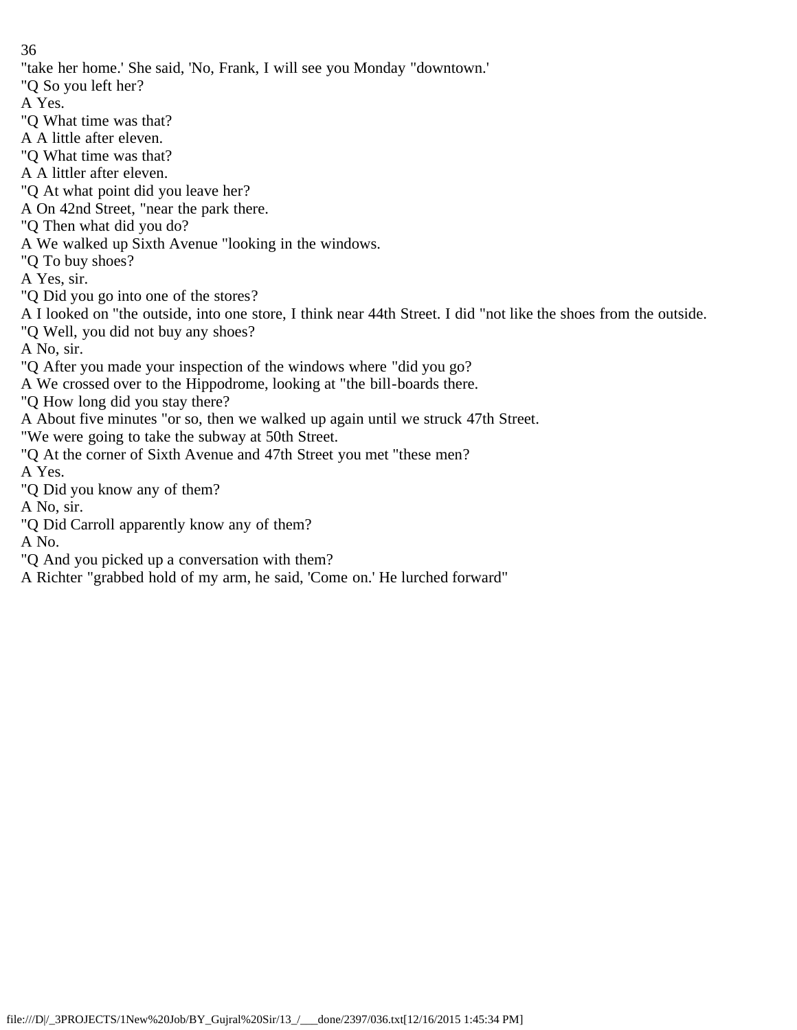"take her home.' She said, 'No, Frank, I will see you Monday "downtown.'

"Q So you left her?

A Yes.

"Q What time was that?

A A little after eleven.

"Q What time was that?

A A littler after eleven.

"Q At what point did you leave her?

A On 42nd Street, "near the park there.

"Q Then what did you do?

A We walked up Sixth Avenue "looking in the windows.

"Q To buy shoes?

A Yes, sir.

"Q Did you go into one of the stores?

A I looked on "the outside, into one store, I think near 44th Street. I did "not like the shoes from the outside.

"Q Well, you did not buy any shoes?

A No, sir.

"Q After you made your inspection of the windows where "did you go?

A We crossed over to the Hippodrome, looking at "the bill-boards there.

"Q How long did you stay there?

A About five minutes "or so, then we walked up again until we struck 47th Street.

"We were going to take the subway at 50th Street.

"Q At the corner of Sixth Avenue and 47th Street you met "these men?

A Yes.

"Q Did you know any of them?

A No, sir.

"Q Did Carroll apparently know any of them?

A No.

"Q And you picked up a conversation with them?

A Richter "grabbed hold of my arm, he said, 'Come on.' He lurched forward"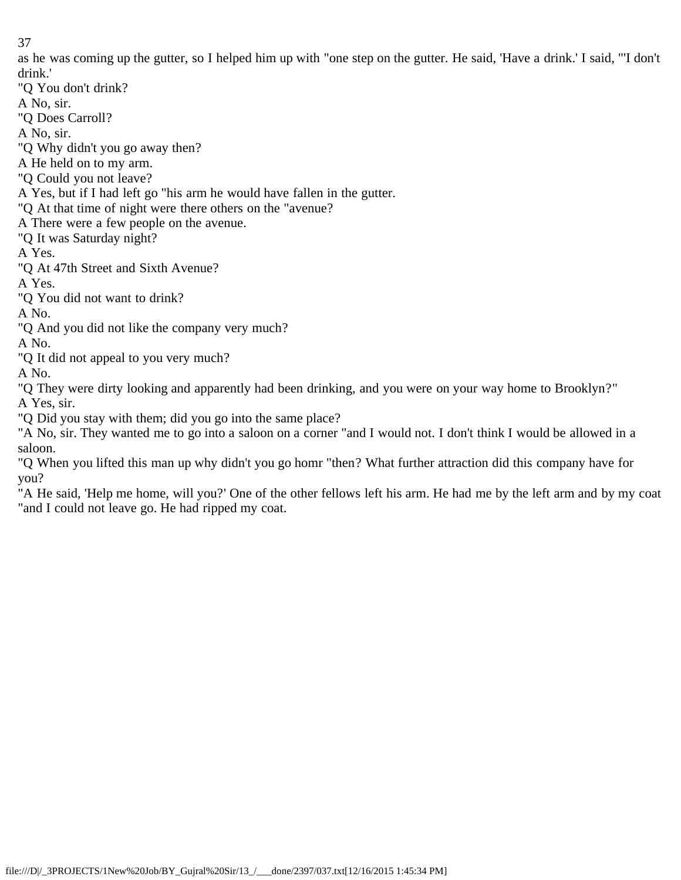as he was coming up the gutter, so I helped him up with "one step on the gutter. He said, 'Have a drink.' I said, "'I don't drink.'

"Q You don't drink?

A No, sir.

"Q Does Carroll?

A No, sir.

"Q Why didn't you go away then?

A He held on to my arm.

"Q Could you not leave?

A Yes, but if I had left go "his arm he would have fallen in the gutter.

"Q At that time of night were there others on the "avenue?

A There were a few people on the avenue.

"Q It was Saturday night?

A Yes.

"Q At 47th Street and Sixth Avenue?

A Yes.

"Q You did not want to drink?

A No.

"Q And you did not like the company very much?

A No.

"Q It did not appeal to you very much?

A No.

"Q They were dirty looking and apparently had been drinking, and you were on your way home to Brooklyn?"

A Yes, sir.

"Q Did you stay with them; did you go into the same place?

"A No, sir. They wanted me to go into a saloon on a corner "and I would not. I don't think I would be allowed in a saloon.

"Q When you lifted this man up why didn't you go homr "then? What further attraction did this company have for you?

"A He said, 'Help me home, will you?' One of the other fellows left his arm. He had me by the left arm and by my coat "and I could not leave go. He had ripped my coat.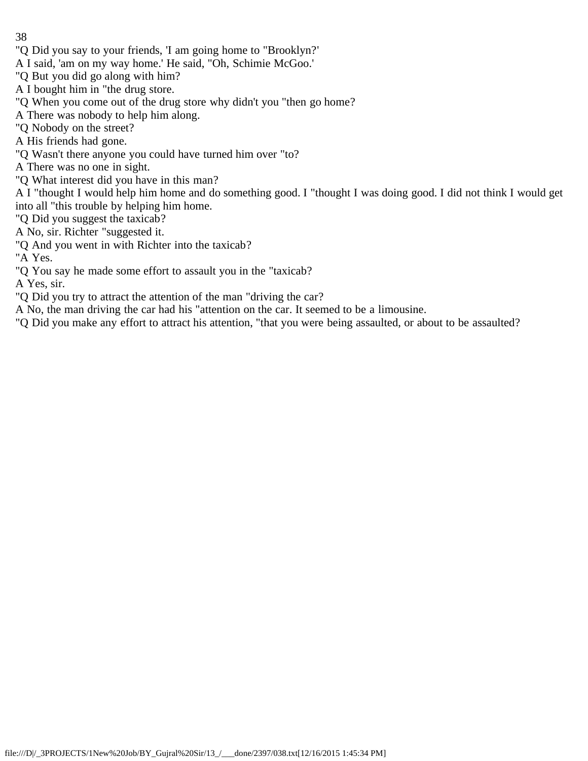"Q Did you say to your friends, 'I am going home to "Brooklyn?'

A I said, 'am on my way home.' He said, "Oh, Schimie McGoo.'

"Q But you did go along with him?

A I bought him in "the drug store.

"Q When you come out of the drug store why didn't you "then go home?

A There was nobody to help him along.

"Q Nobody on the street?

A His friends had gone.

"Q Wasn't there anyone you could have turned him over "to?

A There was no one in sight.

"Q What interest did you have in this man?

A I "thought I would help him home and do something good. I "thought I was doing good. I did not think I would get into all "this trouble by helping him home.

"Q Did you suggest the taxicab?

A No, sir. Richter "suggested it.

"Q And you went in with Richter into the taxicab?

"A Yes.

"Q You say he made some effort to assault you in the "taxicab?

A Yes, sir.

"Q Did you try to attract the attention of the man "driving the car?

A No, the man driving the car had his "attention on the car. It seemed to be a limousine.

"Q Did you make any effort to attract his attention, "that you were being assaulted, or about to be assaulted?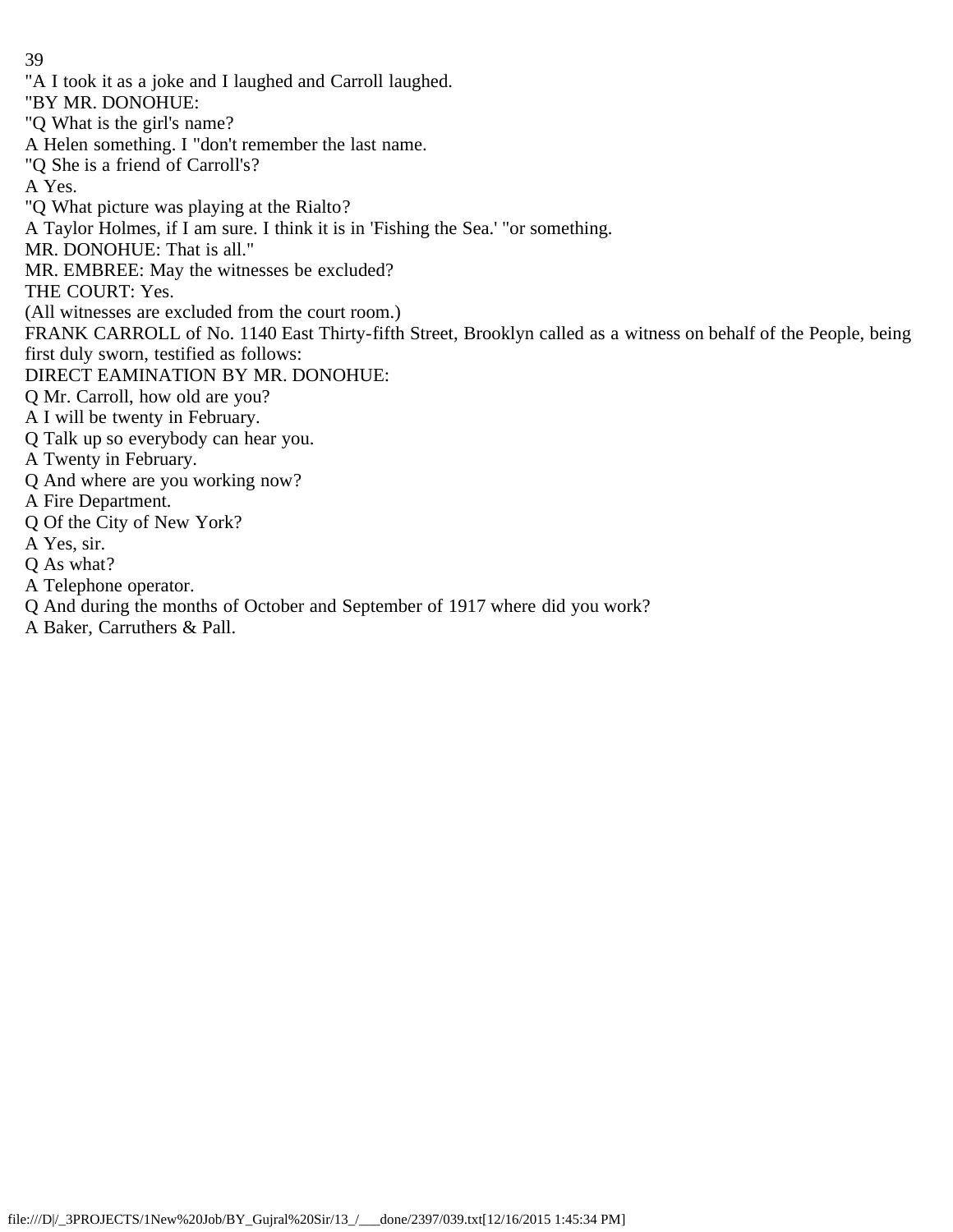"A I took it as a joke and I laughed and Carroll laughed.

"BY MR. DONOHUE:

"Q What is the girl's name?

A Helen something. I "don't remember the last name.

"Q She is a friend of Carroll's?

A Yes.

"Q What picture was playing at the Rialto?

A Taylor Holmes, if I am sure. I think it is in 'Fishing the Sea.' "or something.

MR. DONOHUE: That is all."

MR. EMBREE: May the witnesses be excluded?

THE COURT: Yes.

(All witnesses are excluded from the court room.)

FRANK CARROLL of No. 1140 East Thirty-fifth Street, Brooklyn called as a witness on behalf of the People, being first duly sworn, testified as follows:

DIRECT EAMINATION BY MR. DONOHUE:

Q Mr. Carroll, how old are you?

A I will be twenty in February.

Q Talk up so everybody can hear you.

A Twenty in February.

Q And where are you working now?

A Fire Department.

Q Of the City of New York?

A Yes, sir.

Q As what?

A Telephone operator.

Q And during the months of October and September of 1917 where did you work?

A Baker, Carruthers & Pall.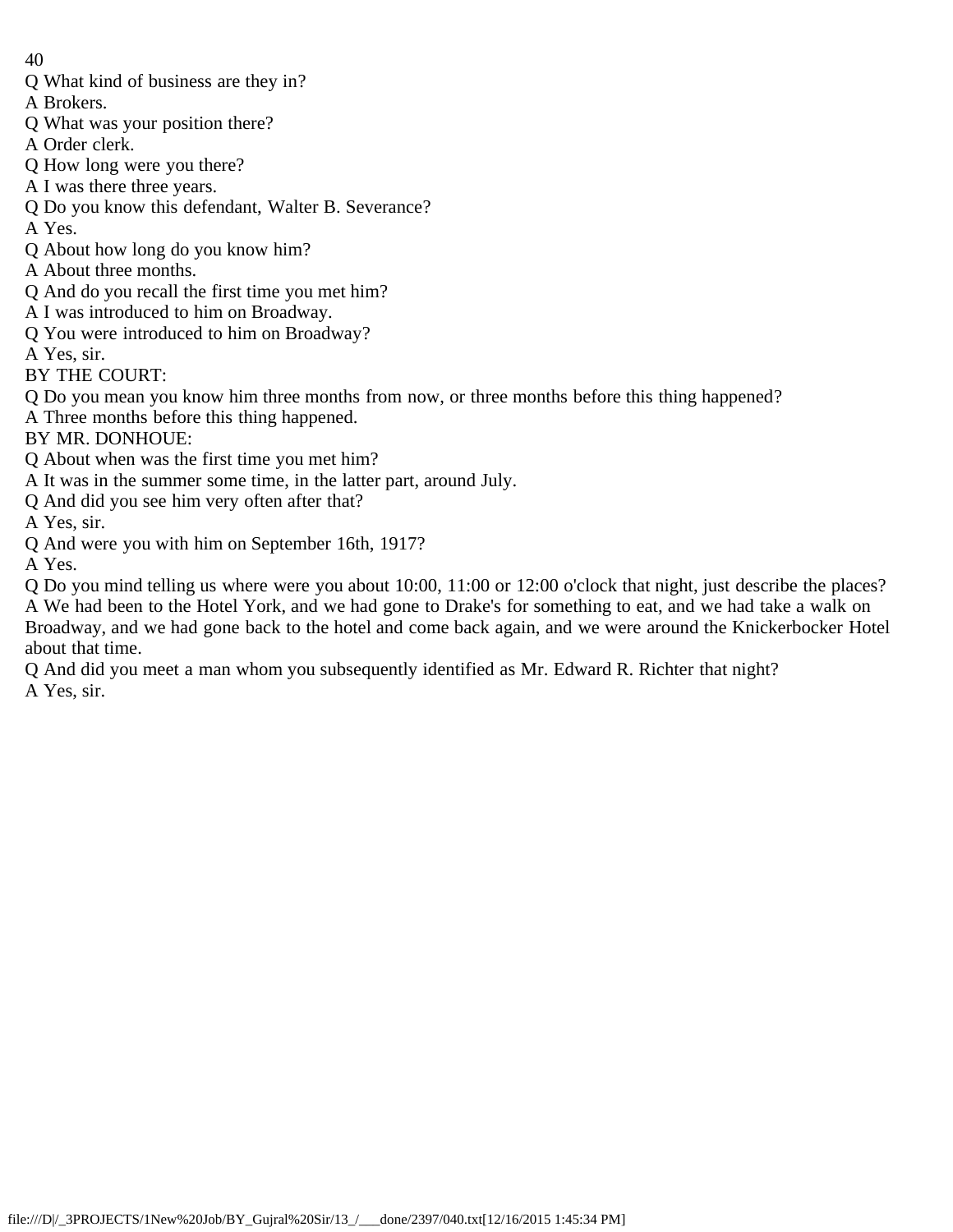Q What kind of business are they in?

A Brokers.

Q What was your position there?

A Order clerk.

Q How long were you there?

A I was there three years.

Q Do you know this defendant, Walter B. Severance?

A Yes.

Q About how long do you know him?

A About three months.

Q And do you recall the first time you met him?

A I was introduced to him on Broadway.

Q You were introduced to him on Broadway?

A Yes, sir.

BY THE COURT:

Q Do you mean you know him three months from now, or three months before this thing happened?

A Three months before this thing happened.

BY MR. DONHOUE:

Q About when was the first time you met him?

A It was in the summer some time, in the latter part, around July.

Q And did you see him very often after that?

A Yes, sir.

Q And were you with him on September 16th, 1917?

A Yes.

Q Do you mind telling us where were you about 10:00, 11:00 or 12:00 o'clock that night, just describe the places?

A We had been to the Hotel York, and we had gone to Drake's for something to eat, and we had take a walk on Broadway, and we had gone back to the hotel and come back again, and we were around the Knickerbocker Hotel about that time.

Q And did you meet a man whom you subsequently identified as Mr. Edward R. Richter that night?

A Yes, sir.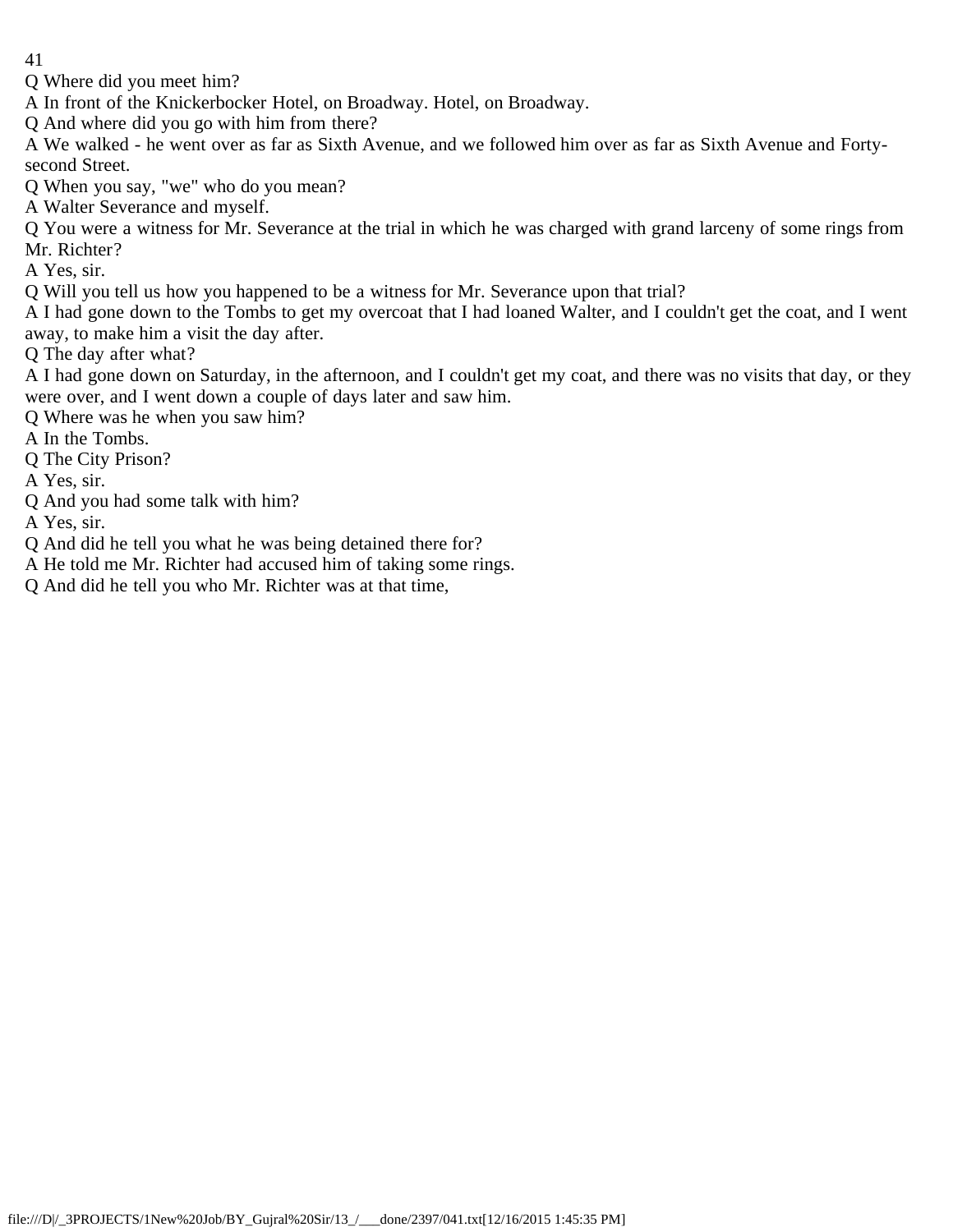Q Where did you meet him?

A In front of the Knickerbocker Hotel, on Broadway. Hotel, on Broadway.

Q And where did you go with him from there?

A We walked - he went over as far as Sixth Avenue, and we followed him over as far as Sixth Avenue and Forty-second Street.

Q When you say, "we" who do you mean?

A Walter Severance and myself.

Q You were a witness for Mr. Severance at the trial in which he was charged with grand larceny of some rings from Mr. Richter?

A Yes, sir.

Q Will you tell us how you happened to be a witness for Mr. Severance upon that trial?

A I had gone down to the Tombs to get my overcoat that I had loaned Walter, and I couldn't get the coat, and I went away, to make him a visit the day after.

Q The day after what?

A I had gone down on Saturday, in the afternoon, and I couldn't get my coat, and there was no visits that day, or they were over, and I went down a couple of days later and saw him.

Q Where was he when you saw him?

A In the Tombs.

Q The City Prison?

A Yes, sir.

Q And you had some talk with him?

A Yes, sir.

Q And did he tell you what he was being detained there for?

A He told me Mr. Richter had accused him of taking some rings.

Q And did he tell you who Mr. Richter was at that time,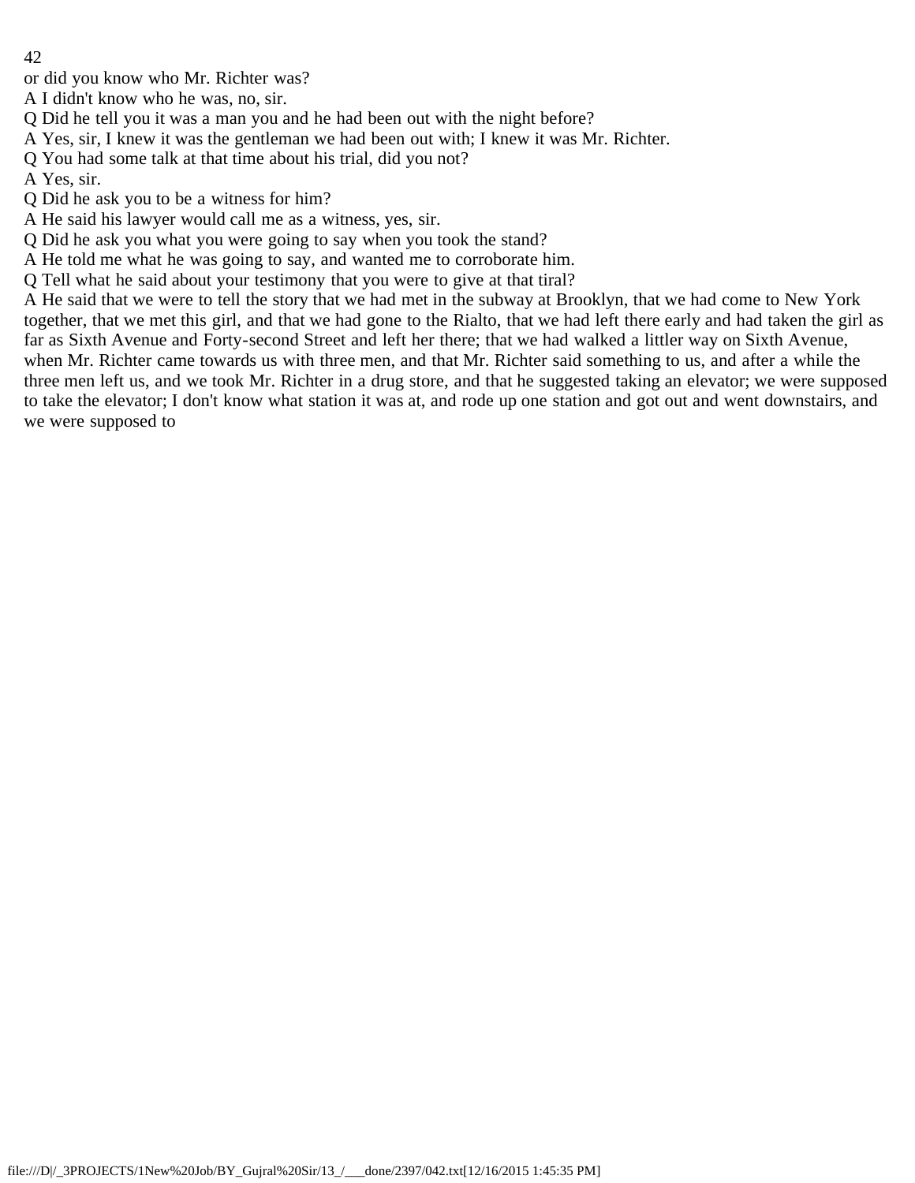or did you know who Mr. Richter was?

A I didn't know who he was, no, sir.

Q Did he tell you it was a man you and he had been out with the night before?

A Yes, sir, I knew it was the gentleman we had been out with; I knew it was Mr. Richter.

Q You had some talk at that time about his trial, did you not?

A Yes, sir.

Q Did he ask you to be a witness for him?

A He said his lawyer would call me as a witness, yes, sir.

Q Did he ask you what you were going to say when you took the stand?

A He told me what he was going to say, and wanted me to corroborate him.

Q Tell what he said about your testimony that you were to give at that tiral?

A He said that we were to tell the story that we had met in the subway at Brooklyn, that we had come to New York together, that we met this girl, and that we had gone to the Rialto, that we had left there early and had taken the girl as far as Sixth Avenue and Forty-second Street and left her there; that we had walked a littler way on Sixth Avenue, when Mr. Richter came towards us with three men, and that Mr. Richter said something to us, and after a while the three men left us, and we took Mr. Richter in a drug store, and that he suggested taking an elevator; we were supposed to take the elevator; I don't know what station it was at, and rode up one station and got out and went downstairs, and we were supposed to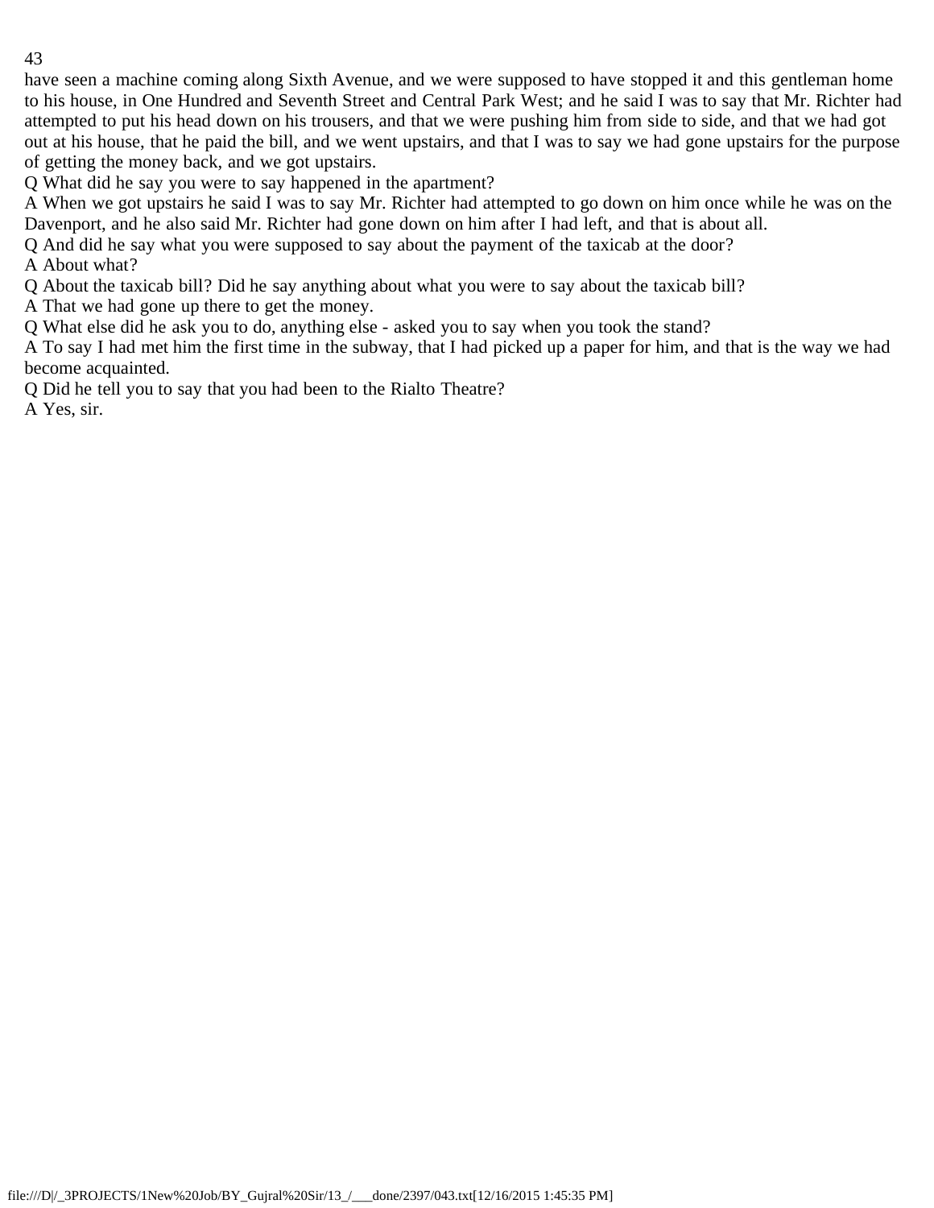have seen a machine coming along Sixth Avenue, and we were supposed to have stopped it and this gentleman home to his house, in One Hundred and Seventh Street and Central Park West; and he said I was to say that Mr. Richter had attempted to put his head down on his trousers, and that we were pushing him from side to side, and that we had got out at his house, that he paid the bill, and we went upstairs, and that I was to say we had gone upstairs for the purpose of getting the money back, and we got upstairs.

Q What did he say you were to say happened in the apartment?

A When we got upstairs he said I was to say Mr. Richter had attempted to go down on him once while he was on the Davenport, and he also said Mr. Richter had gone down on him after I had left, and that is about all.

Q And did he say what you were supposed to say about the payment of the taxicab at the door?

A About what?

Q About the taxicab bill? Did he say anything about what you were to say about the taxicab bill?

A That we had gone up there to get the money.

Q What else did he ask you to do, anything else - asked you to say when you took the stand?

A To say I had met him the first time in the subway, that I had picked up a paper for him, and that is the way we had become acquainted.

Q Did he tell you to say that you had been to the Rialto Theatre?

A Yes, sir.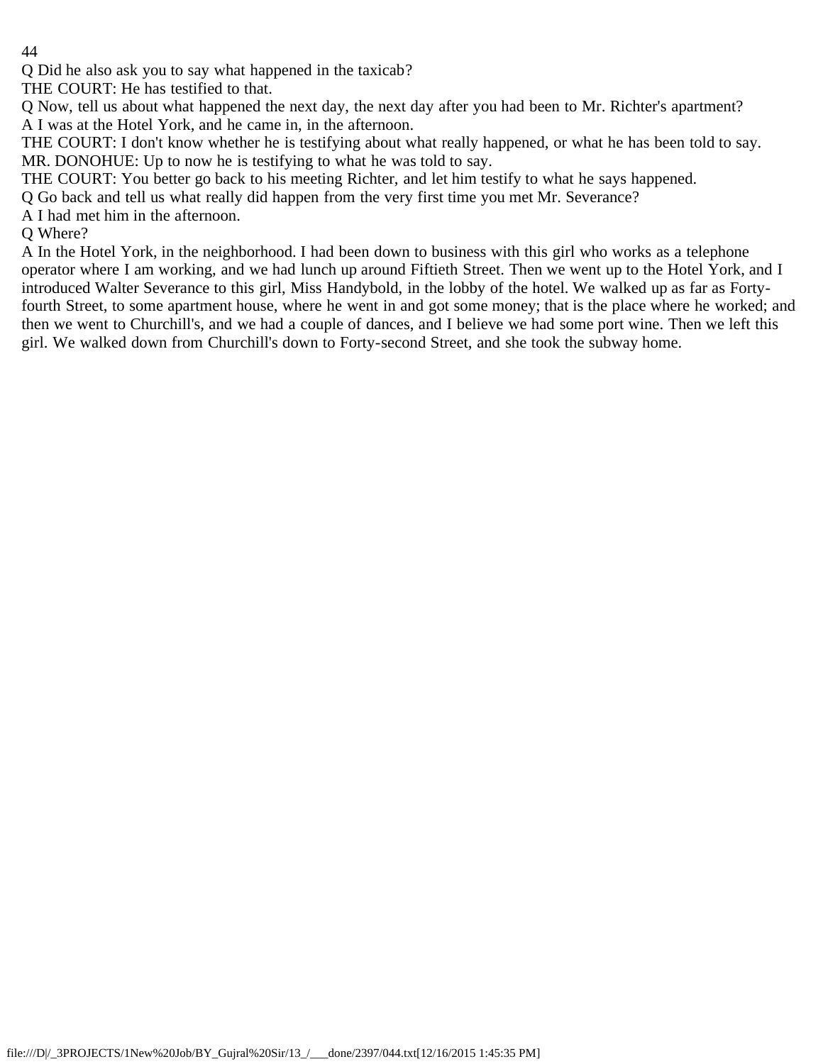Q Did he also ask you to say what happened in the taxicab?

THE COURT: He has testified to that.

Q Now, tell us about what happened the next day, the next day after you had been to Mr. Richter's apartment?

A I was at the Hotel York, and he came in, in the afternoon.

THE COURT: I don't know whether he is testifying about what really happened, or what he has been told to say.

MR. DONOHUE: Up to now he is testifying to what he was told to say.

THE COURT: You better go back to his meeting Richter, and let him testify to what he says happened.

Q Go back and tell us what really did happen from the very first time you met Mr. Severance?

A I had met him in the afternoon.

Q Where?

A In the Hotel York, in the neighborhood. I had been down to business with this girl who works as a telephone operator where I am working, and we had lunch up around Fiftieth Street. Then we went up to the Hotel York, and I introduced Walter Severance to this girl, Miss Handybold, in the lobby of the hotel. We walked up as far as Forty-fourth Street, to some apartment house, where he went in and got some money; that is the place where he worked; and then we went to Churchill's, and we had a couple of dances, and I believe we had some port wine. Then we left this girl. We walked down from Churchill's down to Forty-second Street, and she took the subway home.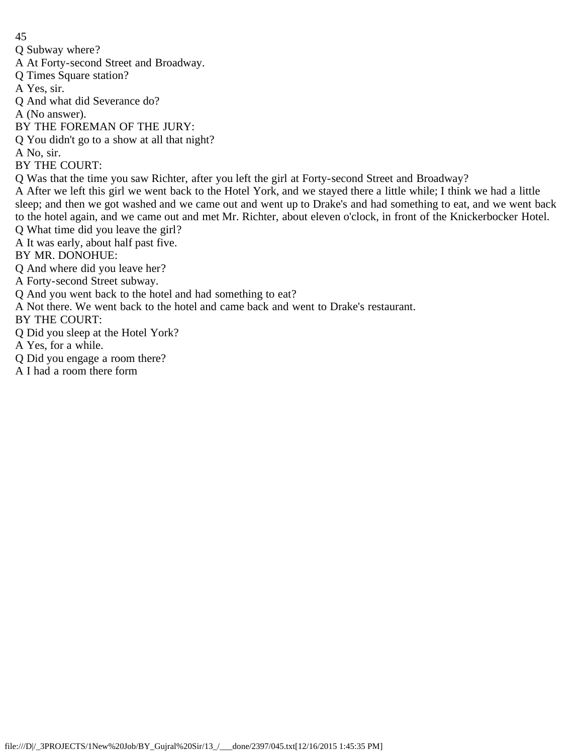Q Subway where?
A At Forty-second Street and Broadway.
Q Times Square station?
A Yes, sir.
Q And what did Severance do?
A (No answer).
BY THE FOREMAN OF THE JURY:
Q You didn't go to a show at all that night?
A No, sir.
BY THE COURT:
Q Was that the time you saw Richter, after you left the girl at Forty-second Street and Broadway?
A After we left this girl we went back to the Hotel York, and we stayed there a little while; I think we had a little sleep; and then we got washed and we came out and went up to Drake's and had something to eat, and we went back to the hotel again, and we came out and met Mr. Richter, about eleven o'clock, in front of the Knickerbocker Hotel.
Q What time did you leave the girl?
A It was early, about half past five.
BY MR. DONOHUE:
Q And where did you leave her?
A Forty-second Street subway.
Q And you went back to the hotel and had something to eat?
A Not there. We went back to the hotel and came back and went to Drake's restaurant.
BY THE COURT:
Q Did you sleep at the Hotel York?
A Yes, for a while.
Q Did you engage a room there?
A I had a room there form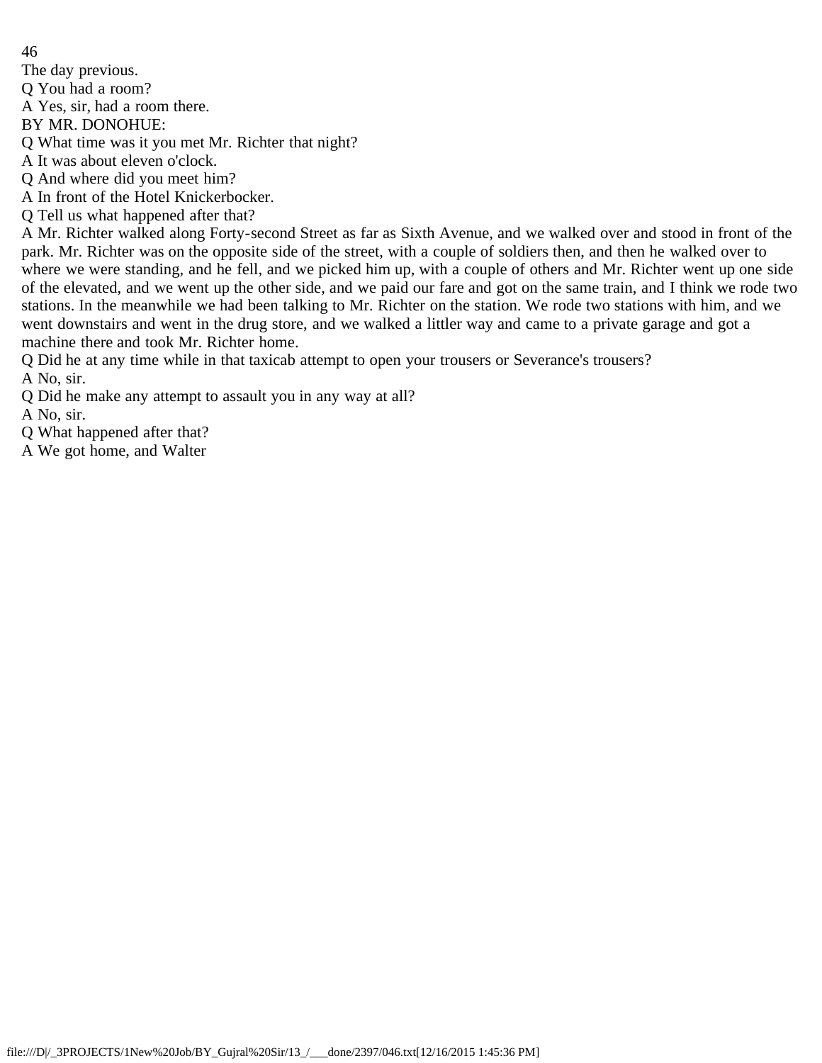The day previous.

Q You had a room?

A Yes, sir, had a room there.

BY MR. DONOHUE:

Q What time was it you met Mr. Richter that night?

A It was about eleven o'clock.

Q And where did you meet him?

A In front of the Hotel Knickerbocker.

Q Tell us what happened after that?

A Mr. Richter walked along Forty-second Street as far as Sixth Avenue, and we walked over and stood in front of the park. Mr. Richter was on the opposite side of the street, with a couple of soldiers then, and then he walked over to where we were standing, and he fell, and we picked him up, with a couple of others and Mr. Richter went up one side of the elevated, and we went up the other side, and we paid our fare and got on the same train, and I think we rode two stations. In the meanwhile we had been talking to Mr. Richter on the station. We rode two stations with him, and we went downstairs and went in the drug store, and we walked a littler way and came to a private garage and got a machine there and took Mr. Richter home.

Q Did he at any time while in that taxicab attempt to open your trousers or Severance's trousers?

A No, sir.

Q Did he make any attempt to assault you in any way at all?

A No, sir.

Q What happened after that?

A We got home, and Walter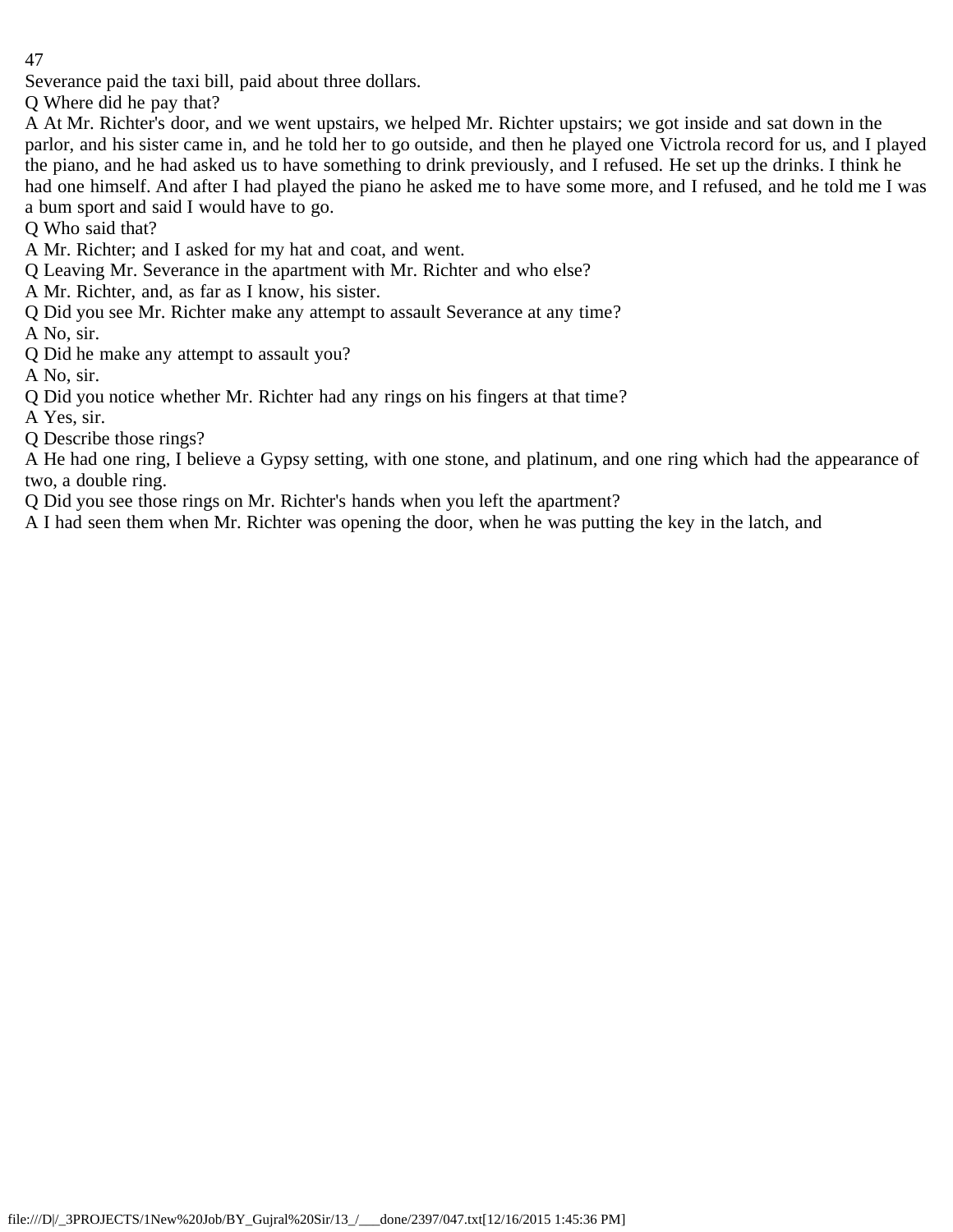Severance paid the taxi bill, paid about three dollars.

Q Where did he pay that?

A At Mr. Richter's door, and we went upstairs, we helped Mr. Richter upstairs; we got inside and sat down in the parlor, and his sister came in, and he told her to go outside, and then he played one Victrola record for us, and I played the piano, and he had asked us to have something to drink previously, and I refused. He set up the drinks. I think he had one himself. And after I had played the piano he asked me to have some more, and I refused, and he told me I was a bum sport and said I would have to go.

Q Who said that?

A Mr. Richter; and I asked for my hat and coat, and went.

Q Leaving Mr. Severance in the apartment with Mr. Richter and who else?

A Mr. Richter, and, as far as I know, his sister.

Q Did you see Mr. Richter make any attempt to assault Severance at any time?

A No, sir.

Q Did he make any attempt to assault you?

A No, sir.

Q Did you notice whether Mr. Richter had any rings on his fingers at that time?

A Yes, sir.

Q Describe those rings?

A He had one ring, I believe a Gypsy setting, with one stone, and platinum, and one ring which had the appearance of two, a double ring.

Q Did you see those rings on Mr. Richter's hands when you left the apartment?

A I had seen them when Mr. Richter was opening the door, when he was putting the key in the latch, and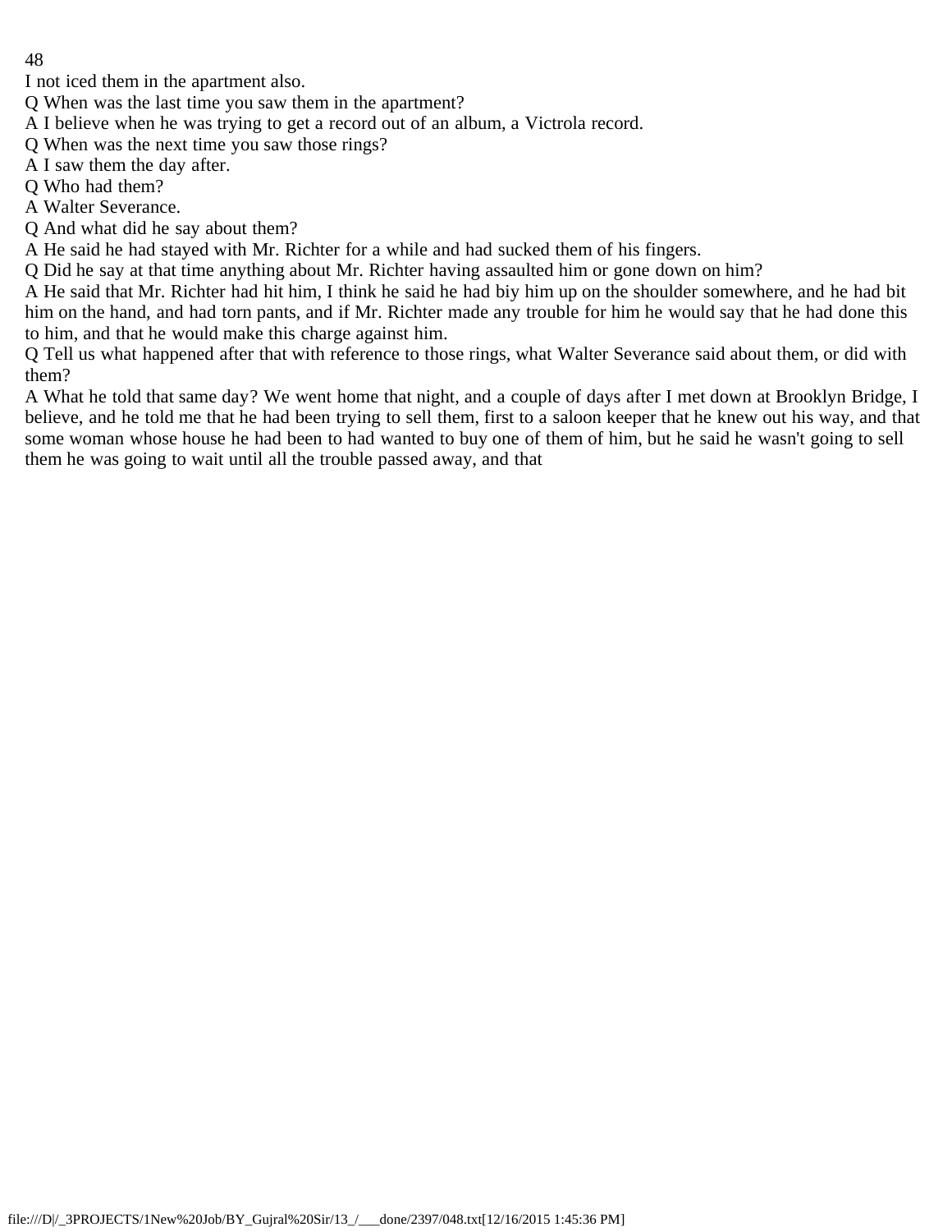I not iced them in the apartment also.

Q When was the last time you saw them in the apartment?

A I believe when he was trying to get a record out of an album, a Victrola record.

Q When was the next time you saw those rings?

A I saw them the day after.

Q Who had them?

A Walter Severance.

Q And what did he say about them?

A He said he had stayed with Mr. Richter for a while and had sucked them of his fingers.

Q Did he say at that time anything about Mr. Richter having assaulted him or gone down on him?

A He said that Mr. Richter had hit him, I think he said he had biy him up on the shoulder somewhere, and he had bit him on the hand, and had torn pants, and if Mr. Richter made any trouble for him he would say that he had done this to him, and that he would make this charge against him.

Q Tell us what happened after that with reference to those rings, what Walter Severance said about them, or did with them?

A What he told that same day? We went home that night, and a couple of days after I met down at Brooklyn Bridge, I believe, and he told me that he had been trying to sell them, first to a saloon keeper that he knew out his way, and that some woman whose house he had been to had wanted to buy one of them of him, but he said he wasn't going to sell them he was going to wait until all the trouble passed away, and that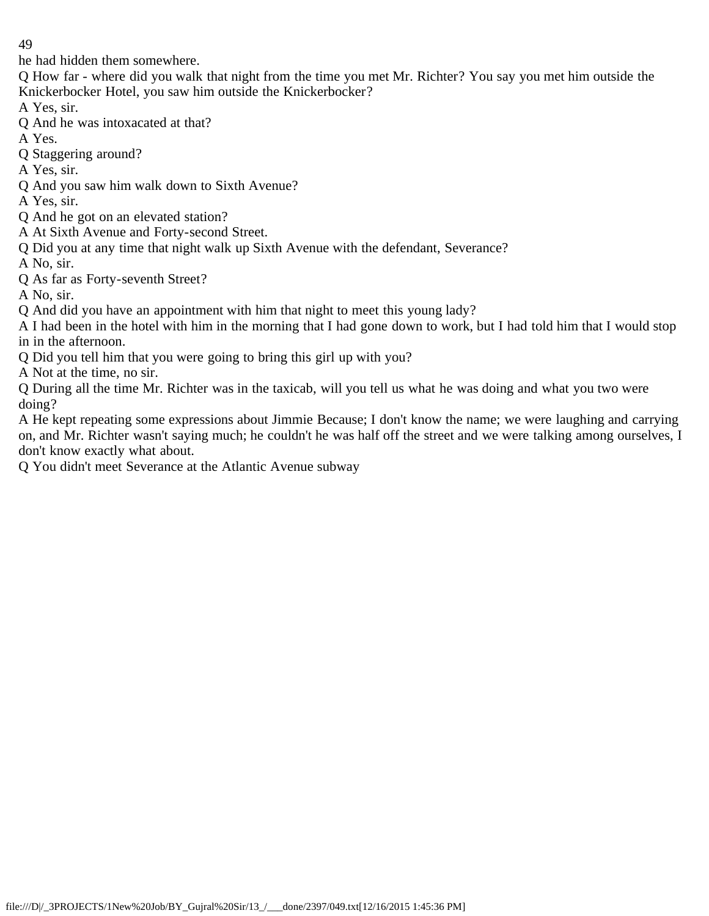he had hidden them somewhere.

Q How far - where did you walk that night from the time you met Mr. Richter? You say you met him outside the Knickerbocker Hotel, you saw him outside the Knickerbocker?

A Yes, sir.

Q And he was intoxacated at that?

A Yes.

Q Staggering around?

A Yes, sir.

Q And you saw him walk down to Sixth Avenue?

A Yes, sir.

Q And he got on an elevated station?

A At Sixth Avenue and Forty-second Street.

Q Did you at any time that night walk up Sixth Avenue with the defendant, Severance?

A No, sir.

Q As far as Forty-seventh Street?

A No, sir.

Q And did you have an appointment with him that night to meet this young lady?

A I had been in the hotel with him in the morning that I had gone down to work, but I had told him that I would stop in in the afternoon.

Q Did you tell him that you were going to bring this girl up with you?

A Not at the time, no sir.

Q During all the time Mr. Richter was in the taxicab, will you tell us what he was doing and what you two were doing?

A He kept repeating some expressions about Jimmie Because; I don't know the name; we were laughing and carrying on, and Mr. Richter wasn't saying much; he couldn't he was half off the street and we were talking among ourselves, I don't know exactly what about.

Q You didn't meet Severance at the Atlantic Avenue subway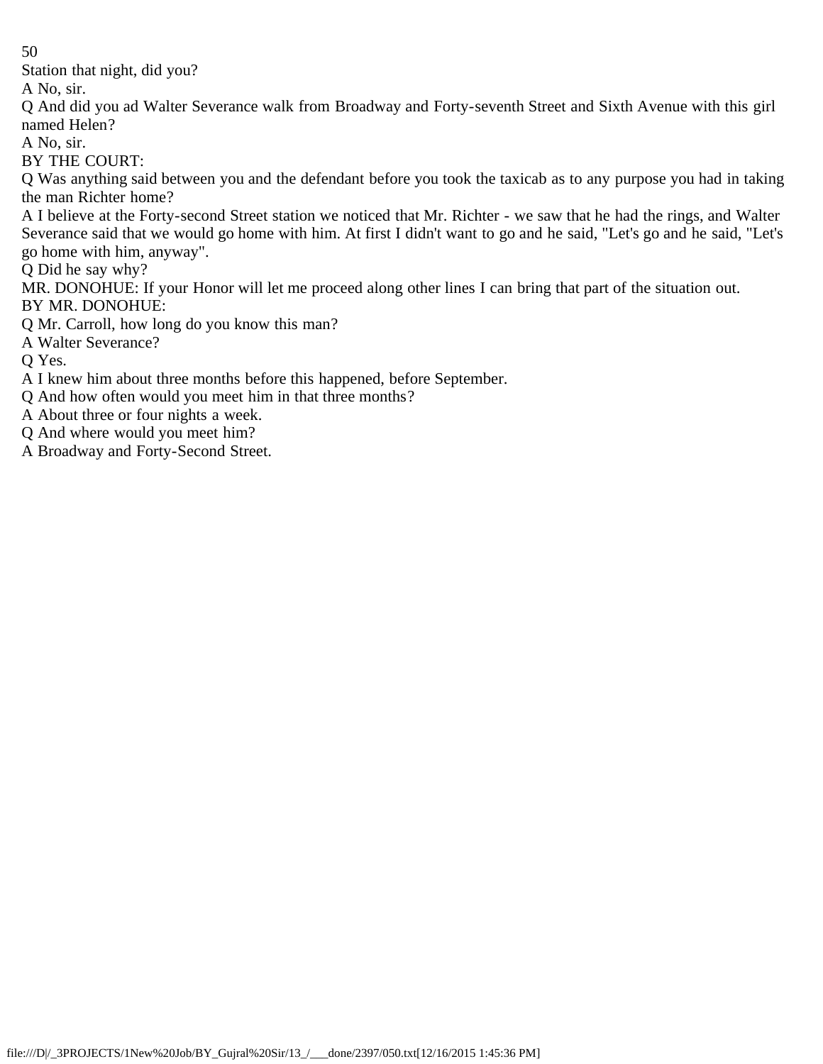Station that night, did you?

A No, sir.

Q And did you ad Walter Severance walk from Broadway and Forty-seventh Street and Sixth Avenue with this girl named Helen?

A No, sir.

BY THE COURT:

Q Was anything said between you and the defendant before you took the taxicab as to any purpose you had in taking the man Richter home?

A I believe at the Forty-second Street station we noticed that Mr. Richter - we saw that he had the rings, and Walter Severance said that we would go home with him. At first I didn't want to go and he said, "Let's go and he said, "Let's go home with him, anyway".

Q Did he say why?

MR. DONOHUE: If your Honor will let me proceed along other lines I can bring that part of the situation out.

BY MR. DONOHUE:

Q Mr. Carroll, how long do you know this man?

A Walter Severance?

Q Yes.

A I knew him about three months before this happened, before September.

Q And how often would you meet him in that three months?

A About three or four nights a week.

Q And where would you meet him?

A Broadway and Forty-Second Street.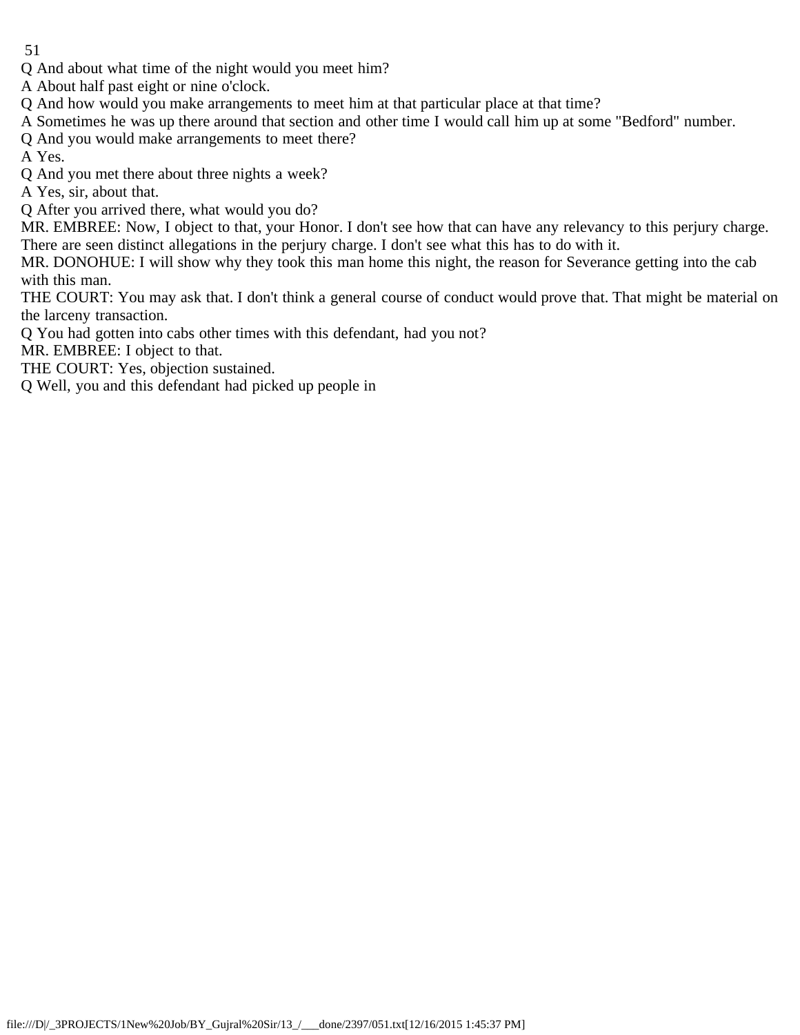Q And about what time of the night would you meet him?

A About half past eight or nine o'clock.

Q And how would you make arrangements to meet him at that particular place at that time?

A Sometimes he was up there around that section and other time I would call him up at some "Bedford" number.

Q And you would make arrangements to meet there?

A Yes.

Q And you met there about three nights a week?

A Yes, sir, about that.

Q After you arrived there, what would you do?

MR. EMBREE: Now, I object to that, your Honor. I don't see how that can have any relevancy to this perjury charge. There are seen distinct allegations in the perjury charge. I don't see what this has to do with it.

MR. DONOHUE: I will show why they took this man home this night, the reason for Severance getting into the cab with this man.

THE COURT: You may ask that. I don't think a general course of conduct would prove that. That might be material on the larceny transaction.

Q You had gotten into cabs other times with this defendant, had you not?

MR. EMBREE: I object to that.

THE COURT: Yes, objection sustained.

Q Well, you and this defendant had picked up people in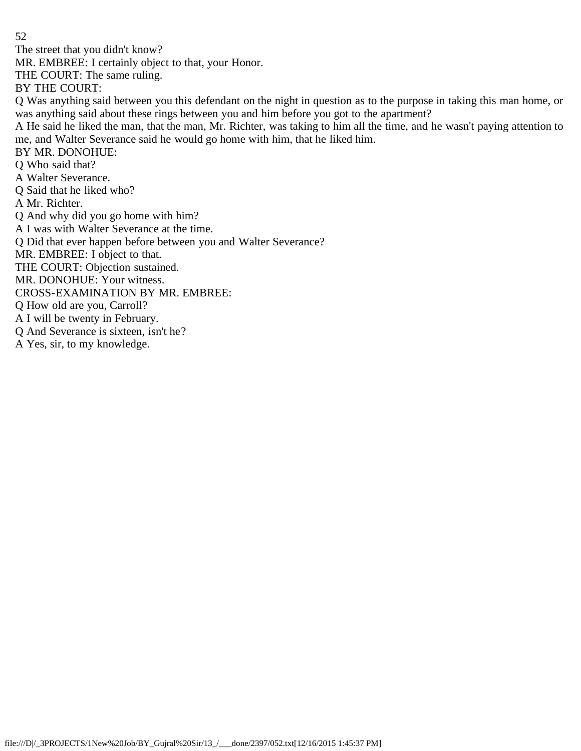The street that you didn't know?

MR. EMBREE: I certainly object to that, your Honor.

THE COURT: The same ruling.

BY THE COURT:

Q Was anything said between you this defendant on the night in question as to the purpose in taking this man home, or was anything said about these rings between you and him before you got to the apartment?

A He said he liked the man, that the man, Mr. Richter, was taking to him all the time, and he wasn't paying attention to me, and Walter Severance said he would go home with him, that he liked him.

BY MR. DONOHUE:

Q Who said that?

A Walter Severance.

Q Said that he liked who?

A Mr. Richter.

Q And why did you go home with him?

A I was with Walter Severance at the time.

Q Did that ever happen before between you and Walter Severance?

MR. EMBREE: I object to that.

THE COURT: Objection sustained.

MR. DONOHUE: Your witness.

CROSS-EXAMINATION BY MR. EMBREE:

Q How old are you, Carroll?

A I will be twenty in February.

Q And Severance is sixteen, isn't he?

A Yes, sir, to my knowledge.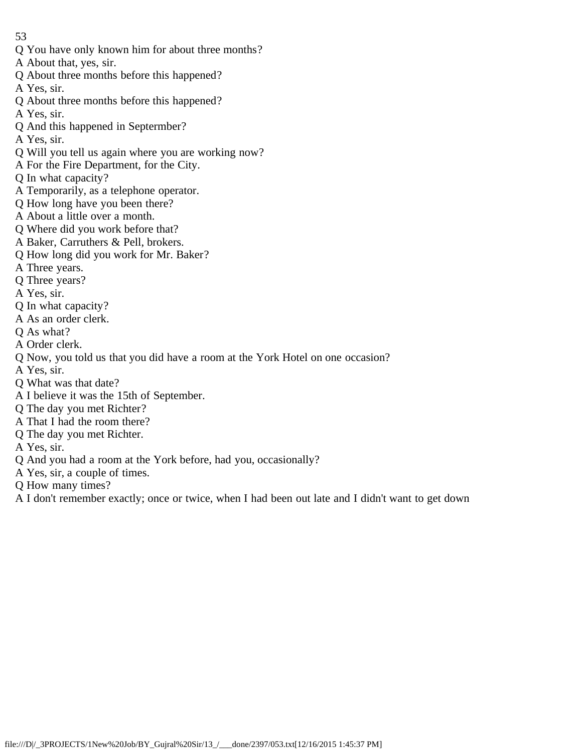Q You have only known him for about three months?

A About that, yes, sir.

Q About three months before this happened?

A Yes, sir.

Q About three months before this happened?

A Yes, sir.

Q And this happened in September?

A Yes, sir.

Q Will you tell us again where you are working now?

A For the Fire Department, for the City.

Q In what capacity?

A Temporarily, as a telephone operator.

Q How long have you been there?

A About a little over a month.

Q Where did you work before that?

A Baker, Carruthers & Pell, brokers.

Q How long did you work for Mr. Baker?

A Three years.

Q Three years?

A Yes, sir.

Q In what capacity?

A As an order clerk.

Q As what?

A Order clerk.

Q Now, you told us that you did have a room at the York Hotel on one occasion?

A Yes, sir.

Q What was that date?

A I believe it was the 15th of September.

Q The day you met Richter?

A That I had the room there?

Q The day you met Richter.

A Yes, sir.

Q And you had a room at the York before, had you, occasionally?

A Yes, sir, a couple of times.

Q How many times?

A I don't remember exactly; once or twice, when I had been out late and I didn't want to get down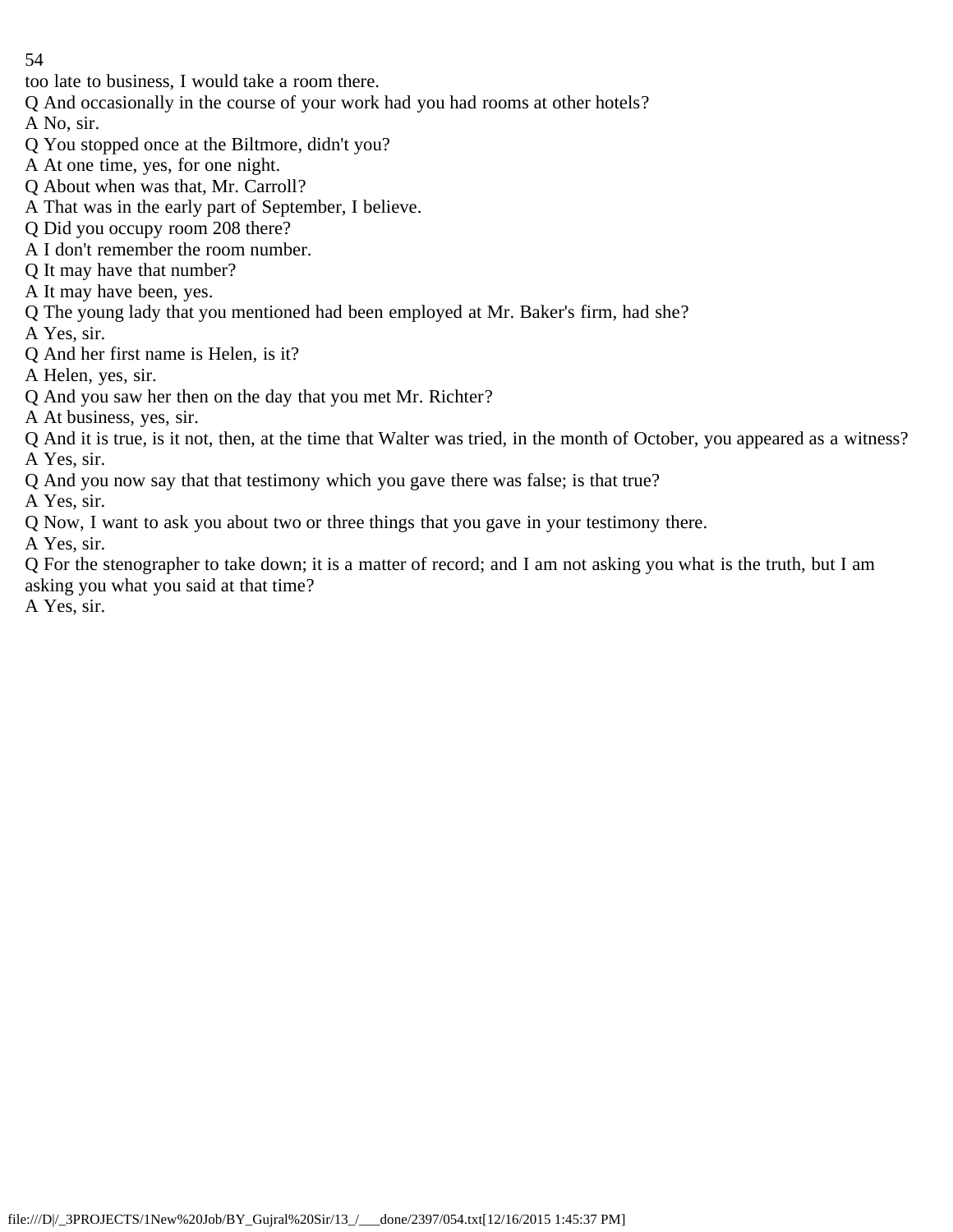too late to business, I would take a room there.

Q And occasionally in the course of your work had you had rooms at other hotels?

A No, sir.

Q You stopped once at the Biltmore, didn't you?

A At one time, yes, for one night.

Q About when was that, Mr. Carroll?

A That was in the early part of September, I believe.

Q Did you occupy room 208 there?

A I don't remember the room number.

Q It may have that number?

A It may have been, yes.

Q The young lady that you mentioned had been employed at Mr. Baker's firm, had she?

A Yes, sir.

Q And her first name is Helen, is it?

A Helen, yes, sir.

Q And you saw her then on the day that you met Mr. Richter?

A At business, yes, sir.

Q And it is true, is it not, then, at the time that Walter was tried, in the month of October, you appeared as a witness?

A Yes, sir.

Q And you now say that that testimony which you gave there was false; is that true?

A Yes, sir.

Q Now, I want to ask you about two or three things that you gave in your testimony there.

A Yes, sir.

Q For the stenographer to take down; it is a matter of record; and I am not asking you what is the truth, but I am asking you what you said at that time?

A Yes, sir.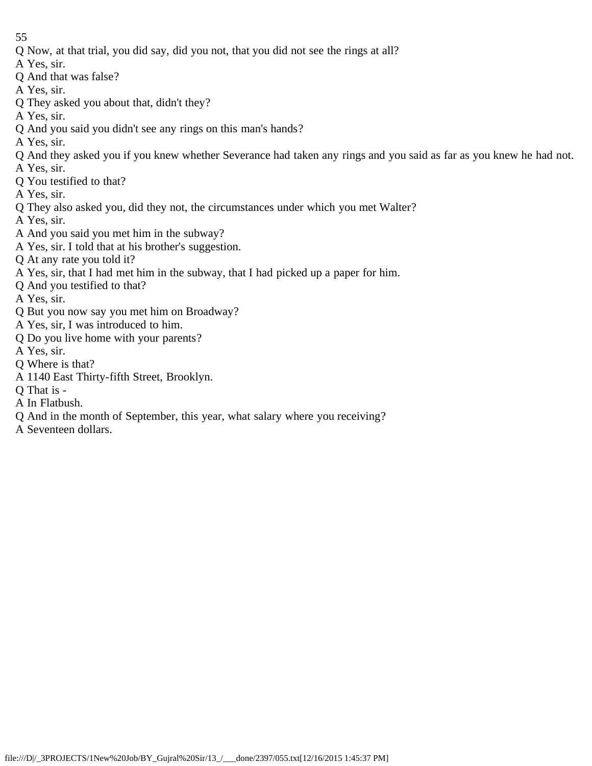Q Now, at that trial, you did say, did you not, that you did not see the rings at all?

A Yes, sir.

Q And that was false?

A Yes, sir.

Q They asked you about that, didn't they?

A Yes, sir.

Q And you said you didn't see any rings on this man's hands?

A Yes, sir.

Q And they asked you if you knew whether Severance had taken any rings and you said as far as you knew he had not.

A Yes, sir.

Q You testified to that?

A Yes, sir.

Q They also asked you, did they not, the circumstances under which you met Walter?

A Yes, sir.

A And you said you met him in the subway?

A Yes, sir. I told that at his brother's suggestion.

Q At any rate you told it?

A Yes, sir, that I had met him in the subway, that I had picked up a paper for him.

Q And you testified to that?

A Yes, sir.

Q But you now say you met him on Broadway?

A Yes, sir, I was introduced to him.

Q Do you live home with your parents?

A Yes, sir.

Q Where is that?

A 1140 East Thirty-fifth Street, Brooklyn.

Q That is -

A In Flatbush.

Q And in the month of September, this year, what salary where you receiving?

A Seventeen dollars.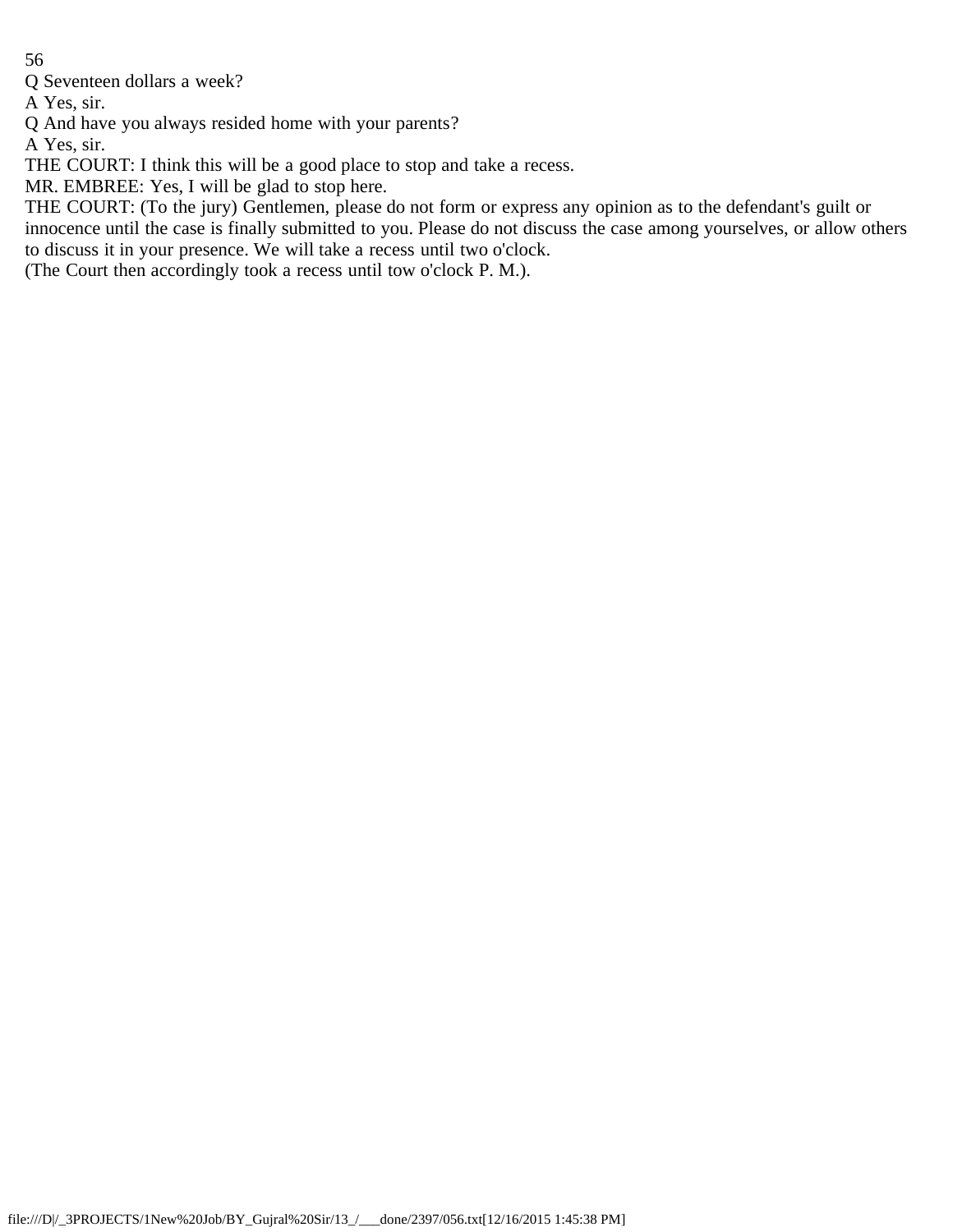Q Seventeen dollars a week?

A Yes, sir.

Q And have you always resided home with your parents?

A Yes, sir.

THE COURT: I think this will be a good place to stop and take a recess.

MR. EMBREE: Yes, I will be glad to stop here.

THE COURT: (To the jury) Gentlemen, please do not form or express any opinion as to the defendant's guilt or innocence until the case is finally submitted to you. Please do not discuss the case among yourselves, or allow others to discuss it in your presence. We will take a recess until two o'clock.

(The Court then accordingly took a recess until tow o'clock P. M.).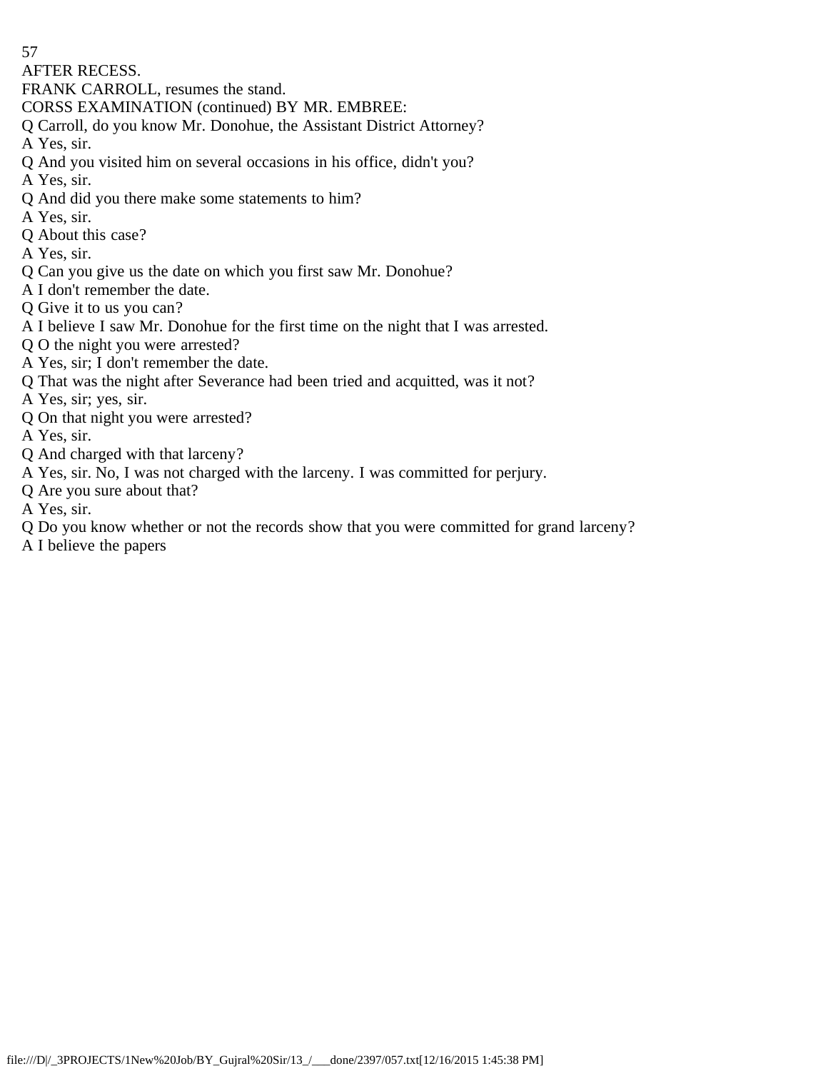AFTER RECESS.

FRANK CARROLL, resumes the stand.

CORSS EXAMINATION (continued) BY MR. EMBREE:

Q Carroll, do you know Mr. Donohue, the Assistant District Attorney?

A Yes, sir.

Q And you visited him on several occasions in his office, didn't you?

A Yes, sir.

Q And did you there make some statements to him?

A Yes, sir.

Q About this case?

A Yes, sir.

Q Can you give us the date on which you first saw Mr. Donohue?

A I don't remember the date.

Q Give it to us you can?

A I believe I saw Mr. Donohue for the first time on the night that I was arrested.

Q O the night you were arrested?

A Yes, sir; I don't remember the date.

Q That was the night after Severance had been tried and acquitted, was it not?

A Yes, sir; yes, sir.

Q On that night you were arrested?

A Yes, sir.

Q And charged with that larceny?

A Yes, sir. No, I was not charged with the larceny. I was committed for perjury.

Q Are you sure about that?

A Yes, sir.

Q Do you know whether or not the records show that you were committed for grand larceny?

A I believe the papers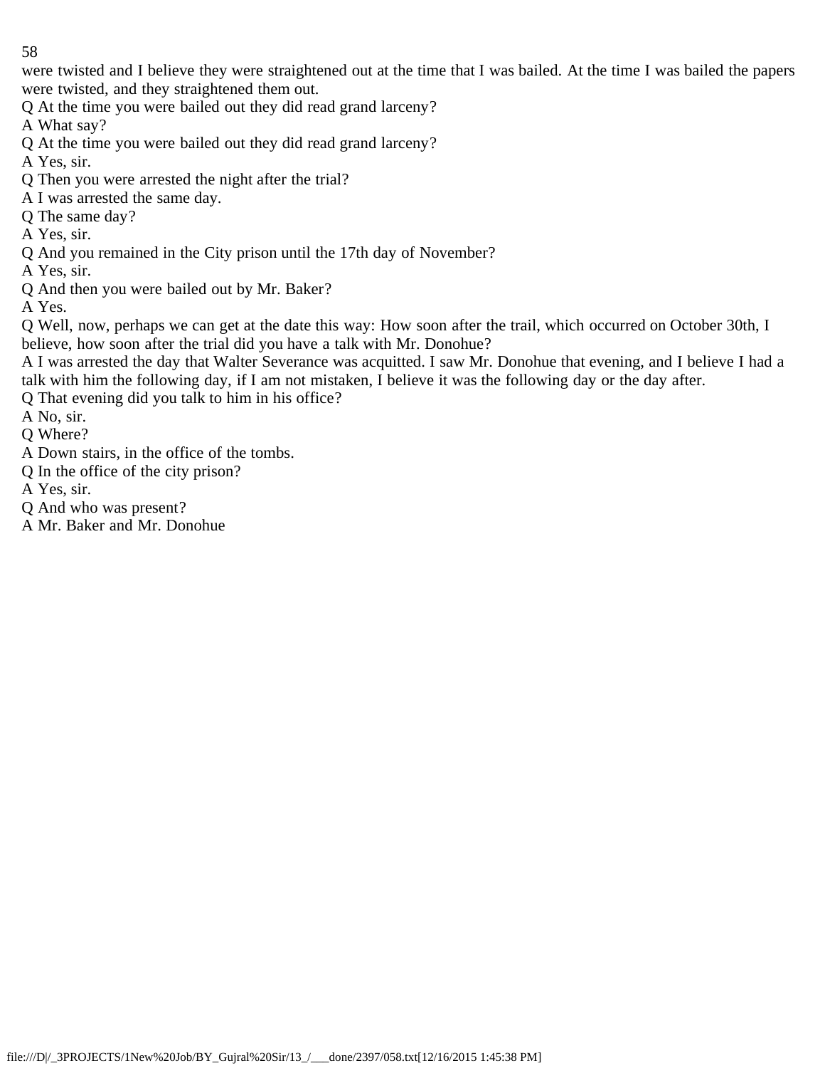were twisted and I believe they were straightened out at the time that I was bailed. At the time I was bailed the papers were twisted, and they straightened them out.

Q At the time you were bailed out they did read grand larceny?

A What say?

Q At the time you were bailed out they did read grand larceny?

A Yes, sir.

Q Then you were arrested the night after the trial?

A I was arrested the same day.

Q The same day?

A Yes, sir.

Q And you remained in the City prison until the 17th day of November?

A Yes, sir.

Q And then you were bailed out by Mr. Baker?

A Yes.

Q Well, now, perhaps we can get at the date this way: How soon after the trail, which occurred on October 30th, I believe, how soon after the trial did you have a talk with Mr. Donohue?

A I was arrested the day that Walter Severance was acquitted. I saw Mr. Donohue that evening, and I believe I had a talk with him the following day, if I am not mistaken, I believe it was the following day or the day after.

Q That evening did you talk to him in his office?

A No, sir.

Q Where?

A Down stairs, in the office of the tombs.

Q In the office of the city prison?

A Yes, sir.

Q And who was present?

A Mr. Baker and Mr. Donohue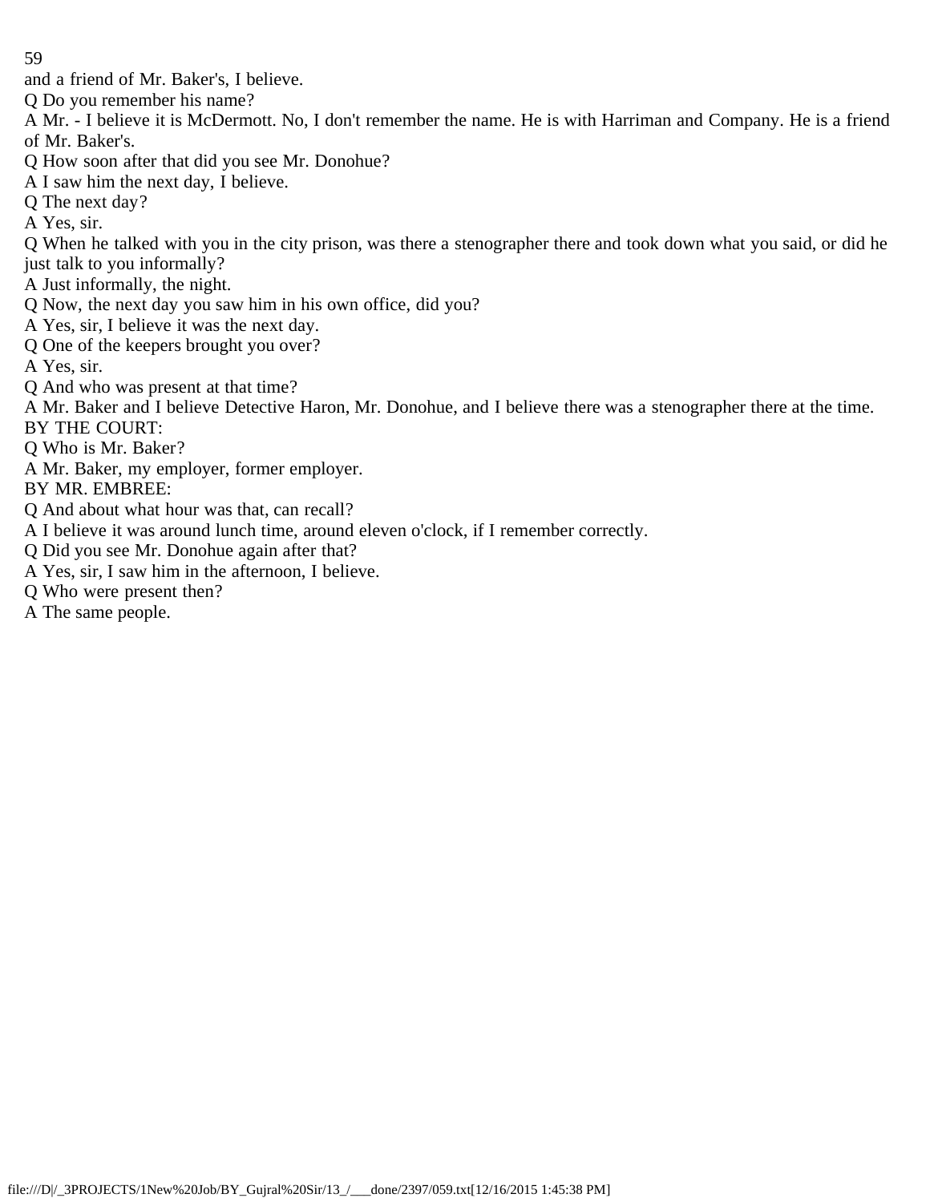and a friend of Mr. Baker's, I believe.

Q Do you remember his name?

A Mr. - I believe it is McDermott. No, I don't remember the name. He is with Harriman and Company. He is a friend of Mr. Baker's.

Q How soon after that did you see Mr. Donohue?

A I saw him the next day, I believe.

Q The next day?

A Yes, sir.

Q When he talked with you in the city prison, was there a stenographer there and took down what you said, or did he just talk to you informally?

A Just informally, the night.

Q Now, the next day you saw him in his own office, did you?

A Yes, sir, I believe it was the next day.

Q One of the keepers brought you over?

A Yes, sir.

Q And who was present at that time?

A Mr. Baker and I believe Detective Haron, Mr. Donohue, and I believe there was a stenographer there at the time.

BY THE COURT:

Q Who is Mr. Baker?

A Mr. Baker, my employer, former employer.

BY MR. EMBREE:

Q And about what hour was that, can recall?

A I believe it was around lunch time, around eleven o'clock, if I remember correctly.

Q Did you see Mr. Donohue again after that?

A Yes, sir, I saw him in the afternoon, I believe.

Q Who were present then?

A The same people.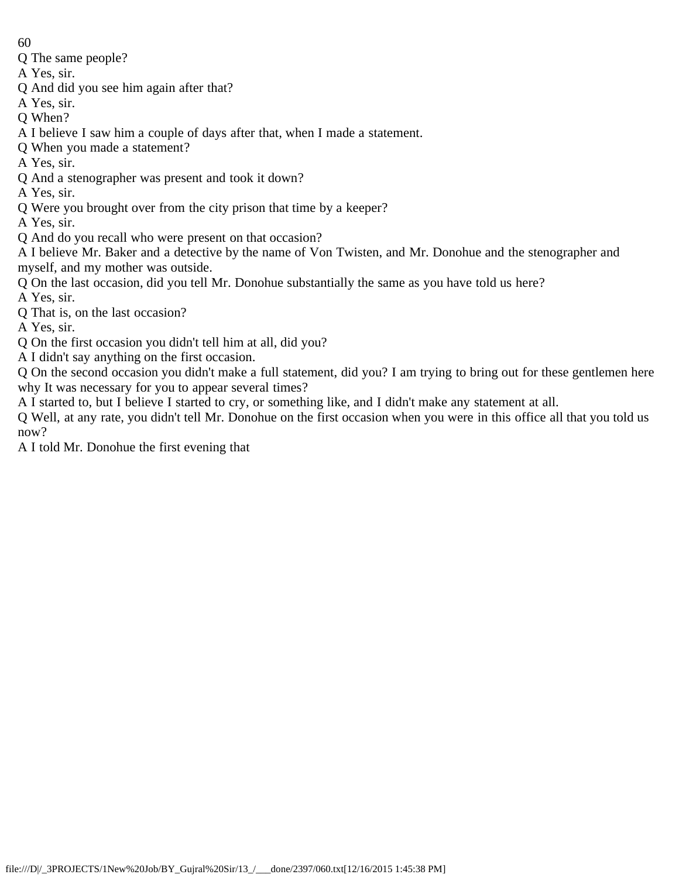Q The same people?

A Yes, sir.

Q And did you see him again after that?

A Yes, sir.

Q When?

A I believe I saw him a couple of days after that, when I made a statement.

Q When you made a statement?

A Yes, sir.

Q And a stenographer was present and took it down?

A Yes, sir.

Q Were you brought over from the city prison that time by a keeper?

A Yes, sir.

Q And do you recall who were present on that occasion?

A I believe Mr. Baker and a detective by the name of Von Twisten, and Mr. Donohue and the stenographer and myself, and my mother was outside.

Q On the last occasion, did you tell Mr. Donohue substantially the same as you have told us here?

A Yes, sir.

Q That is, on the last occasion?

A Yes, sir.

Q On the first occasion you didn't tell him at all, did you?

A I didn't say anything on the first occasion.

Q On the second occasion you didn't make a full statement, did you? I am trying to bring out for these gentlemen here why It was necessary for you to appear several times?

A I started to, but I believe I started to cry, or something like, and I didn't make any statement at all.

Q Well, at any rate, you didn't tell Mr. Donohue on the first occasion when you were in this office all that you told us now?

A I told Mr. Donohue the first evening that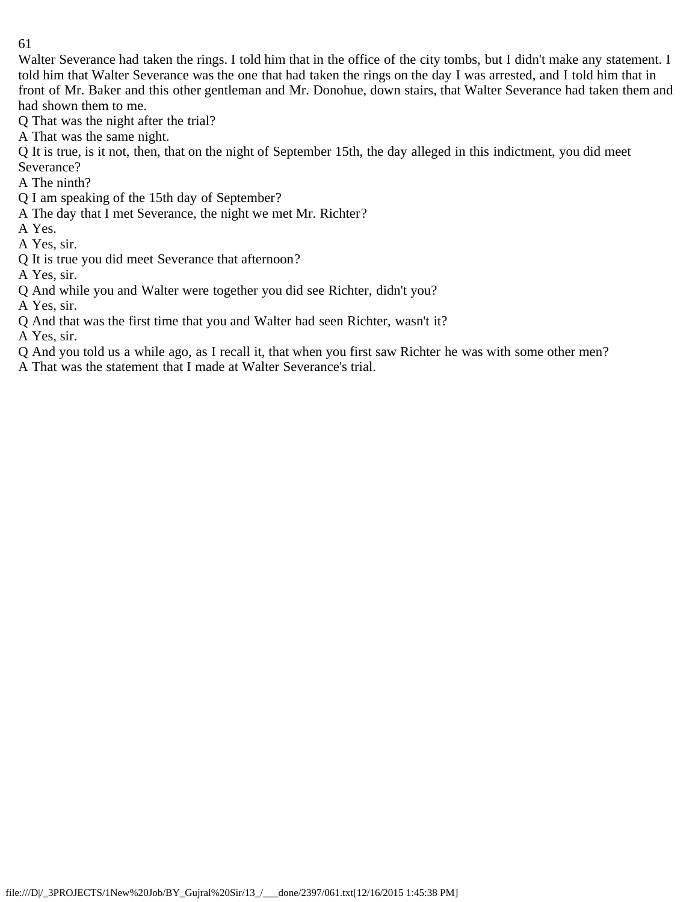Walter Severance had taken the rings. I told him that in the office of the city tombs, but I didn't make any statement. I told him that Walter Severance was the one that had taken the rings on the day I was arrested, and I told him that in front of Mr. Baker and this other gentleman and Mr. Donohue, down stairs, that Walter Severance had taken them and had shown them to me.

Q That was the night after the trial?

A That was the same night.

Q It is true, is it not, then, that on the night of September 15th, the day alleged in this indictment, you did meet Severance?

A The ninth?

Q I am speaking of the 15th day of September?

A The day that I met Severance, the night we met Mr. Richter?

A Yes.

A Yes, sir.

Q It is true you did meet Severance that afternoon?

A Yes, sir.

Q And while you and Walter were together you did see Richter, didn't you?

A Yes, sir.

Q And that was the first time that you and Walter had seen Richter, wasn't it?

A Yes, sir.

Q And you told us a while ago, as I recall it, that when you first saw Richter he was with some other men?

A That was the statement that I made at Walter Severance's trial.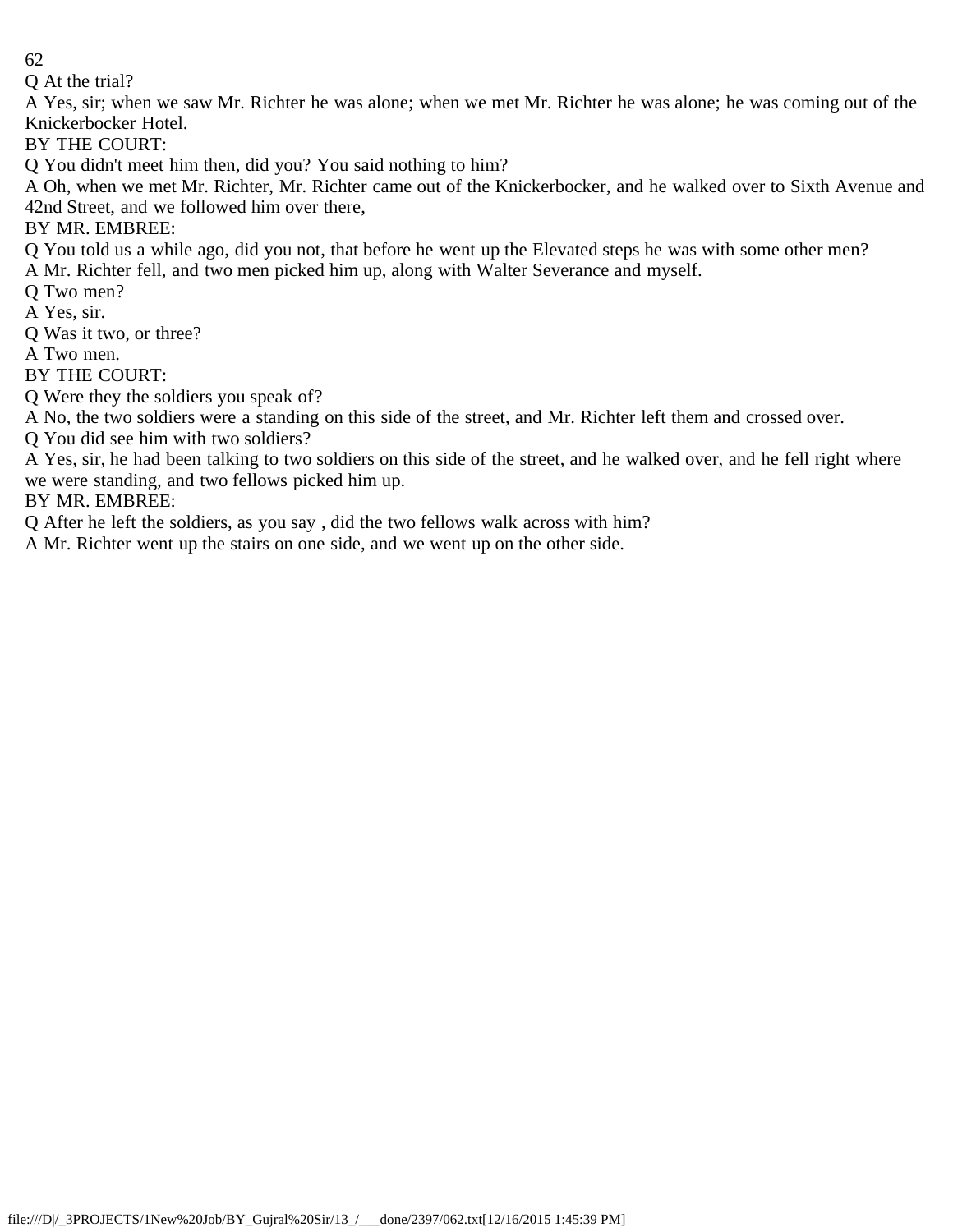Q At the trial?

A Yes, sir; when we saw Mr. Richter he was alone; when we met Mr. Richter he was alone; he was coming out of the Knickerbocker Hotel.

BY THE COURT:

Q You didn't meet him then, did you? You said nothing to him?

A Oh, when we met Mr. Richter, Mr. Richter came out of the Knickerbocker, and he walked over to Sixth Avenue and 42nd Street, and we followed him over there,

BY MR. EMBREE:

Q You told us a while ago, did you not, that before he went up the Elevated steps he was with some other men?

A Mr. Richter fell, and two men picked him up, along with Walter Severance and myself.

Q Two men?

A Yes, sir.

Q Was it two, or three?

A Two men.

BY THE COURT:

Q Were they the soldiers you speak of?

A No, the two soldiers were a standing on this side of the street, and Mr. Richter left them and crossed over.

Q You did see him with two soldiers?

A Yes, sir, he had been talking to two soldiers on this side of the street, and he walked over, and he fell right where we were standing, and two fellows picked him up.

BY MR. EMBREE:

Q After he left the soldiers, as you say , did the two fellows walk across with him?

A Mr. Richter went up the stairs on one side, and we went up on the other side.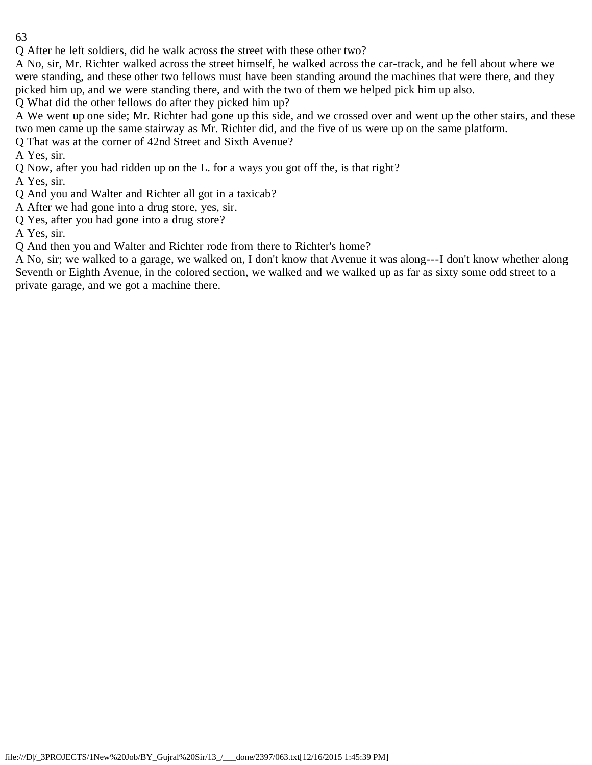Q After he left soldiers, did he walk across the street with these other two?

A No, sir, Mr. Richter walked across the street himself, he walked across the car-track, and he fell about where we were standing, and these other two fellows must have been standing around the machines that were there, and they picked him up, and we were standing there, and with the two of them we helped pick him up also.

Q What did the other fellows do after they picked him up?

A We went up one side; Mr. Richter had gone up this side, and we crossed over and went up the other stairs, and these two men came up the same stairway as Mr. Richter did, and the five of us were up on the same platform.

Q That was at the corner of 42nd Street and Sixth Avenue?

A Yes, sir.

Q Now, after you had ridden up on the L. for a ways you got off the, is that right?

A Yes, sir.

Q And you and Walter and Richter all got in a taxicab?

A After we had gone into a drug store, yes, sir.

Q Yes, after you had gone into a drug store?

A Yes, sir.

Q And then you and Walter and Richter rode from there to Richter's home?

A No, sir; we walked to a garage, we walked on, I don't know that Avenue it was along---I don't know whether along Seventh or Eighth Avenue, in the colored section, we walked and we walked up as far as sixty some odd street to a private garage, and we got a machine there.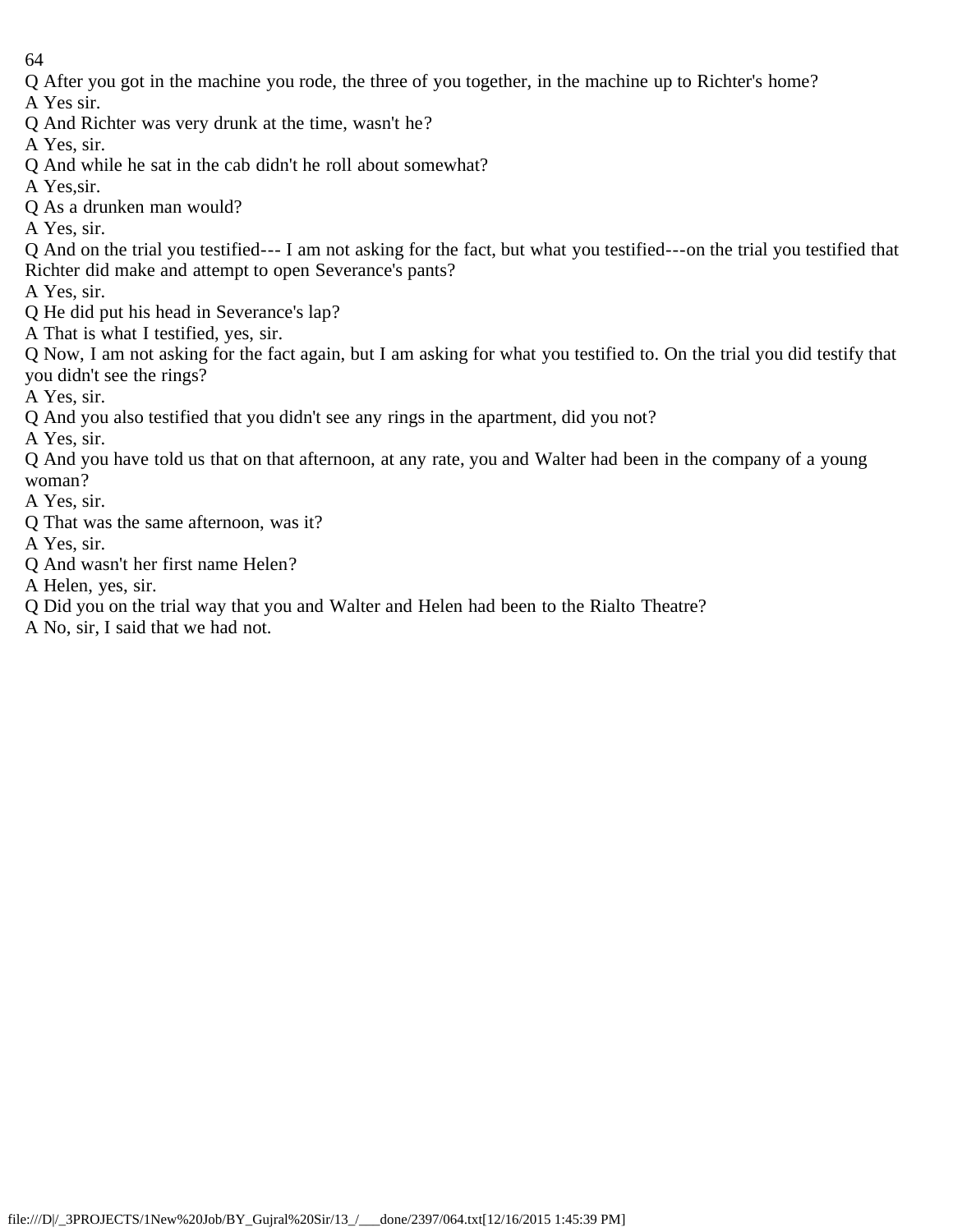Q After you got in the machine you rode, the three of you together, in the machine up to Richter's home?

A Yes sir.

Q And Richter was very drunk at the time, wasn't he?

A Yes, sir.

Q And while he sat in the cab didn't he roll about somewhat?

A Yes,sir.

Q As a drunken man would?

A Yes, sir.

Q And on the trial you testified--- I am not asking for the fact, but what you testified---on the trial you testified that Richter did make and attempt to open Severance's pants?

A Yes, sir.

Q He did put his head in Severance's lap?

A That is what I testified, yes, sir.

Q Now, I am not asking for the fact again, but I am asking for what you testified to. On the trial you did testify that you didn't see the rings?

A Yes, sir.

Q And you also testified that you didn't see any rings in the apartment, did you not?

A Yes, sir.

Q And you have told us that on that afternoon, at any rate, you and Walter had been in the company of a young woman?

A Yes, sir.

Q That was the same afternoon, was it?

A Yes, sir.

Q And wasn't her first name Helen?

A Helen, yes, sir.

Q Did you on the trial way that you and Walter and Helen had been to the Rialto Theatre?

A No, sir, I said that we had not.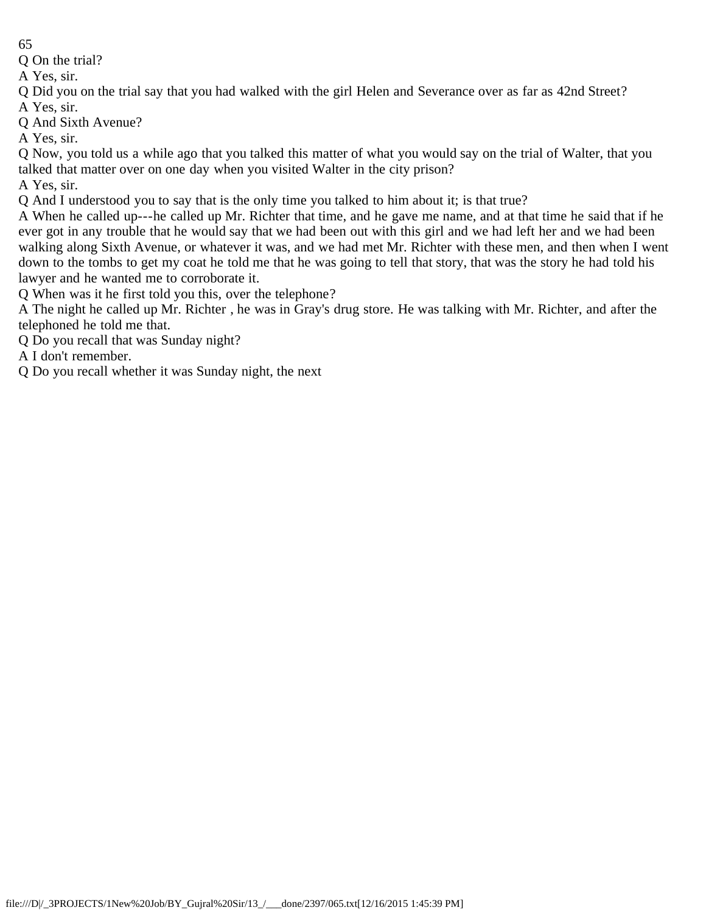Q On the trial?

A Yes, sir.

Q Did you on the trial say that you had walked with the girl Helen and Severance over as far as 42nd Street?

A Yes, sir.

Q And Sixth Avenue?

A Yes, sir.

Q Now, you told us a while ago that you talked this matter of what you would say on the trial of Walter, that you talked that matter over on one day when you visited Walter in the city prison?

A Yes, sir.

Q And I understood you to say that is the only time you talked to him about it; is that true?

A When he called up---he called up Mr. Richter that time, and he gave me name, and at that time he said that if he ever got in any trouble that he would say that we had been out with this girl and we had left her and we had been walking along Sixth Avenue, or whatever it was, and we had met Mr. Richter with these men, and then when I went down to the tombs to get my coat he told me that he was going to tell that story, that was the story he had told his lawyer and he wanted me to corroborate it.

Q When was it he first told you this, over the telephone?

A The night he called up Mr. Richter , he was in Gray's drug store. He was talking with Mr. Richter, and after the telephoned he told me that.

Q Do you recall that was Sunday night?

A I don't remember.

Q Do you recall whether it was Sunday night, the next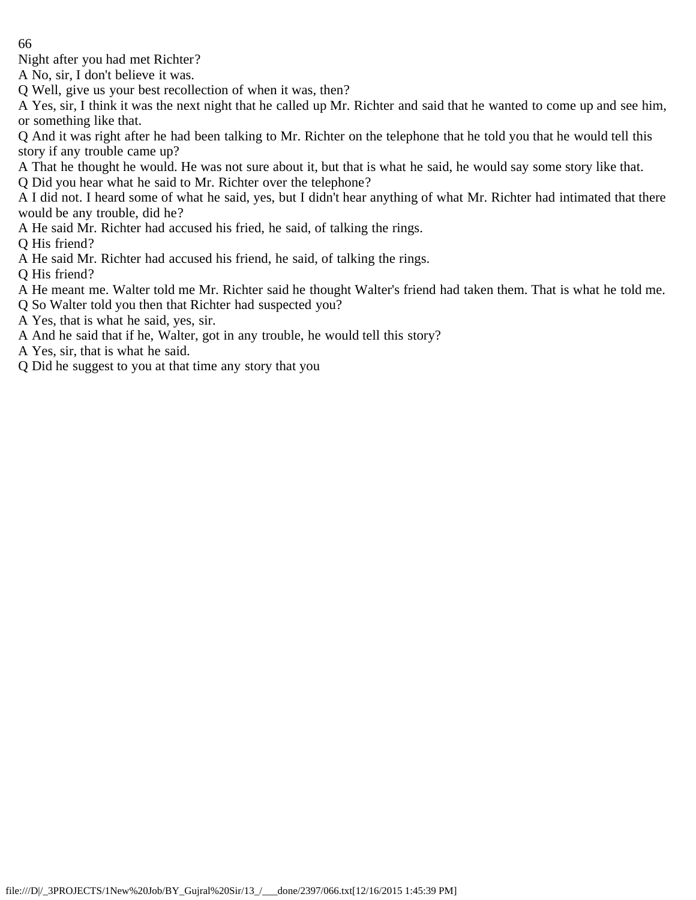Night after you had met Richter?

A No, sir, I don't believe it was.

Q Well, give us your best recollection of when it was, then?

A Yes, sir, I think it was the next night that he called up Mr. Richter and said that he wanted to come up and see him, or something like that.

Q And it was right after he had been talking to Mr. Richter on the telephone that he told you that he would tell this story if any trouble came up?

A That he thought he would. He was not sure about it, but that is what he said, he would say some story like that.

Q Did you hear what he said to Mr. Richter over the telephone?

A I did not. I heard some of what he said, yes, but I didn't hear anything of what Mr. Richter had intimated that there would be any trouble, did he?

A He said Mr. Richter had accused his fried, he said, of talking the rings.

Q His friend?

A He said Mr. Richter had accused his friend, he said, of talking the rings.

Q His friend?

A He meant me. Walter told me Mr. Richter said he thought Walter's friend had taken them. That is what he told me.

Q So Walter told you then that Richter had suspected you?

A Yes, that is what he said, yes, sir.

A And he said that if he, Walter, got in any trouble, he would tell this story?

A Yes, sir, that is what he said.

Q Did he suggest to you at that time any story that you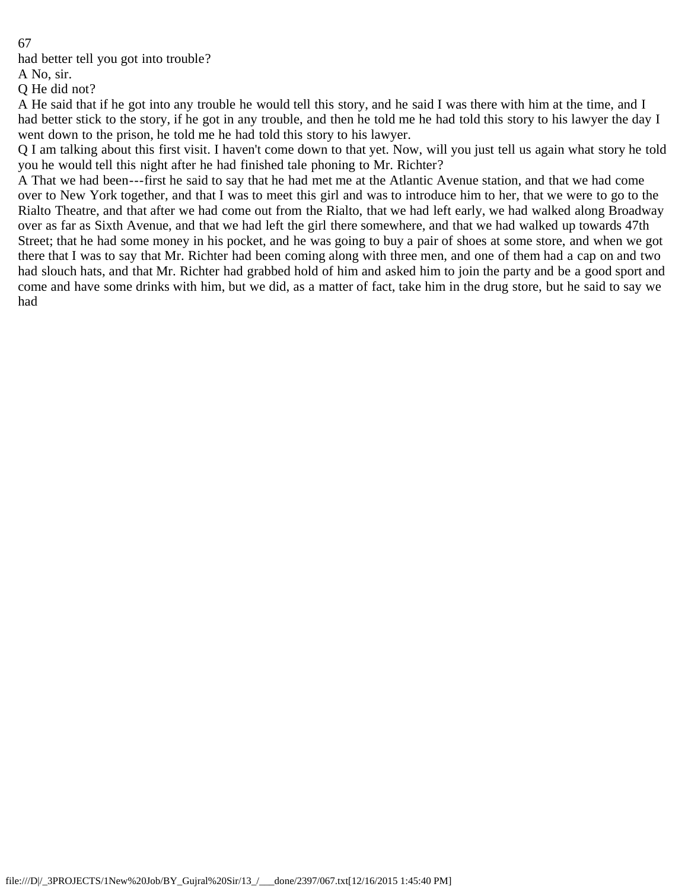had better tell you got into trouble?

A No, sir.

Q He did not?

A He said that if he got into any trouble he would tell this story, and he said I was there with him at the time, and I had better stick to the story, if he got in any trouble, and then he told me he had told this story to his lawyer the day I went down to the prison, he told me he had told this story to his lawyer.

Q I am talking about this first visit. I haven't come down to that yet. Now, will you just tell us again what story he told you he would tell this night after he had finished tale phoning to Mr. Richter?

A That we had been---first he said to say that he had met me at the Atlantic Avenue station, and that we had come over to New York together, and that I was to meet this girl and was to introduce him to her, that we were to go to the Rialto Theatre, and that after we had come out from the Rialto, that we had left early, we had walked along Broadway over as far as Sixth Avenue, and that we had left the girl there somewhere, and that we had walked up towards 47th Street; that he had some money in his pocket, and he was going to buy a pair of shoes at some store, and when we got there that I was to say that Mr. Richter had been coming along with three men, and one of them had a cap on and two had slouch hats, and that Mr. Richter had grabbed hold of him and asked him to join the party and be a good sport and come and have some drinks with him, but we did, as a matter of fact, take him in the drug store, but he said to say we had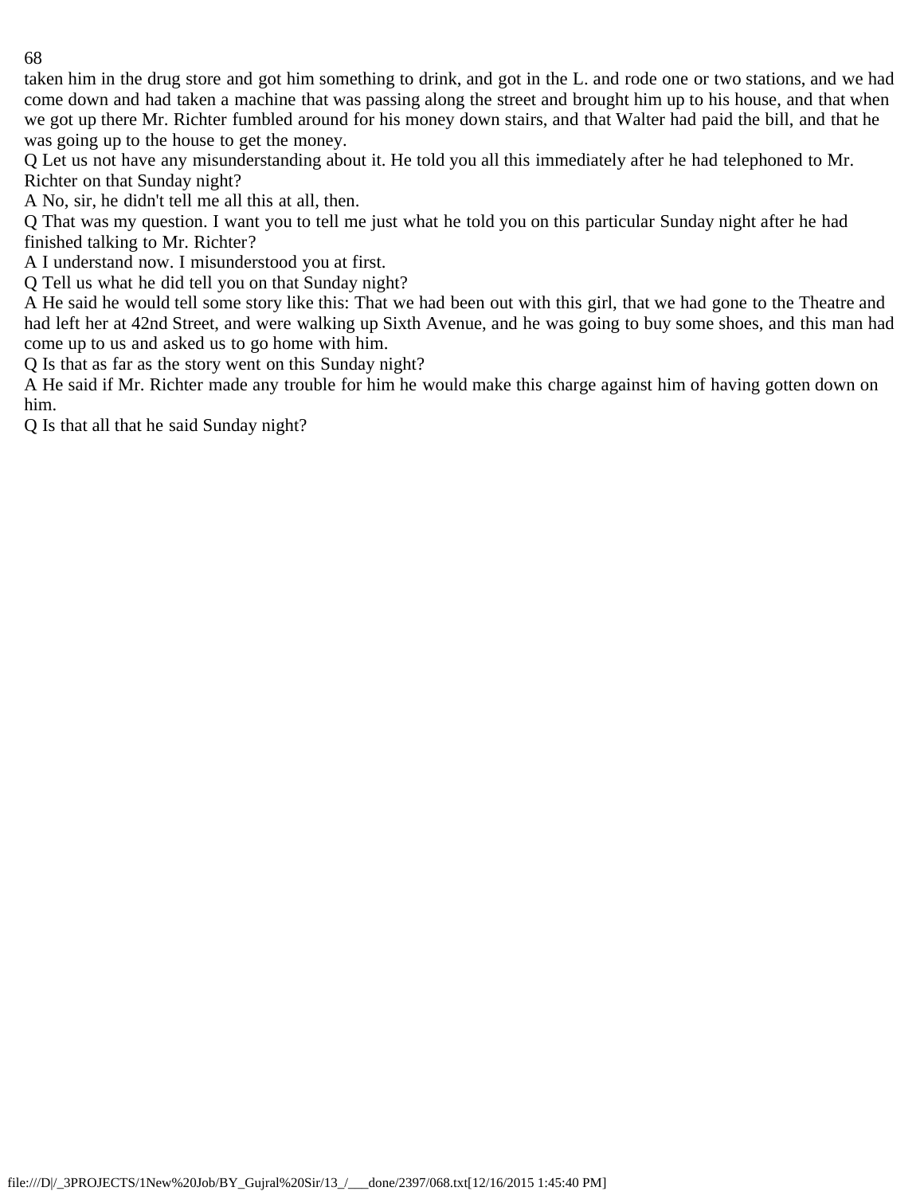taken him in the drug store and got him something to drink, and got in the L. and rode one or two stations, and we had come down and had taken a machine that was passing along the street and brought him up to his house, and that when we got up there Mr. Richter fumbled around for his money down stairs, and that Walter had paid the bill, and that he was going up to the house to get the money.

Q Let us not have any misunderstanding about it. He told you all this immediately after he had telephoned to Mr. Richter on that Sunday night?

A No, sir, he didn't tell me all this at all, then.

Q That was my question. I want you to tell me just what he told you on this particular Sunday night after he had finished talking to Mr. Richter?

A I understand now. I misunderstood you at first.

Q Tell us what he did tell you on that Sunday night?

A He said he would tell some story like this: That we had been out with this girl, that we had gone to the Theatre and had left her at 42nd Street, and were walking up Sixth Avenue, and he was going to buy some shoes, and this man had come up to us and asked us to go home with him.

Q Is that as far as the story went on this Sunday night?

A He said if Mr. Richter made any trouble for him he would make this charge against him of having gotten down on him.

Q Is that all that he said Sunday night?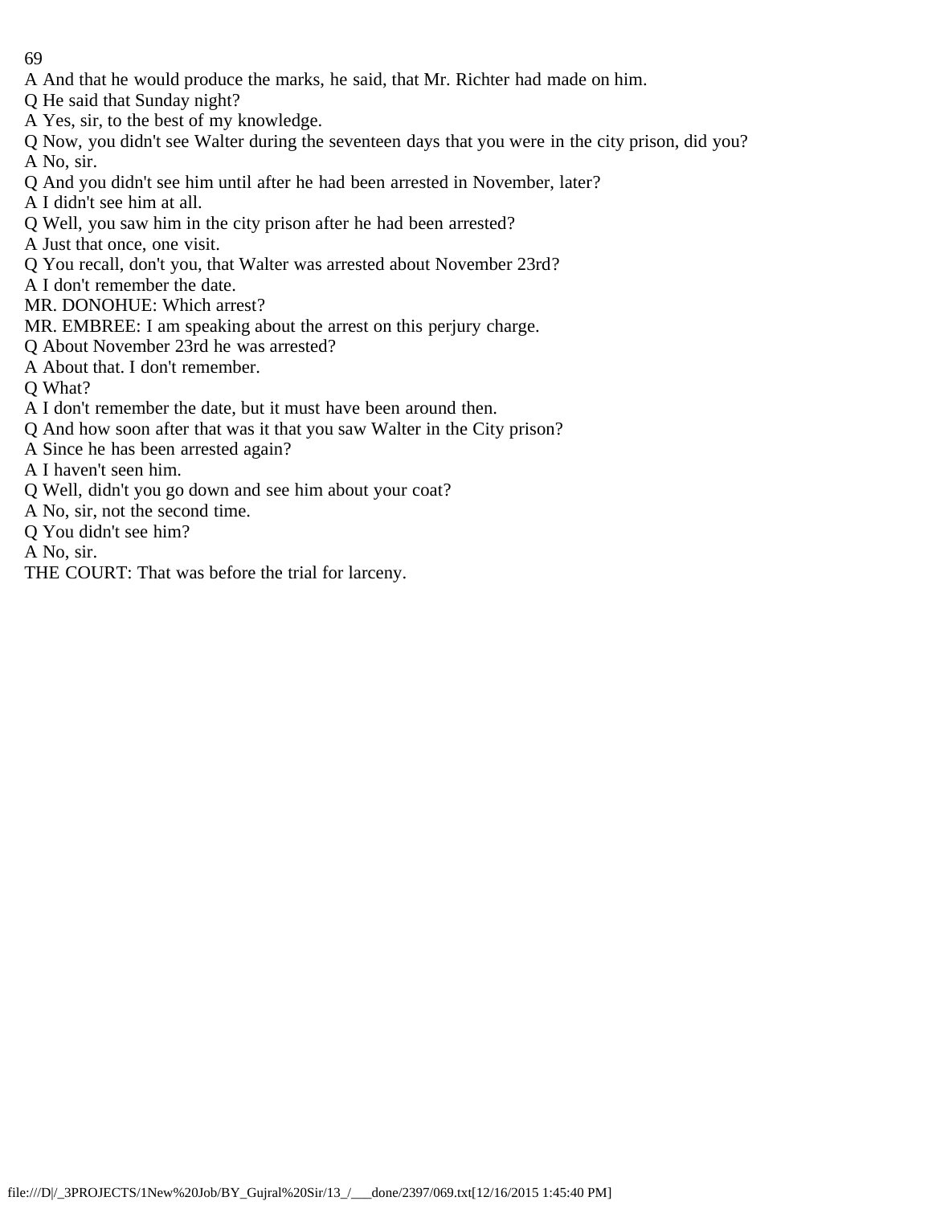A And that he would produce the marks, he said, that Mr. Richter had made on him.

Q He said that Sunday night?

A Yes, sir, to the best of my knowledge.

Q Now, you didn't see Walter during the seventeen days that you were in the city prison, did you?

A No, sir.

Q And you didn't see him until after he had been arrested in November, later?

A I didn't see him at all.

Q Well, you saw him in the city prison after he had been arrested?

A Just that once, one visit.

Q You recall, don't you, that Walter was arrested about November 23rd?

A I don't remember the date.

MR. DONOHUE: Which arrest?

MR. EMBREE: I am speaking about the arrest on this perjury charge.

Q About November 23rd he was arrested?

A About that. I don't remember.

Q What?

A I don't remember the date, but it must have been around then.

Q And how soon after that was it that you saw Walter in the City prison?

A Since he has been arrested again?

A I haven't seen him.

Q Well, didn't you go down and see him about your coat?

A No, sir, not the second time.

Q You didn't see him?

A No, sir.

THE COURT: That was before the trial for larceny.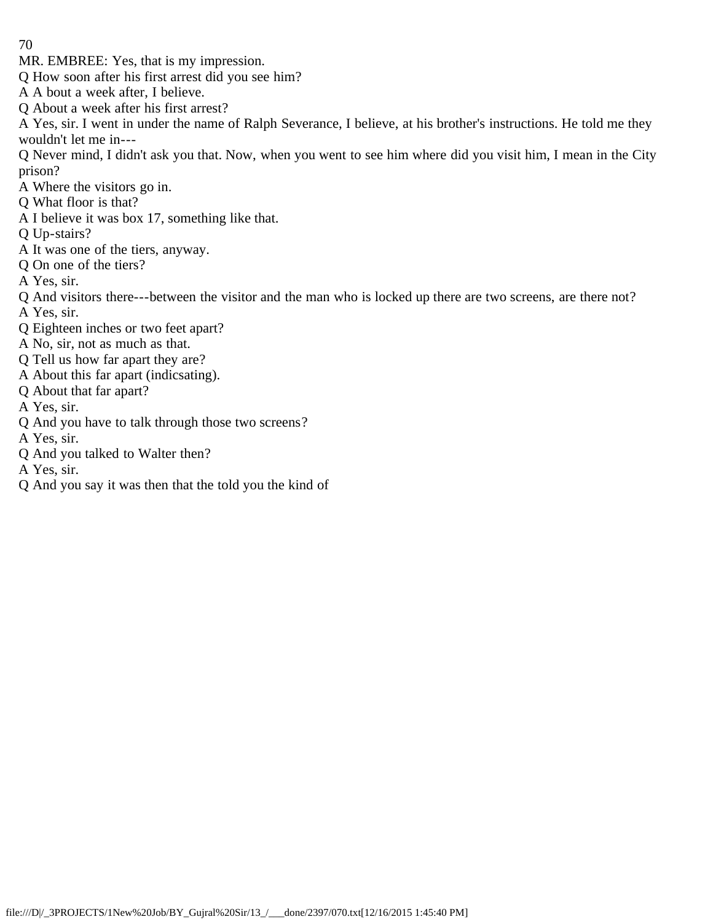MR. EMBREE: Yes, that is my impression.

Q How soon after his first arrest did you see him?

A A bout a week after, I believe.

Q About a week after his first arrest?

A Yes, sir. I went in under the name of Ralph Severance, I believe, at his brother's instructions. He told me they wouldn't let me in---

Q Never mind, I didn't ask you that. Now, when you went to see him where did you visit him, I mean in the City prison?

A Where the visitors go in.

Q What floor is that?

A I believe it was box 17, something like that.

Q Up-stairs?

A It was one of the tiers, anyway.

Q On one of the tiers?

A Yes, sir.

Q And visitors there---between the visitor and the man who is locked up there are two screens, are there not?

A Yes, sir.

Q Eighteen inches or two feet apart?

A No, sir, not as much as that.

Q Tell us how far apart they are?

A About this far apart (indicsating).

Q About that far apart?

A Yes, sir.

Q And you have to talk through those two screens?

A Yes, sir.

Q And you talked to Walter then?

A Yes, sir.

Q And you say it was then that the told you the kind of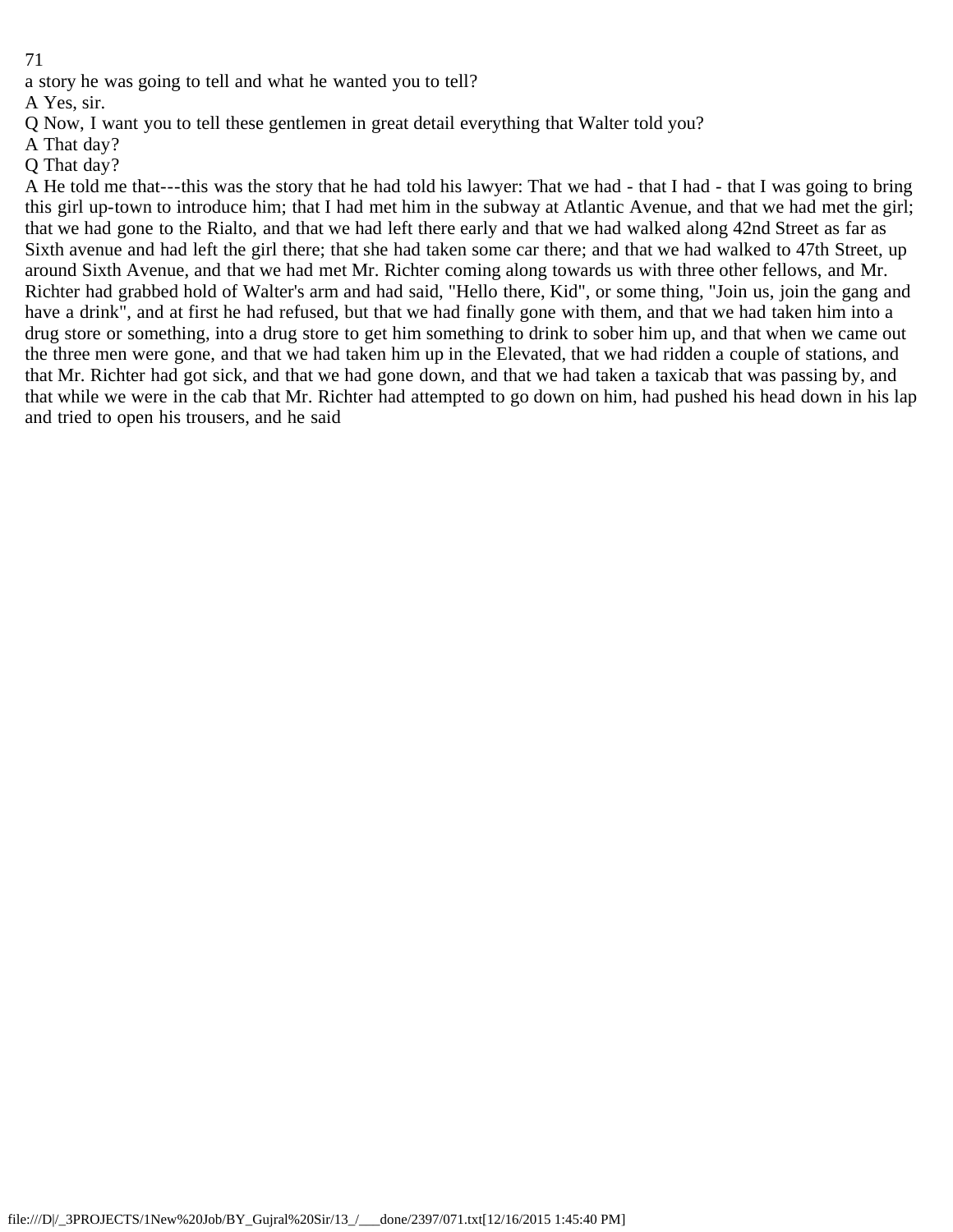a story he was going to tell and what he wanted you to tell?

A Yes, sir.

Q Now, I want you to tell these gentlemen in great detail everything that Walter told you?

A That day?

Q That day?

A He told me that---this was the story that he had told his lawyer: That we had - that I had - that I was going to bring this girl up-town to introduce him; that I had met him in the subway at Atlantic Avenue, and that we had met the girl; that we had gone to the Rialto, and that we had left there early and that we had walked along 42nd Street as far as Sixth avenue and had left the girl there; that she had taken some car there; and that we had walked to 47th Street, up around Sixth Avenue, and that we had met Mr. Richter coming along towards us with three other fellows, and Mr. Richter had grabbed hold of Walter's arm and had said, "Hello there, Kid", or some thing, "Join us, join the gang and have a drink", and at first he had refused, but that we had finally gone with them, and that we had taken him into a drug store or something, into a drug store to get him something to drink to sober him up, and that when we came out the three men were gone, and that we had taken him up in the Elevated, that we had ridden a couple of stations, and that Mr. Richter had got sick, and that we had gone down, and that we had taken a taxicab that was passing by, and that while we were in the cab that Mr. Richter had attempted to go down on him, had pushed his head down in his lap and tried to open his trousers, and he said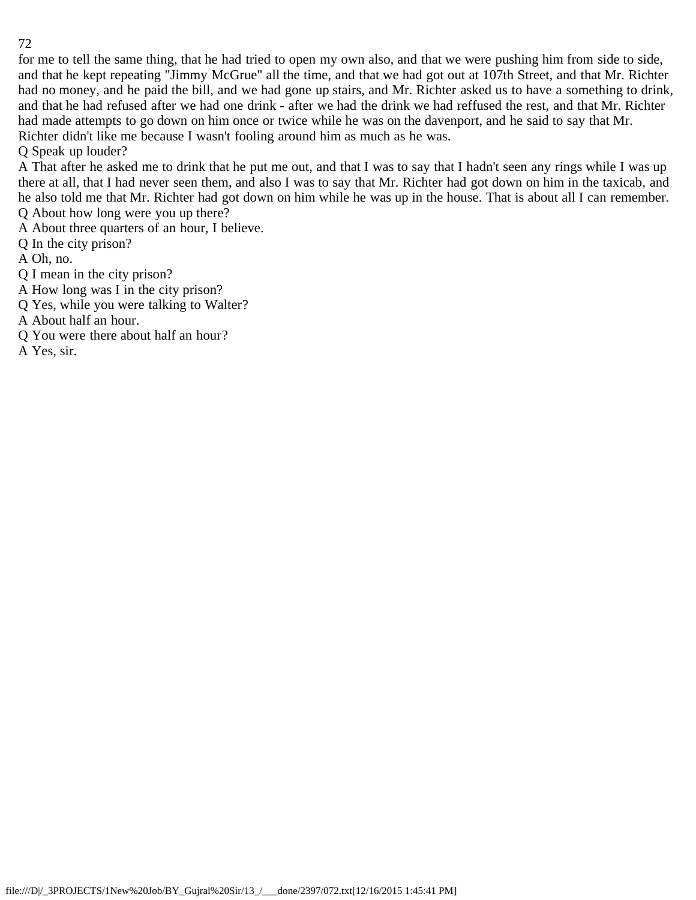for me to tell the same thing, that he had tried to open my own also, and that we were pushing him from side to side, and that he kept repeating "Jimmy McGrue" all the time, and that we had got out at 107th Street, and that Mr. Richter had no money, and he paid the bill, and we had gone up stairs, and Mr. Richter asked us to have a something to drink, and that he had refused after we had one drink - after we had the drink we had reffused the rest, and that Mr. Richter had made attempts to go down on him once or twice while he was on the davenport, and he said to say that Mr. Richter didn't like me because I wasn't fooling around him as much as he was.

Q Speak up louder?

A That after he asked me to drink that he put me out, and that I was to say that I hadn't seen any rings while I was up there at all, that I had never seen them, and also I was to say that Mr. Richter had got down on him in the taxicab, and he also told me that Mr. Richter had got down on him while he was up in the house. That is about all I can remember.

Q About how long were you up there?

A About three quarters of an hour, I believe.

Q In the city prison?

A Oh, no.

Q I mean in the city prison?

A How long was I in the city prison?

Q Yes, while you were talking to Walter?

A About half an hour.

Q You were there about half an hour?

A Yes, sir.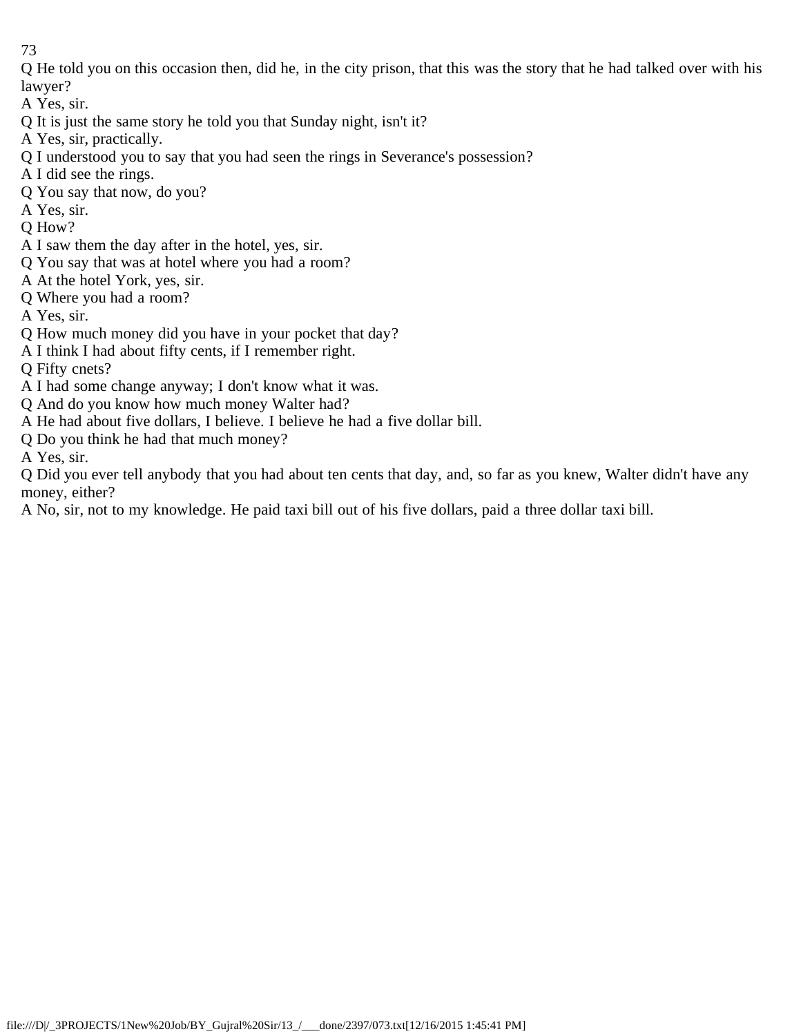Q He told you on this occasion then, did he, in the city prison, that this was the story that he had talked over with his lawyer?

A Yes, sir.

Q It is just the same story he told you that Sunday night, isn't it?

A Yes, sir, practically.

Q I understood you to say that you had seen the rings in Severance's possession?

A I did see the rings.

Q You say that now, do you?

A Yes, sir.

Q How?

A I saw them the day after in the hotel, yes, sir.

Q You say that was at hotel where you had a room?

A At the hotel York, yes, sir.

Q Where you had a room?

A Yes, sir.

Q How much money did you have in your pocket that day?

A I think I had about fifty cents, if I remember right.

Q Fifty cnets?

A I had some change anyway; I don't know what it was.

Q And do you know how much money Walter had?

A He had about five dollars, I believe. I believe he had a five dollar bill.

Q Do you think he had that much money?

A Yes, sir.

Q Did you ever tell anybody that you had about ten cents that day, and, so far as you knew, Walter didn't have any money, either?

A No, sir, not to my knowledge. He paid taxi bill out of his five dollars, paid a three dollar taxi bill.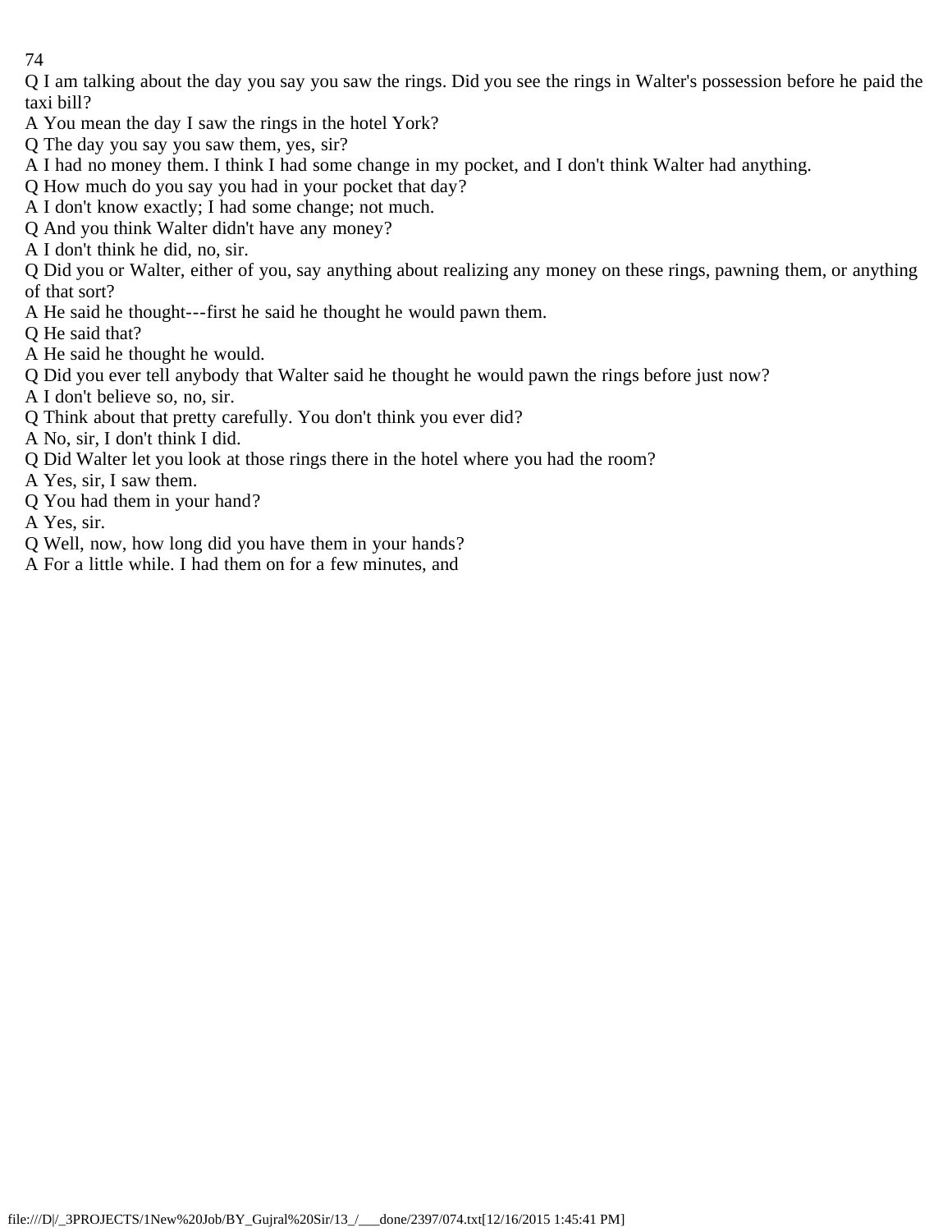Q I am talking about the day you say you saw the rings. Did you see the rings in Walter's possession before he paid the taxi bill?

A You mean the day I saw the rings in the hotel York?

Q The day you say you saw them, yes, sir?

A I had no money them. I think I had some change in my pocket, and I don't think Walter had anything.

Q How much do you say you had in your pocket that day?

A I don't know exactly; I had some change; not much.

Q And you think Walter didn't have any money?

A I don't think he did, no, sir.

Q Did you or Walter, either of you, say anything about realizing any money on these rings, pawning them, or anything of that sort?

A He said he thought---first he said he thought he would pawn them.

Q He said that?

A He said he thought he would.

Q Did you ever tell anybody that Walter said he thought he would pawn the rings before just now?

A I don't believe so, no, sir.

Q Think about that pretty carefully. You don't think you ever did?

A No, sir, I don't think I did.

Q Did Walter let you look at those rings there in the hotel where you had the room?

A Yes, sir, I saw them.

Q You had them in your hand?

A Yes, sir.

Q Well, now, how long did you have them in your hands?

A For a little while. I had them on for a few minutes, and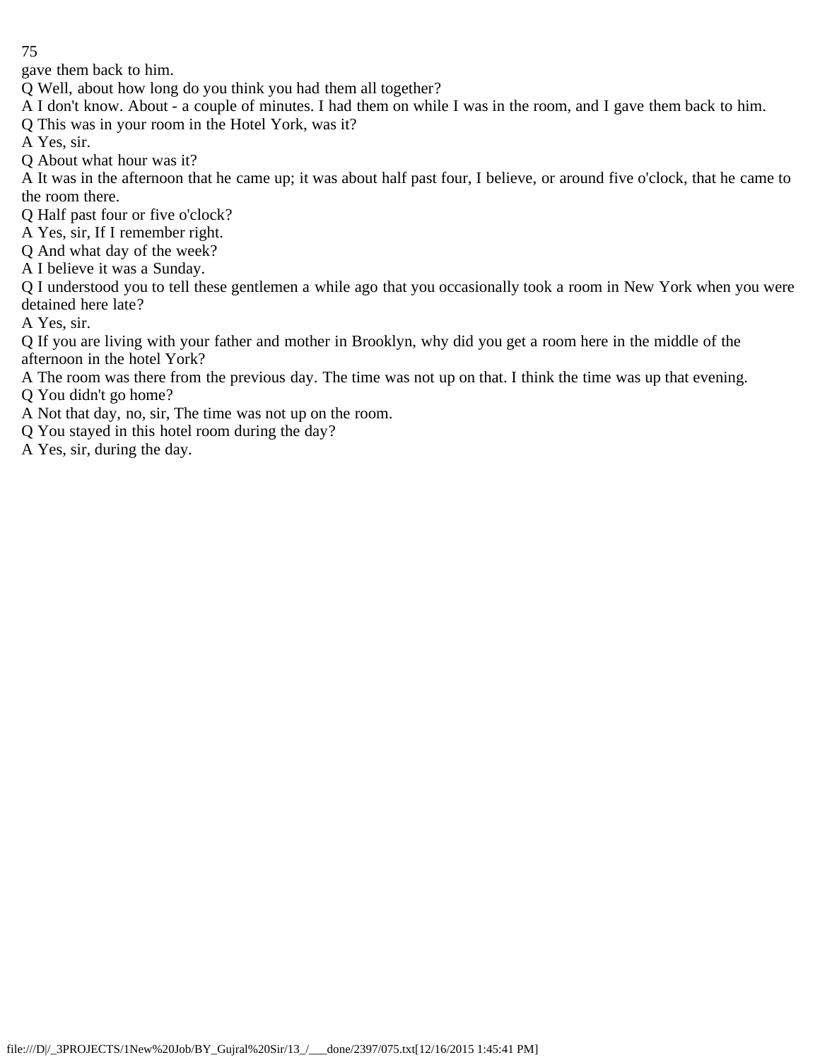gave them back to him.

Q Well, about how long do you think you had them all together?

A I don't know. About - a couple of minutes. I had them on while I was in the room, and I gave them back to him.

Q This was in your room in the Hotel York, was it?

A Yes, sir.

Q About what hour was it?

A It was in the afternoon that he came up; it was about half past four, I believe, or around five o'clock, that he came to the room there.

Q Half past four or five o'clock?

A Yes, sir, If I remember right.

Q And what day of the week?

A I believe it was a Sunday.

Q I understood you to tell these gentlemen a while ago that you occasionally took a room in New York when you were detained here late?

A Yes, sir.

Q If you are living with your father and mother in Brooklyn, why did you get a room here in the middle of the afternoon in the hotel York?

A The room was there from the previous day. The time was not up on that. I think the time was up that evening.

Q You didn't go home?

A Not that day, no, sir, The time was not up on the room.

Q You stayed in this hotel room during the day?

A Yes, sir, during the day.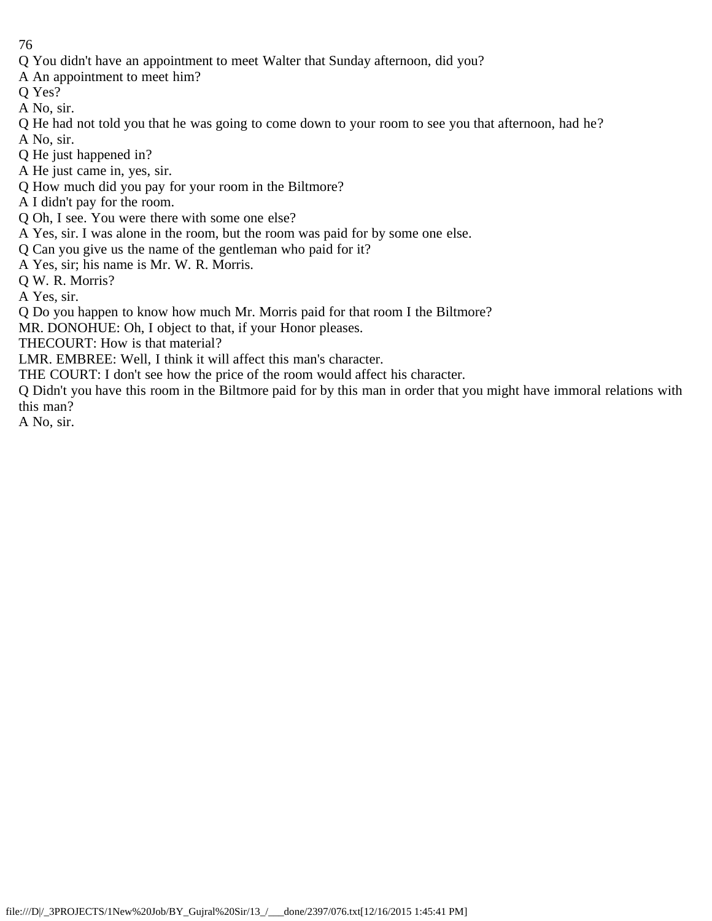Q You didn't have an appointment to meet Walter that Sunday afternoon, did you?

A An appointment to meet him?

Q Yes?

A No, sir.

Q He had not told you that he was going to come down to your room to see you that afternoon, had he?

A No, sir.

Q He just happened in?

A He just came in, yes, sir.

Q How much did you pay for your room in the Biltmore?

A I didn't pay for the room.

Q Oh, I see. You were there with some one else?

A Yes, sir. I was alone in the room, but the room was paid for by some one else.

Q Can you give us the name of the gentleman who paid for it?

A Yes, sir; his name is Mr. W. R. Morris.

Q W. R. Morris?

A Yes, sir.

Q Do you happen to know how much Mr. Morris paid for that room I the Biltmore?

MR. DONOHUE: Oh, I object to that, if your Honor pleases.

THECOURT: How is that material?

LMR. EMBREE: Well, I think it will affect this man's character.

THE COURT: I don't see how the price of the room would affect his character.

Q Didn't you have this room in the Biltmore paid for by this man in order that you might have immoral relations with this man?

A No, sir.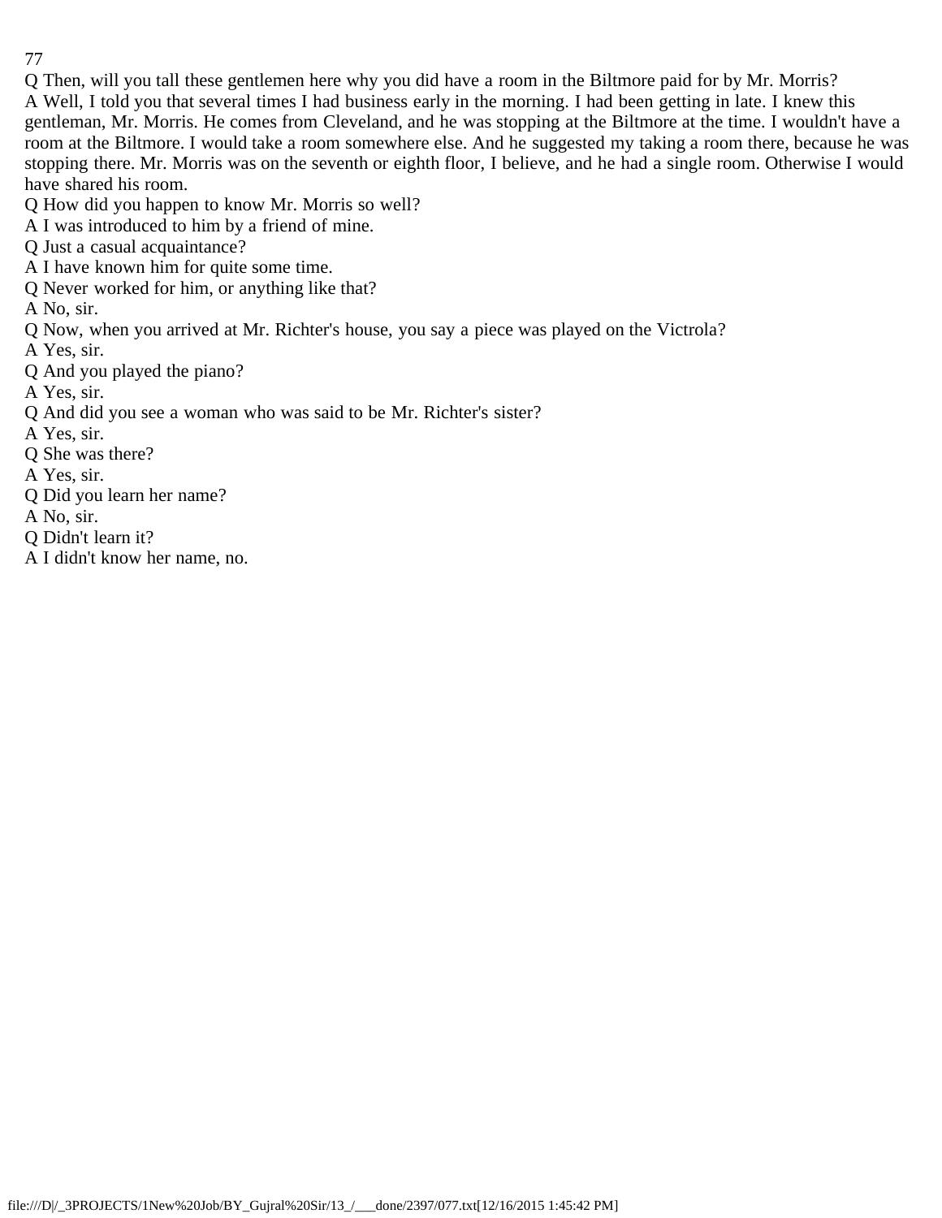Q Then, will you tall these gentlemen here why you did have a room in the Biltmore paid for by Mr. Morris?

A Well, I told you that several times I had business early in the morning. I had been getting in late. I knew this gentleman, Mr. Morris. He comes from Cleveland, and he was stopping at the Biltmore at the time. I wouldn't have a room at the Biltmore. I would take a room somewhere else. And he suggested my taking a room there, because he was stopping there. Mr. Morris was on the seventh or eighth floor, I believe, and he had a single room. Otherwise I would have shared his room.

Q How did you happen to know Mr. Morris so well?

A I was introduced to him by a friend of mine.

Q Just a casual acquaintance?

A I have known him for quite some time.

Q Never worked for him, or anything like that?

A No, sir.

Q Now, when you arrived at Mr. Richter's house, you say a piece was played on the Victrola?

A Yes, sir.

Q And you played the piano?

A Yes, sir.

Q And did you see a woman who was said to be Mr. Richter's sister?

A Yes, sir.

Q She was there?

A Yes, sir.

Q Did you learn her name?

A No, sir.

Q Didn't learn it?

A I didn't know her name, no.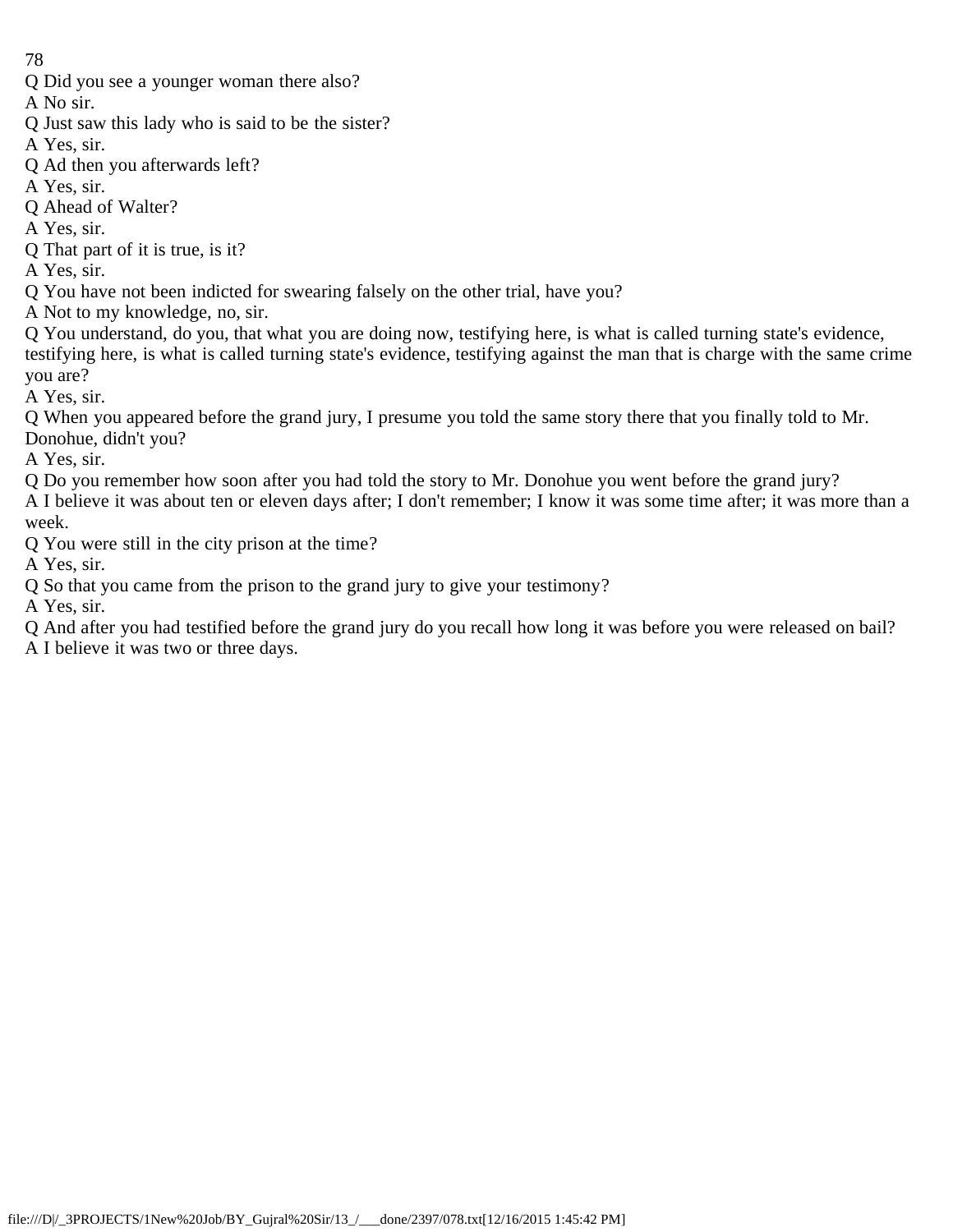Q Did you see a younger woman there also?

A No sir.

Q Just saw this lady who is said to be the sister?

A Yes, sir.

Q Ad then you afterwards left?

A Yes, sir.

Q Ahead of Walter?

A Yes, sir.

Q That part of it is true, is it?

A Yes, sir.

Q You have not been indicted for swearing falsely on the other trial, have you?

A Not to my knowledge, no, sir.

Q You understand, do you, that what you are doing now, testifying here, is what is called turning state's evidence, testifying here, is what is called turning state's evidence, testifying against the man that is charge with the same crime you are?

A Yes, sir.

Q When you appeared before the grand jury, I presume you told the same story there that you finally told to Mr. Donohue, didn't you?

A Yes, sir.

Q Do you remember how soon after you had told the story to Mr. Donohue you went before the grand jury?

A I believe it was about ten or eleven days after; I don't remember; I know it was some time after; it was more than a week.

Q You were still in the city prison at the time?

A Yes, sir.

Q So that you came from the prison to the grand jury to give your testimony?

A Yes, sir.

Q And after you had testified before the grand jury do you recall how long it was before you were released on bail?

A I believe it was two or three days.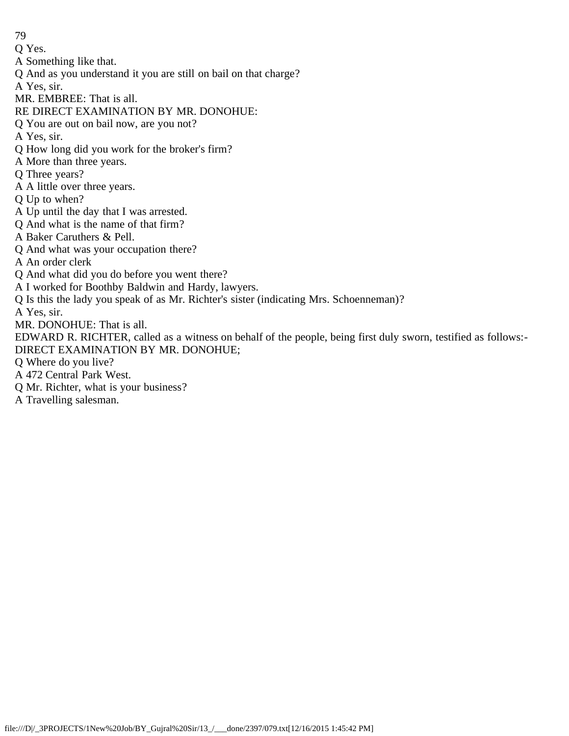Q Yes.

A Something like that.

Q And as you understand it you are still on bail on that charge?

A Yes, sir.

MR. EMBREE: That is all.

RE DIRECT EXAMINATION BY MR. DONOHUE:

Q You are out on bail now, are you not?

A Yes, sir.

Q How long did you work for the broker's firm?

A More than three years.

Q Three years?

A A little over three years.

Q Up to when?

A Up until the day that I was arrested.

Q And what is the name of that firm?

A Baker Caruthers & Pell.

Q And what was your occupation there?

A An order clerk

Q And what did you do before you went there?

A I worked for Boothby Baldwin and Hardy, lawyers.

Q Is this the lady you speak of as Mr. Richter's sister (indicating Mrs. Schoenneman)?

A Yes, sir.

MR. DONOHUE: That is all.

EDWARD R. RICHTER, called as a witness on behalf of the people, being first duly sworn, testified as follows:-

DIRECT EXAMINATION BY MR. DONOHUE;

Q Where do you live?

A 472 Central Park West.

Q Mr. Richter, what is your business?

A Travelling salesman.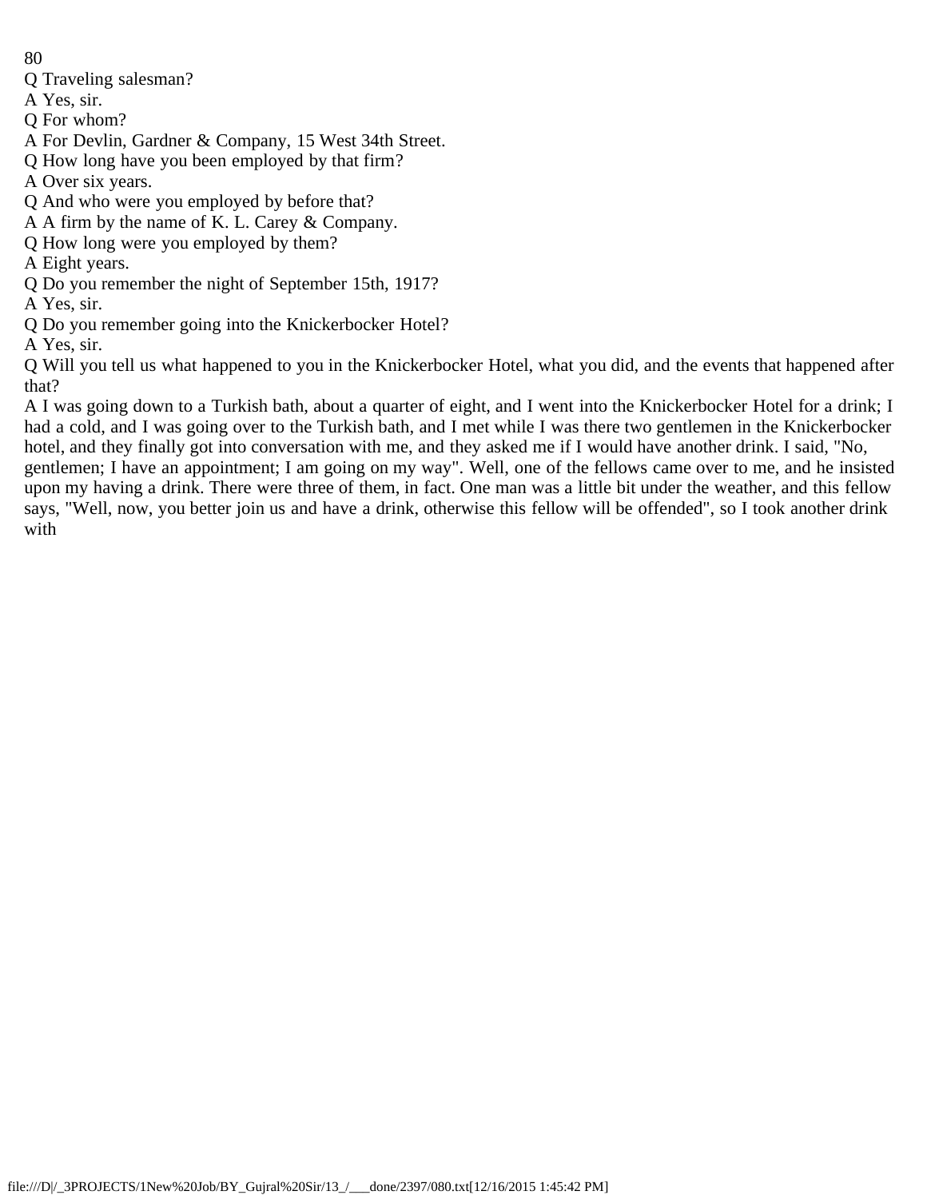Q Traveling salesman?

A Yes, sir.

Q For whom?

A For Devlin, Gardner & Company, 15 West 34th Street.

Q How long have you been employed by that firm?

A Over six years.

Q And who were you employed by before that?

A A firm by the name of K. L. Carey & Company.

Q How long were you employed by them?

A Eight years.

Q Do you remember the night of September 15th, 1917?

A Yes, sir.

Q Do you remember going into the Knickerbocker Hotel?

A Yes, sir.

Q Will you tell us what happened to you in the Knickerbocker Hotel, what you did, and the events that happened after that?

A I was going down to a Turkish bath, about a quarter of eight, and I went into the Knickerbocker Hotel for a drink; I had a cold, and I was going over to the Turkish bath, and I met while I was there two gentlemen in the Knickerbocker hotel, and they finally got into conversation with me, and they asked me if I would have another drink. I said, "No, gentlemen; I have an appointment; I am going on my way". Well, one of the fellows came over to me, and he insisted upon my having a drink. There were three of them, in fact. One man was a little bit under the weather, and this fellow says, "Well, now, you better join us and have a drink, otherwise this fellow will be offended", so I took another drink with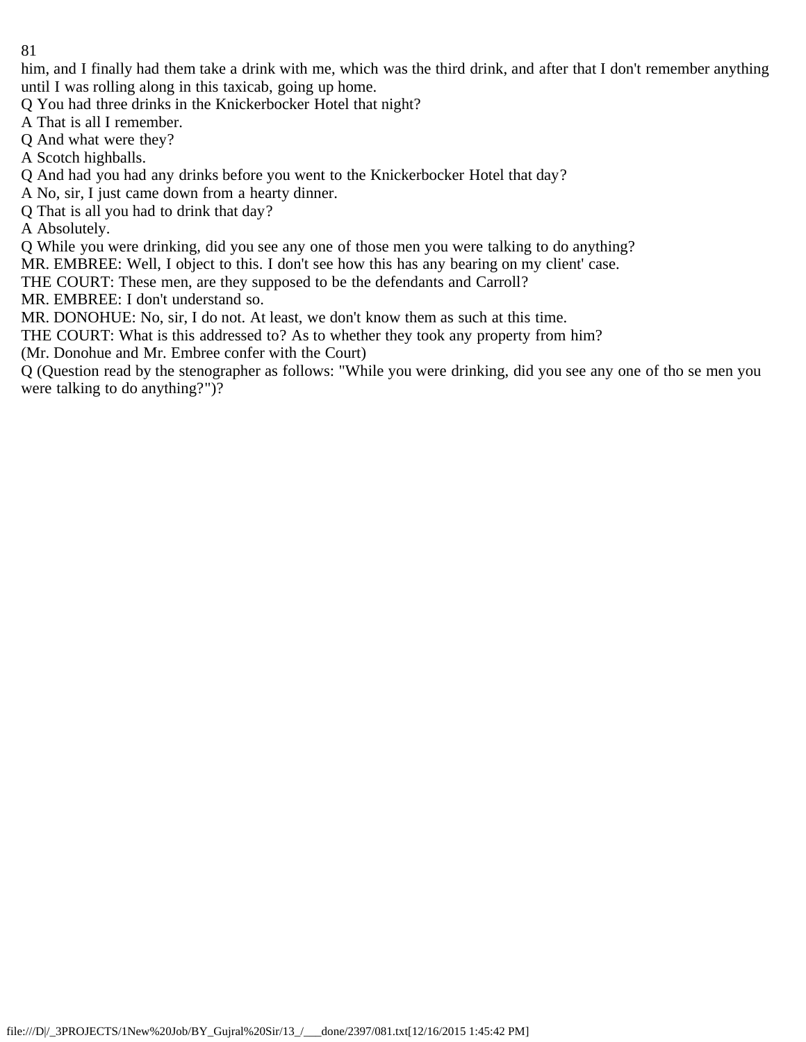him, and I finally had them take a drink with me, which was the third drink, and after that I don't remember anything until I was rolling along in this taxicab, going up home.

Q You had three drinks in the Knickerbocker Hotel that night?

A That is all I remember.

Q And what were they?

A Scotch highballs.

Q And had you had any drinks before you went to the Knickerbocker Hotel that day?

A No, sir, I just came down from a hearty dinner.

Q That is all you had to drink that day?

A Absolutely.

Q While you were drinking, did you see any one of those men you were talking to do anything?

MR. EMBREE: Well, I object to this. I don't see how this has any bearing on my client' case.

THE COURT: These men, are they supposed to be the defendants and Carroll?

MR. EMBREE: I don't understand so.

MR. DONOHUE: No, sir, I do not. At least, we don't know them as such at this time.

THE COURT: What is this addressed to? As to whether they took any property from him?

(Mr. Donohue and Mr. Embree confer with the Court)

Q (Question read by the stenographer as follows: "While you were drinking, did you see any one of tho se men you were talking to do anything?")?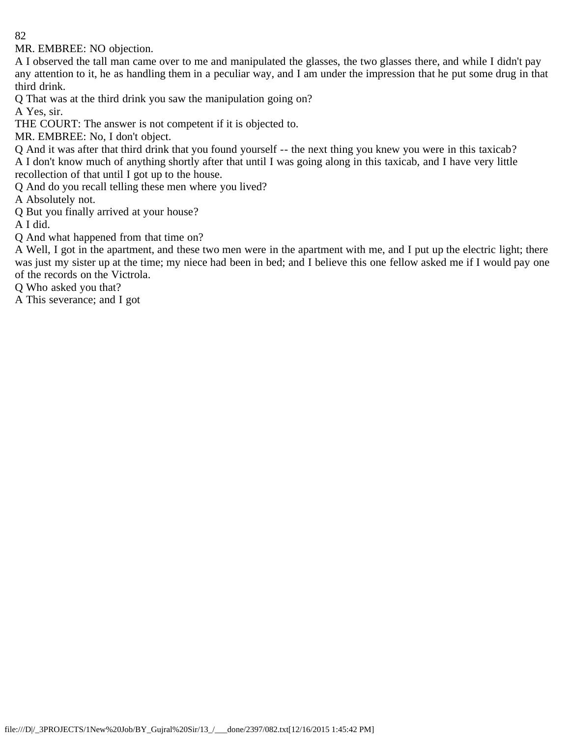MR. EMBREE: NO objection.

A I observed the tall man came over to me and manipulated the glasses, the two glasses there, and while I didn't pay any attention to it, he as handling them in a peculiar way, and I am under the impression that he put some drug in that third drink.

Q That was at the third drink you saw the manipulation going on?

A Yes, sir.

THE COURT: The answer is not competent if it is objected to.

MR. EMBREE: No, I don't object.

Q And it was after that third drink that you found yourself -- the next thing you knew you were in this taxicab?

A I don't know much of anything shortly after that until I was going along in this taxicab, and I have very little recollection of that until I got up to the house.

Q And do you recall telling these men where you lived?

A Absolutely not.

Q But you finally arrived at your house?

A I did.

Q And what happened from that time on?

A Well, I got in the apartment, and these two men were in the apartment with me, and I put up the electric light; there was just my sister up at the time; my niece had been in bed; and I believe this one fellow asked me if I would pay one of the records on the Victrola.

Q Who asked you that?

A This severance; and I got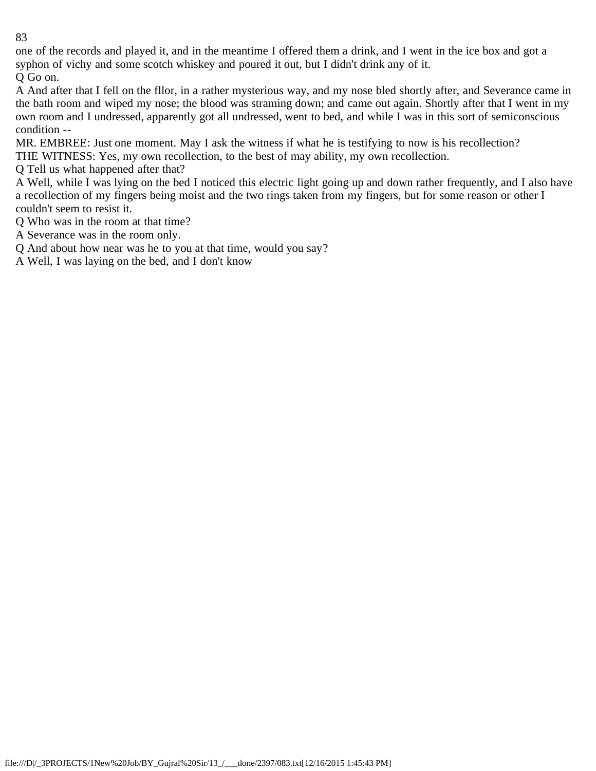one of the records and played it, and in the meantime I offered them a drink, and I went in the ice box and got a syphon of vichy and some scotch whiskey and poured it out, but I didn't drink any of it.

Q Go on.

A And after that I fell on the fllor, in a rather mysterious way, and my nose bled shortly after, and Severance came in the bath room and wiped my nose; the blood was straming down; and came out again. Shortly after that I went in my own room and I undressed, apparently got all undressed, went to bed, and while I was in this sort of semiconscious condition --

MR. EMBREE: Just one moment. May I ask the witness if what he is testifying to now is his recollection?

THE WITNESS: Yes, my own recollection, to the best of may ability, my own recollection.

Q Tell us what happened after that?

A Well, while I was lying on the bed I noticed this electric light going up and down rather frequently, and I also have a recollection of my fingers being moist and the two rings taken from my fingers, but for some reason or other I couldn't seem to resist it.

Q Who was in the room at that time?

A Severance was in the room only.

Q And about how near was he to you at that time, would you say?

A Well, I was laying on the bed, and I don't know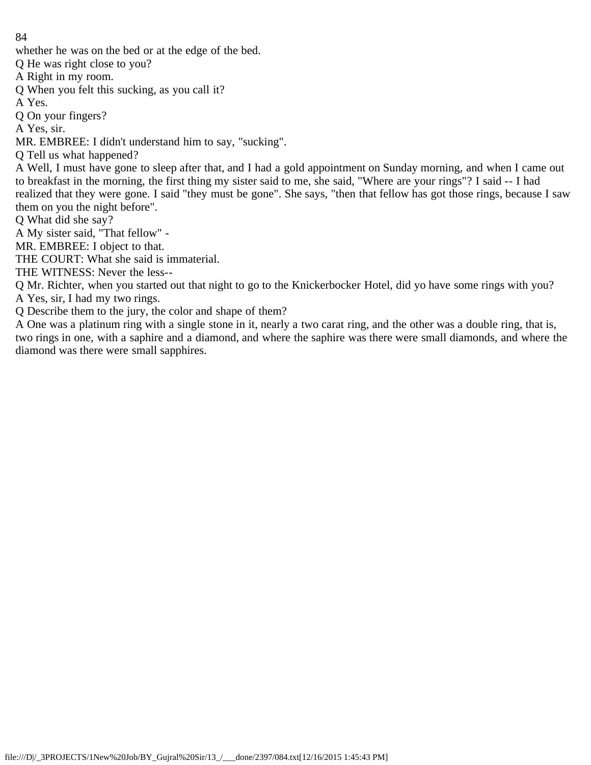whether he was on the bed or at the edge of the bed.

Q He was right close to you?

A Right in my room.

Q When you felt this sucking, as you call it?

A Yes.

Q On your fingers?

A Yes, sir.

MR. EMBREE: I didn't understand him to say, "sucking".

Q Tell us what happened?

A Well, I must have gone to sleep after that, and I had a gold appointment on Sunday morning, and when I came out to breakfast in the morning, the first thing my sister said to me, she said, "Where are your rings"? I said -- I had realized that they were gone. I said "they must be gone". She says, "then that fellow has got those rings, because I saw them on you the night before".

Q What did she say?

A My sister said, "That fellow" -

MR. EMBREE: I object to that.

THE COURT: What she said is immaterial.

THE WITNESS: Never the less--

Q Mr. Richter, when you started out that night to go to the Knickerbocker Hotel, did yo have some rings with you?

A Yes, sir, I had my two rings.

Q Describe them to the jury, the color and shape of them?

A One was a platinum ring with a single stone in it, nearly a two carat ring, and the other was a double ring, that is, two rings in one, with a saphire and a diamond, and where the saphire was there were small diamonds, and where the diamond was there were small sapphires.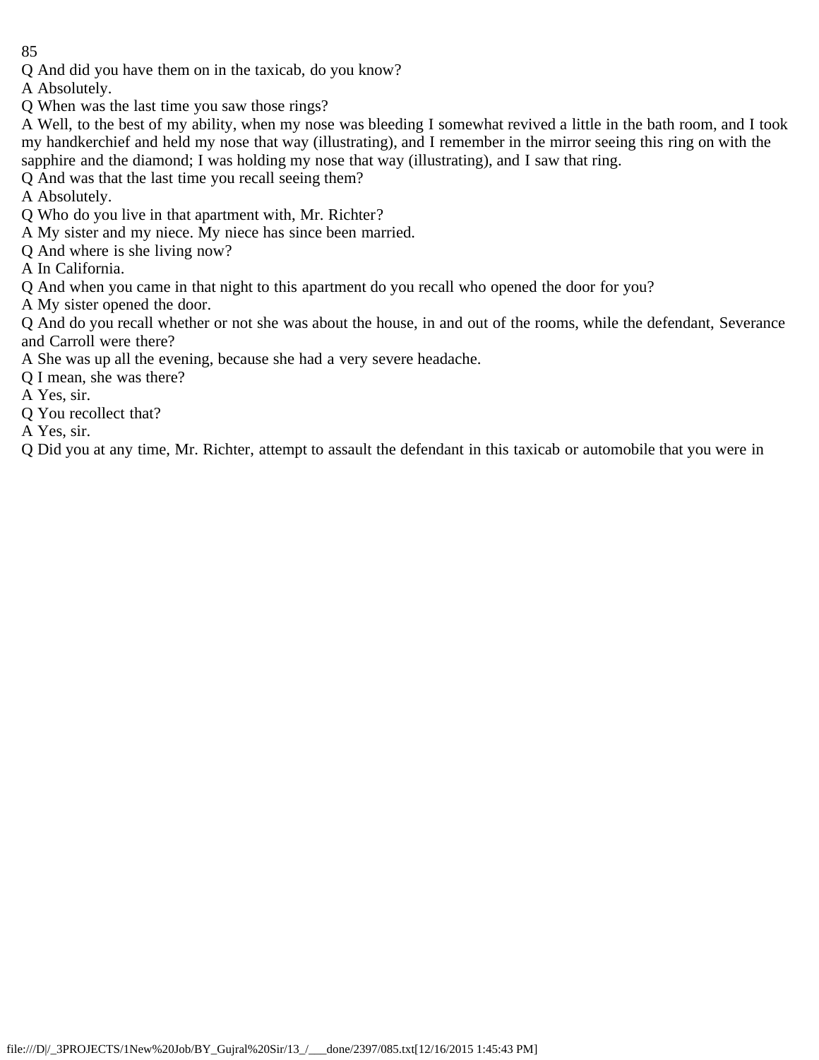Q And did you have them on in the taxicab, do you know?

A Absolutely.

Q When was the last time you saw those rings?

A Well, to the best of my ability, when my nose was bleeding I somewhat revived a little in the bath room, and I took my handkerchief and held my nose that way (illustrating), and I remember in the mirror seeing this ring on with the sapphire and the diamond; I was holding my nose that way (illustrating), and I saw that ring.

Q And was that the last time you recall seeing them?

A Absolutely.

Q Who do you live in that apartment with, Mr. Richter?

A My sister and my niece. My niece has since been married.

Q And where is she living now?

A In California.

Q And when you came in that night to this apartment do you recall who opened the door for you?

A My sister opened the door.

Q And do you recall whether or not she was about the house, in and out of the rooms, while the defendant, Severance and Carroll were there?

A She was up all the evening, because she had a very severe headache.

Q I mean, she was there?

A Yes, sir.

Q You recollect that?

A Yes, sir.

Q Did you at any time, Mr. Richter, attempt to assault the defendant in this taxicab or automobile that you were in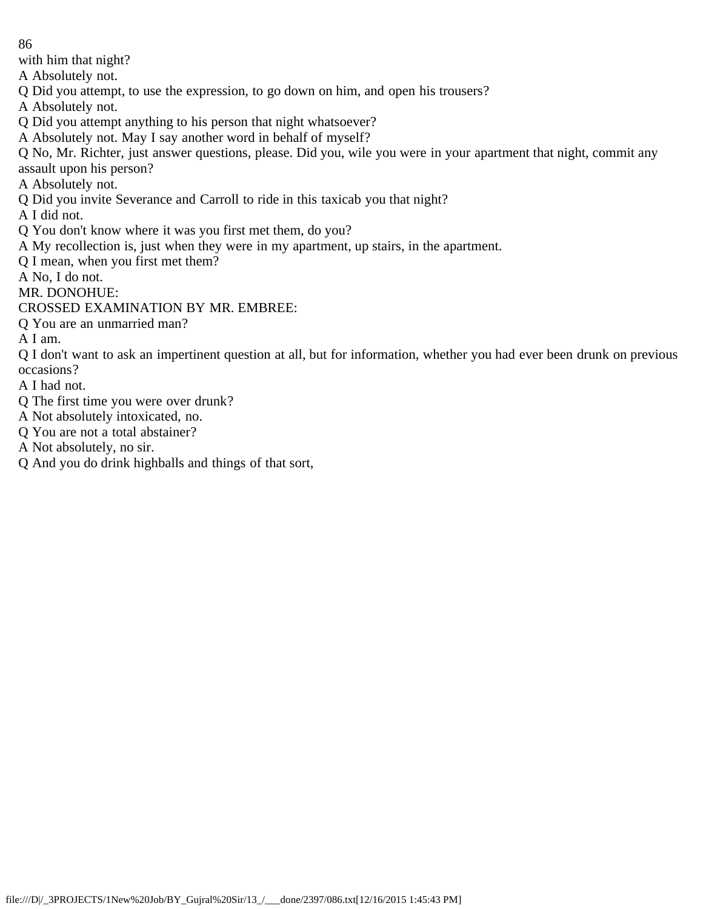with him that night?

A Absolutely not.

Q Did you attempt, to use the expression, to go down on him, and open his trousers?

A Absolutely not.

Q Did you attempt anything to his person that night whatsoever?

A Absolutely not. May I say another word in behalf of myself?

Q No, Mr. Richter, just answer questions, please. Did you, wile you were in your apartment that night, commit any assault upon his person?

A Absolutely not.

Q Did you invite Severance and Carroll to ride in this taxicab you that night?

A I did not.

Q You don't know where it was you first met them, do you?

A My recollection is, just when they were in my apartment, up stairs, in the apartment.

Q I mean, when you first met them?

A No, I do not.

MR. DONOHUE:

CROSSED EXAMINATION BY MR. EMBREE:

Q You are an unmarried man?

A I am.

Q I don't want to ask an impertinent question at all, but for information, whether you had ever been drunk on previous occasions?

A I had not.

Q The first time you were over drunk?

A Not absolutely intoxicated, no.

Q You are not a total abstainer?

A Not absolutely, no sir.

Q And you do drink highballs and things of that sort,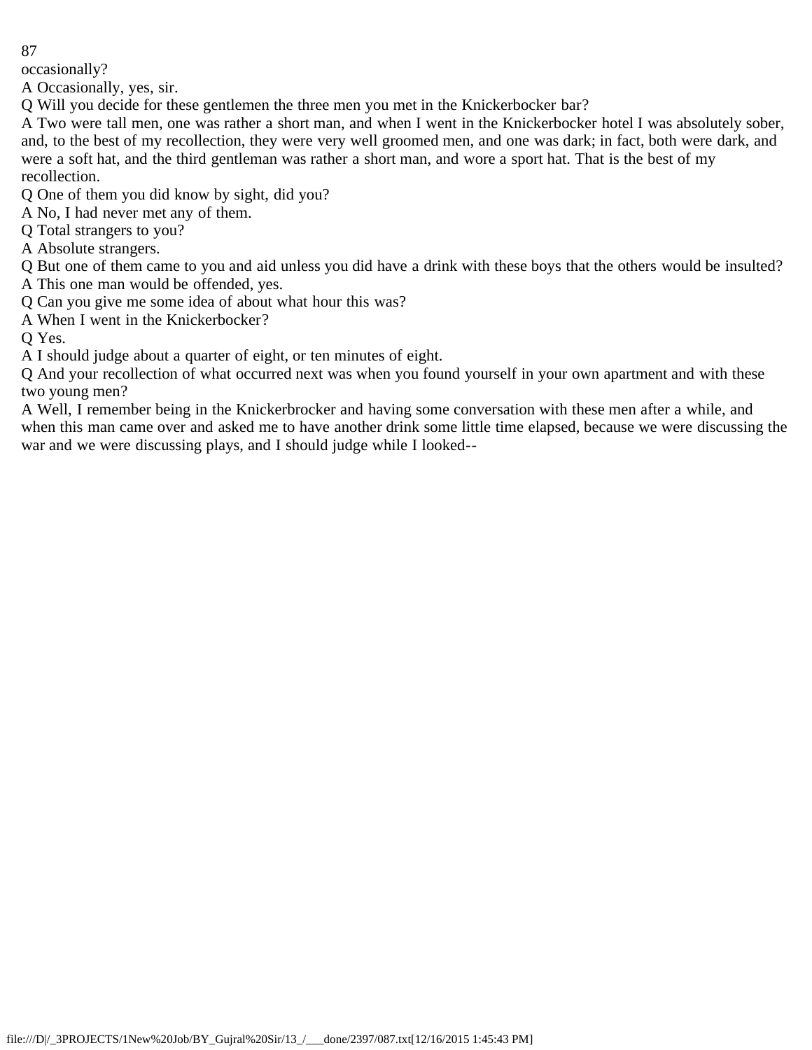occasionally?

A Occasionally, yes, sir.

Q Will you decide for these gentlemen the three men you met in the Knickerbocker bar?

A Two were tall men, one was rather a short man, and when I went in the Knickerbocker hotel I was absolutely sober, and, to the best of my recollection, they were very well groomed men, and one was dark; in fact, both were dark, and were a soft hat, and the third gentleman was rather a short man, and wore a sport hat. That is the best of my recollection.

Q One of them you did know by sight, did you?

A No, I had never met any of them.

Q Total strangers to you?

A Absolute strangers.

Q But one of them came to you and aid unless you did have a drink with these boys that the others would be insulted?

A This one man would be offended, yes.

Q Can you give me some idea of about what hour this was?

A When I went in the Knickerbocker?

Q Yes.

A I should judge about a quarter of eight, or ten minutes of eight.

Q And your recollection of what occurred next was when you found yourself in your own apartment and with these two young men?

A Well, I remember being in the Knickerbrocker and having some conversation with these men after a while, and when this man came over and asked me to have another drink some little time elapsed, because we were discussing the war and we were discussing plays, and I should judge while I looked--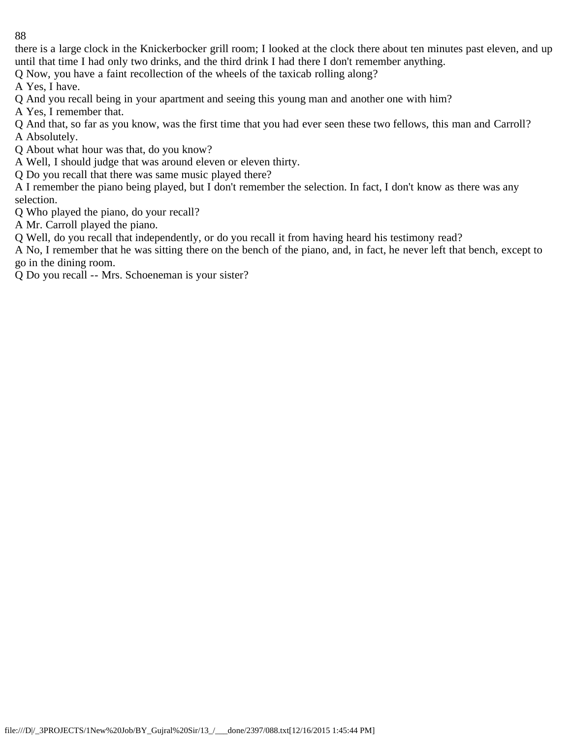there is a large clock in the Knickerbocker grill room; I looked at the clock there about ten minutes past eleven, and up until that time I had only two drinks, and the third drink I had there I don't remember anything.

Q Now, you have a faint recollection of the wheels of the taxicab rolling along?

A Yes, I have.

Q And you recall being in your apartment and seeing this young man and another one with him?

A Yes, I remember that.

Q And that, so far as you know, was the first time that you had ever seen these two fellows, this man and Carroll?

A Absolutely.

Q About what hour was that, do you know?

A Well, I should judge that was around eleven or eleven thirty.

Q Do you recall that there was same music played there?

A I remember the piano being played, but I don't remember the selection. In fact, I don't know as there was any selection.

Q Who played the piano, do your recall?

A Mr. Carroll played the piano.

Q Well, do you recall that independently, or do you recall it from having heard his testimony read?

A No, I remember that he was sitting there on the bench of the piano, and, in fact, he never left that bench, except to go in the dining room.

Q Do you recall -- Mrs. Schoeneman is your sister?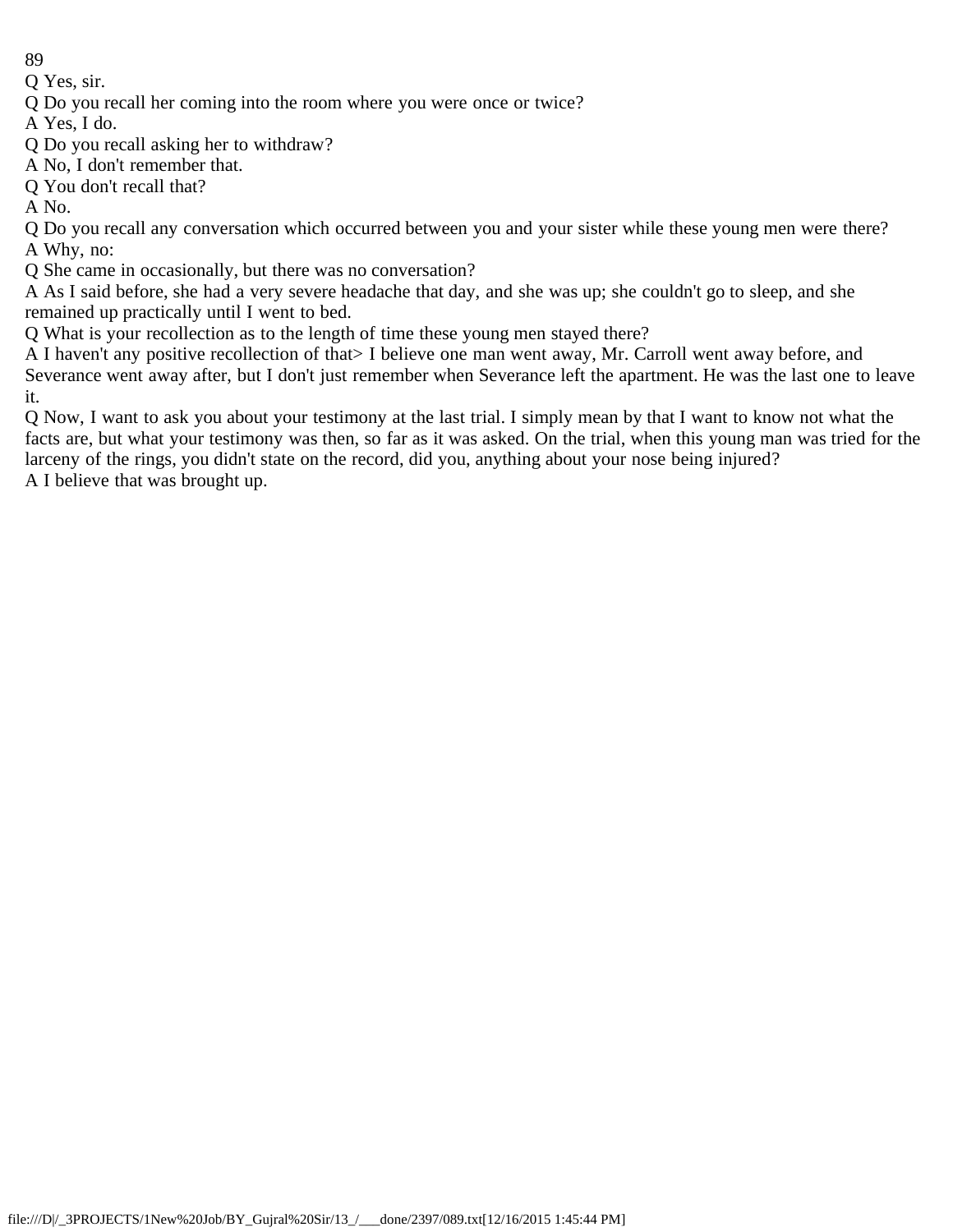Q Yes, sir.

Q Do you recall her coming into the room where you were once or twice?

A Yes, I do.

Q Do you recall asking her to withdraw?

A No, I don't remember that.

Q You don't recall that?

A No.

Q Do you recall any conversation which occurred between you and your sister while these young men were there?

A Why, no:

Q She came in occasionally, but there was no conversation?

A As I said before, she had a very severe headache that day, and she was up; she couldn't go to sleep, and she remained up practically until I went to bed.

Q What is your recollection as to the length of time these young men stayed there?

A I haven't any positive recollection of that> I believe one man went away, Mr. Carroll went away before, and Severance went away after, but I don't just remember when Severance left the apartment. He was the last one to leave it.

Q Now, I want to ask you about your testimony at the last trial. I simply mean by that I want to know not what the facts are, but what your testimony was then, so far as it was asked. On the trial, when this young man was tried for the larceny of the rings, you didn't state on the record, did you, anything about your nose being injured?

A I believe that was brought up.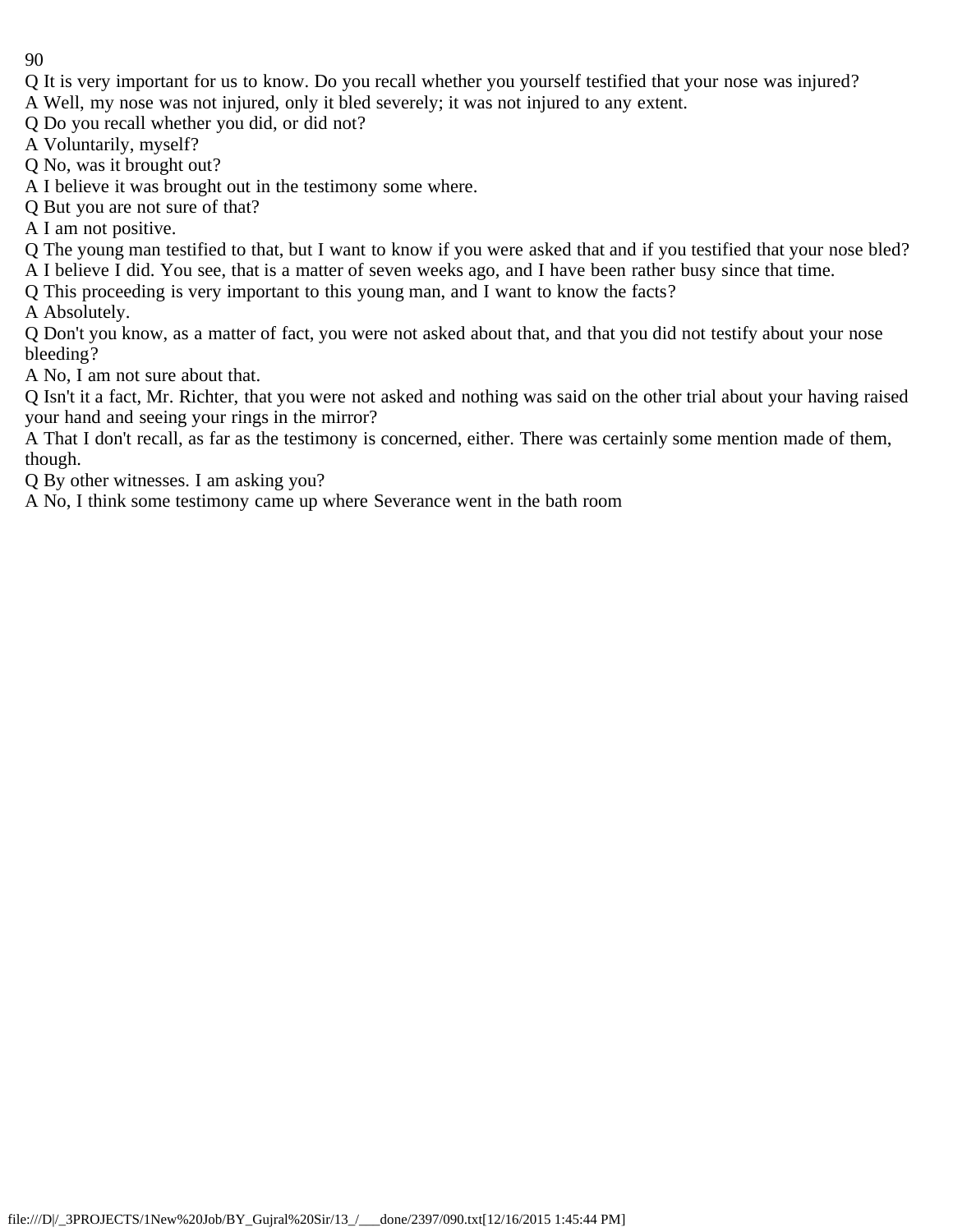Q It is very important for us to know. Do you recall whether you yourself testified that your nose was injured?

A Well, my nose was not injured, only it bled severely; it was not injured to any extent.

Q Do you recall whether you did, or did not?

A Voluntarily, myself?

Q No, was it brought out?

A I believe it was brought out in the testimony some where.

Q But you are not sure of that?

A I am not positive.

Q The young man testified to that, but I want to know if you were asked that and if you testified that your nose bled?

A I believe I did. You see, that is a matter of seven weeks ago, and I have been rather busy since that time.

Q This proceeding is very important to this young man, and I want to know the facts?

A Absolutely.

Q Don't you know, as a matter of fact, you were not asked about that, and that you did not testify about your nose bleeding?

A No, I am not sure about that.

Q Isn't it a fact, Mr. Richter, that you were not asked and nothing was said on the other trial about your having raised your hand and seeing your rings in the mirror?

A That I don't recall, as far as the testimony is concerned, either. There was certainly some mention made of them, though.

Q By other witnesses. I am asking you?

A No, I think some testimony came up where Severance went in the bath room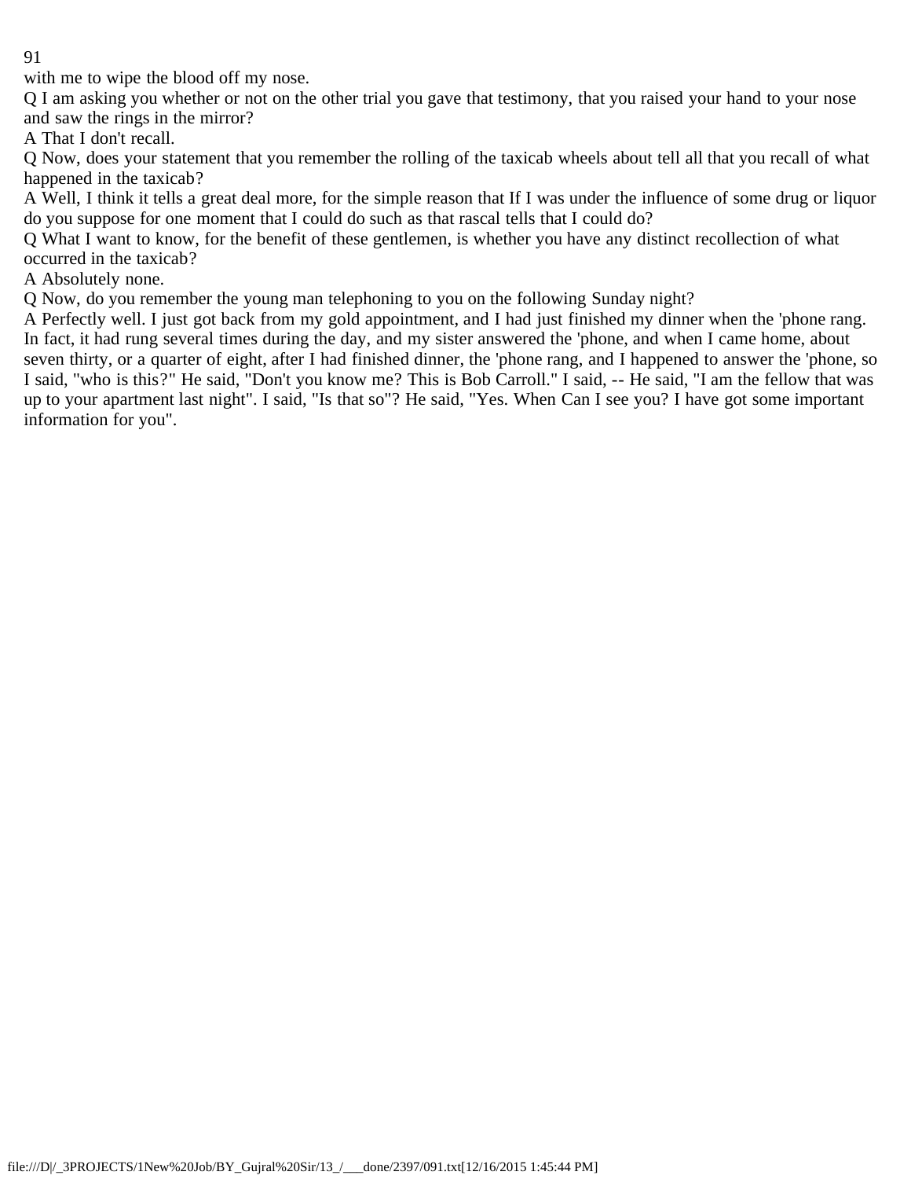with me to wipe the blood off my nose.

Q I am asking you whether or not on the other trial you gave that testimony, that you raised your hand to your nose and saw the rings in the mirror?

A That I don't recall.

Q Now, does your statement that you remember the rolling of the taxicab wheels about tell all that you recall of what happened in the taxicab?

A Well, I think it tells a great deal more, for the simple reason that If I was under the influence of some drug or liquor do you suppose for one moment that I could do such as that rascal tells that I could do?

Q What I want to know, for the benefit of these gentlemen, is whether you have any distinct recollection of what occurred in the taxicab?

A Absolutely none.

Q Now, do you remember the young man telephoning to you on the following Sunday night?

A Perfectly well. I just got back from my gold appointment, and I had just finished my dinner when the 'phone rang. In fact, it had rung several times during the day, and my sister answered the 'phone, and when I came home, about seven thirty, or a quarter of eight, after I had finished dinner, the 'phone rang, and I happened to answer the 'phone, so I said, "who is this?" He said, "Don't you know me? This is Bob Carroll." I said, -- He said, "I am the fellow that was up to your apartment last night". I said, "Is that so"? He said, "Yes. When Can I see you? I have got some important information for you".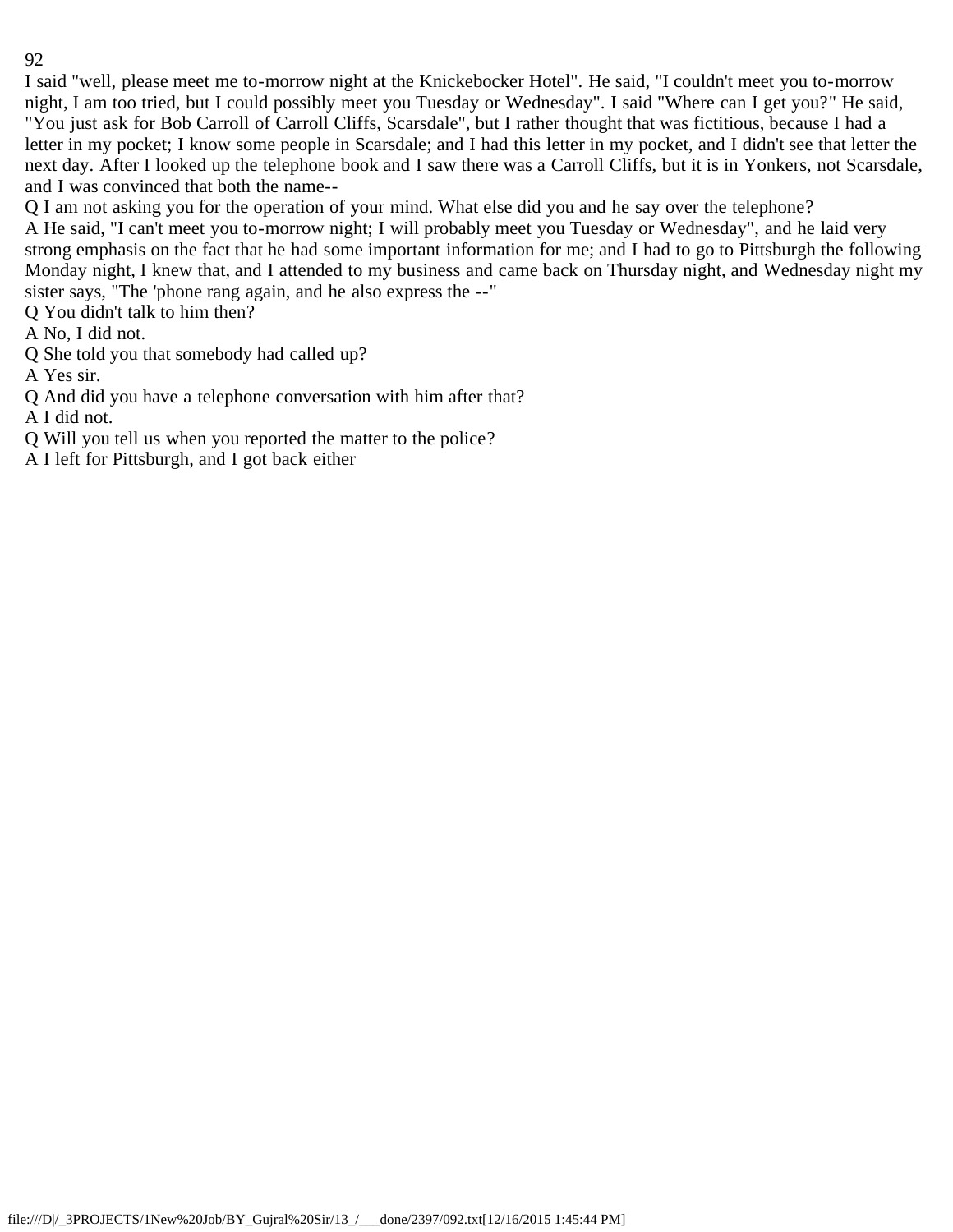I said "well, please meet me to-morrow night at the Knickebocker Hotel". He said, "I couldn't meet you to-morrow night, I am too tried, but I could possibly meet you Tuesday or Wednesday". I said "Where can I get you?" He said, "You just ask for Bob Carroll of Carroll Cliffs, Scarsdale", but I rather thought that was fictitious, because I had a letter in my pocket; I know some people in Scarsdale; and I had this letter in my pocket, and I didn't see that letter the next day. After I looked up the telephone book and I saw there was a Carroll Cliffs, but it is in Yonkers, not Scarsdale, and I was convinced that both the name--

Q I am not asking you for the operation of your mind. What else did you and he say over the telephone?

A He said, "I can't meet you to-morrow night; I will probably meet you Tuesday or Wednesday", and he laid very strong emphasis on the fact that he had some important information for me; and I had to go to Pittsburgh the following Monday night, I knew that, and I attended to my business and came back on Thursday night, and Wednesday night my sister says, "The 'phone rang again, and he also express the --"

Q You didn't talk to him then?

A No, I did not.

Q She told you that somebody had called up?

A Yes sir.

Q And did you have a telephone conversation with him after that?

A I did not.

Q Will you tell us when you reported the matter to the police?

A I left for Pittsburgh, and I got back either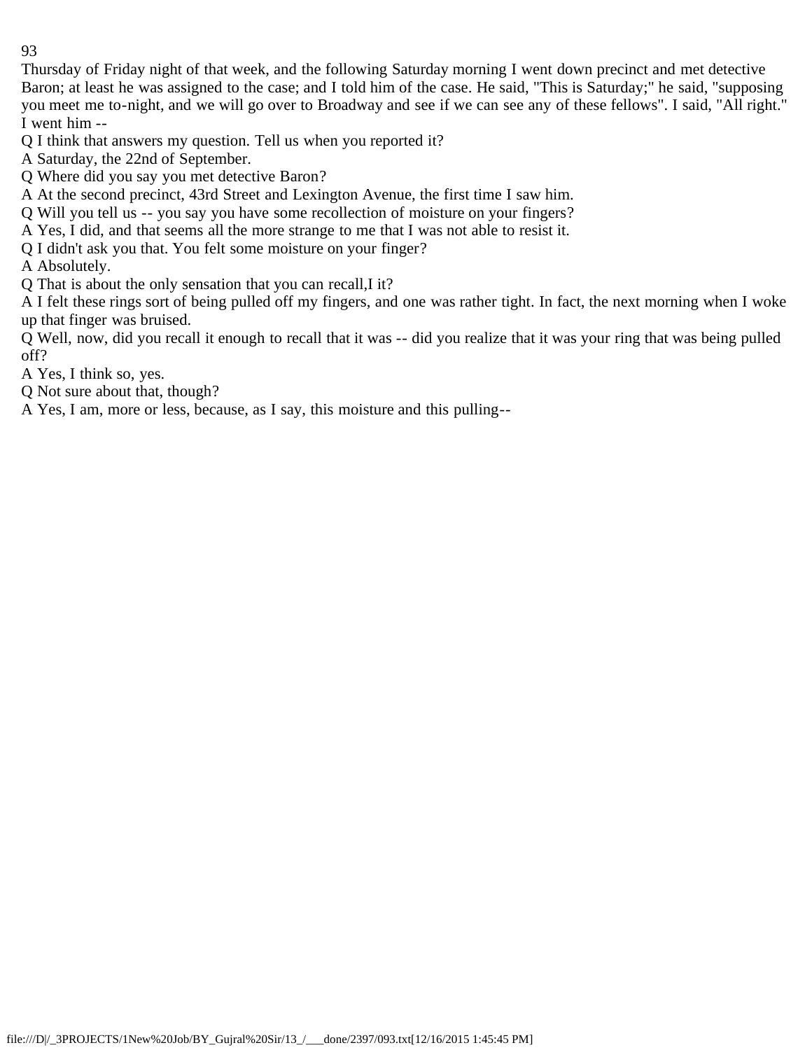Thursday of Friday night of that week, and the following Saturday morning I went down precinct and met detective Baron; at least he was assigned to the case; and I told him of the case. He said, "This is Saturday;" he said, "supposing you meet me to-night, and we will go over to Broadway and see if we can see any of these fellows". I said, "All right." I went him --

Q I think that answers my question. Tell us when you reported it?

A Saturday, the 22nd of September.

Q Where did you say you met detective Baron?

A At the second precinct, 43rd Street and Lexington Avenue, the first time I saw him.

Q Will you tell us -- you say you have some recollection of moisture on your fingers?

A Yes, I did, and that seems all the more strange to me that I was not able to resist it.

Q I didn't ask you that. You felt some moisture on your finger?

A Absolutely.

Q That is about the only sensation that you can recall,I it?

A I felt these rings sort of being pulled off my fingers, and one was rather tight. In fact, the next morning when I woke up that finger was bruised.

Q Well, now, did you recall it enough to recall that it was -- did you realize that it was your ring that was being pulled off?

A Yes, I think so, yes.

Q Not sure about that, though?

A Yes, I am, more or less, because, as I say, this moisture and this pulling--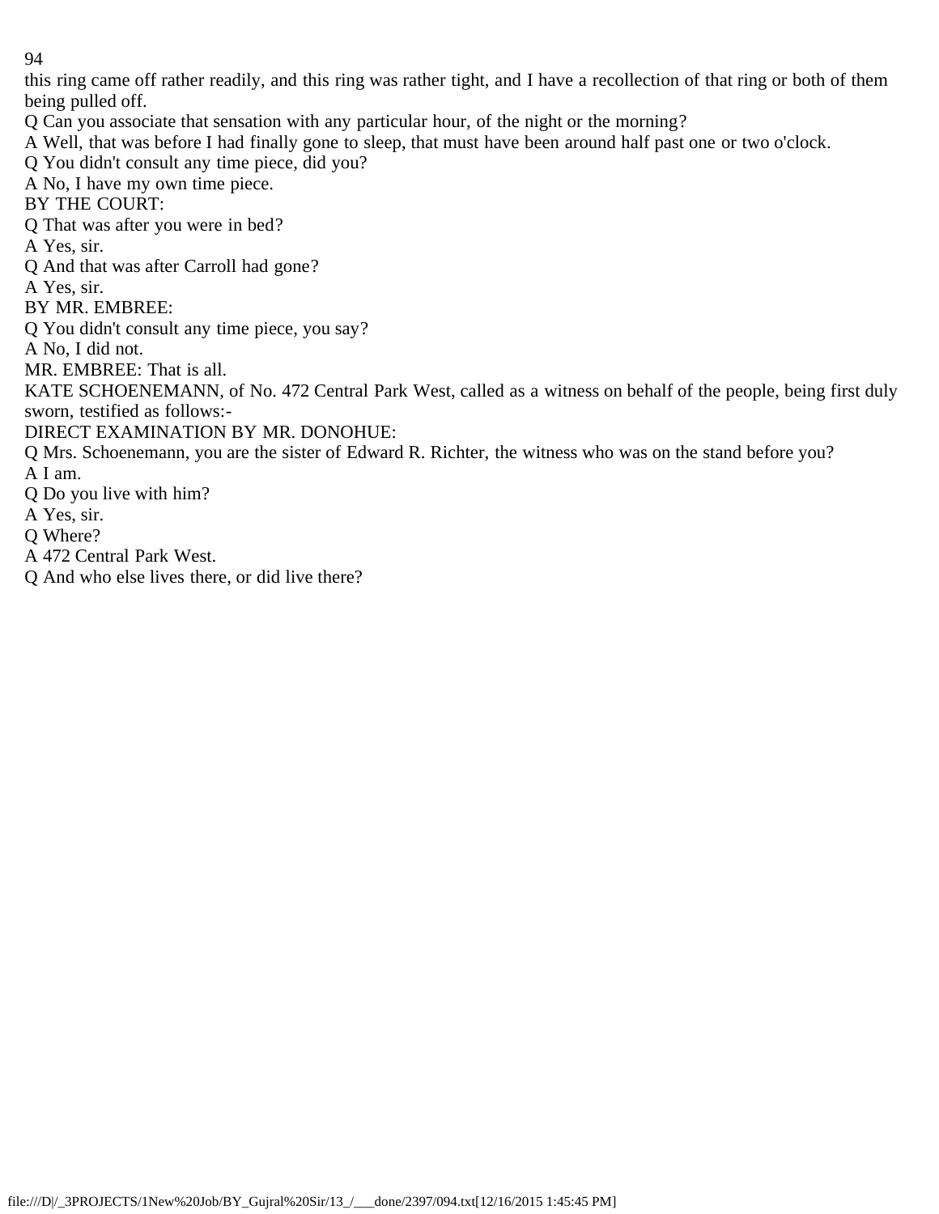this ring came off rather readily, and this ring was rather tight, and I have a recollection of that ring or both of them being pulled off.

Q Can you associate that sensation with any particular hour, of the night or the morning?

A Well, that was before I had finally gone to sleep, that must have been around half past one or two o'clock.

Q You didn't consult any time piece, did you?

A No, I have my own time piece.

BY THE COURT:

Q That was after you were in bed?

A Yes, sir.

Q And that was after Carroll had gone?

A Yes, sir.

BY MR. EMBREE:

Q You didn't consult any time piece, you say?

A No, I did not.

MR. EMBREE: That is all.

KATE SCHOENEMANN, of No. 472 Central Park West, called as a witness on behalf of the people, being first duly sworn, testified as follows:-

DIRECT EXAMINATION BY MR. DONOHUE:

Q Mrs. Schoenemann, you are the sister of Edward R. Richter, the witness who was on the stand before you?

A I am.

Q Do you live with him?

A Yes, sir.

Q Where?

A 472 Central Park West.

Q And who else lives there, or did live there?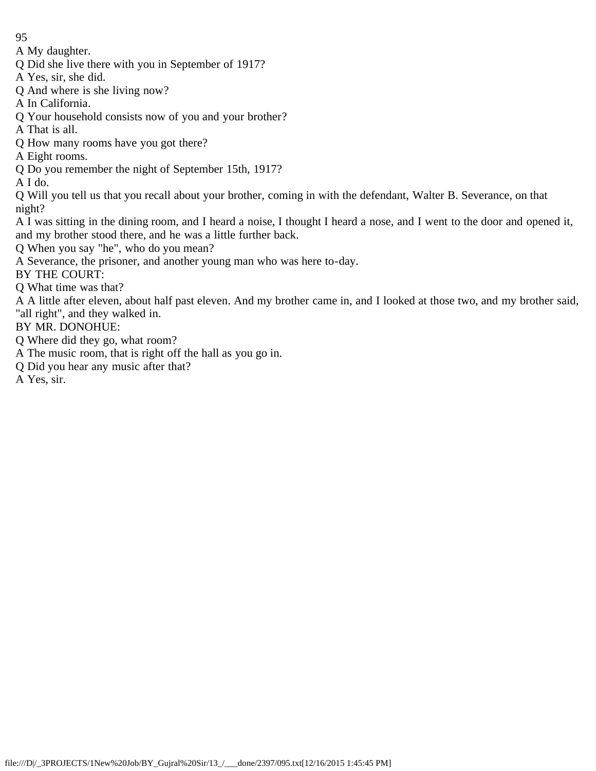A My daughter.

Q Did she live there with you in September of 1917?

A Yes, sir, she did.

Q And where is she living now?

A In California.

Q Your household consists now of you and your brother?

A That is all.

Q How many rooms have you got there?

A Eight rooms.

Q Do you remember the night of September 15th, 1917?

A I do.

Q Will you tell us that you recall about your brother, coming in with the defendant, Walter B. Severance, on that night?

A I was sitting in the dining room, and I heard a noise, I thought I heard a nose, and I went to the door and opened it, and my brother stood there, and he was a little further back.

Q When you say "he", who do you mean?

A Severance, the prisoner, and another young man who was here to-day.

BY THE COURT:

Q What time was that?

A A little after eleven, about half past eleven. And my brother came in, and I looked at those two, and my brother said, "all right", and they walked in.

BY MR. DONOHUE:

Q Where did they go, what room?

A The music room, that is right off the hall as you go in.

Q Did you hear any music after that?

A Yes, sir.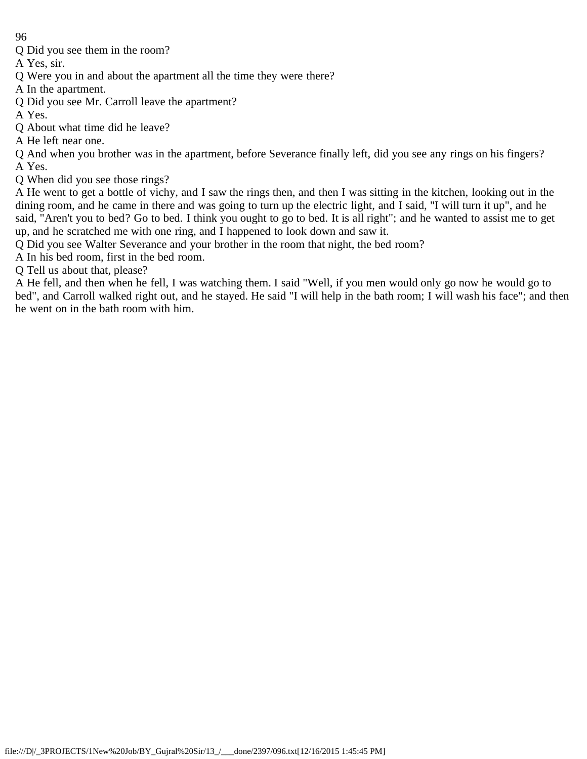Q Did you see them in the room?

A Yes, sir.

Q Were you in and about the apartment all the time they were there?

A In the apartment.

Q Did you see Mr. Carroll leave the apartment?

A Yes.

Q About what time did he leave?

A He left near one.

Q And when you brother was in the apartment, before Severance finally left, did you see any rings on his fingers?

A Yes.

Q When did you see those rings?

A He went to get a bottle of vichy, and I saw the rings then, and then I was sitting in the kitchen, looking out in the dining room, and he came in there and was going to turn up the electric light, and I said, "I will turn it up", and he said, "Aren't you to bed? Go to bed. I think you ought to go to bed. It is all right"; and he wanted to assist me to get up, and he scratched me with one ring, and I happened to look down and saw it.

Q Did you see Walter Severance and your brother in the room that night, the bed room?

A In his bed room, first in the bed room.

Q Tell us about that, please?

A He fell, and then when he fell, I was watching them. I said "Well, if you men would only go now he would go to bed", and Carroll walked right out, and he stayed. He said "I will help in the bath room; I will wash his face"; and then he went on in the bath room with him.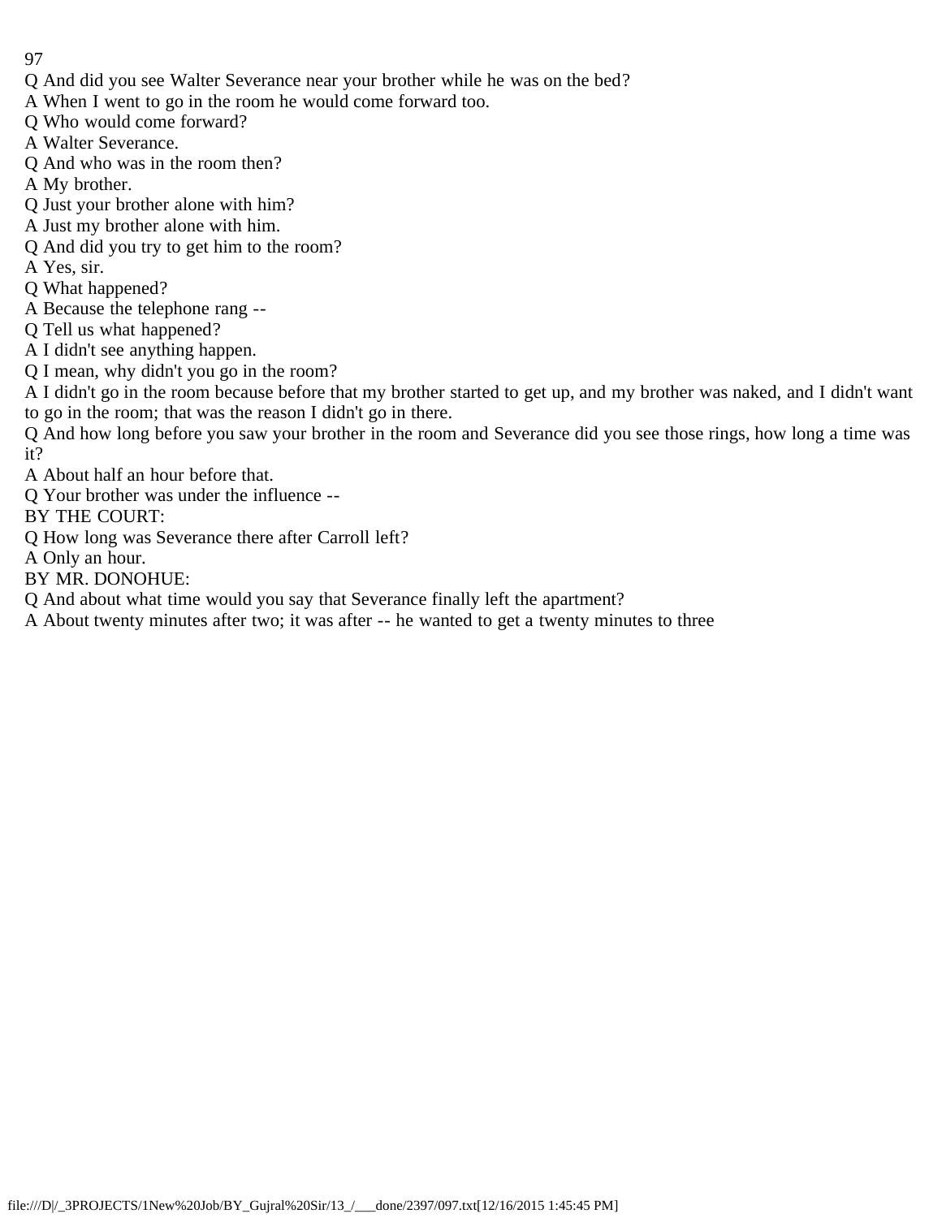Q And did you see Walter Severance near your brother while he was on the bed?
A When I went to go in the room he would come forward too.
Q Who would come forward?
A Walter Severance.
Q And who was in the room then?
A My brother.
Q Just your brother alone with him?
A Just my brother alone with him.
Q And did you try to get him to the room?
A Yes, sir.
Q What happened?
A Because the telephone rang --
Q Tell us what happened?
A I didn't see anything happen.
Q I mean, why didn't you go in the room?
A I didn't go in the room because before that my brother started to get up, and my brother was naked, and I didn't want to go in the room; that was the reason I didn't go in there.
Q And how long before you saw your brother in the room and Severance did you see those rings, how long a time was it?
A About half an hour before that.
Q Your brother was under the influence --
BY THE COURT:
Q How long was Severance there after Carroll left?
A Only an hour.
BY MR. DONOHUE:
Q And about what time would you say that Severance finally left the apartment?
A About twenty minutes after two; it was after -- he wanted to get a twenty minutes to three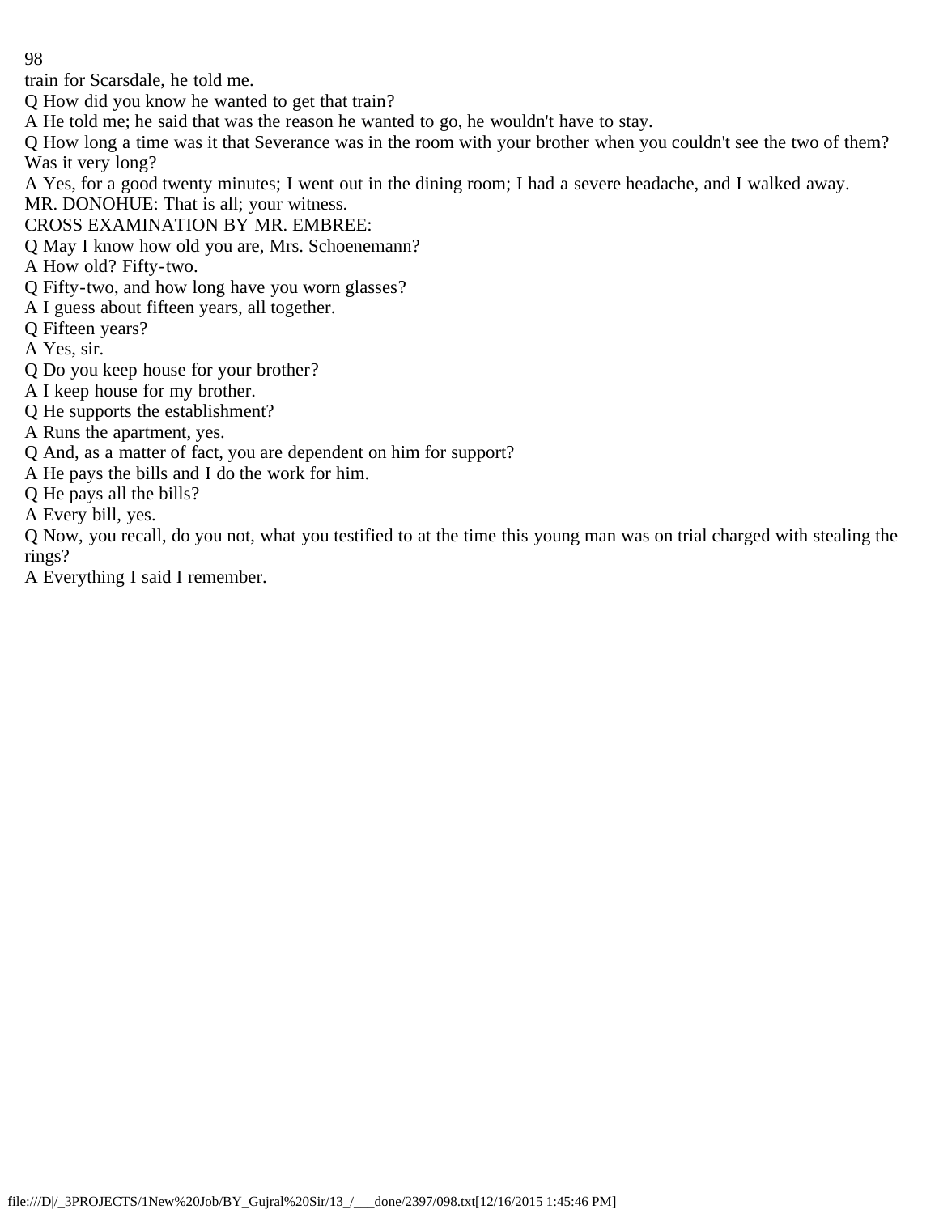train for Scarsdale, he told me.

Q How did you know he wanted to get that train?

A He told me; he said that was the reason he wanted to go, he wouldn't have to stay.

Q How long a time was it that Severance was in the room with your brother when you couldn't see the two of them? Was it very long?

A Yes, for a good twenty minutes; I went out in the dining room; I had a severe headache, and I walked away.

MR. DONOHUE: That is all; your witness.

CROSS EXAMINATION BY MR. EMBREE:

Q May I know how old you are, Mrs. Schoenemann?

A How old? Fifty-two.

Q Fifty-two, and how long have you worn glasses?

A I guess about fifteen years, all together.

Q Fifteen years?

A Yes, sir.

Q Do you keep house for your brother?

A I keep house for my brother.

Q He supports the establishment?

A Runs the apartment, yes.

Q And, as a matter of fact, you are dependent on him for support?

A He pays the bills and I do the work for him.

Q He pays all the bills?

A Every bill, yes.

Q Now, you recall, do you not, what you testified to at the time this young man was on trial charged with stealing the rings?

A Everything I said I remember.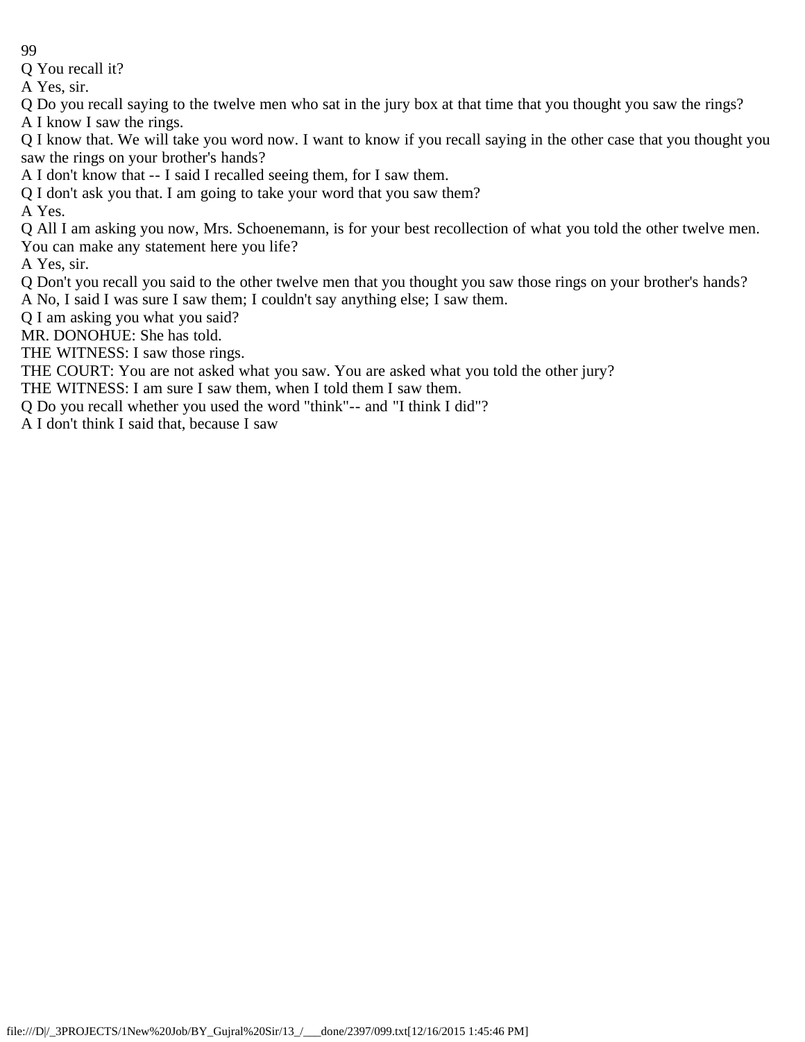Q You recall it?

A Yes, sir.

Q Do you recall saying to the twelve men who sat in the jury box at that time that you thought you saw the rings?

A I know I saw the rings.

Q I know that. We will take you word now. I want to know if you recall saying in the other case that you thought you saw the rings on your brother's hands?

A I don't know that -- I said I recalled seeing them, for I saw them.

Q I don't ask you that. I am going to take your word that you saw them?

A Yes.

Q All I am asking you now, Mrs. Schoenemann, is for your best recollection of what you told the other twelve men. You can make any statement here you life?

A Yes, sir.

Q Don't you recall you said to the other twelve men that you thought you saw those rings on your brother's hands?

A No, I said I was sure I saw them; I couldn't say anything else; I saw them.

Q I am asking you what you said?

MR. DONOHUE: She has told.

THE WITNESS: I saw those rings.

THE COURT: You are not asked what you saw. You are asked what you told the other jury?

THE WITNESS: I am sure I saw them, when I told them I saw them.

Q Do you recall whether you used the word "think"-- and "I think I did"?

A I don't think I said that, because I saw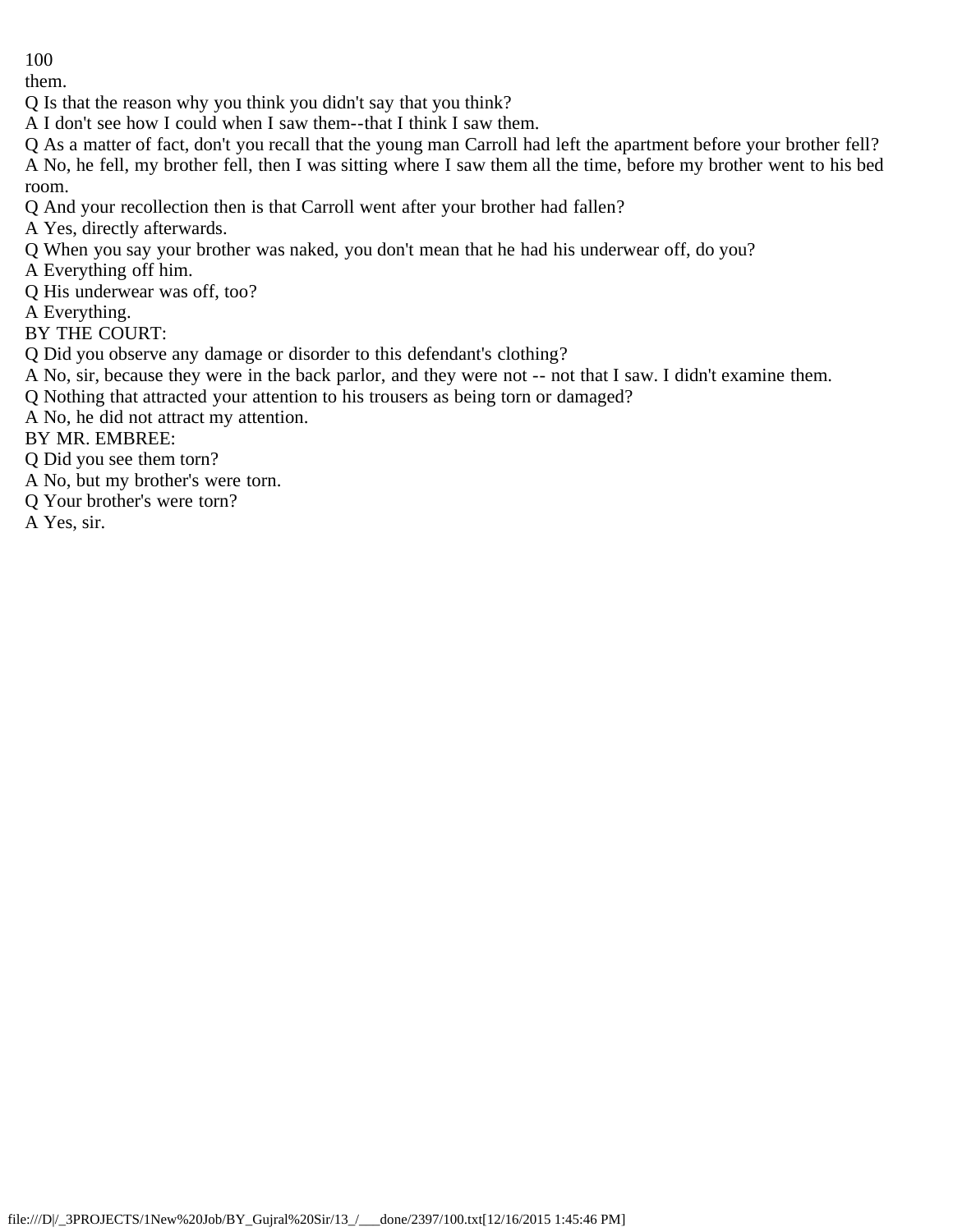them.

Q Is that the reason why you think you didn't say that you think?

A I don't see how I could when I saw them--that I think I saw them.

Q As a matter of fact, don't you recall that the young man Carroll had left the apartment before your brother fell?

A No, he fell, my brother fell, then I was sitting where I saw them all the time, before my brother went to his bed room.

Q And your recollection then is that Carroll went after your brother had fallen?

A Yes, directly afterwards.

Q When you say your brother was naked, you don't mean that he had his underwear off, do you?

A Everything off him.

Q His underwear was off, too?

A Everything.

BY THE COURT:

Q Did you observe any damage or disorder to this defendant's clothing?

A No, sir, because they were in the back parlor, and they were not -- not that I saw. I didn't examine them.

Q Nothing that attracted your attention to his trousers as being torn or damaged?

A No, he did not attract my attention.

BY MR. EMBREE:

Q Did you see them torn?

A No, but my brother's were torn.

Q Your brother's were torn?

A Yes, sir.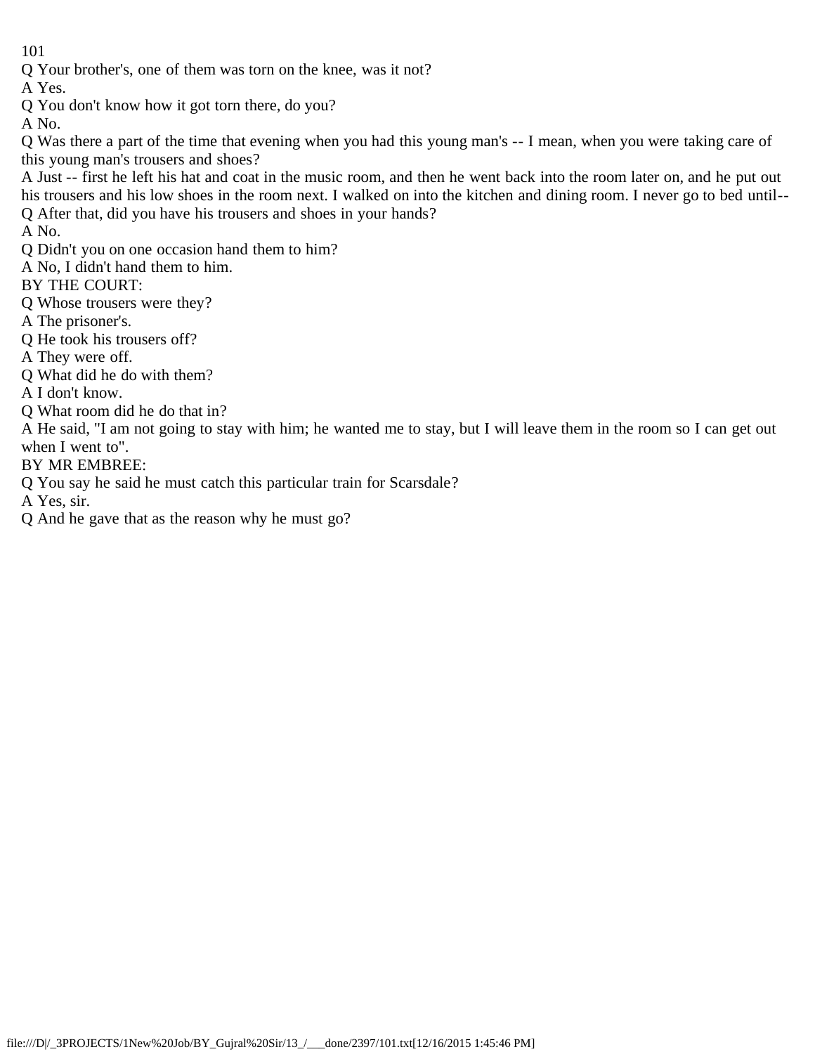Q Your brother's, one of them was torn on the knee, was it not?

A Yes.

Q You don't know how it got torn there, do you?

A No.

Q Was there a part of the time that evening when you had this young man's -- I mean, when you were taking care of this young man's trousers and shoes?

A Just -- first he left his hat and coat in the music room, and then he went back into the room later on, and he put out his trousers and his low shoes in the room next. I walked on into the kitchen and dining room. I never go to bed until--

Q After that, did you have his trousers and shoes in your hands?

A No.

Q Didn't you on one occasion hand them to him?

A No, I didn't hand them to him.

BY THE COURT:

Q Whose trousers were they?

A The prisoner's.

Q He took his trousers off?

A They were off.

Q What did he do with them?

A I don't know.

Q What room did he do that in?

A He said, "I am not going to stay with him; he wanted me to stay, but I will leave them in the room so I can get out when I went to".

BY MR EMBREE:

Q You say he said he must catch this particular train for Scarsdale?

A Yes, sir.

Q And he gave that as the reason why he must go?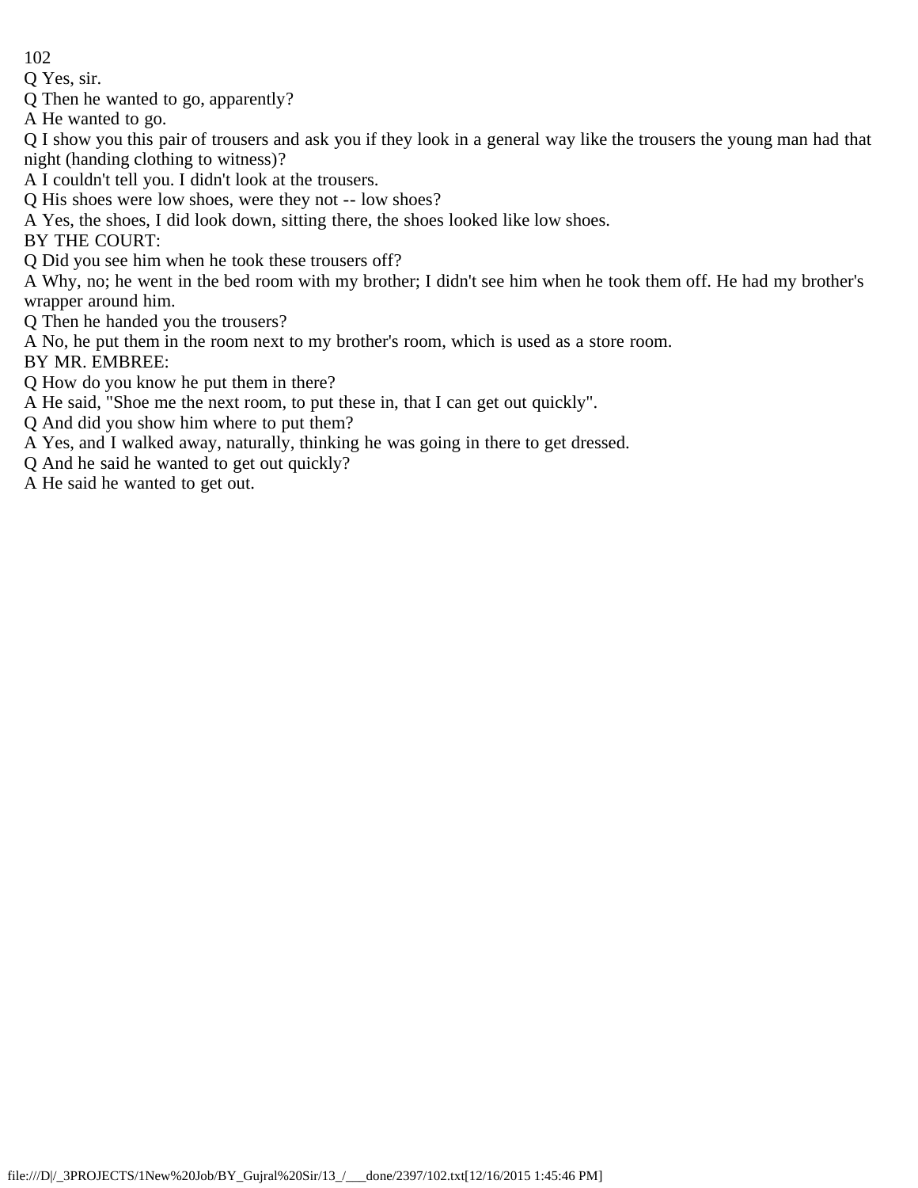Q Yes, sir.

Q Then he wanted to go, apparently?

A He wanted to go.

Q I show you this pair of trousers and ask you if they look in a general way like the trousers the young man had that night (handing clothing to witness)?

A I couldn't tell you. I didn't look at the trousers.

Q His shoes were low shoes, were they not -- low shoes?

A Yes, the shoes, I did look down, sitting there, the shoes looked like low shoes.

BY THE COURT:

Q Did you see him when he took these trousers off?

A Why, no; he went in the bed room with my brother; I didn't see him when he took them off. He had my brother's wrapper around him.

Q Then he handed you the trousers?

A No, he put them in the room next to my brother's room, which is used as a store room.

BY MR. EMBREE:

Q How do you know he put them in there?

A He said, "Shoe me the next room, to put these in, that I can get out quickly".

Q And did you show him where to put them?

A Yes, and I walked away, naturally, thinking he was going in there to get dressed.

Q And he said he wanted to get out quickly?

A He said he wanted to get out.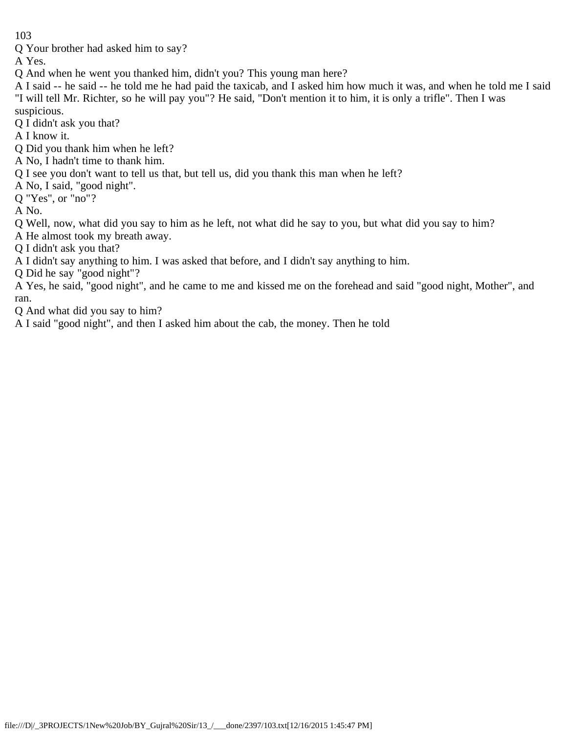Q Your brother had asked him to say?

A Yes.

Q And when he went you thanked him, didn't you? This young man here?

A I said -- he said -- he told me he had paid the taxicab, and I asked him how much it was, and when he told me I said "I will tell Mr. Richter, so he will pay you"? He said, "Don't mention it to him, it is only a trifle". Then I was suspicious.

Q I didn't ask you that?

A I know it.

Q Did you thank him when he left?

A No, I hadn't time to thank him.

Q I see you don't want to tell us that, but tell us, did you thank this man when he left?

A No, I said, "good night".

Q "Yes", or "no"?

A No.

Q Well, now, what did you say to him as he left, not what did he say to you, but what did you say to him?

A He almost took my breath away.

Q I didn't ask you that?

A I didn't say anything to him. I was asked that before, and I didn't say anything to him.

Q Did he say "good night"?

A Yes, he said, "good night", and he came to me and kissed me on the forehead and said "good night, Mother", and ran.

Q And what did you say to him?

A I said "good night", and then I asked him about the cab, the money. Then he told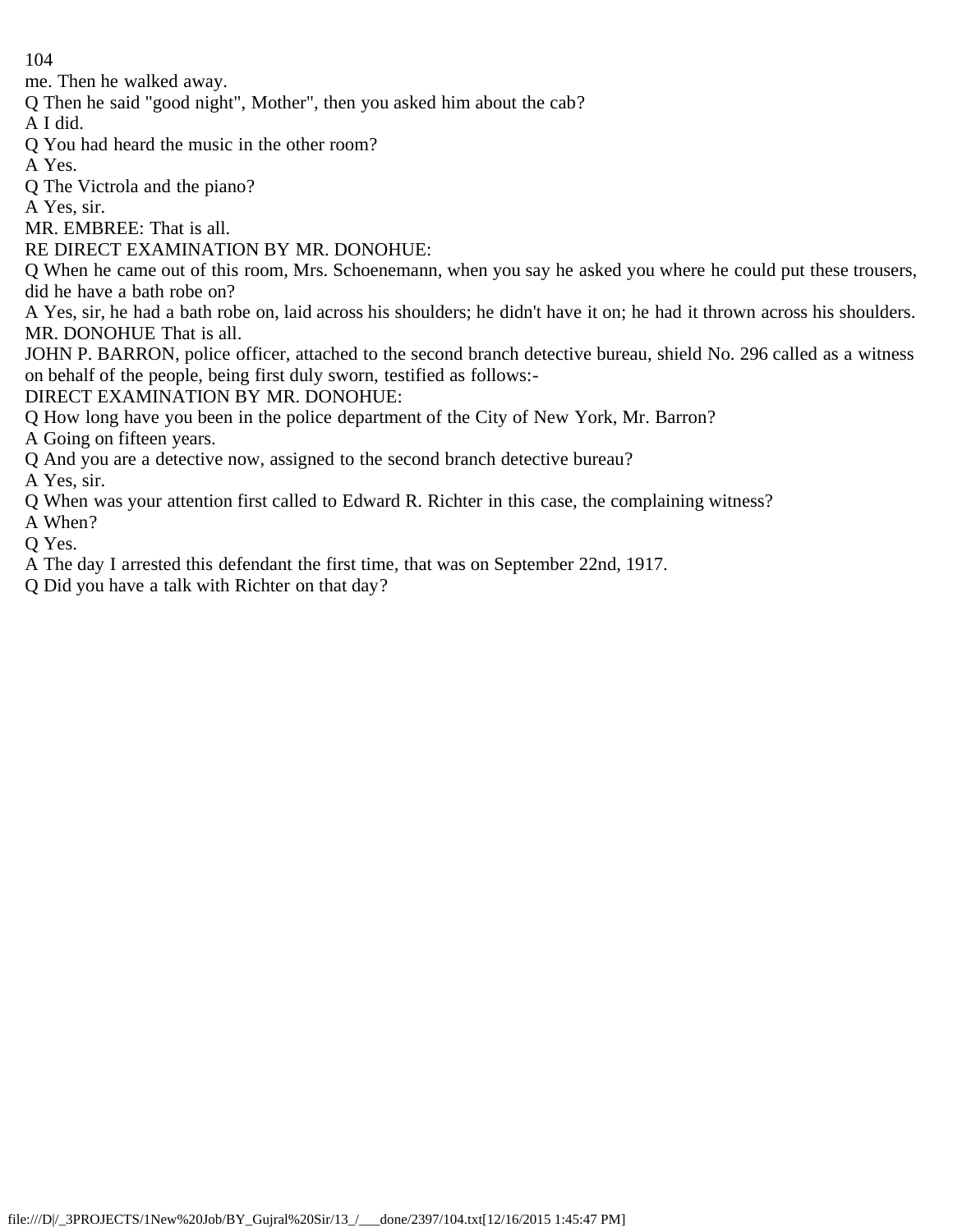me. Then he walked away.

Q Then he said "good night", Mother", then you asked him about the cab?

A I did.

Q You had heard the music in the other room?

A Yes.

Q The Victrola and the piano?

A Yes, sir.

MR. EMBREE: That is all.

RE DIRECT EXAMINATION BY MR. DONOHUE:

Q When he came out of this room, Mrs. Schoenemann, when you say he asked you where he could put these trousers, did he have a bath robe on?

A Yes, sir, he had a bath robe on, laid across his shoulders; he didn't have it on; he had it thrown across his shoulders.

MR. DONOHUE That is all.

JOHN P. BARRON, police officer, attached to the second branch detective bureau, shield No. 296 called as a witness on behalf of the people, being first duly sworn, testified as follows:-

DIRECT EXAMINATION BY MR. DONOHUE:

Q How long have you been in the police department of the City of New York, Mr. Barron?

A Going on fifteen years.

Q And you are a detective now, assigned to the second branch detective bureau?

A Yes, sir.

Q When was your attention first called to Edward R. Richter in this case, the complaining witness?

A When?

Q Yes.

A The day I arrested this defendant the first time, that was on September 22nd, 1917.

Q Did you have a talk with Richter on that day?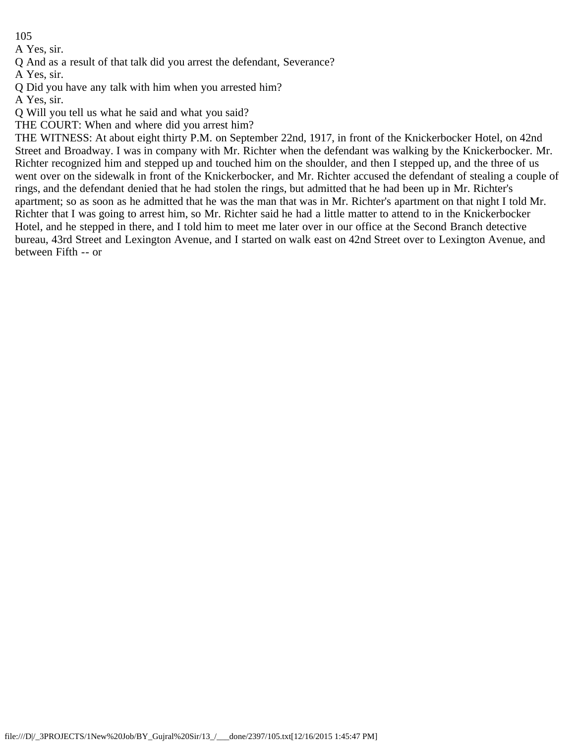A Yes, sir.

Q And as a result of that talk did you arrest the defendant, Severance?

A Yes, sir.

Q Did you have any talk with him when you arrested him?

A Yes, sir.

Q Will you tell us what he said and what you said?

THE COURT: When and where did you arrest him?

THE WITNESS: At about eight thirty P.M. on September 22nd, 1917, in front of the Knickerbocker Hotel, on 42nd Street and Broadway. I was in company with Mr. Richter when the defendant was walking by the Knickerbocker. Mr. Richter recognized him and stepped up and touched him on the shoulder, and then I stepped up, and the three of us went over on the sidewalk in front of the Knickerbocker, and Mr. Richter accused the defendant of stealing a couple of rings, and the defendant denied that he had stolen the rings, but admitted that he had been up in Mr. Richter's apartment; so as soon as he admitted that he was the man that was in Mr. Richter's apartment on that night I told Mr. Richter that I was going to arrest him, so Mr. Richter said he had a little matter to attend to in the Knickerbocker Hotel, and he stepped in there, and I told him to meet me later over in our office at the Second Branch detective bureau, 43rd Street and Lexington Avenue, and I started on walk east on 42nd Street over to Lexington Avenue, and between Fifth -- or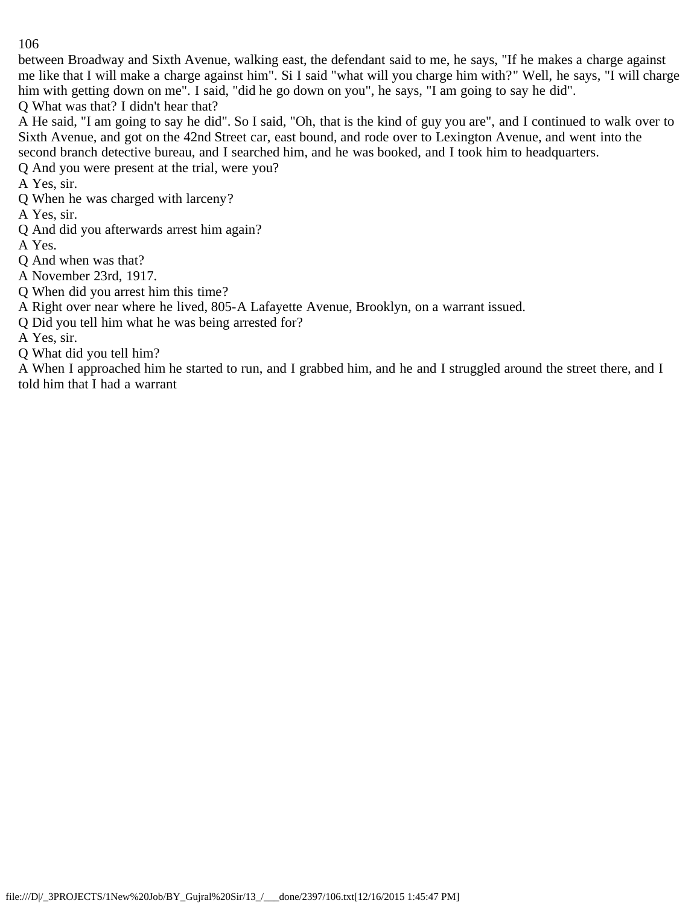between Broadway and Sixth Avenue, walking east, the defendant said to me, he says, "If he makes a charge against me like that I will make a charge against him". Si I said "what will you charge him with?" Well, he says, "I will charge him with getting down on me". I said, "did he go down on you", he says, "I am going to say he did".

Q What was that? I didn't hear that?

A He said, "I am going to say he did". So I said, "Oh, that is the kind of guy you are", and I continued to walk over to Sixth Avenue, and got on the 42nd Street car, east bound, and rode over to Lexington Avenue, and went into the second branch detective bureau, and I searched him, and he was booked, and I took him to headquarters.

Q And you were present at the trial, were you?

A Yes, sir.

Q When he was charged with larceny?

A Yes, sir.

Q And did you afterwards arrest him again?

A Yes.

Q And when was that?

A November 23rd, 1917.

Q When did you arrest him this time?

A Right over near where he lived, 805-A Lafayette Avenue, Brooklyn, on a warrant issued.

Q Did you tell him what he was being arrested for?

A Yes, sir.

Q What did you tell him?

A When I approached him he started to run, and I grabbed him, and he and I struggled around the street there, and I told him that I had a warrant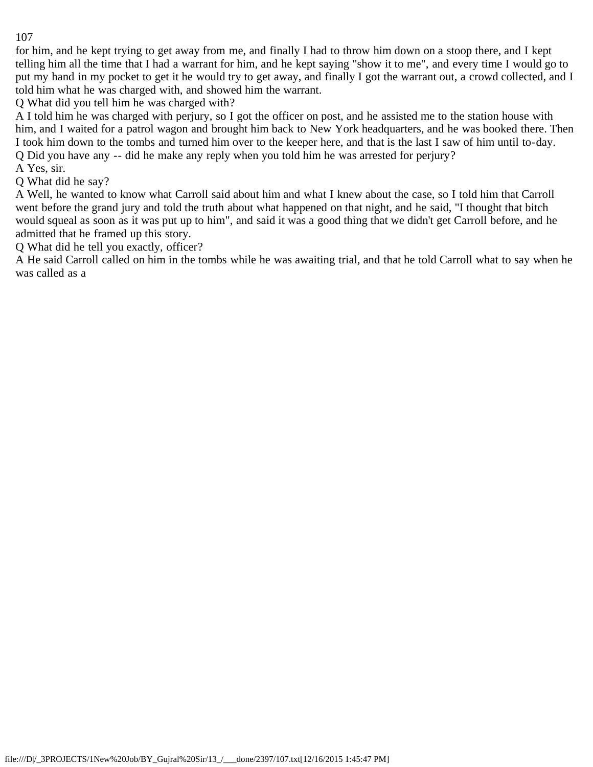for him, and he kept trying to get away from me, and finally I had to throw him down on a stoop there, and I kept telling him all the time that I had a warrant for him, and he kept saying "show it to me", and every time I would go to put my hand in my pocket to get it he would try to get away, and finally I got the warrant out, a crowd collected, and I told him what he was charged with, and showed him the warrant.

Q What did you tell him he was charged with?

A I told him he was charged with perjury, so I got the officer on post, and he assisted me to the station house with him, and I waited for a patrol wagon and brought him back to New York headquarters, and he was booked there. Then I took him down to the tombs and turned him over to the keeper here, and that is the last I saw of him until to-day.

Q Did you have any -- did he make any reply when you told him he was arrested for perjury?

A Yes, sir.

Q What did he say?

A Well, he wanted to know what Carroll said about him and what I knew about the case, so I told him that Carroll went before the grand jury and told the truth about what happened on that night, and he said, "I thought that bitch would squeal as soon as it was put up to him", and said it was a good thing that we didn't get Carroll before, and he admitted that he framed up this story.

Q What did he tell you exactly, officer?

A He said Carroll called on him in the tombs while he was awaiting trial, and that he told Carroll what to say when he was called as a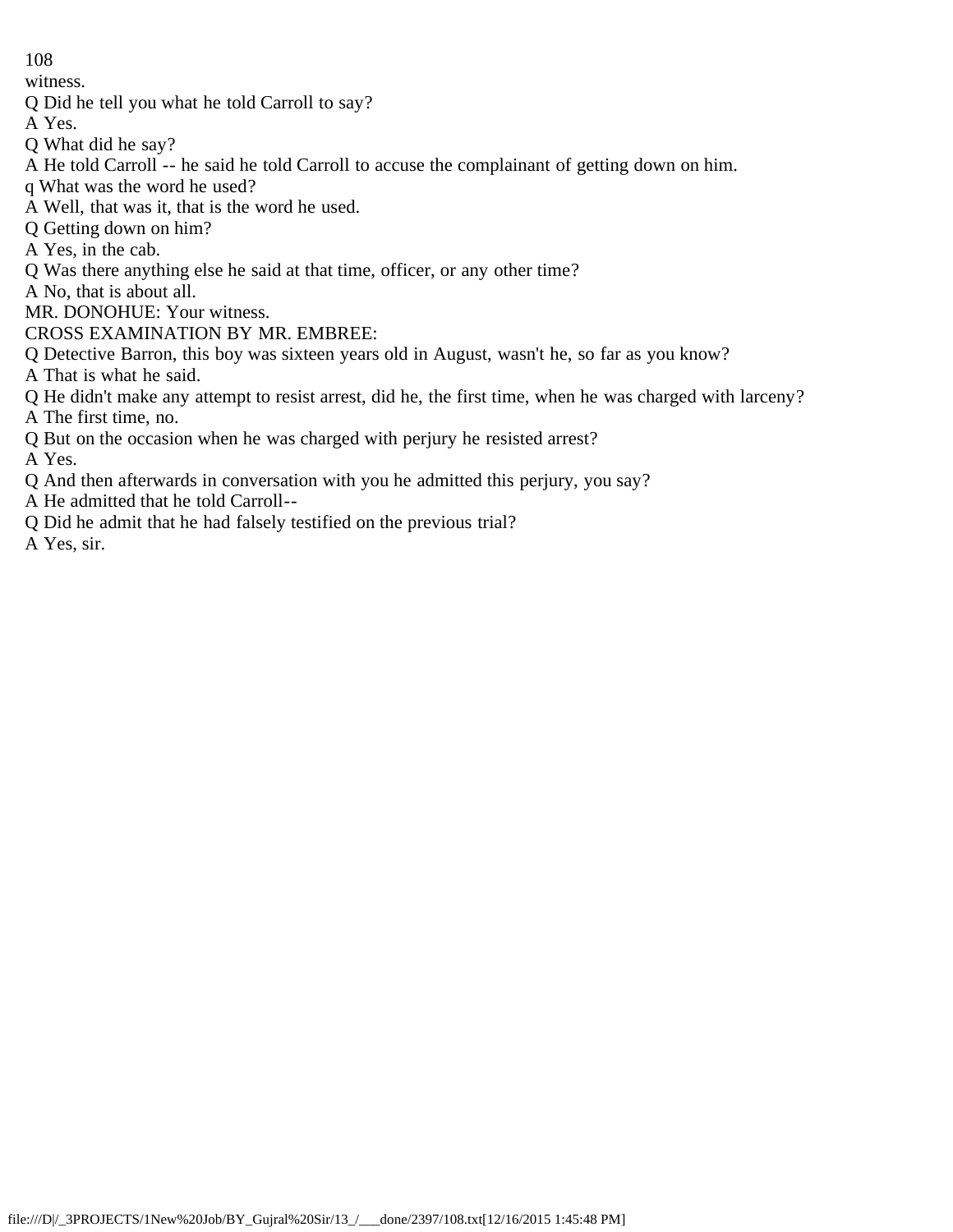witness.

Q Did he tell you what he told Carroll to say?

A Yes.

Q What did he say?

A He told Carroll -- he said he told Carroll to accuse the complainant of getting down on him.

q What was the word he used?

A Well, that was it, that is the word he used.

Q Getting down on him?

A Yes, in the cab.

Q Was there anything else he said at that time, officer, or any other time?

A No, that is about all.

MR. DONOHUE: Your witness.

CROSS EXAMINATION BY MR. EMBREE:

Q Detective Barron, this boy was sixteen years old in August, wasn't he, so far as you know?

A That is what he said.

Q He didn't make any attempt to resist arrest, did he, the first time, when he was charged with larceny?

A The first time, no.

Q But on the occasion when he was charged with perjury he resisted arrest?

A Yes.

Q And then afterwards in conversation with you he admitted this perjury, you say?

A He admitted that he told Carroll--

Q Did he admit that he had falsely testified on the previous trial?

A Yes, sir.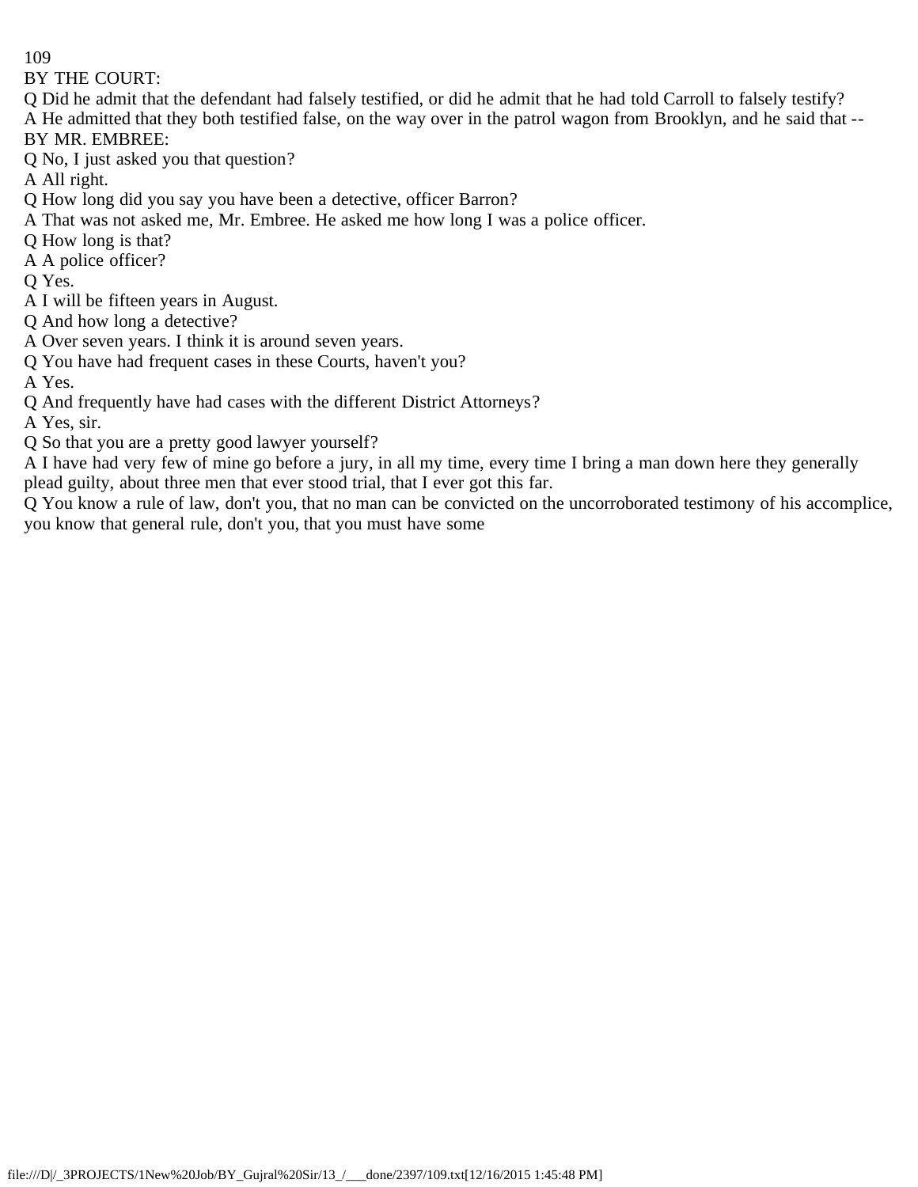BY THE COURT:

Q Did he admit that the defendant had falsely testified, or did he admit that he had told Carroll to falsely testify?

A He admitted that they both testified false, on the way over in the patrol wagon from Brooklyn, and he said that --

BY MR. EMBREE:

Q No, I just asked you that question?

A All right.

Q How long did you say you have been a detective, officer Barron?

A That was not asked me, Mr. Embree. He asked me how long I was a police officer.

Q How long is that?

A A police officer?

Q Yes.

A I will be fifteen years in August.

Q And how long a detective?

A Over seven years. I think it is around seven years.

Q You have had frequent cases in these Courts, haven't you?

A Yes.

Q And frequently have had cases with the different District Attorneys?

A Yes, sir.

Q So that you are a pretty good lawyer yourself?

A I have had very few of mine go before a jury, in all my time, every time I bring a man down here they generally plead guilty, about three men that ever stood trial, that I ever got this far.

Q You know a rule of law, don't you, that no man can be convicted on the uncorroborated testimony of his accomplice, you know that general rule, don't you, that you must have some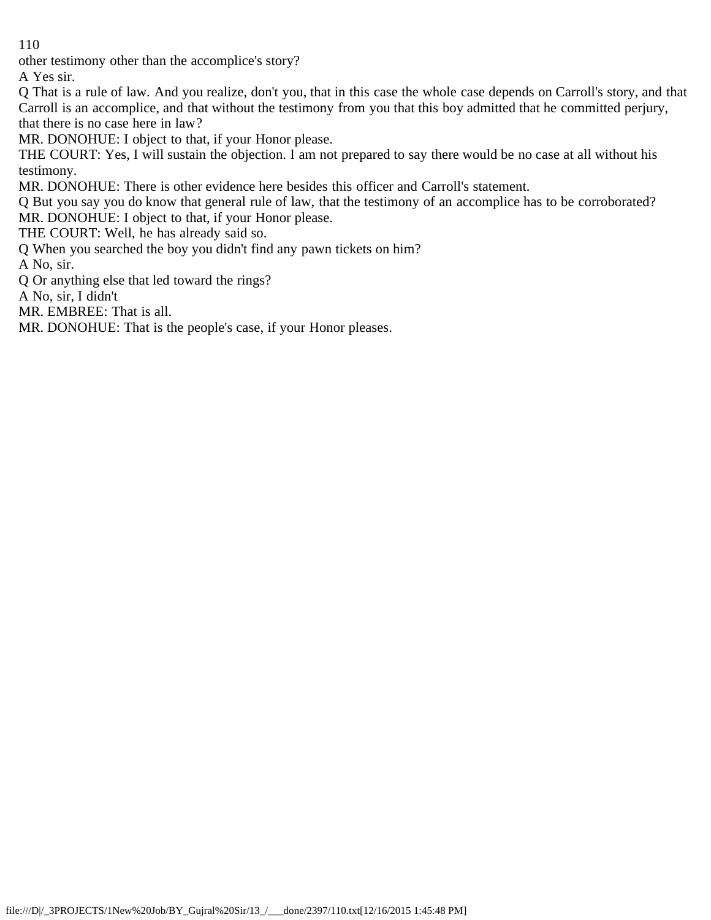other testimony other than the accomplice's story?

A Yes sir.

Q That is a rule of law. And you realize, don't you, that in this case the whole case depends on Carroll's story, and that Carroll is an accomplice, and that without the testimony from you that this boy admitted that he committed perjury, that there is no case here in law?

MR. DONOHUE: I object to that, if your Honor please.

THE COURT: Yes, I will sustain the objection. I am not prepared to say there would be no case at all without his testimony.

MR. DONOHUE: There is other evidence here besides this officer and Carroll's statement.

Q But you say you do know that general rule of law, that the testimony of an accomplice has to be corroborated?

MR. DONOHUE: I object to that, if your Honor please.

THE COURT: Well, he has already said so.

Q When you searched the boy you didn't find any pawn tickets on him?

A No, sir.

Q Or anything else that led toward the rings?

A No, sir, I didn't

MR. EMBREE: That is all.

MR. DONOHUE: That is the people's case, if your Honor pleases.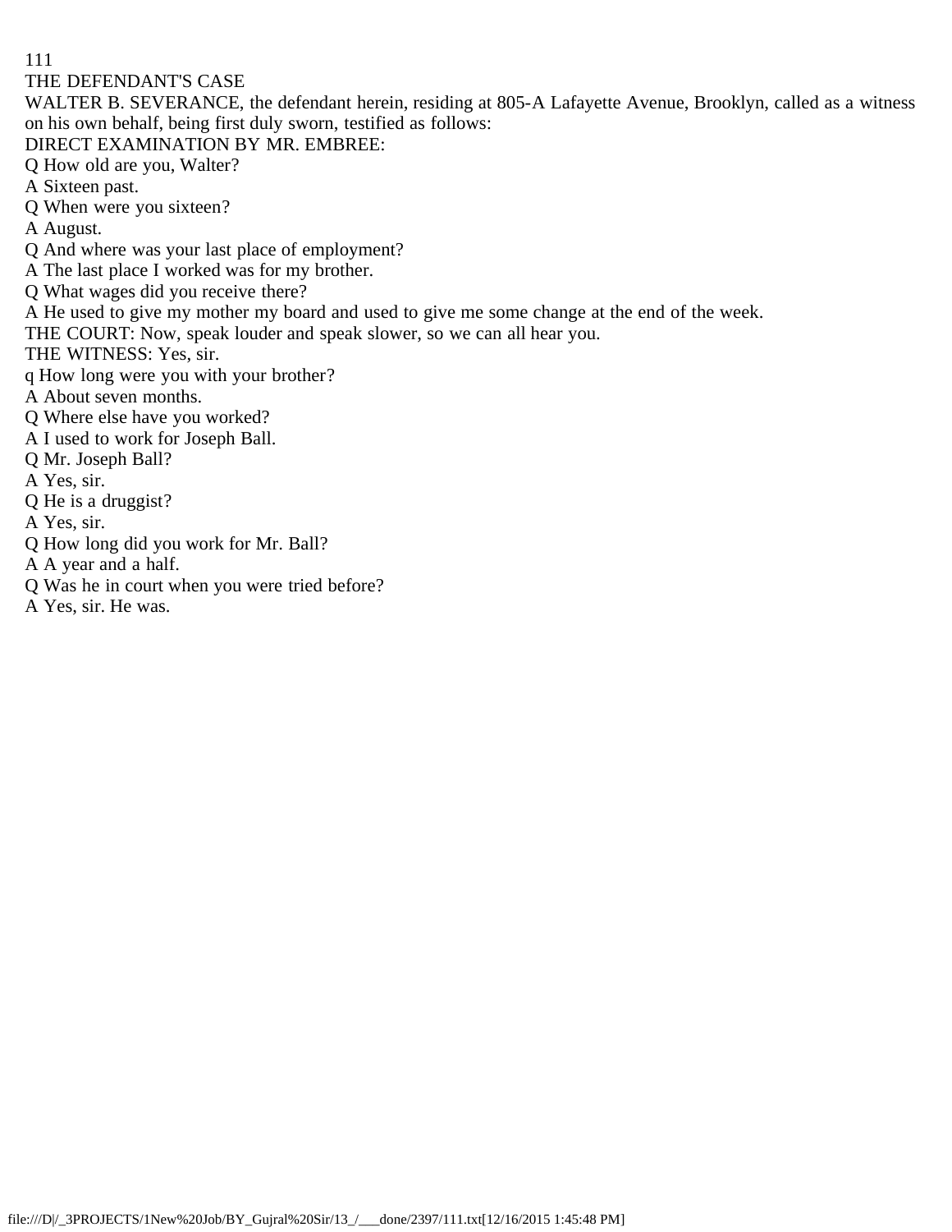THE DEFENDANT'S CASE

WALTER B. SEVERANCE, the defendant herein, residing at 805-A Lafayette Avenue, Brooklyn, called as a witness on his own behalf, being first duly sworn, testified as follows:

DIRECT EXAMINATION BY MR. EMBREE:

Q How old are you, Walter?

A Sixteen past.

Q When were you sixteen?

A August.

Q And where was your last place of employment?

A The last place I worked was for my brother.

Q What wages did you receive there?

A He used to give my mother my board and used to give me some change at the end of the week.

THE COURT: Now, speak louder and speak slower, so we can all hear you.

THE WITNESS: Yes, sir.

q How long were you with your brother?

A About seven months.

Q Where else have you worked?

A I used to work for Joseph Ball.

Q Mr. Joseph Ball?

A Yes, sir.

Q He is a druggist?

A Yes, sir.

Q How long did you work for Mr. Ball?

A A year and a half.

Q Was he in court when you were tried before?

A Yes, sir. He was.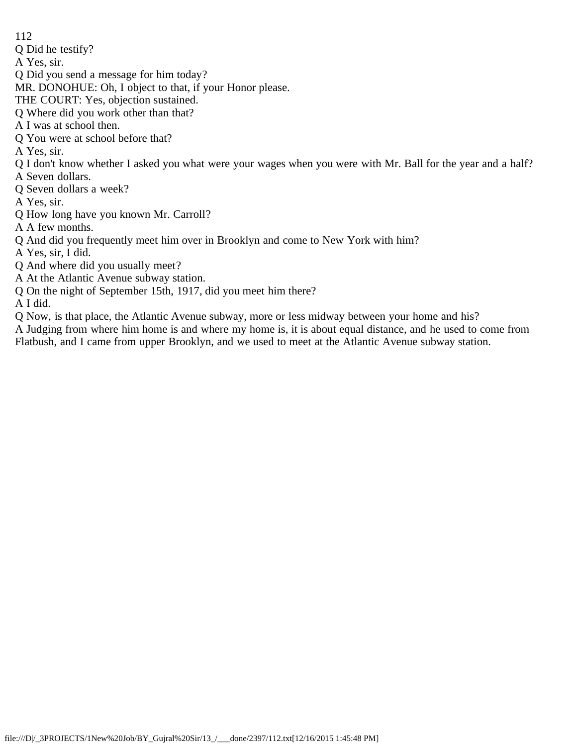Q Did he testify?

A Yes, sir.

Q Did you send a message for him today?

MR. DONOHUE: Oh, I object to that, if your Honor please.

THE COURT: Yes, objection sustained.

Q Where did you work other than that?

A I was at school then.

Q You were at school before that?

A Yes, sir.

Q I don't know whether I asked you what were your wages when you were with Mr. Ball for the year and a half?

A Seven dollars.

Q Seven dollars a week?

A Yes, sir.

Q How long have you known Mr. Carroll?

A A few months.

Q And did you frequently meet him over in Brooklyn and come to New York with him?

A Yes, sir, I did.

Q And where did you usually meet?

A At the Atlantic Avenue subway station.

Q On the night of September 15th, 1917, did you meet him there?

A I did.

Q Now, is that place, the Atlantic Avenue subway, more or less midway between your home and his?

A Judging from where him home is and where my home is, it is about equal distance, and he used to come from Flatbush, and I came from upper Brooklyn, and we used to meet at the Atlantic Avenue subway station.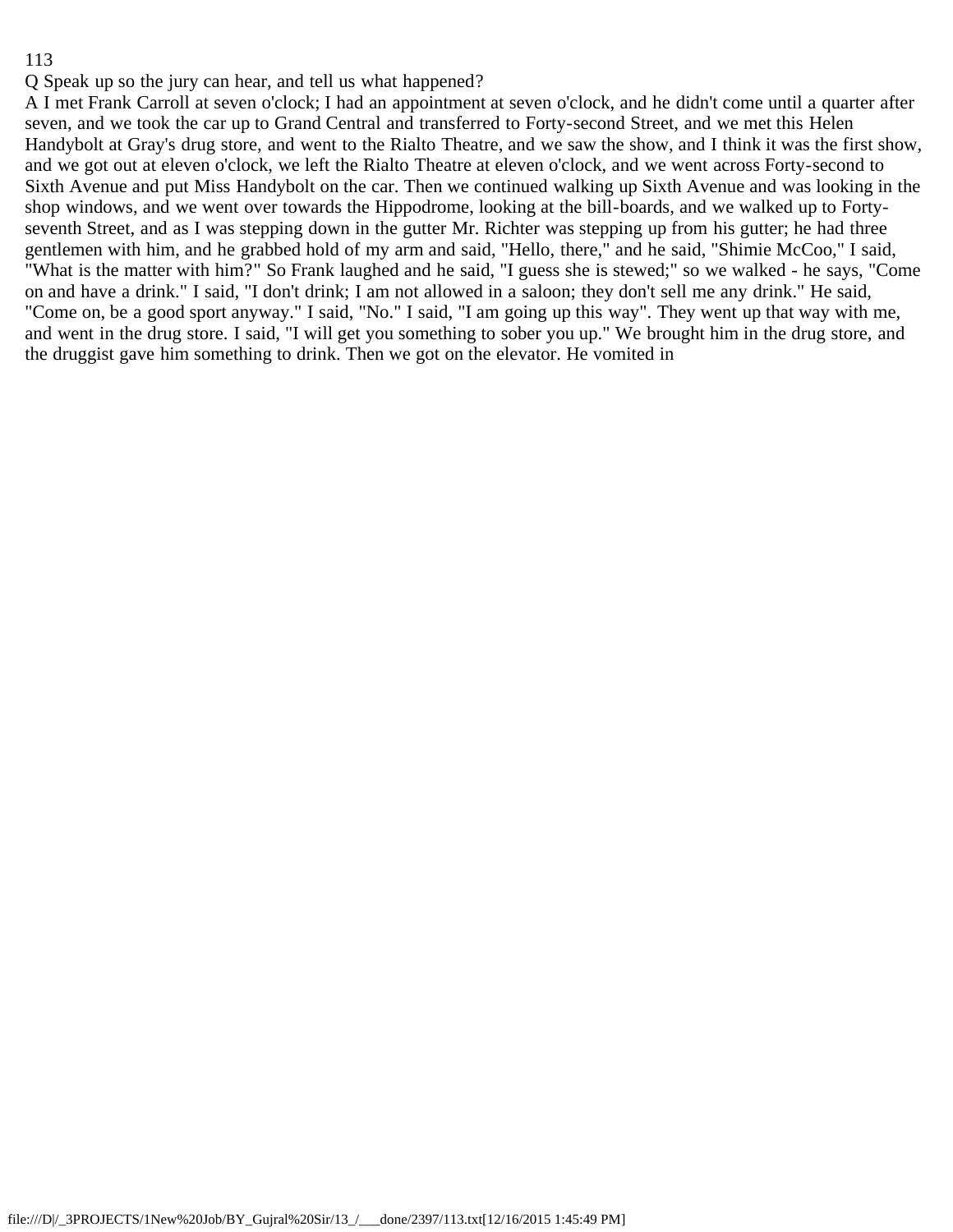Q Speak up so the jury can hear, and tell us what happened?

A I met Frank Carroll at seven o'clock; I had an appointment at seven o'clock, and he didn't come until a quarter after seven, and we took the car up to Grand Central and transferred to Forty-second Street, and we met this Helen Handybolt at Gray's drug store, and went to the Rialto Theatre, and we saw the show, and I think it was the first show, and we got out at eleven o'clock, we left the Rialto Theatre at eleven o'clock, and we went across Forty-second to Sixth Avenue and put Miss Handybolt on the car. Then we continued walking up Sixth Avenue and was looking in the shop windows, and we went over towards the Hippodrome, looking at the bill-boards, and we walked up to Forty-seventh Street, and as I was stepping down in the gutter Mr. Richter was stepping up from his gutter; he had three gentlemen with him, and he grabbed hold of my arm and said, "Hello, there," and he said, "Shimie McCoo," I said, "What is the matter with him?" So Frank laughed and he said, "I guess she is stewed;" so we walked - he says, "Come on and have a drink." I said, "I don't drink; I am not allowed in a saloon; they don't sell me any drink." He said, "Come on, be a good sport anyway." I said, "No." I said, "I am going up this way". They went up that way with me, and went in the drug store. I said, "I will get you something to sober you up." We brought him in the drug store, and the druggist gave him something to drink. Then we got on the elevator. He vomited in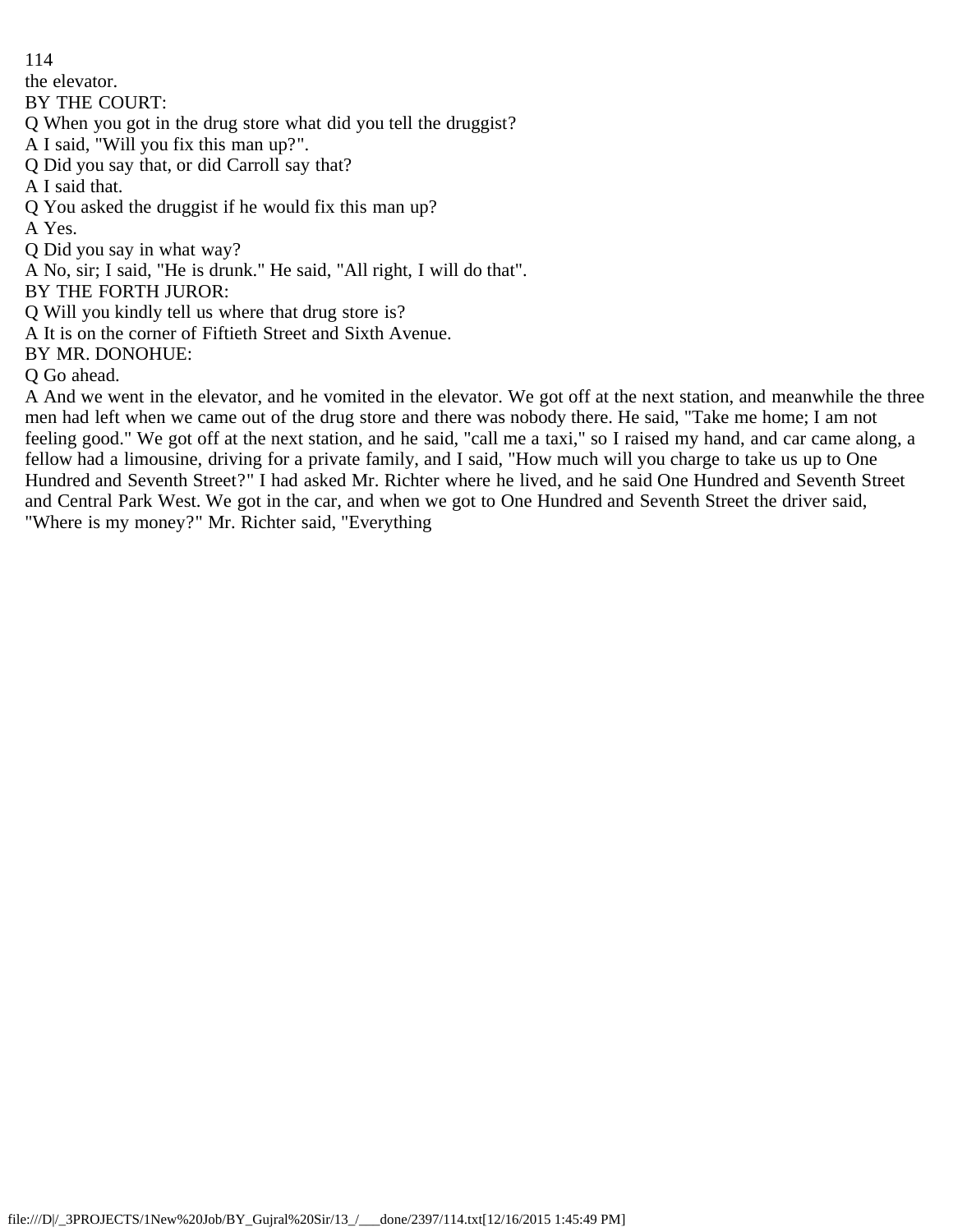the elevator.

BY THE COURT:

Q When you got in the drug store what did you tell the druggist?

A I said, "Will you fix this man up?".

Q Did you say that, or did Carroll say that?

A I said that.

Q You asked the druggist if he would fix this man up?

A Yes.

Q Did you say in what way?

A No, sir; I said, "He is drunk." He said, "All right, I will do that".

BY THE FORTH JUROR:

Q Will you kindly tell us where that drug store is?

A It is on the corner of Fiftieth Street and Sixth Avenue.

BY MR. DONOHUE:

Q Go ahead.

A And we went in the elevator, and he vomited in the elevator. We got off at the next station, and meanwhile the three men had left when we came out of the drug store and there was nobody there. He said, "Take me home; I am not feeling good." We got off at the next station, and he said, "call me a taxi," so I raised my hand, and car came along, a fellow had a limousine, driving for a private family, and I said, "How much will you charge to take us up to One Hundred and Seventh Street?" I had asked Mr. Richter where he lived, and he said One Hundred and Seventh Street and Central Park West. We got in the car, and when we got to One Hundred and Seventh Street the driver said, "Where is my money?" Mr. Richter said, "Everything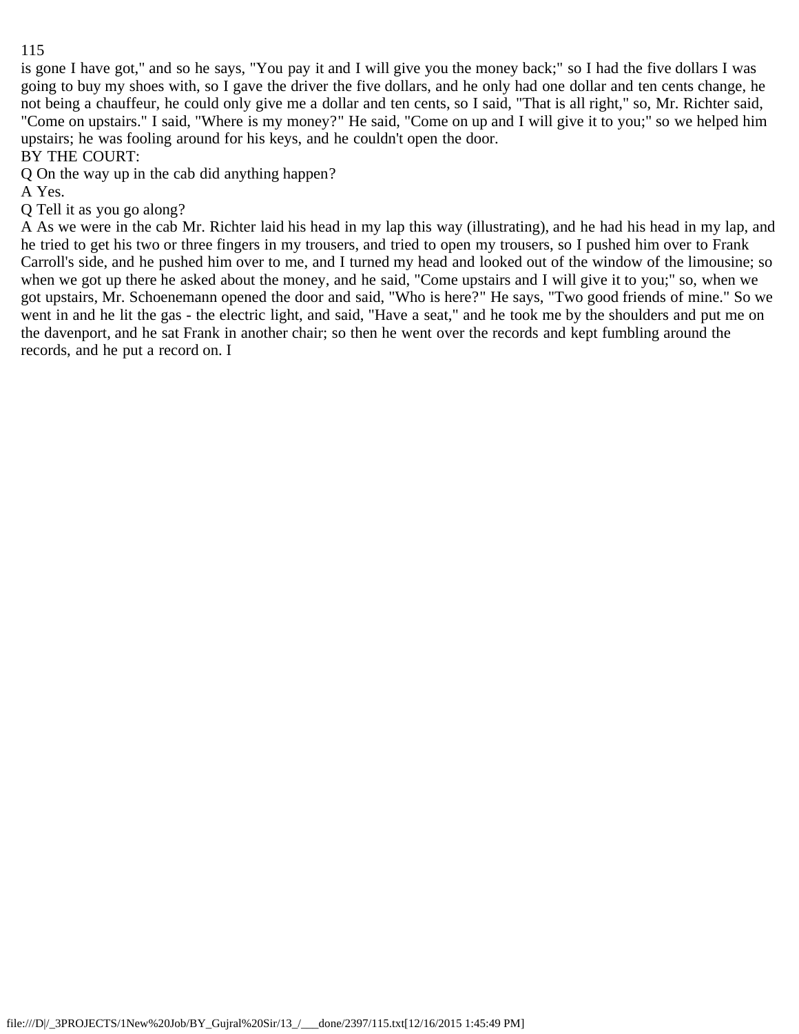is gone I have got," and so he says, "You pay it and I will give you the money back;" so I had the five dollars I was going to buy my shoes with, so I gave the driver the five dollars, and he only had one dollar and ten cents change, he not being a chauffeur, he could only give me a dollar and ten cents, so I said, "That is all right," so, Mr. Richter said, "Come on upstairs." I said, "Where is my money?" He said, "Come on up and I will give it to you;" so we helped him upstairs; he was fooling around for his keys, and he couldn't open the door.

BY THE COURT:

Q On the way up in the cab did anything happen?

A Yes.

Q Tell it as you go along?

A As we were in the cab Mr. Richter laid his head in my lap this way (illustrating), and he had his head in my lap, and he tried to get his two or three fingers in my trousers, and tried to open my trousers, so I pushed him over to Frank Carroll's side, and he pushed him over to me, and I turned my head and looked out of the window of the limousine; so when we got up there he asked about the money, and he said, "Come upstairs and I will give it to you;" so, when we got upstairs, Mr. Schoenemann opened the door and said, "Who is here?" He says, "Two good friends of mine." So we went in and he lit the gas - the electric light, and said, "Have a seat," and he took me by the shoulders and put me on the davenport, and he sat Frank in another chair; so then he went over the records and kept fumbling around the records, and he put a record on. I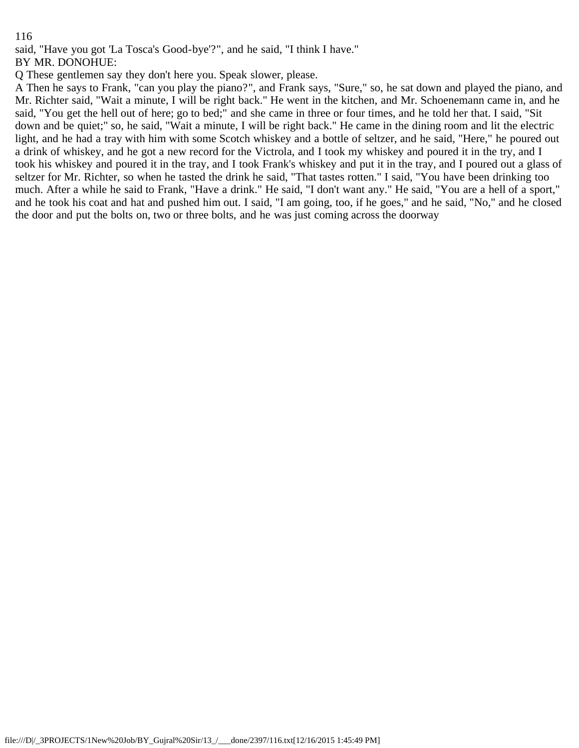said, "Have you got 'La Tosca's Good-bye'?", and he said, "I think I have."

BY MR. DONOHUE:

Q These gentlemen say they don't here you. Speak slower, please.

A Then he says to Frank, "can you play the piano?", and Frank says, "Sure," so, he sat down and played the piano, and Mr. Richter said, "Wait a minute, I will be right back." He went in the kitchen, and Mr. Schoenemann came in, and he said, "You get the hell out of here; go to bed;" and she came in three or four times, and he told her that. I said, "Sit down and be quiet;" so, he said, "Wait a minute, I will be right back." He came in the dining room and lit the electric light, and he had a tray with him with some Scotch whiskey and a bottle of seltzer, and he said, "Here," he poured out a drink of whiskey, and he got a new record for the Victrola, and I took my whiskey and poured it in the try, and I took his whiskey and poured it in the tray, and I took Frank's whiskey and put it in the tray, and I poured out a glass of seltzer for Mr. Richter, so when he tasted the drink he said, "That tastes rotten." I said, "You have been drinking too much. After a while he said to Frank, "Have a drink." He said, "I don't want any." He said, "You are a hell of a sport," and he took his coat and hat and pushed him out. I said, "I am going, too, if he goes," and he said, "No," and he closed the door and put the bolts on, two or three bolts, and he was just coming across the doorway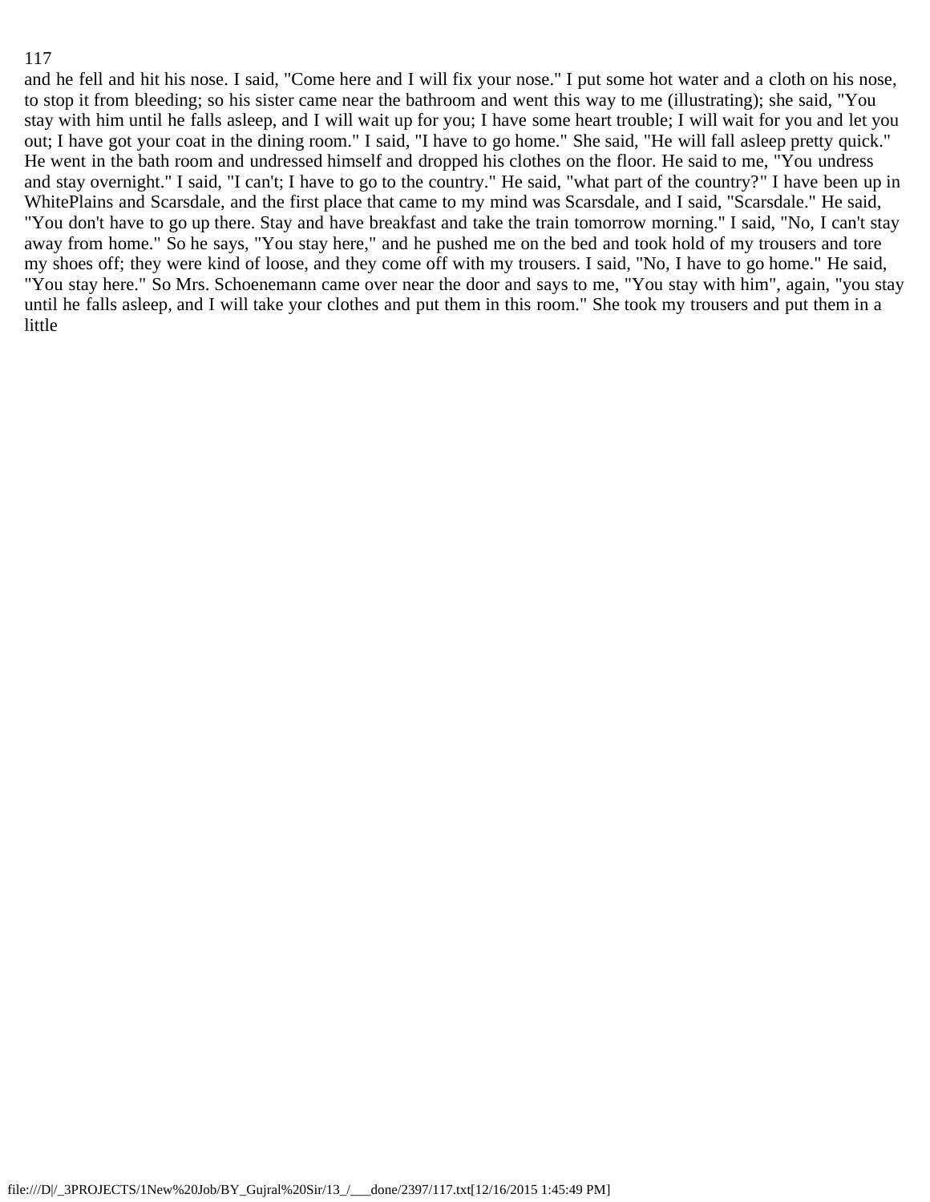and he fell and hit his nose. I said, "Come here and I will fix your nose." I put some hot water and a cloth on his nose, to stop it from bleeding; so his sister came near the bathroom and went this way to me (illustrating); she said, "You stay with him until he falls asleep, and I will wait up for you; I have some heart trouble; I will wait for you and let you out; I have got your coat in the dining room." I said, "I have to go home." She said, "He will fall asleep pretty quick." He went in the bath room and undressed himself and dropped his clothes on the floor. He said to me, "You undress and stay overnight." I said, "I can't; I have to go to the country." He said, "what part of the country?" I have been up in WhitePlains and Scarsdale, and the first place that came to my mind was Scarsdale, and I said, "Scarsdale." He said, "You don't have to go up there. Stay and have breakfast and take the train tomorrow morning." I said, "No, I can't stay away from home." So he says, "You stay here," and he pushed me on the bed and took hold of my trousers and tore my shoes off; they were kind of loose, and they come off with my trousers. I said, "No, I have to go home." He said, "You stay here." So Mrs. Schoenemann came over near the door and says to me, "You stay with him", again, "you stay until he falls asleep, and I will take your clothes and put them in this room." She took my trousers and put them in a little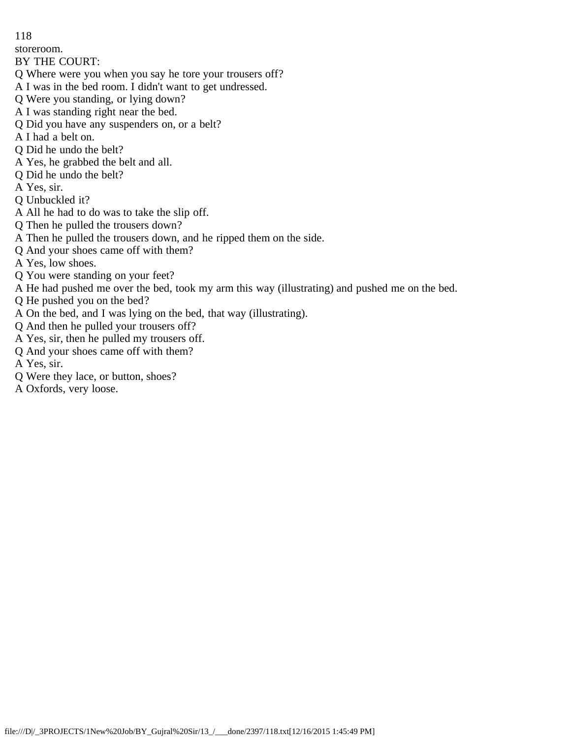storeroom.

BY THE COURT:

Q Where were you when you say he tore your trousers off?

A I was in the bed room. I didn't want to get undressed.

Q Were you standing, or lying down?

A I was standing right near the bed.

Q Did you have any suspenders on, or a belt?

A I had a belt on.

Q Did he undo the belt?

A Yes, he grabbed the belt and all.

Q Did he undo the belt?

A Yes, sir.

Q Unbuckled it?

A All he had to do was to take the slip off.

Q Then he pulled the trousers down?

A Then he pulled the trousers down, and he ripped them on the side.

Q And your shoes came off with them?

A Yes, low shoes.

Q You were standing on your feet?

A He had pushed me over the bed, took my arm this way (illustrating) and pushed me on the bed.

Q He pushed you on the bed?

A On the bed, and I was lying on the bed, that way (illustrating).

Q And then he pulled your trousers off?

A Yes, sir, then he pulled my trousers off.

Q And your shoes came off with them?

A Yes, sir.

Q Were they lace, or button, shoes?

A Oxfords, very loose.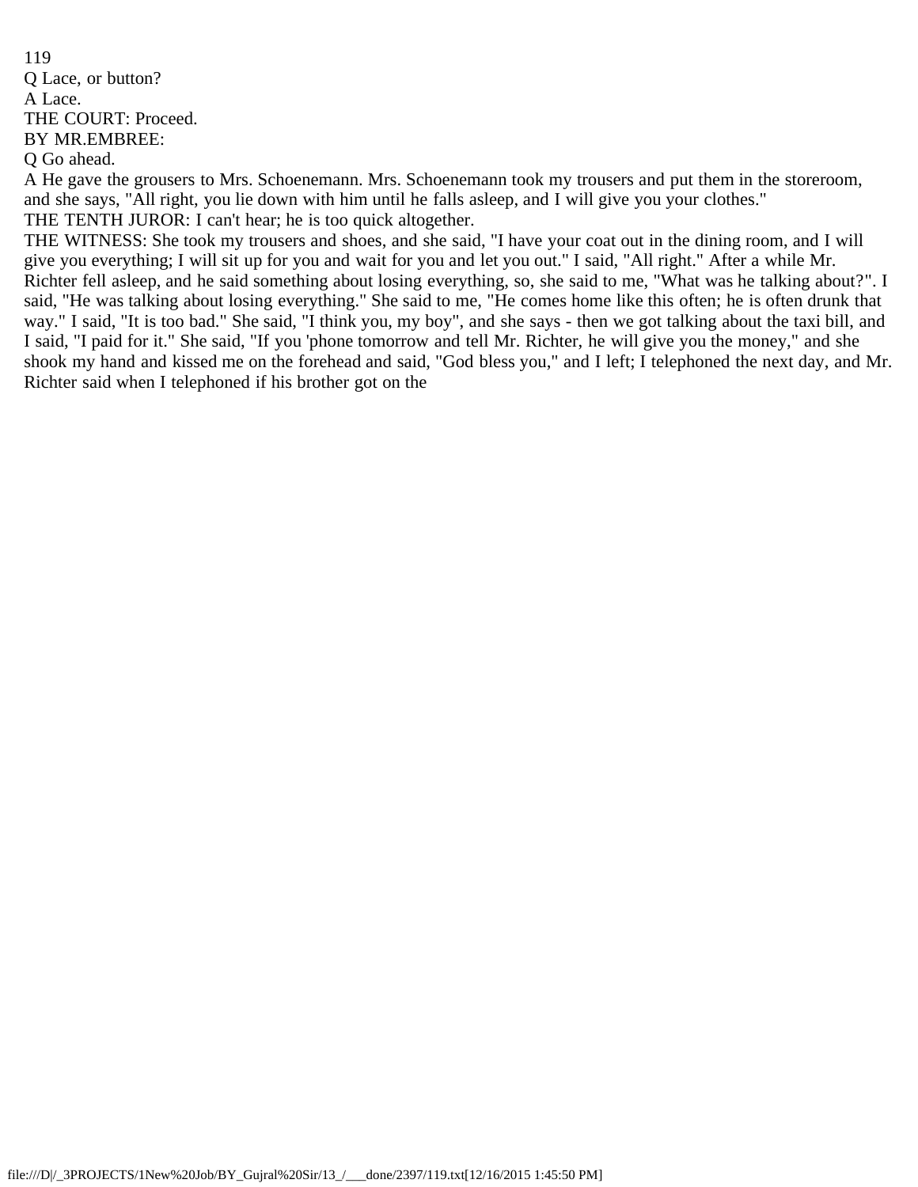Q Lace, or button?

A Lace.

THE COURT: Proceed.

BY MR.EMBREE:

Q Go ahead.

A He gave the grousers to Mrs. Schoenemann. Mrs. Schoenemann took my trousers and put them in the storeroom, and she says, "All right, you lie down with him until he falls asleep, and I will give you your clothes."

THE TENTH JUROR: I can't hear; he is too quick altogether.

THE WITNESS: She took my trousers and shoes, and she said, "I have your coat out in the dining room, and I will give you everything; I will sit up for you and wait for you and let you out." I said, "All right." After a while Mr. Richter fell asleep, and he said something about losing everything, so, she said to me, "What was he talking about?". I said, "He was talking about losing everything." She said to me, "He comes home like this often; he is often drunk that way." I said, "It is too bad." She said, "I think you, my boy", and she says - then we got talking about the taxi bill, and I said, "I paid for it." She said, "If you 'phone tomorrow and tell Mr. Richter, he will give you the money," and she shook my hand and kissed me on the forehead and said, "God bless you," and I left; I telephoned the next day, and Mr. Richter said when I telephoned if his brother got on the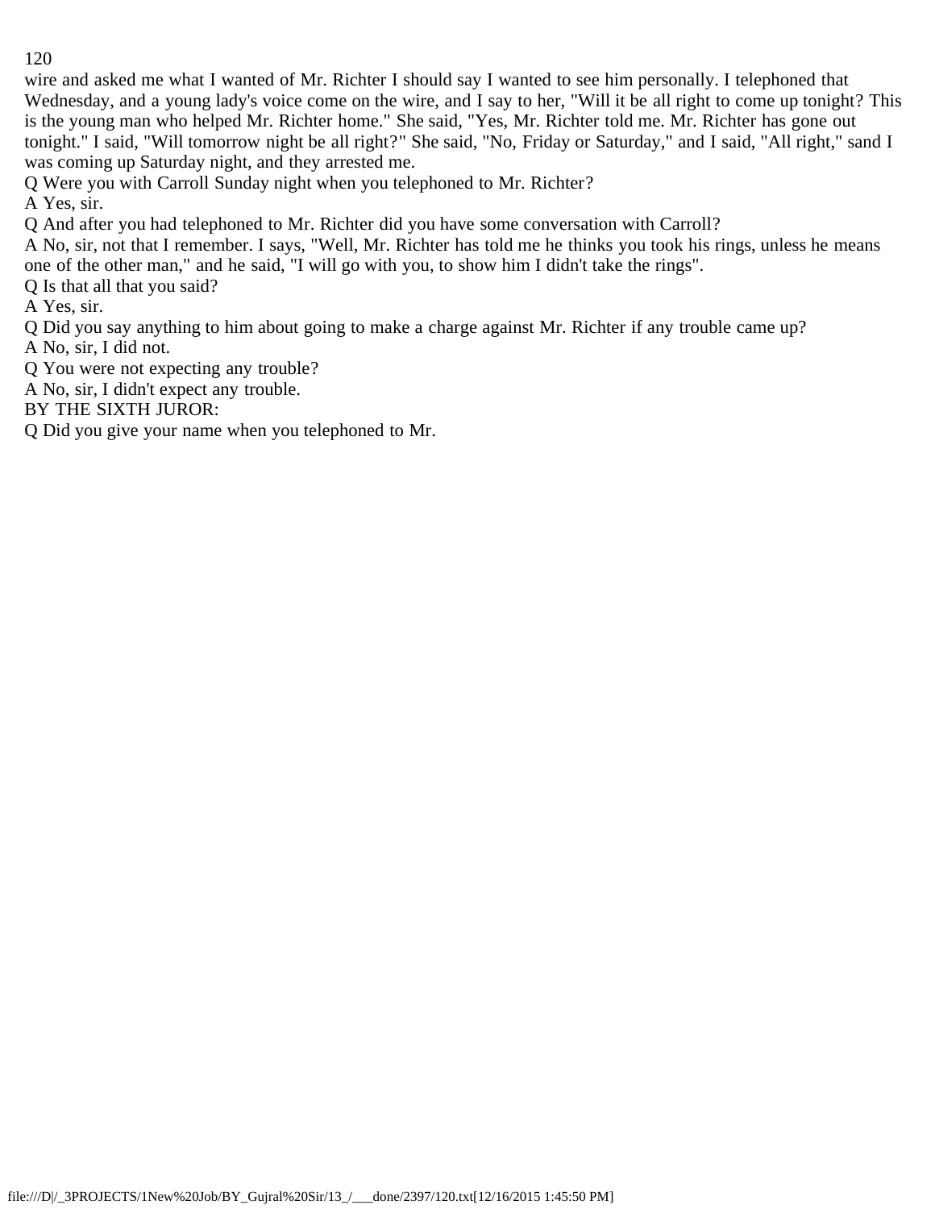wire and asked me what I wanted of Mr. Richter I should say I wanted to see him personally. I telephoned that Wednesday, and a young lady's voice come on the wire, and I say to her, "Will it be all right to come up tonight? This is the young man who helped Mr. Richter home." She said, "Yes, Mr. Richter told me. Mr. Richter has gone out tonight." I said, "Will tomorrow night be all right?" She said, "No, Friday or Saturday," and I said, "All right," sand I was coming up Saturday night, and they arrested me.

Q Were you with Carroll Sunday night when you telephoned to Mr. Richter?

A Yes, sir.

Q And after you had telephoned to Mr. Richter did you have some conversation with Carroll?

A No, sir, not that I remember. I says, "Well, Mr. Richter has told me he thinks you took his rings, unless he means one of the other man," and he said, "I will go with you, to show him I didn't take the rings".

Q Is that all that you said?

A Yes, sir.

Q Did you say anything to him about going to make a charge against Mr. Richter if any trouble came up?

A No, sir, I did not.

Q You were not expecting any trouble?

A No, sir, I didn't expect any trouble.

BY THE SIXTH JUROR:

Q Did you give your name when you telephoned to Mr.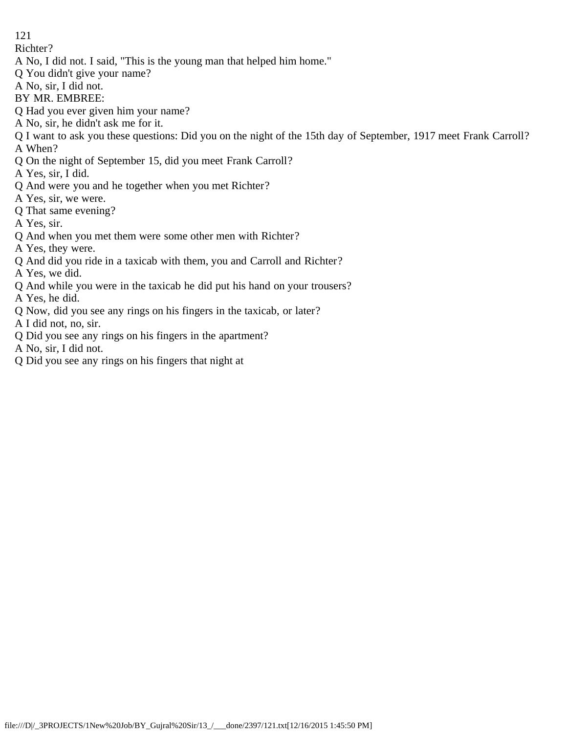Richter?

A No, I did not. I said, "This is the young man that helped him home."

Q You didn't give your name?

A No, sir, I did not.

BY MR. EMBREE:

Q Had you ever given him your name?

A No, sir, he didn't ask me for it.

Q I want to ask you these questions: Did you on the night of the 15th day of September, 1917 meet Frank Carroll?

A When?

Q On the night of September 15, did you meet Frank Carroll?

A Yes, sir, I did.

Q And were you and he together when you met Richter?

A Yes, sir, we were.

Q That same evening?

A Yes, sir.

Q And when you met them were some other men with Richter?

A Yes, they were.

Q And did you ride in a taxicab with them, you and Carroll and Richter?

A Yes, we did.

Q And while you were in the taxicab he did put his hand on your trousers?

A Yes, he did.

Q Now, did you see any rings on his fingers in the taxicab, or later?

A I did not, no, sir.

Q Did you see any rings on his fingers in the apartment?

A No, sir, I did not.

Q Did you see any rings on his fingers that night at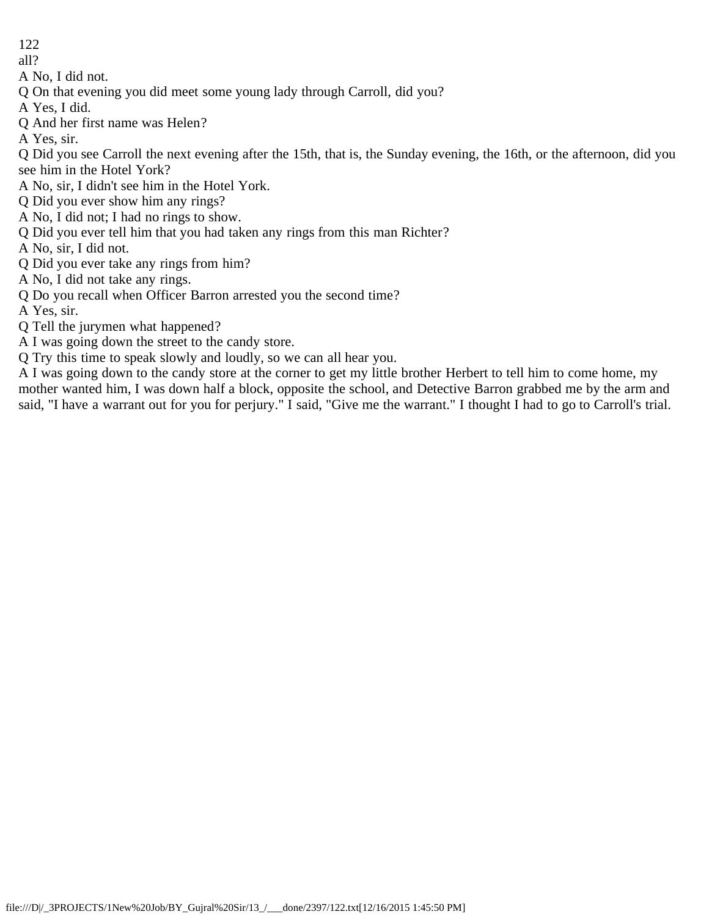all?

A No, I did not.

Q On that evening you did meet some young lady through Carroll, did you?

A Yes, I did.

Q And her first name was Helen?

A Yes, sir.

Q Did you see Carroll the next evening after the 15th, that is, the Sunday evening, the 16th, or the afternoon, did you see him in the Hotel York?

A No, sir, I didn't see him in the Hotel York.

Q Did you ever show him any rings?

A No, I did not; I had no rings to show.

Q Did you ever tell him that you had taken any rings from this man Richter?

A No, sir, I did not.

Q Did you ever take any rings from him?

A No, I did not take any rings.

Q Do you recall when Officer Barron arrested you the second time?

A Yes, sir.

Q Tell the jurymen what happened?

A I was going down the street to the candy store.

Q Try this time to speak slowly and loudly, so we can all hear you.

A I was going down to the candy store at the corner to get my little brother Herbert to tell him to come home, my mother wanted him, I was down half a block, opposite the school, and Detective Barron grabbed me by the arm and said, "I have a warrant out for you for perjury." I said, "Give me the warrant." I thought I had to go to Carroll's trial.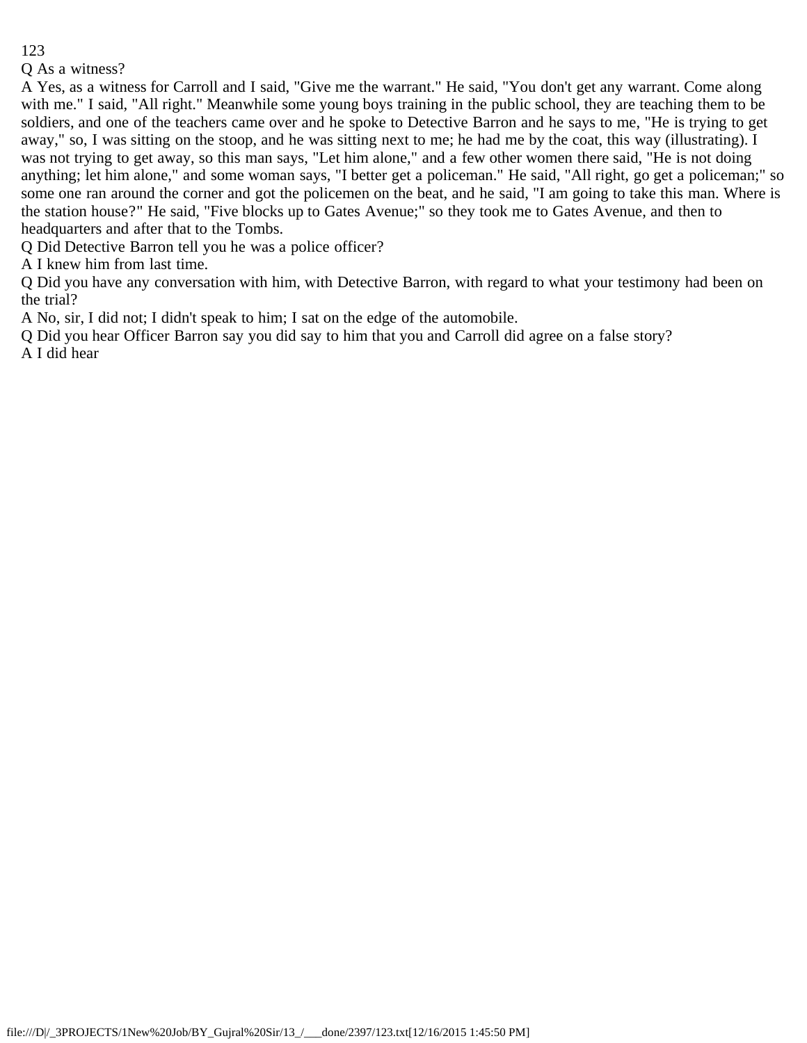Q As a witness?

A Yes, as a witness for Carroll and I said, "Give me the warrant." He said, "You don't get any warrant. Come along with me." I said, "All right." Meanwhile some young boys training in the public school, they are teaching them to be soldiers, and one of the teachers came over and he spoke to Detective Barron and he says to me, "He is trying to get away," so, I was sitting on the stoop, and he was sitting next to me; he had me by the coat, this way (illustrating). I was not trying to get away, so this man says, "Let him alone," and a few other women there said, "He is not doing anything; let him alone," and some woman says, "I better get a policeman." He said, "All right, go get a policeman;" so some one ran around the corner and got the policemen on the beat, and he said, "I am going to take this man. Where is the station house?" He said, "Five blocks up to Gates Avenue;" so they took me to Gates Avenue, and then to headquarters and after that to the Tombs.

Q Did Detective Barron tell you he was a police officer?

A I knew him from last time.

Q Did you have any conversation with him, with Detective Barron, with regard to what your testimony had been on the trial?

A No, sir, I did not; I didn't speak to him; I sat on the edge of the automobile.

Q Did you hear Officer Barron say you did say to him that you and Carroll did agree on a false story?

A I did hear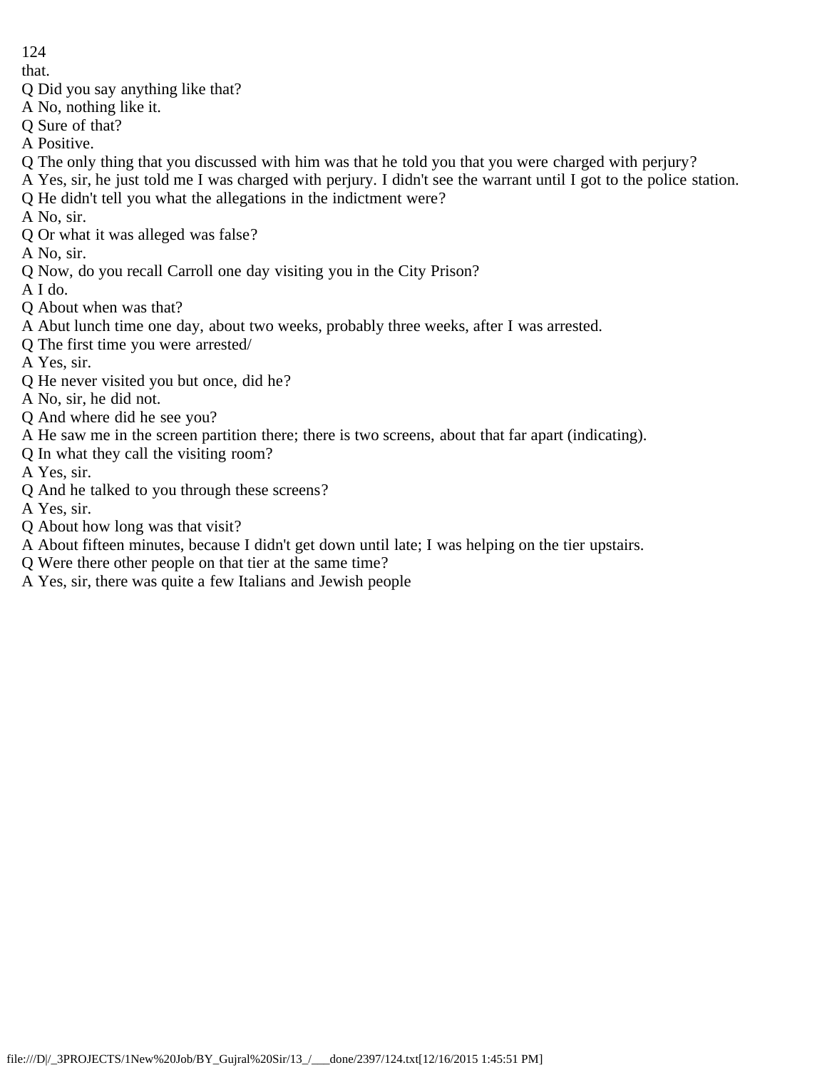that.

Q Did you say anything like that?

A No, nothing like it.

Q Sure of that?

A Positive.

Q The only thing that you discussed with him was that he told you that you were charged with perjury?

A Yes, sir, he just told me I was charged with perjury. I didn't see the warrant until I got to the police station.

Q He didn't tell you what the allegations in the indictment were?

A No, sir.

Q Or what it was alleged was false?

A No, sir.

Q Now, do you recall Carroll one day visiting you in the City Prison?

A I do.

Q About when was that?

A Abut lunch time one day, about two weeks, probably three weeks, after I was arrested.

Q The first time you were arrested/

A Yes, sir.

Q He never visited you but once, did he?

A No, sir, he did not.

Q And where did he see you?

A He saw me in the screen partition there; there is two screens, about that far apart (indicating).

Q In what they call the visiting room?

A Yes, sir.

Q And he talked to you through these screens?

A Yes, sir.

Q About how long was that visit?

A About fifteen minutes, because I didn't get down until late; I was helping on the tier upstairs.

Q Were there other people on that tier at the same time?

A Yes, sir, there was quite a few Italians and Jewish people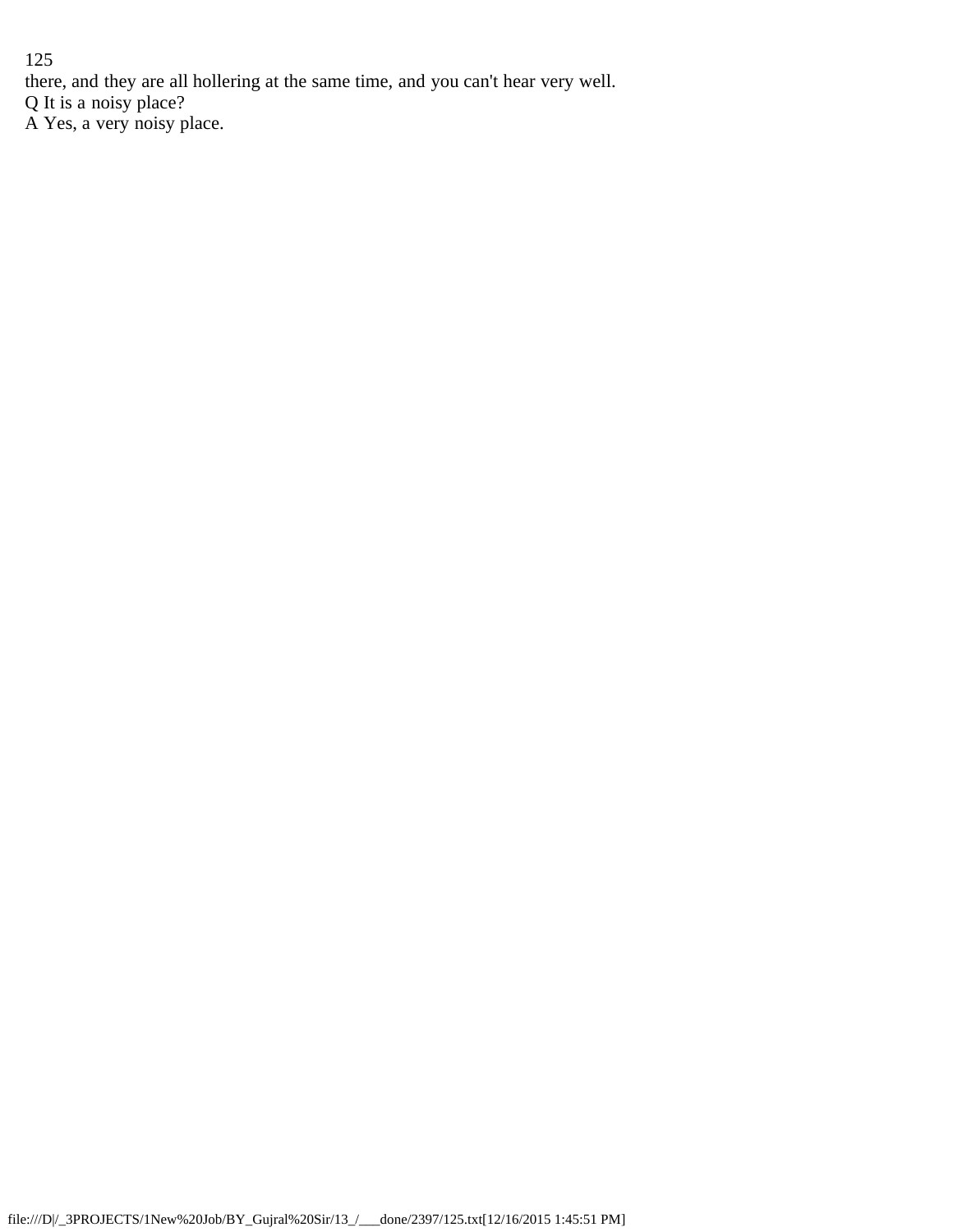there, and they are all hollering at the same time, and you can't hear very well.

Q It is a noisy place?

A Yes, a very noisy place.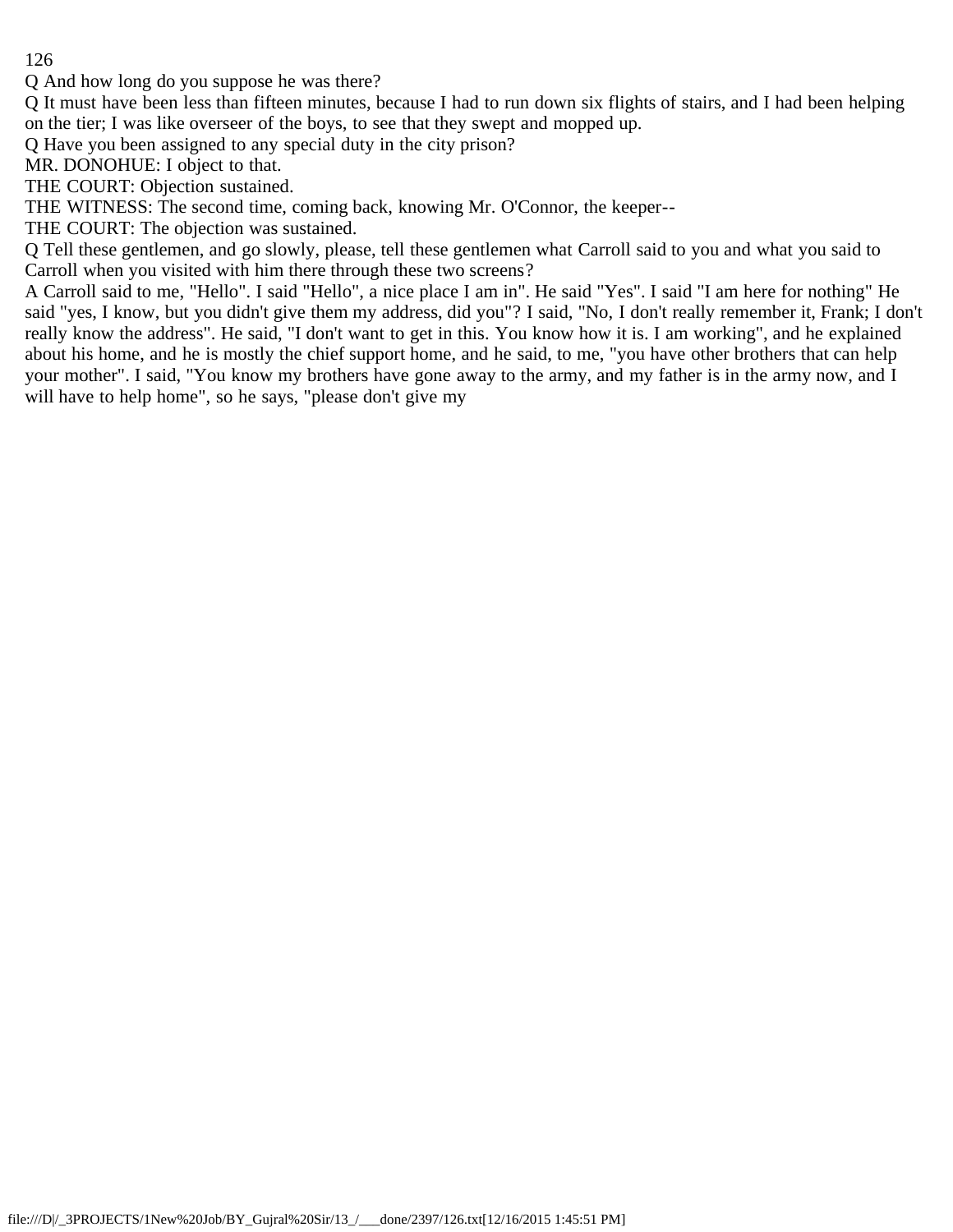Q And how long do you suppose he was there?

Q It must have been less than fifteen minutes, because I had to run down six flights of stairs, and I had been helping on the tier; I was like overseer of the boys, to see that they swept and mopped up.

Q Have you been assigned to any special duty in the city prison?

MR. DONOHUE: I object to that.

THE COURT: Objection sustained.

THE WITNESS: The second time, coming back, knowing Mr. O'Connor, the keeper--

THE COURT: The objection was sustained.

Q Tell these gentlemen, and go slowly, please, tell these gentlemen what Carroll said to you and what you said to Carroll when you visited with him there through these two screens?

A Carroll said to me, "Hello". I said "Hello", a nice place I am in". He said "Yes". I said "I am here for nothing" He said "yes, I know, but you didn't give them my address, did you"? I said, "No, I don't really remember it, Frank; I don't really know the address". He said, "I don't want to get in this. You know how it is. I am working", and he explained about his home, and he is mostly the chief support home, and he said, to me, "you have other brothers that can help your mother". I said, "You know my brothers have gone away to the army, and my father is in the army now, and I will have to help home", so he says, "please don't give my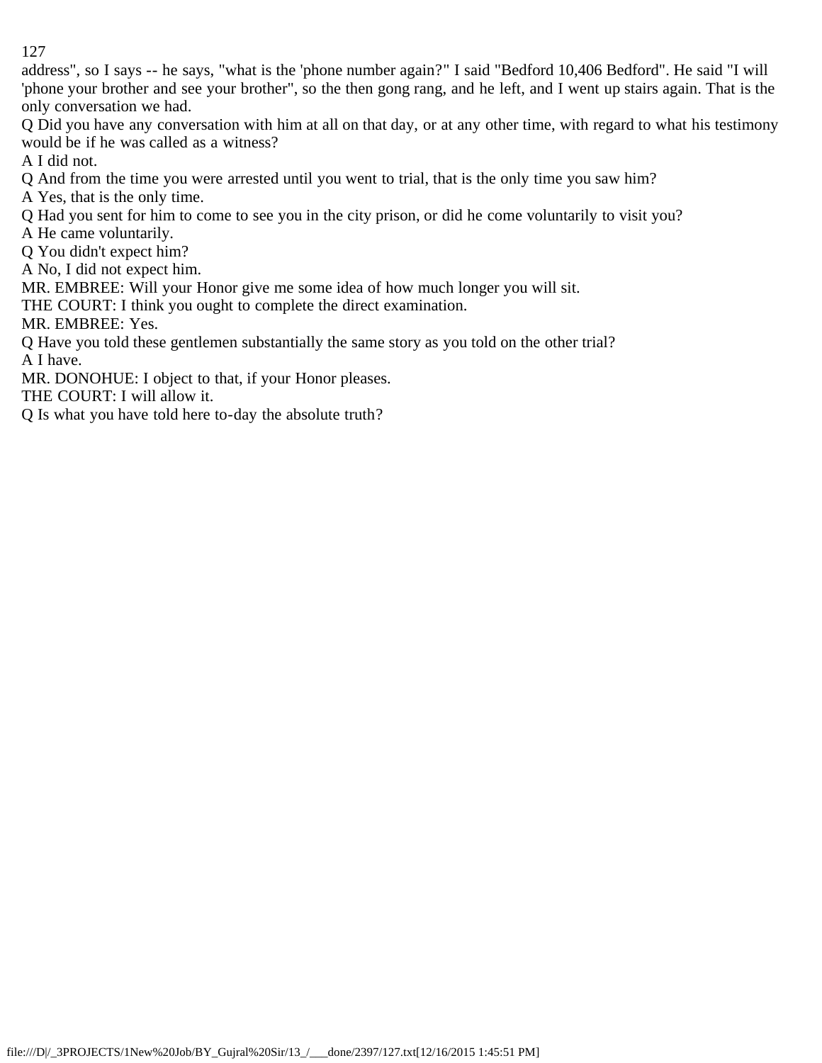address", so I says -- he says, "what is the 'phone number again?" I said "Bedford 10,406 Bedford". He said "I will 'phone your brother and see your brother", so the then gong rang, and he left, and I went up stairs again. That is the only conversation we had.

Q Did you have any conversation with him at all on that day, or at any other time, with regard to what his testimony would be if he was called as a witness?

A I did not.

Q And from the time you were arrested until you went to trial, that is the only time you saw him?

A Yes, that is the only time.

Q Had you sent for him to come to see you in the city prison, or did he come voluntarily to visit you?

A He came voluntarily.

Q You didn't expect him?

A No, I did not expect him.

MR. EMBREE: Will your Honor give me some idea of how much longer you will sit.

THE COURT: I think you ought to complete the direct examination.

MR. EMBREE: Yes.

Q Have you told these gentlemen substantially the same story as you told on the other trial?

A I have.

MR. DONOHUE: I object to that, if your Honor pleases.

THE COURT: I will allow it.

Q Is what you have told here to-day the absolute truth?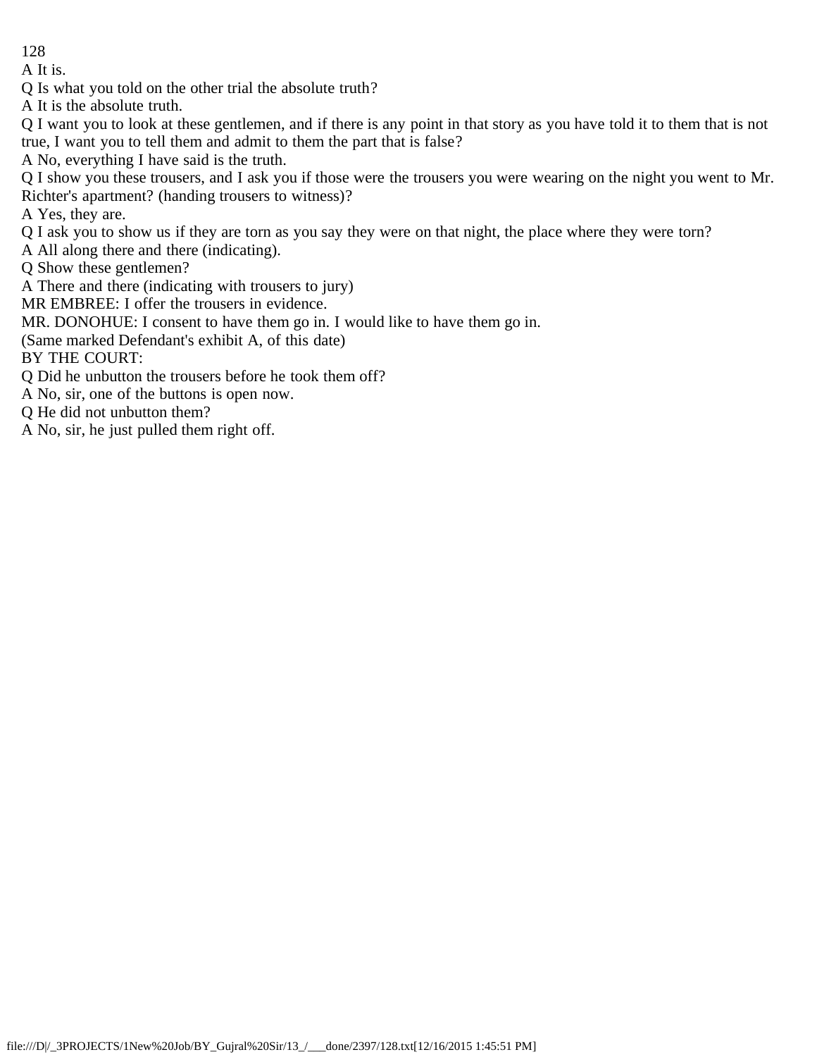A It is.

Q Is what you told on the other trial the absolute truth?

A It is the absolute truth.

Q I want you to look at these gentlemen, and if there is any point in that story as you have told it to them that is not true, I want you to tell them and admit to them the part that is false?

A No, everything I have said is the truth.

Q I show you these trousers, and I ask you if those were the trousers you were wearing on the night you went to Mr. Richter's apartment? (handing trousers to witness)?

A Yes, they are.

Q I ask you to show us if they are torn as you say they were on that night, the place where they were torn?

A All along there and there (indicating).

Q Show these gentlemen?

A There and there (indicating with trousers to jury)

MR EMBREE: I offer the trousers in evidence.

MR. DONOHUE: I consent to have them go in. I would like to have them go in.

(Same marked Defendant's exhibit A, of this date)

BY THE COURT:

Q Did he unbutton the trousers before he took them off?

A No, sir, one of the buttons is open now.

Q He did not unbutton them?

A No, sir, he just pulled them right off.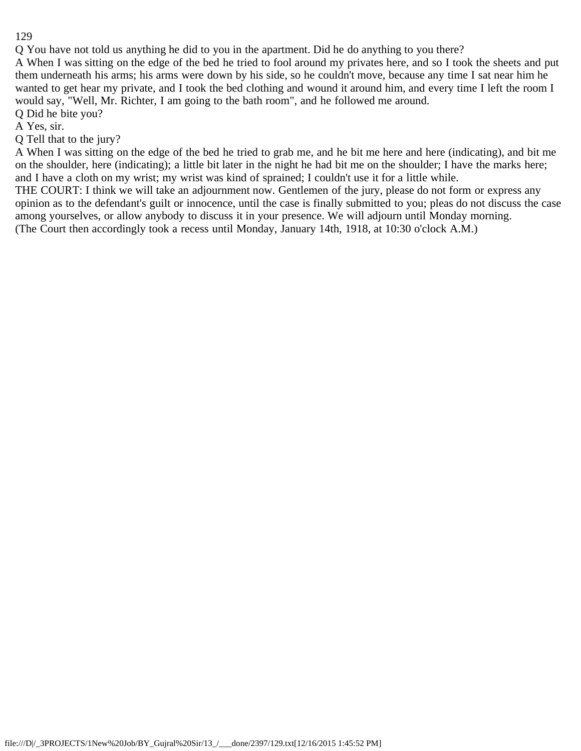Q You have not told us anything he did to you in the apartment. Did he do anything to you there?

A When I was sitting on the edge of the bed he tried to fool around my privates here, and so I took the sheets and put them underneath his arms; his arms were down by his side, so he couldn't move, because any time I sat near him he wanted to get hear my private, and I took the bed clothing and wound it around him, and every time I left the room I would say, "Well, Mr. Richter, I am going to the bath room", and he followed me around.

Q Did he bite you?

A Yes, sir.

Q Tell that to the jury?

A When I was sitting on the edge of the bed he tried to grab me, and he bit me here and here (indicating), and bit me on the shoulder, here (indicating); a little bit later in the night he had bit me on the shoulder; I have the marks here; and I have a cloth on my wrist; my wrist was kind of sprained; I couldn't use it for a little while.

THE COURT: I think we will take an adjournment now. Gentlemen of the jury, please do not form or express any opinion as to the defendant's guilt or innocence, until the case is finally submitted to you; pleas do not discuss the case among yourselves, or allow anybody to discuss it in your presence. We will adjourn until Monday morning.

(The Court then accordingly took a recess until Monday, January 14th, 1918, at 10:30 o'clock A.M.)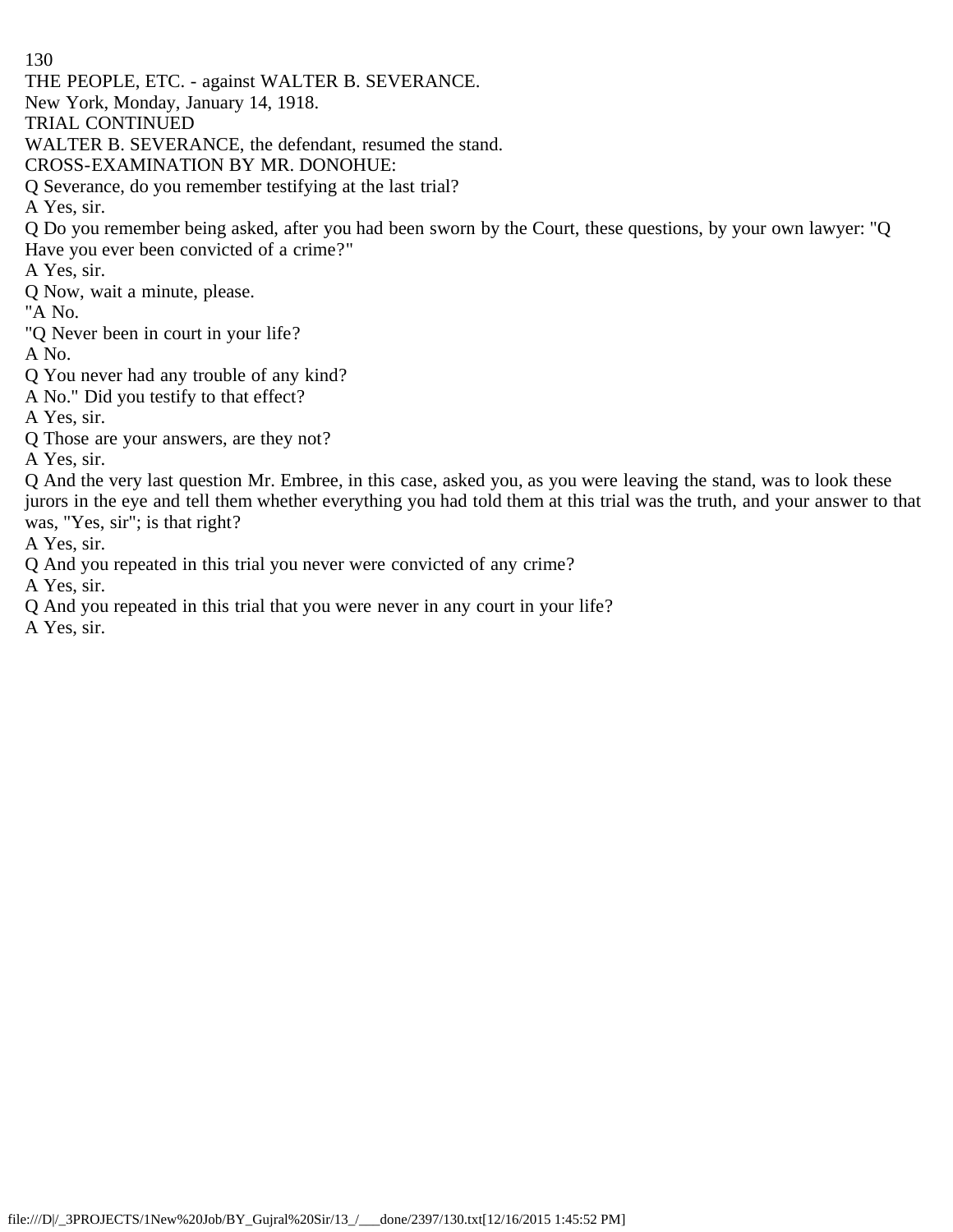THE PEOPLE, ETC. - against WALTER B. SEVERANCE.

New York, Monday, January 14, 1918.

TRIAL CONTINUED

WALTER B. SEVERANCE, the defendant, resumed the stand.

CROSS-EXAMINATION BY MR. DONOHUE:

Q Severance, do you remember testifying at the last trial?

A Yes, sir.

Q Do you remember being asked, after you had been sworn by the Court, these questions, by your own lawyer: "Q Have you ever been convicted of a crime?"

A Yes, sir.

Q Now, wait a minute, please.

"A No.

"Q Never been in court in your life?

A No.

Q You never had any trouble of any kind?

A No." Did you testify to that effect?

A Yes, sir.

Q Those are your answers, are they not?

A Yes, sir.

Q And the very last question Mr. Embree, in this case, asked you, as you were leaving the stand, was to look these jurors in the eye and tell them whether everything you had told them at this trial was the truth, and your answer to that was, "Yes, sir"; is that right?

A Yes, sir.

Q And you repeated in this trial you never were convicted of any crime?

A Yes, sir.

Q And you repeated in this trial that you were never in any court in your life?

A Yes, sir.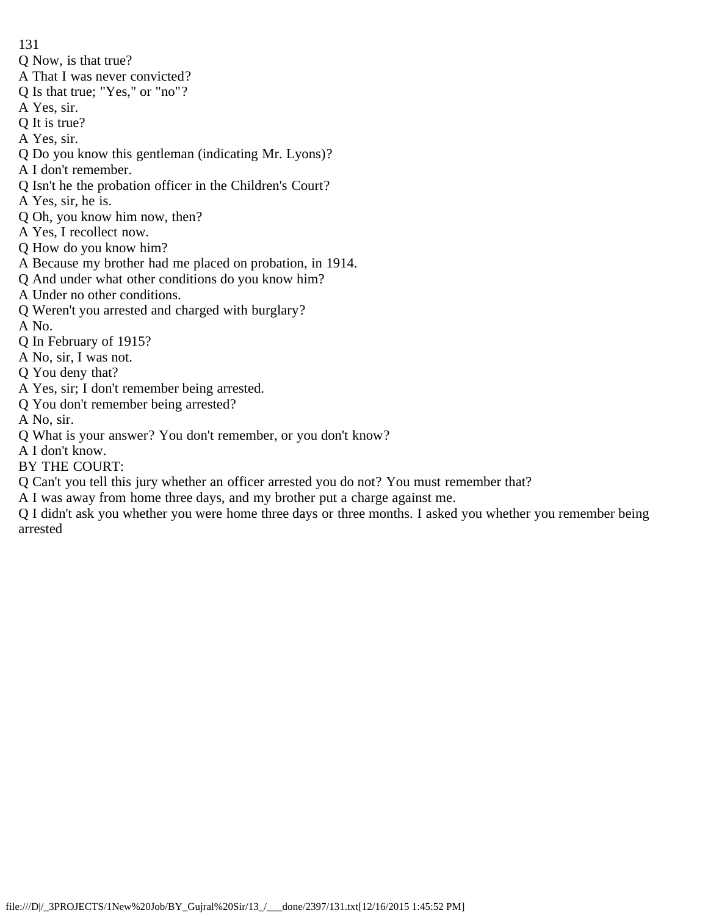Q Now, is that true?

A That I was never convicted?

Q Is that true; "Yes," or "no"?

A Yes, sir.

Q It is true?

A Yes, sir.

Q Do you know this gentleman (indicating Mr. Lyons)?

A I don't remember.

Q Isn't he the probation officer in the Children's Court?

A Yes, sir, he is.

Q Oh, you know him now, then?

A Yes, I recollect now.

Q How do you know him?

A Because my brother had me placed on probation, in 1914.

Q And under what other conditions do you know him?

A Under no other conditions.

Q Weren't you arrested and charged with burglary?

A No.

Q In February of 1915?

A No, sir, I was not.

Q You deny that?

A Yes, sir; I don't remember being arrested.

Q You don't remember being arrested?

A No, sir.

Q What is your answer? You don't remember, or you don't know?

A I don't know.

BY THE COURT:

Q Can't you tell this jury whether an officer arrested you do not? You must remember that?

A I was away from home three days, and my brother put a charge against me.

Q I didn't ask you whether you were home three days or three months. I asked you whether you remember being arrested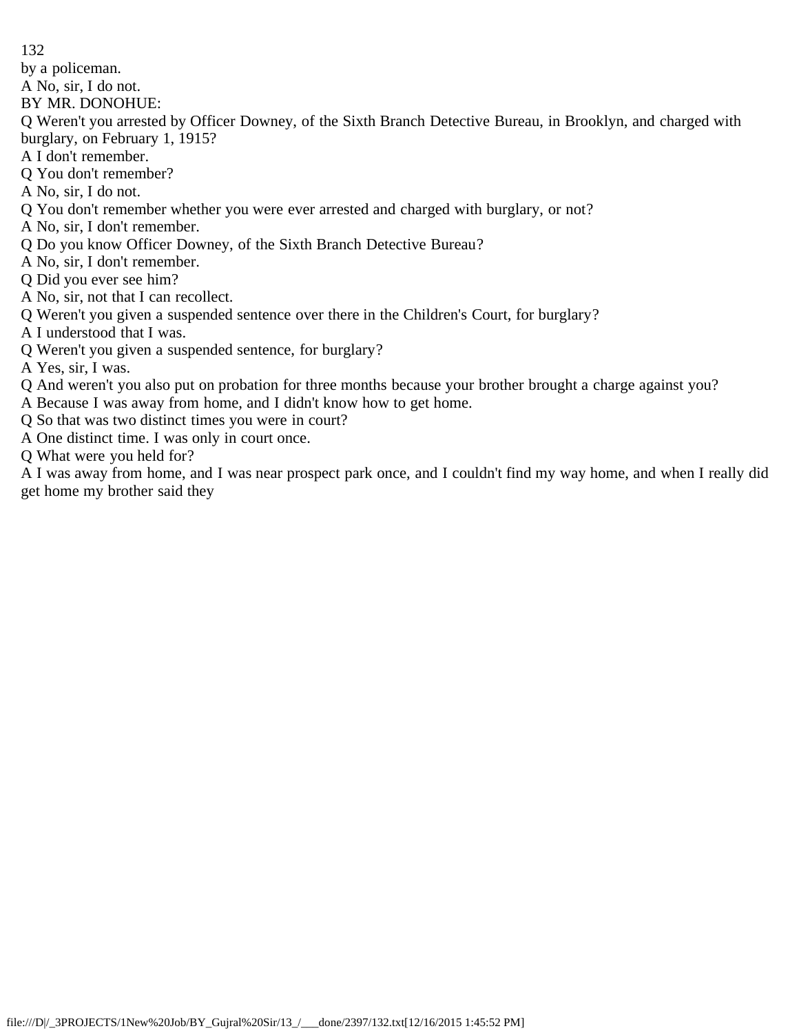by a policeman.

A No, sir, I do not.

BY MR. DONOHUE:

Q Weren't you arrested by Officer Downey, of the Sixth Branch Detective Bureau, in Brooklyn, and charged with burglary, on February 1, 1915?

A I don't remember.

Q You don't remember?

A No, sir, I do not.

Q You don't remember whether you were ever arrested and charged with burglary, or not?

A No, sir, I don't remember.

Q Do you know Officer Downey, of the Sixth Branch Detective Bureau?

A No, sir, I don't remember.

Q Did you ever see him?

A No, sir, not that I can recollect.

Q Weren't you given a suspended sentence over there in the Children's Court, for burglary?

A I understood that I was.

Q Weren't you given a suspended sentence, for burglary?

A Yes, sir, I was.

Q And weren't you also put on probation for three months because your brother brought a charge against you?

A Because I was away from home, and I didn't know how to get home.

Q So that was two distinct times you were in court?

A One distinct time. I was only in court once.

Q What were you held for?

A I was away from home, and I was near prospect park once, and I couldn't find my way home, and when I really did get home my brother said they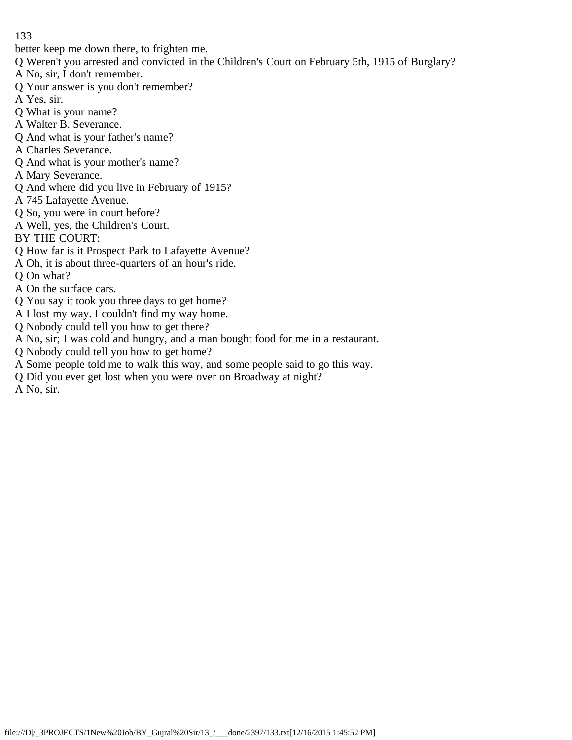better keep me down there, to frighten me.

Q Weren't you arrested and convicted in the Children's Court on February 5th, 1915 of Burglary?

A No, sir, I don't remember.

Q Your answer is you don't remember?

A Yes, sir.

Q What is your name?

A Walter B. Severance.

Q And what is your father's name?

A Charles Severance.

Q And what is your mother's name?

A Mary Severance.

Q And where did you live in February of 1915?

A 745 Lafayette Avenue.

Q So, you were in court before?

A Well, yes, the Children's Court.

BY THE COURT:

Q How far is it Prospect Park to Lafayette Avenue?

A Oh, it is about three-quarters of an hour's ride.

Q On what?

A On the surface cars.

Q You say it took you three days to get home?

A I lost my way. I couldn't find my way home.

Q Nobody could tell you how to get there?

A No, sir; I was cold and hungry, and a man bought food for me in a restaurant.

Q Nobody could tell you how to get home?

A Some people told me to walk this way, and some people said to go this way.

Q Did you ever get lost when you were over on Broadway at night?

A No, sir.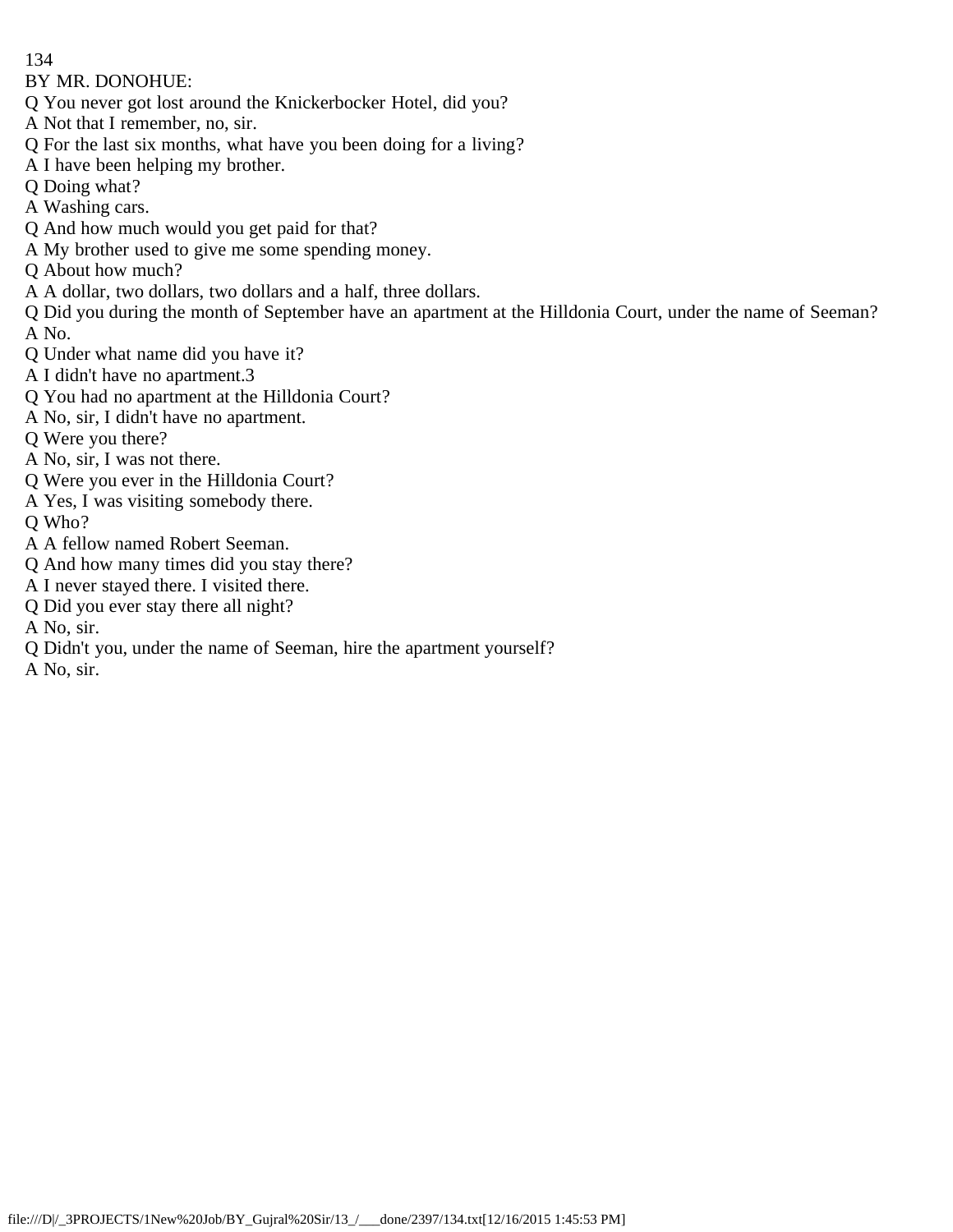BY MR. DONOHUE:

Q You never got lost around the Knickerbocker Hotel, did you?

A Not that I remember, no, sir.

Q For the last six months, what have you been doing for a living?

A I have been helping my brother.

Q Doing what?

A Washing cars.

Q And how much would you get paid for that?

A My brother used to give me some spending money.

Q About how much?

A A dollar, two dollars, two dollars and a half, three dollars.

Q Did you during the month of September have an apartment at the Hilldonia Court, under the name of Seeman?

A No.

Q Under what name did you have it?

A I didn't have no apartment.3

Q You had no apartment at the Hilldonia Court?

A No, sir, I didn't have no apartment.

Q Were you there?

A No, sir, I was not there.

Q Were you ever in the Hilldonia Court?

A Yes, I was visiting somebody there.

Q Who?

A A fellow named Robert Seeman.

Q And how many times did you stay there?

A I never stayed there. I visited there.

Q Did you ever stay there all night?

A No, sir.

Q Didn't you, under the name of Seeman, hire the apartment yourself?

A No, sir.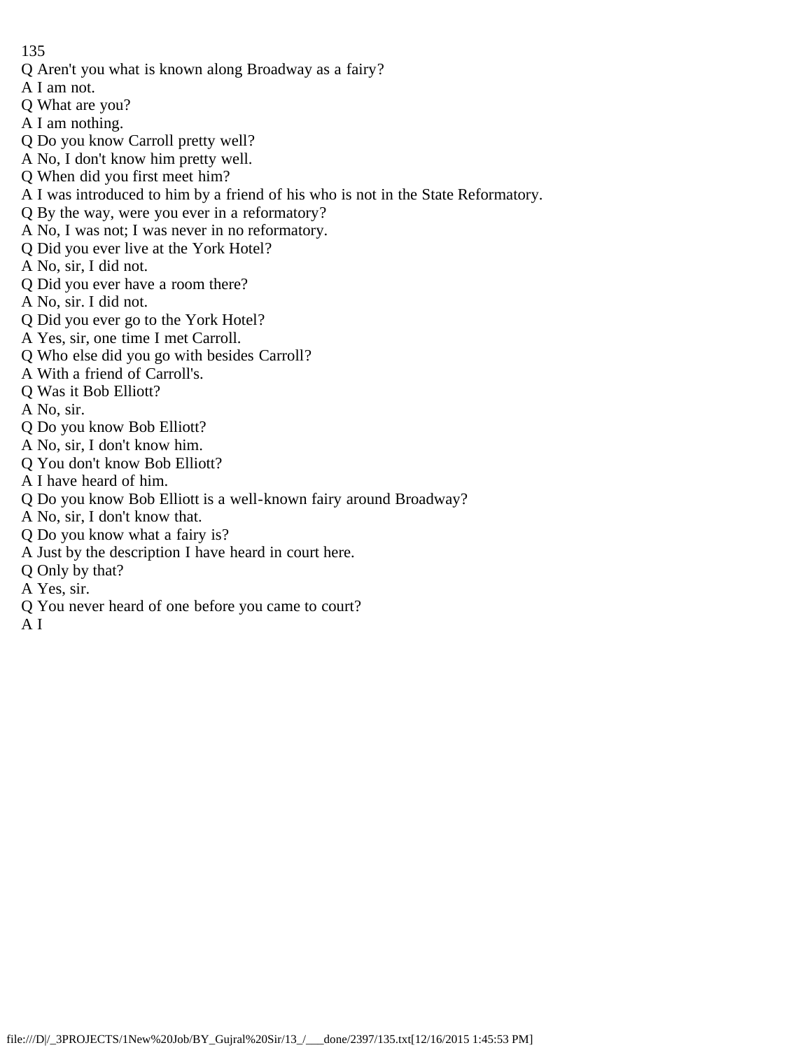Q Aren't you what is known along Broadway as a fairy?

A I am not.

Q What are you?

A I am nothing.

Q Do you know Carroll pretty well?

A No, I don't know him pretty well.

Q When did you first meet him?

A I was introduced to him by a friend of his who is not in the State Reformatory.

Q By the way, were you ever in a reformatory?

A No, I was not; I was never in no reformatory.

Q Did you ever live at the York Hotel?

A No, sir, I did not.

Q Did you ever have a room there?

A No, sir. I did not.

Q Did you ever go to the York Hotel?

A Yes, sir, one time I met Carroll.

Q Who else did you go with besides Carroll?

A With a friend of Carroll's.

Q Was it Bob Elliott?

A No, sir.

Q Do you know Bob Elliott?

A No, sir, I don't know him.

Q You don't know Bob Elliott?

A I have heard of him.

Q Do you know Bob Elliott is a well-known fairy around Broadway?

A No, sir, I don't know that.

Q Do you know what a fairy is?

A Just by the description I have heard in court here.

Q Only by that?

A Yes, sir.

Q You never heard of one before you came to court?

A I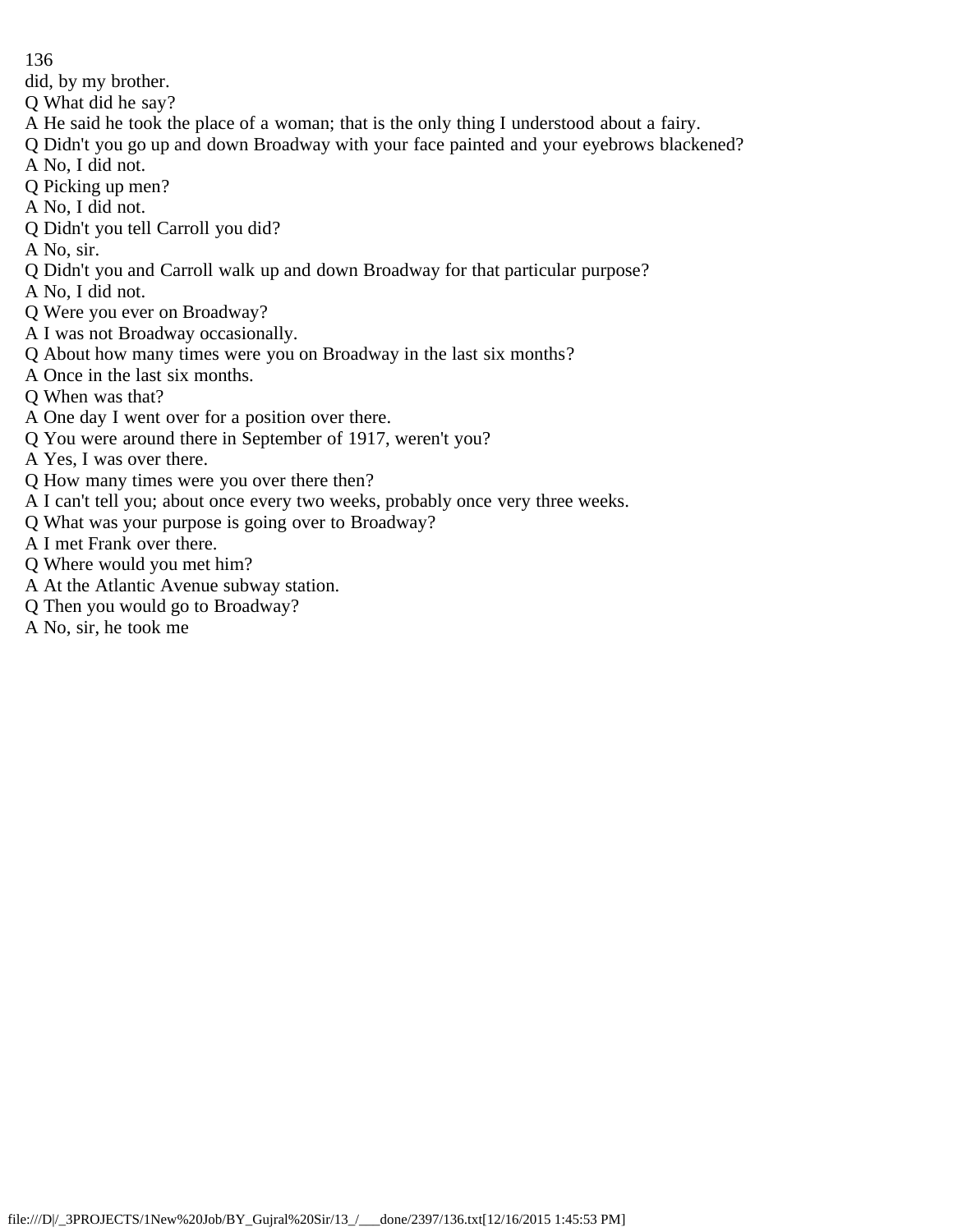did, by my brother.

Q What did he say?

A He said he took the place of a woman; that is the only thing I understood about a fairy.

Q Didn't you go up and down Broadway with your face painted and your eyebrows blackened?

A No, I did not.

Q Picking up men?

A No, I did not.

Q Didn't you tell Carroll you did?

A No, sir.

Q Didn't you and Carroll walk up and down Broadway for that particular purpose?

A No, I did not.

Q Were you ever on Broadway?

A I was not Broadway occasionally.

Q About how many times were you on Broadway in the last six months?

A Once in the last six months.

Q When was that?

A One day I went over for a position over there.

Q You were around there in September of 1917, weren't you?

A Yes, I was over there.

Q How many times were you over there then?

A I can't tell you; about once every two weeks, probably once very three weeks.

Q What was your purpose is going over to Broadway?

A I met Frank over there.

Q Where would you met him?

A At the Atlantic Avenue subway station.

Q Then you would go to Broadway?

A No, sir, he took me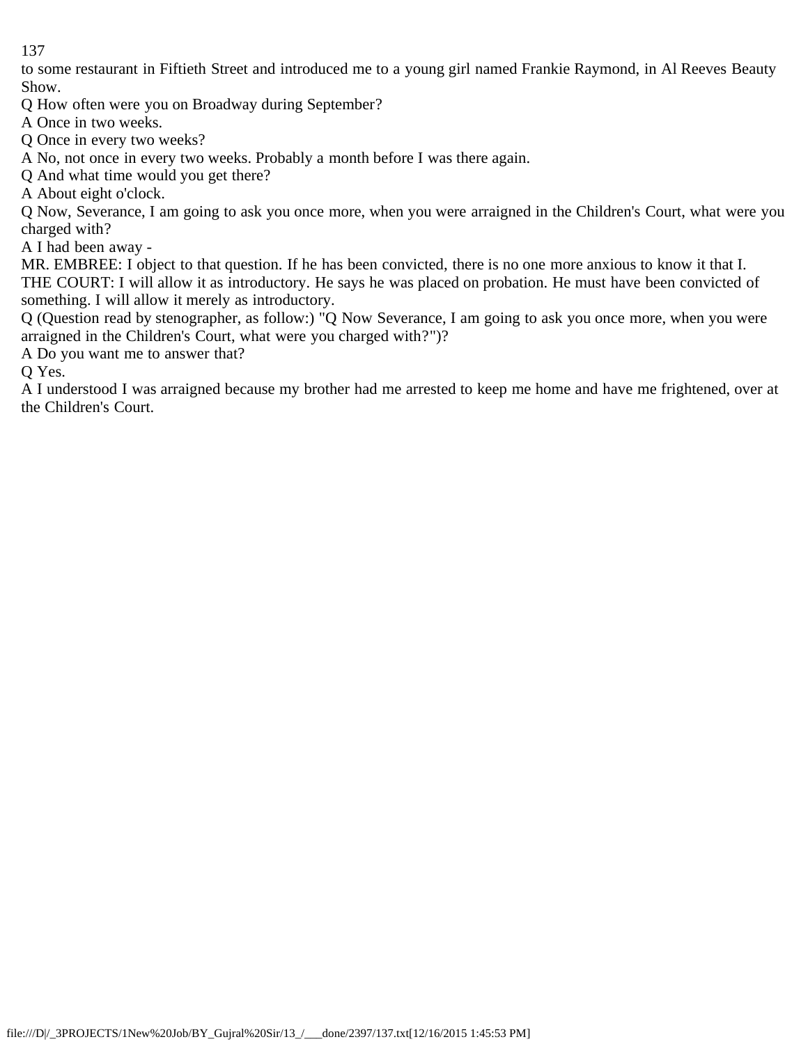to some restaurant in Fiftieth Street and introduced me to a young girl named Frankie Raymond, in Al Reeves Beauty Show.

Q How often were you on Broadway during September?

A Once in two weeks.

Q Once in every two weeks?

A No, not once in every two weeks. Probably a month before I was there again.

Q And what time would you get there?

A About eight o'clock.

Q Now, Severance, I am going to ask you once more, when you were arraigned in the Children's Court, what were you charged with?

A I had been away -

MR. EMBREE: I object to that question. If he has been convicted, there is no one more anxious to know it that I.

THE COURT: I will allow it as introductory. He says he was placed on probation. He must have been convicted of something. I will allow it merely as introductory.

Q (Question read by stenographer, as follow:) "Q Now Severance, I am going to ask you once more, when you were arraigned in the Children's Court, what were you charged with?")?

A Do you want me to answer that?

Q Yes.

A I understood I was arraigned because my brother had me arrested to keep me home and have me frightened, over at the Children's Court.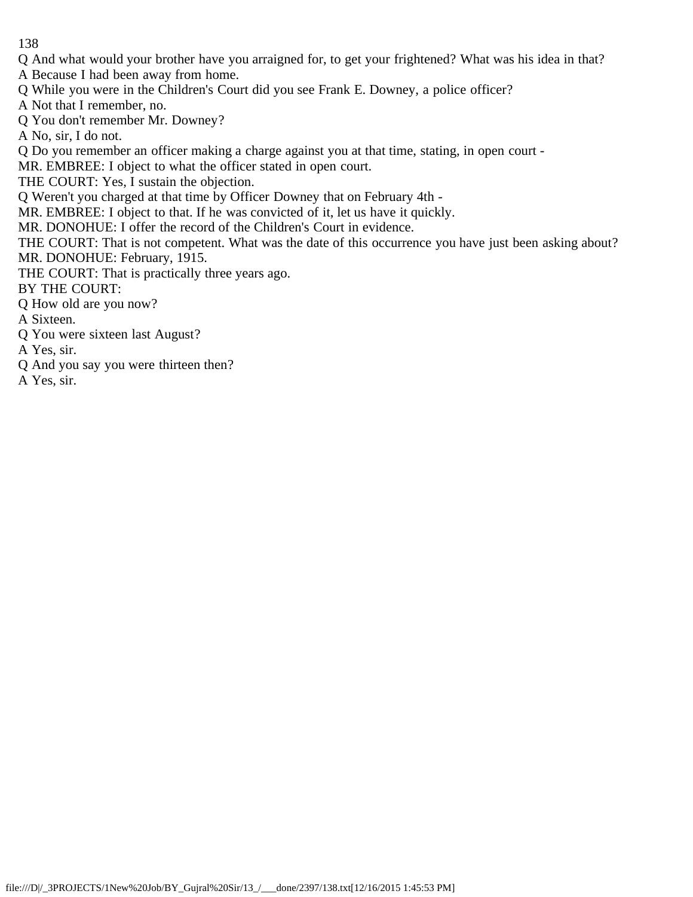Q And what would your brother have you arraigned for, to get your frightened? What was his idea in that?

A Because I had been away from home.

Q While you were in the Children's Court did you see Frank E. Downey, a police officer?

A Not that I remember, no.

Q You don't remember Mr. Downey?

A No, sir, I do not.

Q Do you remember an officer making a charge against you at that time, stating, in open court -

MR. EMBREE: I object to what the officer stated in open court.

THE COURT: Yes, I sustain the objection.

Q Weren't you charged at that time by Officer Downey that on February 4th -

MR. EMBREE: I object to that. If he was convicted of it, let us have it quickly.

MR. DONOHUE: I offer the record of the Children's Court in evidence.

THE COURT: That is not competent. What was the date of this occurrence you have just been asking about?

MR. DONOHUE: February, 1915.

THE COURT: That is practically three years ago.

BY THE COURT:

Q How old are you now?

A Sixteen.

Q You were sixteen last August?

A Yes, sir.

Q And you say you were thirteen then?

A Yes, sir.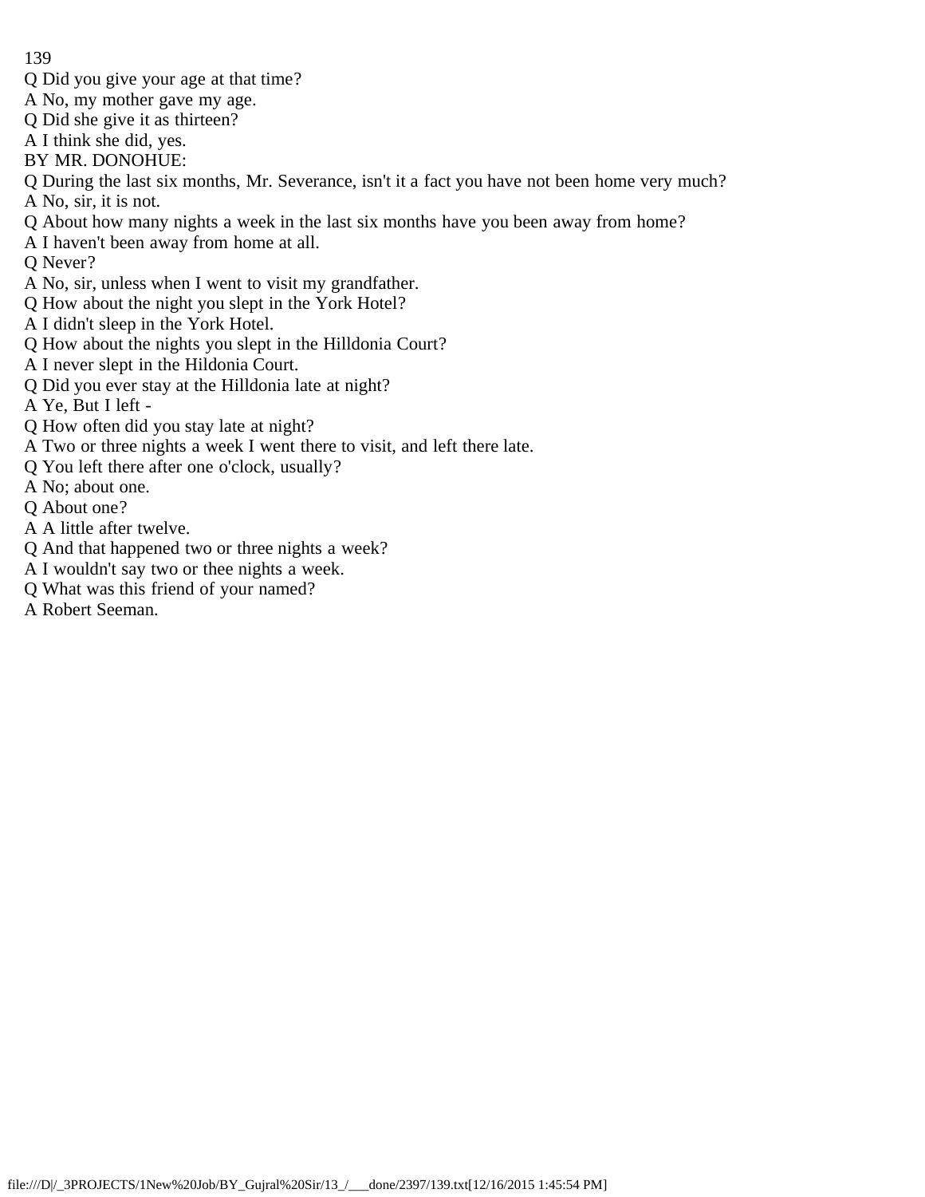Q Did you give your age at that time?
A No, my mother gave my age.
Q Did she give it as thirteen?
A I think she did, yes.
BY MR. DONOHUE:
Q During the last six months, Mr. Severance, isn't it a fact you have not been home very much?
A No, sir, it is not.
Q About how many nights a week in the last six months have you been away from home?
A I haven't been away from home at all.
Q Never?
A No, sir, unless when I went to visit my grandfather.
Q How about the night you slept in the York Hotel?
A I didn't sleep in the York Hotel.
Q How about the nights you slept in the Hilldonia Court?
A I never slept in the Hildonia Court.
Q Did you ever stay at the Hilldonia late at night?
A Ye, But I left -
Q How often did you stay late at night?
A Two or three nights a week I went there to visit, and left there late.
Q You left there after one o'clock, usually?
A No; about one.
Q About one?
A A little after twelve.
Q And that happened two or three nights a week?
A I wouldn't say two or thee nights a week.
Q What was this friend of your named?
A Robert Seeman.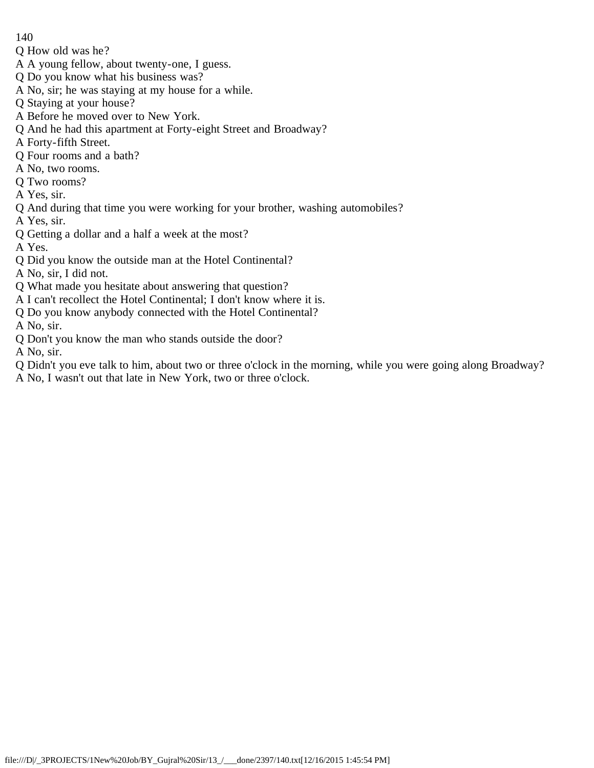Q How old was he?
A A young fellow, about twenty-one, I guess.
Q Do you know what his business was?
A No, sir; he was staying at my house for a while.
Q Staying at your house?
A Before he moved over to New York.
Q And he had this apartment at Forty-eight Street and Broadway?
A Forty-fifth Street.
Q Four rooms and a bath?
A No, two rooms.
Q Two rooms?
A Yes, sir.
Q And during that time you were working for your brother, washing automobiles?
A Yes, sir.
Q Getting a dollar and a half a week at the most?
A Yes.
Q Did you know the outside man at the Hotel Continental?
A No, sir, I did not.
Q What made you hesitate about answering that question?
A I can't recollect the Hotel Continental; I don't know where it is.
Q Do you know anybody connected with the Hotel Continental?
A No, sir.
Q Don't you know the man who stands outside the door?
A No, sir.
Q Didn't you eve talk to him, about two or three o'clock in the morning, while you were going along Broadway?
A No, I wasn't out that late in New York, two or three o'clock.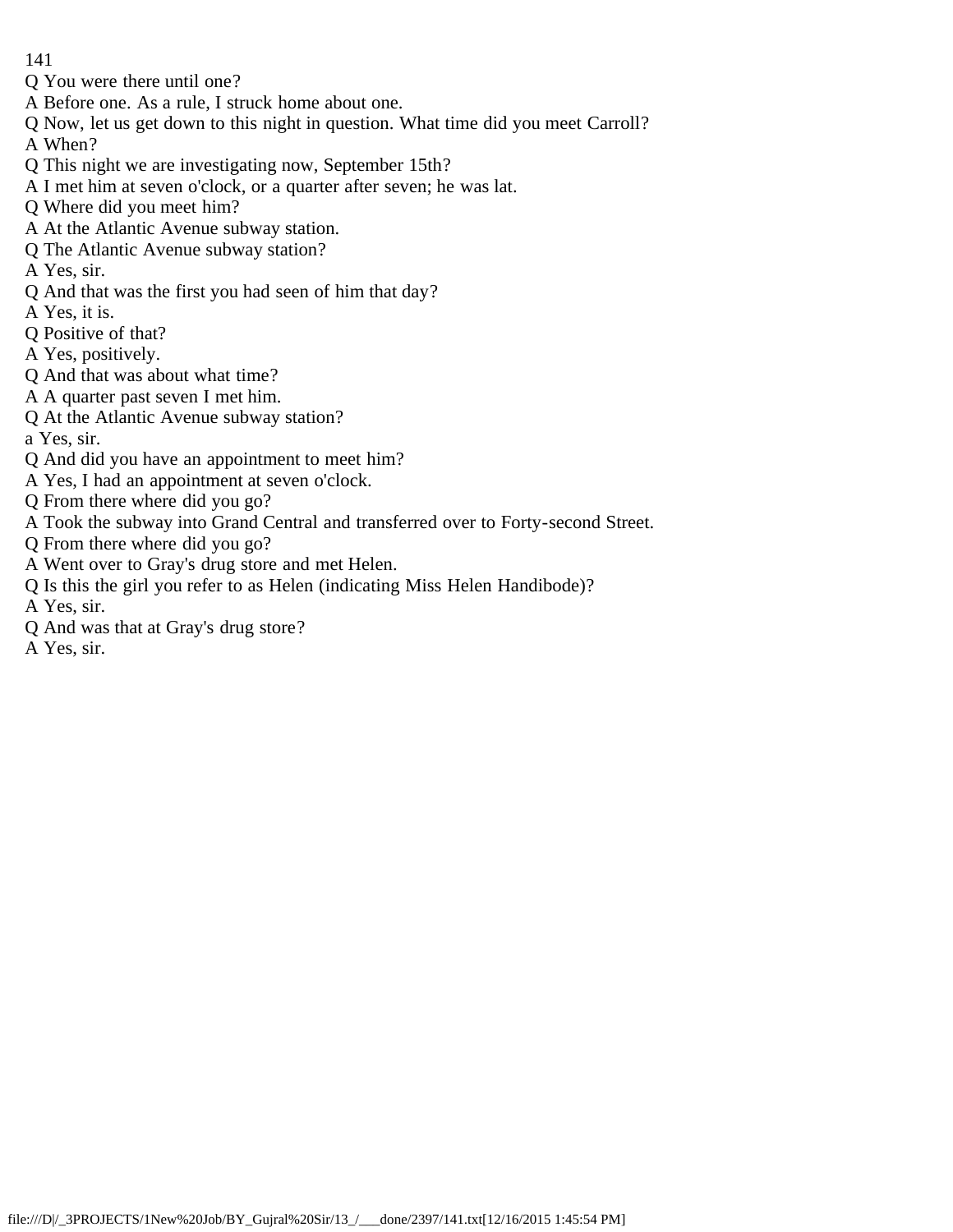Q You were there until one?
A Before one. As a rule, I struck home about one.
Q Now, let us get down to this night in question. What time did you meet Carroll?
A When?
Q This night we are investigating now, September 15th?
A I met him at seven o'clock, or a quarter after seven; he was lat.
Q Where did you meet him?
A At the Atlantic Avenue subway station.
Q The Atlantic Avenue subway station?
A Yes, sir.
Q And that was the first you had seen of him that day?
A Yes, it is.
Q Positive of that?
A Yes, positively.
Q And that was about what time?
A A quarter past seven I met him.
Q At the Atlantic Avenue subway station?
a Yes, sir.
Q And did you have an appointment to meet him?
A Yes, I had an appointment at seven o'clock.
Q From there where did you go?
A Took the subway into Grand Central and transferred over to Forty-second Street.
Q From there where did you go?
A Went over to Gray's drug store and met Helen.
Q Is this the girl you refer to as Helen (indicating Miss Helen Handibode)?
A Yes, sir.
Q And was that at Gray's drug store?
A Yes, sir.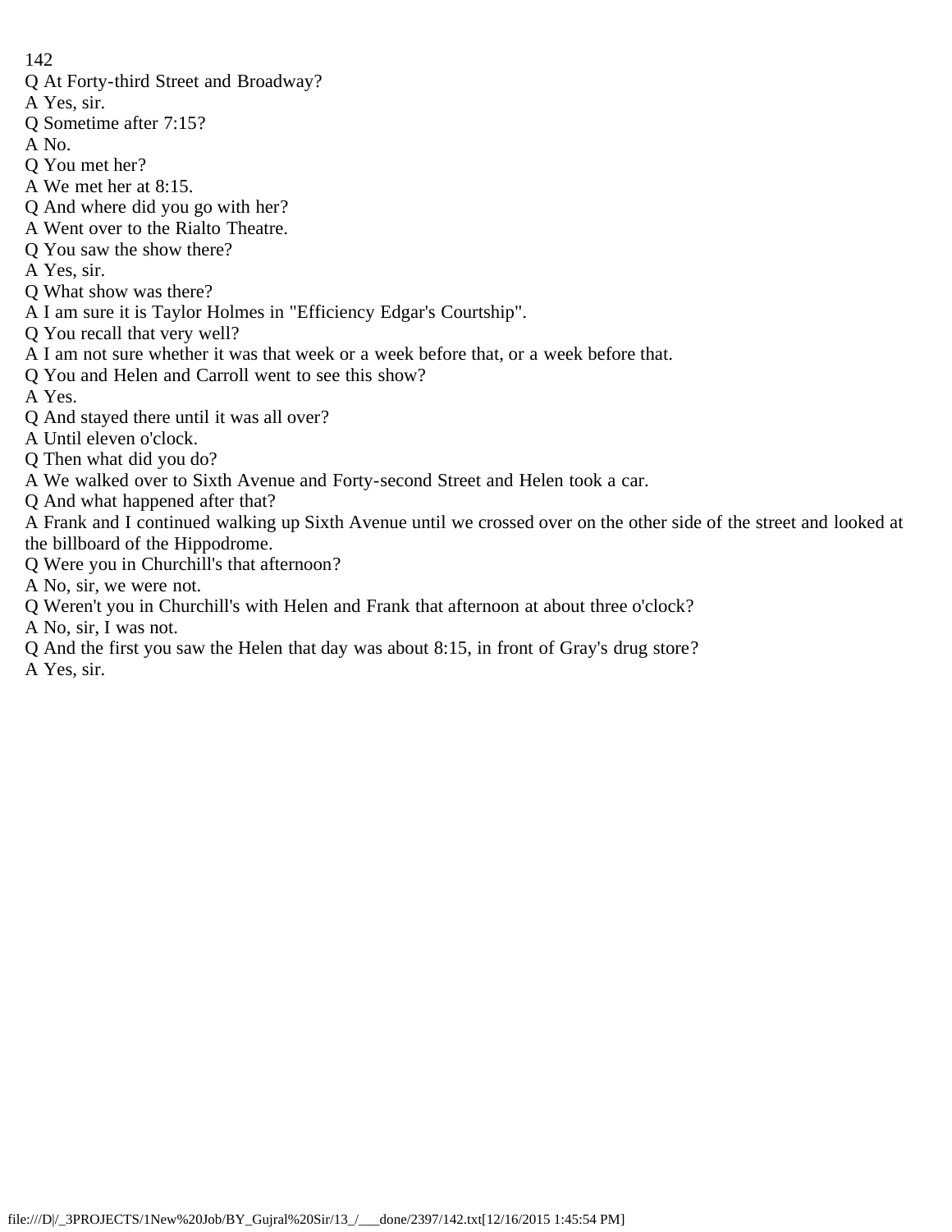Q At Forty-third Street and Broadway?
A Yes, sir.
Q Sometime after 7:15?
A No.
Q You met her?
A We met her at 8:15.
Q And where did you go with her?
A Went over to the Rialto Theatre.
Q You saw the show there?
A Yes, sir.
Q What show was there?
A I am sure it is Taylor Holmes in "Efficiency Edgar's Courtship".
Q You recall that very well?
A I am not sure whether it was that week or a week before that, or a week before that.
Q You and Helen and Carroll went to see this show?
A Yes.
Q And stayed there until it was all over?
A Until eleven o'clock.
Q Then what did you do?
A We walked over to Sixth Avenue and Forty-second Street and Helen took a car.
Q And what happened after that?
A Frank and I continued walking up Sixth Avenue until we crossed over on the other side of the street and looked at the billboard of the Hippodrome.
Q Were you in Churchill's that afternoon?
A No, sir, we were not.
Q Weren't you in Churchill's with Helen and Frank that afternoon at about three o'clock?
A No, sir, I was not.
Q And the first you saw the Helen that day was about 8:15, in front of Gray's drug store?
A Yes, sir.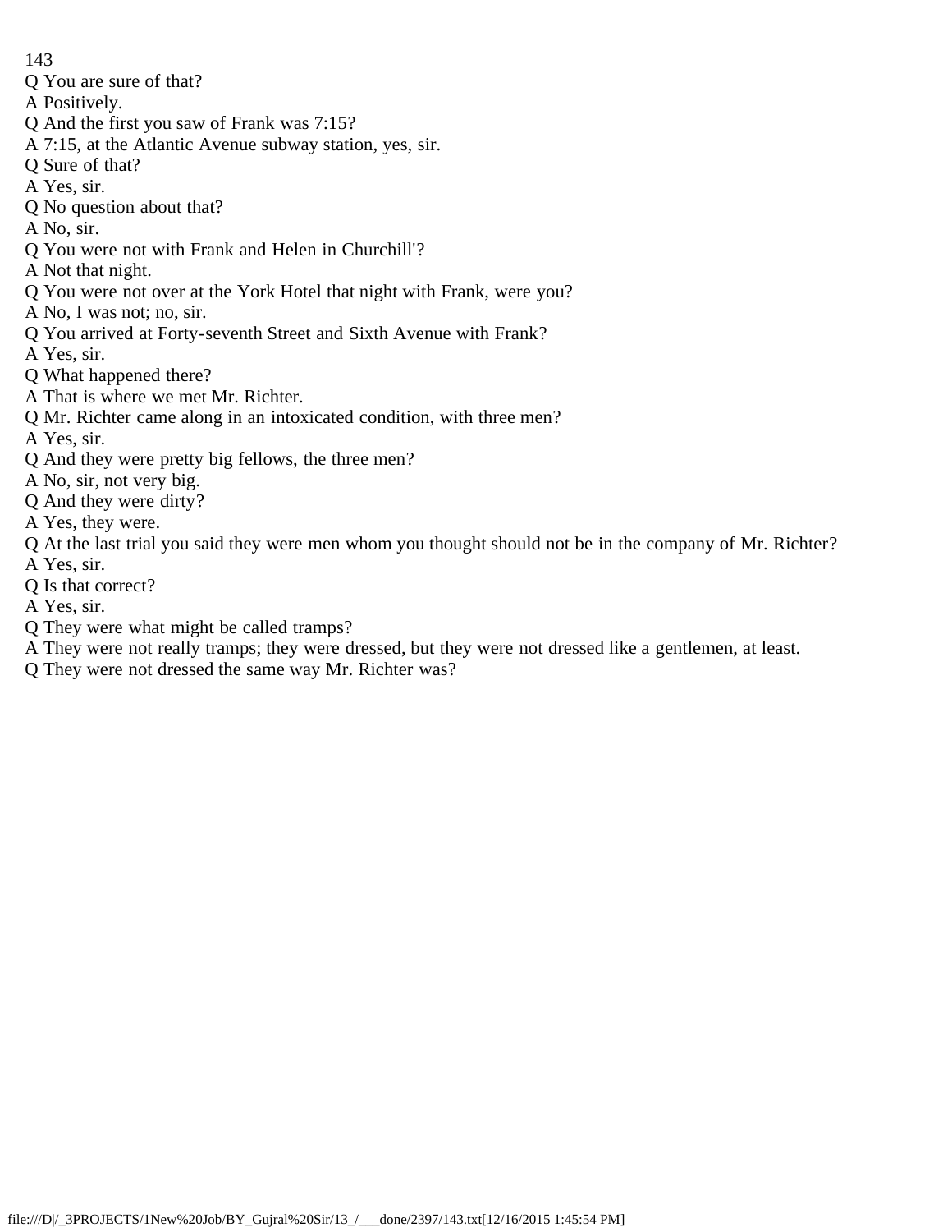Q You are sure of that?

A Positively.

Q And the first you saw of Frank was 7:15?

A 7:15, at the Atlantic Avenue subway station, yes, sir.

Q Sure of that?

A Yes, sir.

Q No question about that?

A No, sir.

Q You were not with Frank and Helen in Churchill'?

A Not that night.

Q You were not over at the York Hotel that night with Frank, were you?

A No, I was not; no, sir.

Q You arrived at Forty-seventh Street and Sixth Avenue with Frank?

A Yes, sir.

Q What happened there?

A That is where we met Mr. Richter.

Q Mr. Richter came along in an intoxicated condition, with three men?

A Yes, sir.

Q And they were pretty big fellows, the three men?

A No, sir, not very big.

Q And they were dirty?

A Yes, they were.

Q At the last trial you said they were men whom you thought should not be in the company of Mr. Richter?

A Yes, sir.

Q Is that correct?

A Yes, sir.

Q They were what might be called tramps?

A They were not really tramps; they were dressed, but they were not dressed like a gentlemen, at least.

Q They were not dressed the same way Mr. Richter was?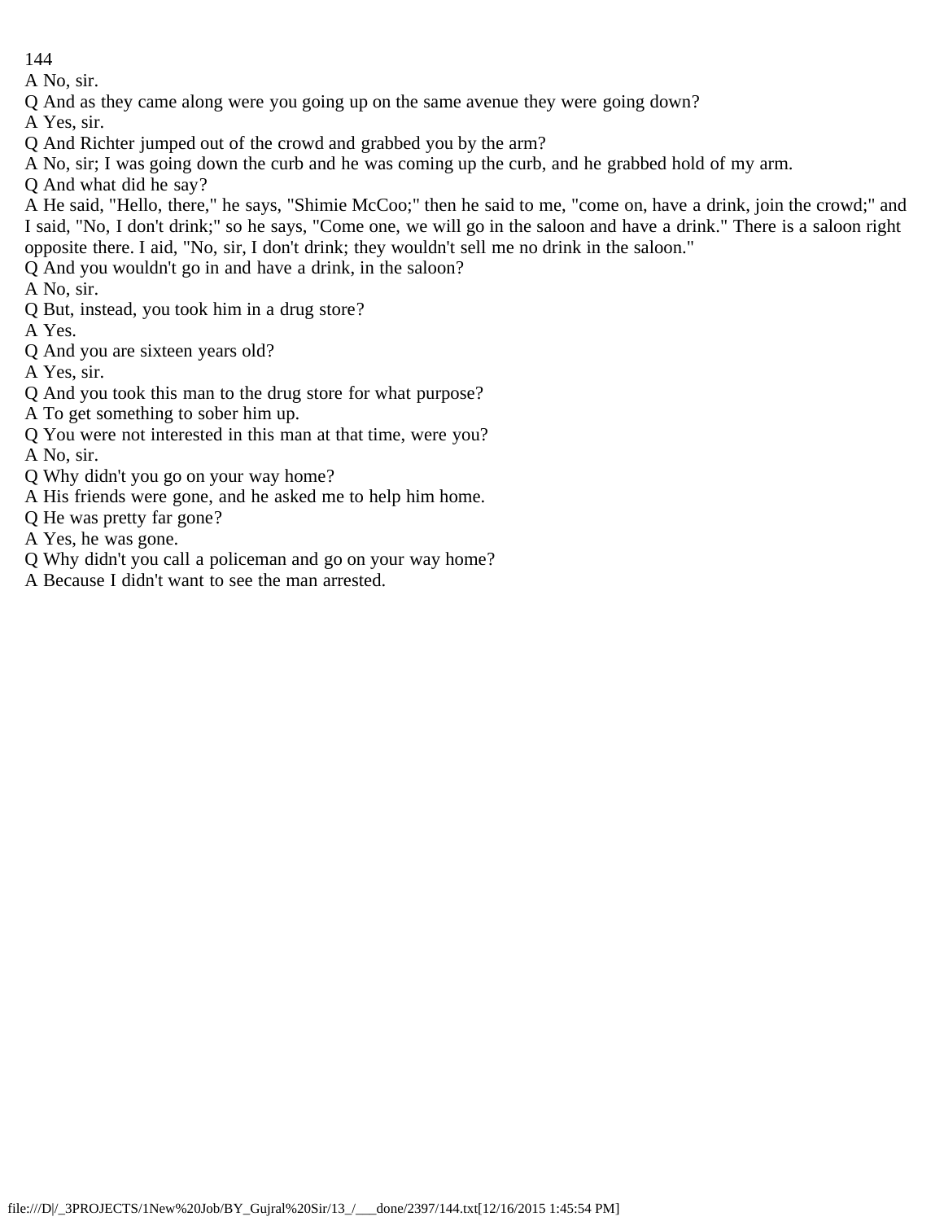A No, sir.

Q And as they came along were you going up on the same avenue they were going down?

A Yes, sir.

Q And Richter jumped out of the crowd and grabbed you by the arm?

A No, sir; I was going down the curb and he was coming up the curb, and he grabbed hold of my arm.

Q And what did he say?

A He said, "Hello, there," he says, "Shimie McCoo;" then he said to me, "come on, have a drink, join the crowd;" and I said, "No, I don't drink;" so he says, "Come one, we will go in the saloon and have a drink." There is a saloon right opposite there. I aid, "No, sir, I don't drink; they wouldn't sell me no drink in the saloon."

Q And you wouldn't go in and have a drink, in the saloon?

A No, sir.

Q But, instead, you took him in a drug store?

A Yes.

Q And you are sixteen years old?

A Yes, sir.

Q And you took this man to the drug store for what purpose?

A To get something to sober him up.

Q You were not interested in this man at that time, were you?

A No, sir.

Q Why didn't you go on your way home?

A His friends were gone, and he asked me to help him home.

Q He was pretty far gone?

A Yes, he was gone.

Q Why didn't you call a policeman and go on your way home?

A Because I didn't want to see the man arrested.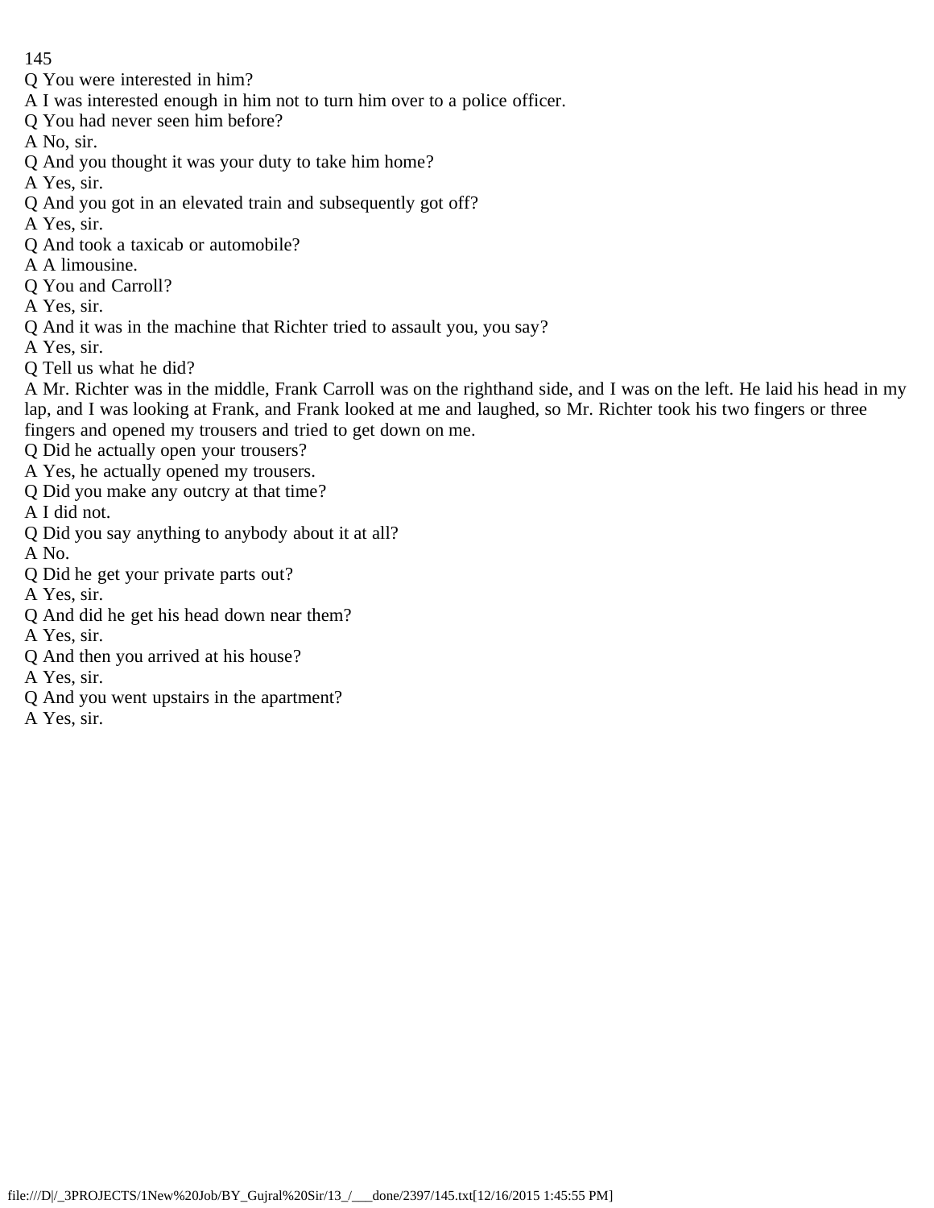Q You were interested in him?
A I was interested enough in him not to turn him over to a police officer.
Q You had never seen him before?
A No, sir.
Q And you thought it was your duty to take him home?
A Yes, sir.
Q And you got in an elevated train and subsequently got off?
A Yes, sir.
Q And took a taxicab or automobile?
A A limousine.
Q You and Carroll?
A Yes, sir.
Q And it was in the machine that Richter tried to assault you, you say?
A Yes, sir.
Q Tell us what he did?
A Mr. Richter was in the middle, Frank Carroll was on the righthand side, and I was on the left. He laid his head in my lap, and I was looking at Frank, and Frank looked at me and laughed, so Mr. Richter took his two fingers or three fingers and opened my trousers and tried to get down on me.
Q Did he actually open your trousers?
A Yes, he actually opened my trousers.
Q Did you make any outcry at that time?
A I did not.
Q Did you say anything to anybody about it at all?
A No.
Q Did he get your private parts out?
A Yes, sir.
Q And did he get his head down near them?
A Yes, sir.
Q And then you arrived at his house?
A Yes, sir.
Q And you went upstairs in the apartment?
A Yes, sir.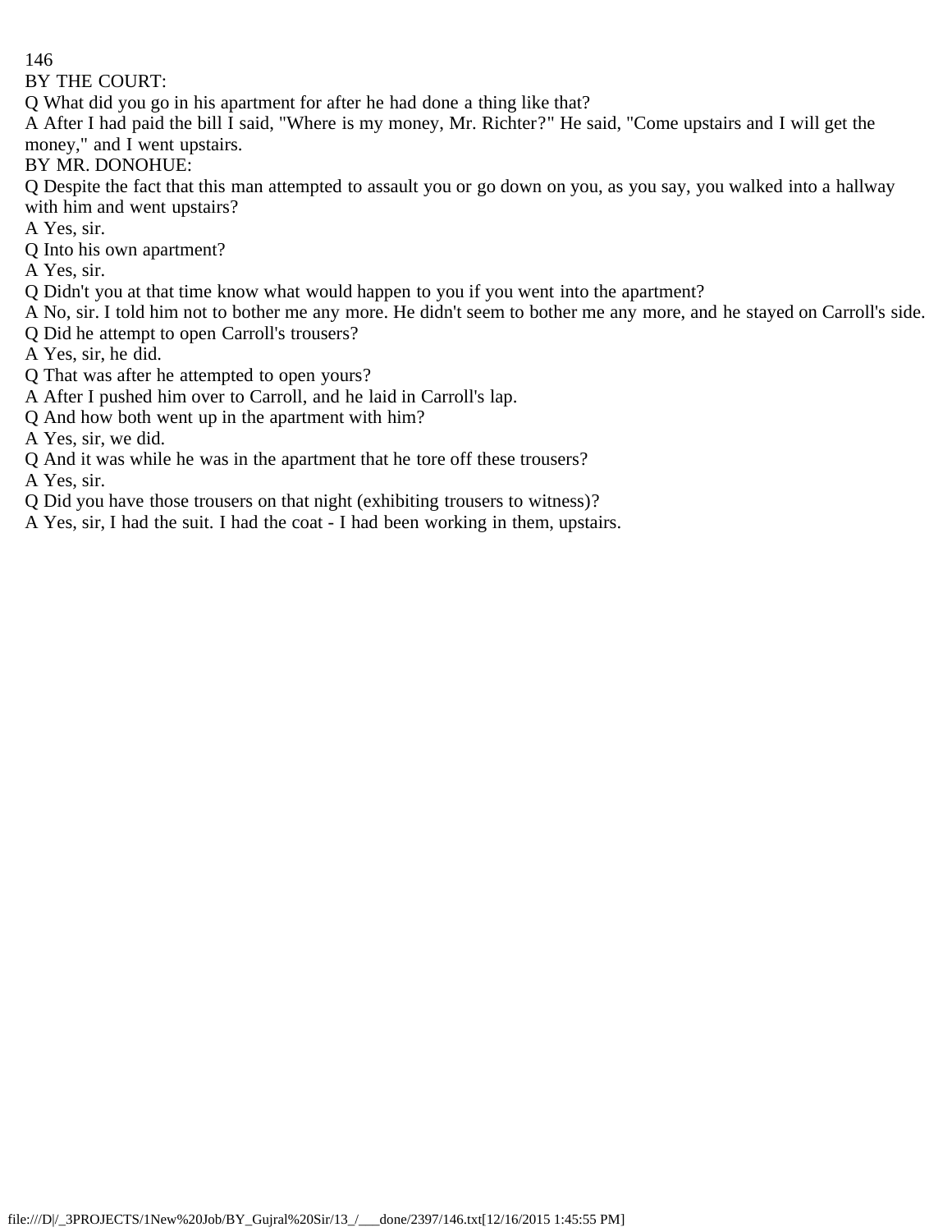BY THE COURT:

Q What did you go in his apartment for after he had done a thing like that?

A After I had paid the bill I said, "Where is my money, Mr. Richter?" He said, "Come upstairs and I will get the money," and I went upstairs.

BY MR. DONOHUE:

Q Despite the fact that this man attempted to assault you or go down on you, as you say, you walked into a hallway with him and went upstairs?

A Yes, sir.

Q Into his own apartment?

A Yes, sir.

Q Didn't you at that time know what would happen to you if you went into the apartment?

A No, sir. I told him not to bother me any more. He didn't seem to bother me any more, and he stayed on Carroll's side.

Q Did he attempt to open Carroll's trousers?

A Yes, sir, he did.

Q That was after he attempted to open yours?

A After I pushed him over to Carroll, and he laid in Carroll's lap.

Q And how both went up in the apartment with him?

A Yes, sir, we did.

Q And it was while he was in the apartment that he tore off these trousers?

A Yes, sir.

Q Did you have those trousers on that night (exhibiting trousers to witness)?

A Yes, sir, I had the suit. I had the coat - I had been working in them, upstairs.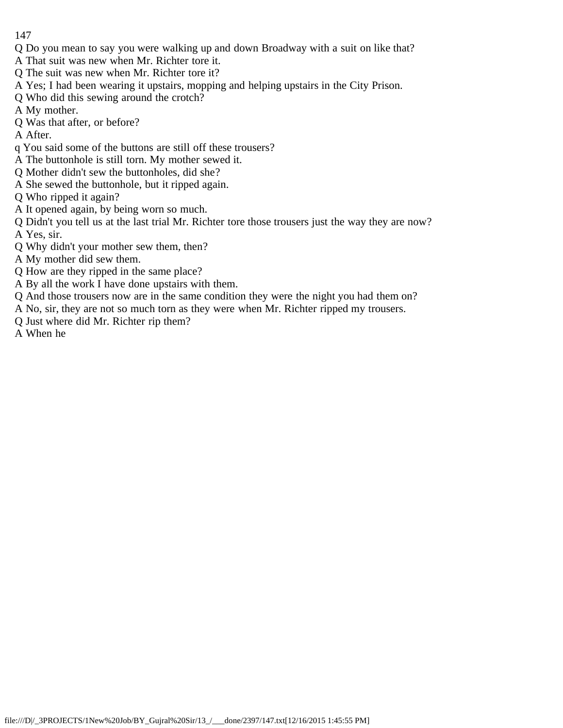Q Do you mean to say you were walking up and down Broadway with a suit on like that?
A That suit was new when Mr. Richter tore it.
Q The suit was new when Mr. Richter tore it?
A Yes; I had been wearing it upstairs, mopping and helping upstairs in the City Prison.
Q Who did this sewing around the crotch?
A My mother.
Q Was that after, or before?
A After.
q You said some of the buttons are still off these trousers?
A The buttonhole is still torn. My mother sewed it.
Q Mother didn't sew the buttonholes, did she?
A She sewed the buttonhole, but it ripped again.
Q Who ripped it again?
A It opened again, by being worn so much.
Q Didn't you tell us at the last trial Mr. Richter tore those trousers just the way they are now?
A Yes, sir.
Q Why didn't your mother sew them, then?
A My mother did sew them.
Q How are they ripped in the same place?
A By all the work I have done upstairs with them.
Q And those trousers now are in the same condition they were the night you had them on?
A No, sir, they are not so much torn as they were when Mr. Richter ripped my trousers.
Q Just where did Mr. Richter rip them?
A When he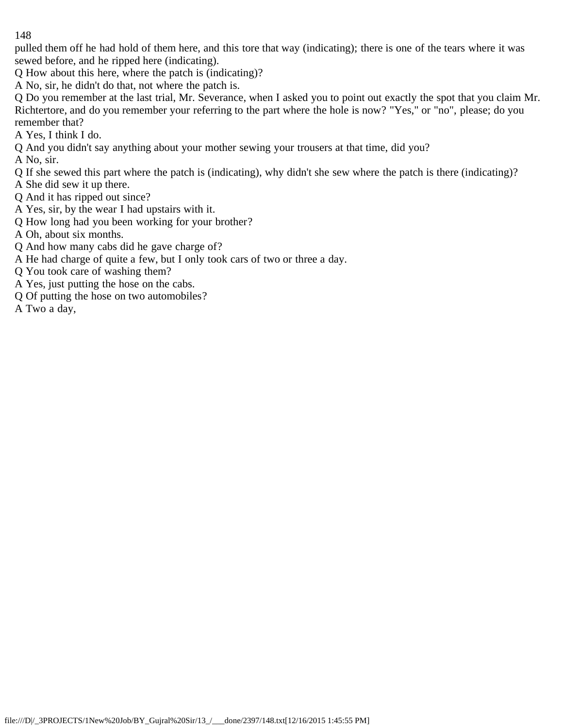pulled them off he had hold of them here, and this tore that way (indicating); there is one of the tears where it was sewed before, and he ripped here (indicating).

Q How about this here, where the patch is (indicating)?

A No, sir, he didn't do that, not where the patch is.

Q Do you remember at the last trial, Mr. Severance, when I asked you to point out exactly the spot that you claim Mr. Richtertore, and do you remember your referring to the part where the hole is now? "Yes," or "no", please; do you remember that?

A Yes, I think I do.

Q And you didn't say anything about your mother sewing your trousers at that time, did you?

A No, sir.

Q If she sewed this part where the patch is (indicating), why didn't she sew where the patch is there (indicating)?

A She did sew it up there.

Q And it has ripped out since?

A Yes, sir, by the wear I had upstairs with it.

Q How long had you been working for your brother?

A Oh, about six months.

Q And how many cabs did he gave charge of?

A He had charge of quite a few, but I only took cars of two or three a day.

Q You took care of washing them?

A Yes, just putting the hose on the cabs.

Q Of putting the hose on two automobiles?

A Two a day,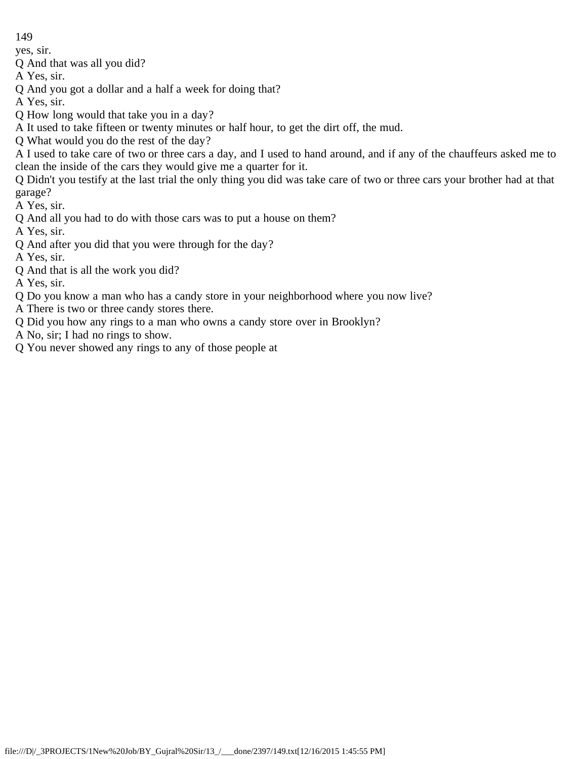yes, sir.

Q And that was all you did?

A Yes, sir.

Q And you got a dollar and a half a week for doing that?

A Yes, sir.

Q How long would that take you in a day?

A It used to take fifteen or twenty minutes or half hour, to get the dirt off, the mud.

Q What would you do the rest of the day?

A I used to take care of two or three cars a day, and I used to hand around, and if any of the chauffeurs asked me to clean the inside of the cars they would give me a quarter for it.

Q Didn't you testify at the last trial the only thing you did was take care of two or three cars your brother had at that garage?

A Yes, sir.

Q And all you had to do with those cars was to put a house on them?

A Yes, sir.

Q And after you did that you were through for the day?

A Yes, sir.

Q And that is all the work you did?

A Yes, sir.

Q Do you know a man who has a candy store in your neighborhood where you now live?

A There is two or three candy stores there.

Q Did you how any rings to a man who owns a candy store over in Brooklyn?

A No, sir; I had no rings to show.

Q You never showed any rings to any of those people at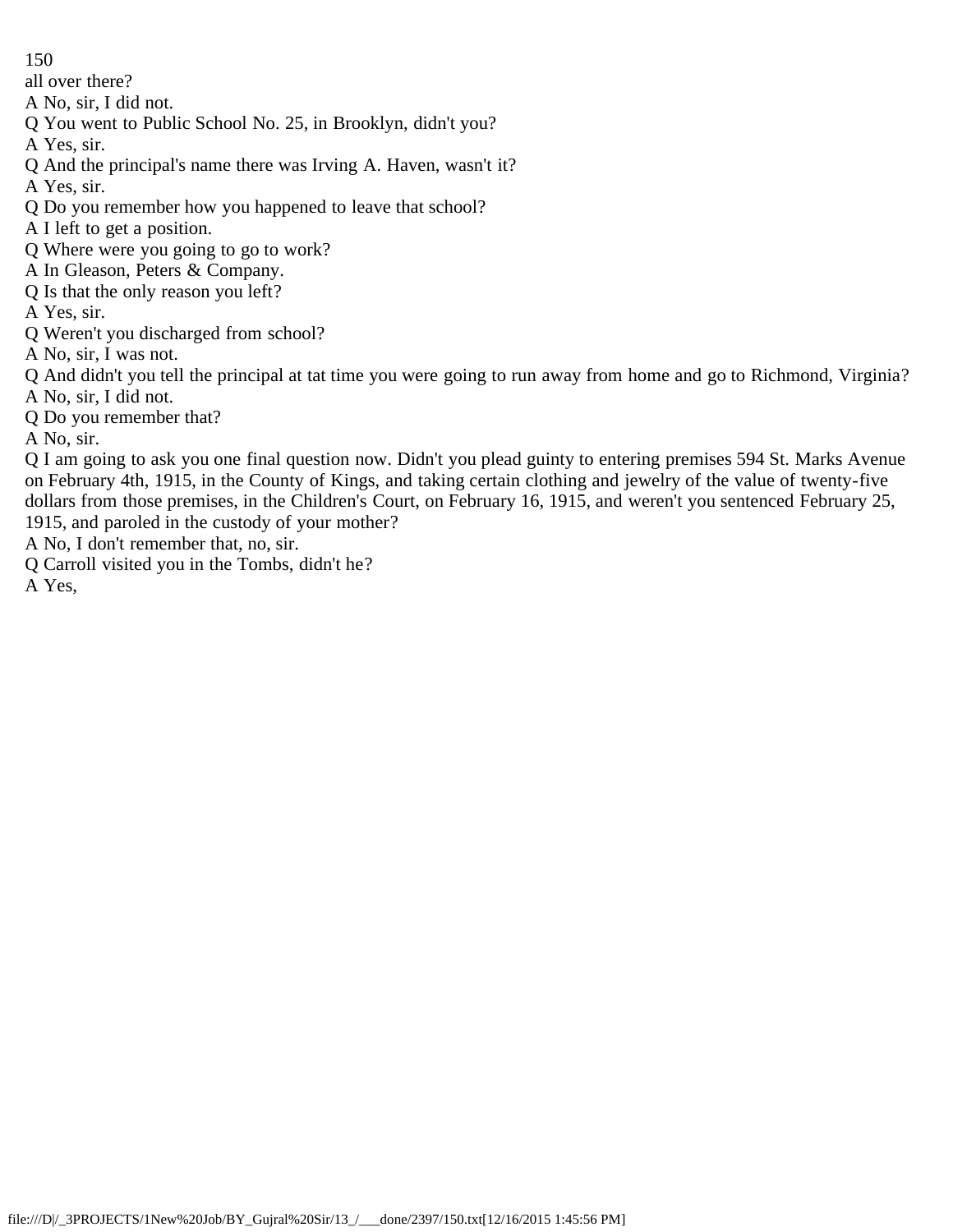all over there?

A No, sir, I did not.

Q You went to Public School No. 25, in Brooklyn, didn't you?

A Yes, sir.

Q And the principal's name there was Irving A. Haven, wasn't it?

A Yes, sir.

Q Do you remember how you happened to leave that school?

A I left to get a position.

Q Where were you going to go to work?

A In Gleason, Peters & Company.

Q Is that the only reason you left?

A Yes, sir.

Q Weren't you discharged from school?

A No, sir, I was not.

Q And didn't you tell the principal at tat time you were going to run away from home and go to Richmond, Virginia?

A No, sir, I did not.

Q Do you remember that?

A No, sir.

Q I am going to ask you one final question now. Didn't you plead guinty to entering premises 594 St. Marks Avenue on February 4th, 1915, in the County of Kings, and taking certain clothing and jewelry of the value of twenty-five dollars from those premises, in the Children's Court, on February 16, 1915, and weren't you sentenced February 25, 1915, and paroled in the custody of your mother?

A No, I don't remember that, no, sir.

Q Carroll visited you in the Tombs, didn't he?

A Yes,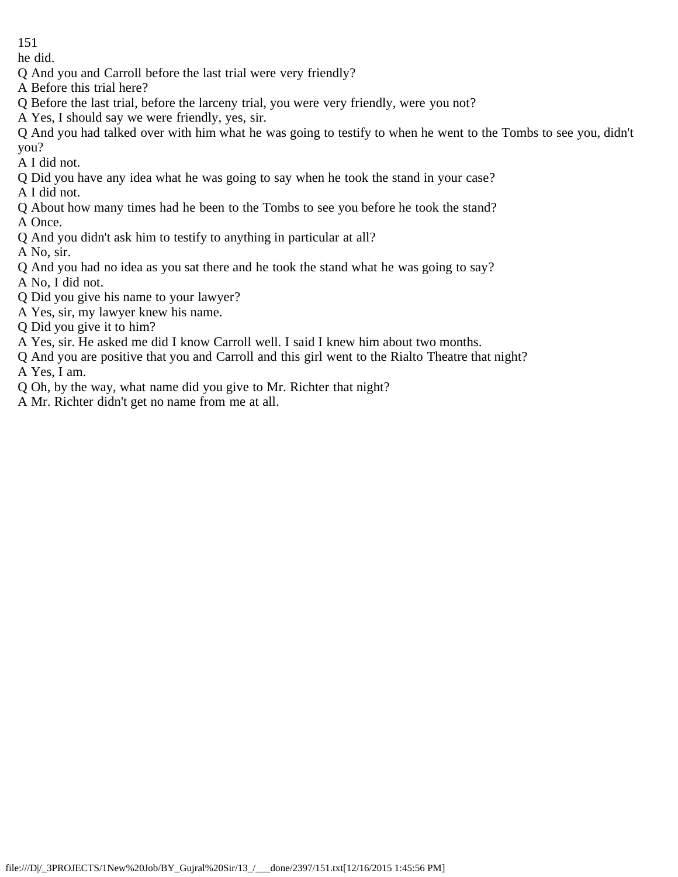he did.

Q And you and Carroll before the last trial were very friendly?

A Before this trial here?

Q Before the last trial, before the larceny trial, you were very friendly, were you not?

A Yes, I should say we were friendly, yes, sir.

Q And you had talked over with him what he was going to testify to when he went to the Tombs to see you, didn't you?

A I did not.

Q Did you have any idea what he was going to say when he took the stand in your case?

A I did not.

Q About how many times had he been to the Tombs to see you before he took the stand?

A Once.

Q And you didn't ask him to testify to anything in particular at all?

A No, sir.

Q And you had no idea as you sat there and he took the stand what he was going to say?

A No, I did not.

Q Did you give his name to your lawyer?

A Yes, sir, my lawyer knew his name.

Q Did you give it to him?

A Yes, sir. He asked me did I know Carroll well. I said I knew him about two months.

Q And you are positive that you and Carroll and this girl went to the Rialto Theatre that night?

A Yes, I am.

Q Oh, by the way, what name did you give to Mr. Richter that night?

A Mr. Richter didn't get no name from me at all.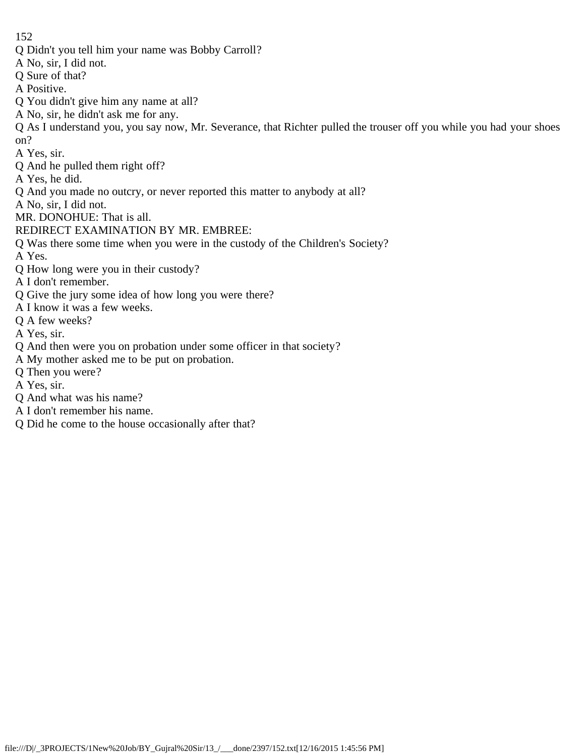Q Didn't you tell him your name was Bobby Carroll?

A No, sir, I did not.

Q Sure of that?

A Positive.

Q You didn't give him any name at all?

A No, sir, he didn't ask me for any.

Q As I understand you, you say now, Mr. Severance, that Richter pulled the trouser off you while you had your shoes on?

A Yes, sir.

Q And he pulled them right off?

A Yes, he did.

Q And you made no outcry, or never reported this matter to anybody at all?

A No, sir, I did not.

MR. DONOHUE: That is all.

REDIRECT EXAMINATION BY MR. EMBREE:

Q Was there some time when you were in the custody of the Children's Society?

A Yes.

Q How long were you in their custody?

A I don't remember.

Q Give the jury some idea of how long you were there?

A I know it was a few weeks.

Q A few weeks?

A Yes, sir.

Q And then were you on probation under some officer in that society?

A My mother asked me to be put on probation.

Q Then you were?

A Yes, sir.

Q And what was his name?

A I don't remember his name.

Q Did he come to the house occasionally after that?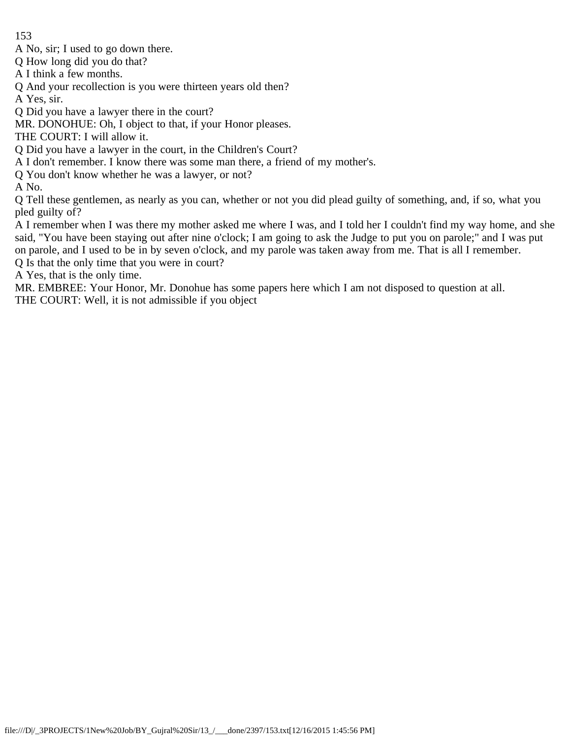A No, sir; I used to go down there.

Q How long did you do that?

A I think a few months.

Q And your recollection is you were thirteen years old then?

A Yes, sir.

Q Did you have a lawyer there in the court?

MR. DONOHUE: Oh, I object to that, if your Honor pleases.

THE COURT: I will allow it.

Q Did you have a lawyer in the court, in the Children's Court?

A I don't remember. I know there was some man there, a friend of my mother's.

Q You don't know whether he was a lawyer, or not?

A No.

Q Tell these gentlemen, as nearly as you can, whether or not you did plead guilty of something, and, if so, what you pled guilty of?

A I remember when I was there my mother asked me where I was, and I told her I couldn't find my way home, and she said, "You have been staying out after nine o'clock; I am going to ask the Judge to put you on parole;" and I was put on parole, and I used to be in by seven o'clock, and my parole was taken away from me. That is all I remember.

Q Is that the only time that you were in court?

A Yes, that is the only time.

MR. EMBREE: Your Honor, Mr. Donohue has some papers here which I am not disposed to question at all.

THE COURT: Well, it is not admissible if you object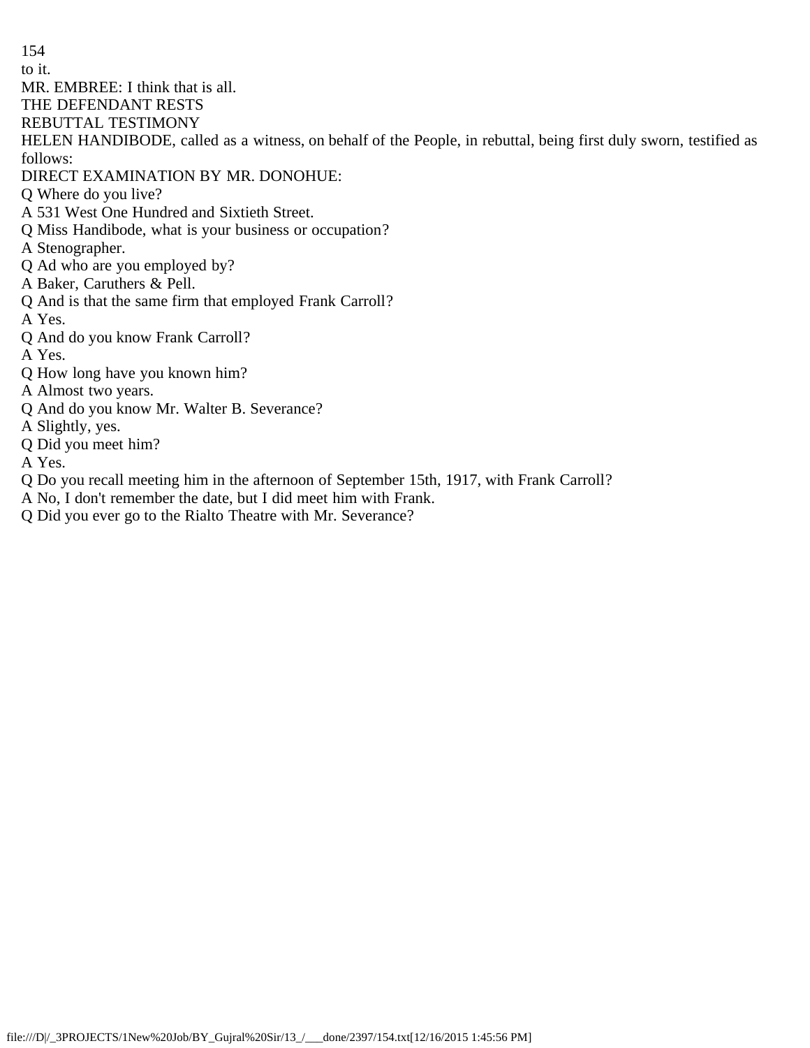to it.

MR. EMBREE: I think that is all.

THE DEFENDANT RESTS

REBUTTAL TESTIMONY

HELEN HANDIBODE, called as a witness, on behalf of the People, in rebuttal, being first duly sworn, testified as follows:

DIRECT EXAMINATION BY MR. DONOHUE:

Q Where do you live?

A 531 West One Hundred and Sixtieth Street.

Q Miss Handibode, what is your business or occupation?

A Stenographer.

Q Ad who are you employed by?

A Baker, Caruthers & Pell.

Q And is that the same firm that employed Frank Carroll?

A Yes.

Q And do you know Frank Carroll?

A Yes.

Q How long have you known him?

A Almost two years.

Q And do you know Mr. Walter B. Severance?

A Slightly, yes.

Q Did you meet him?

A Yes.

Q Do you recall meeting him in the afternoon of September 15th, 1917, with Frank Carroll?

A No, I don't remember the date, but I did meet him with Frank.

Q Did you ever go to the Rialto Theatre with Mr. Severance?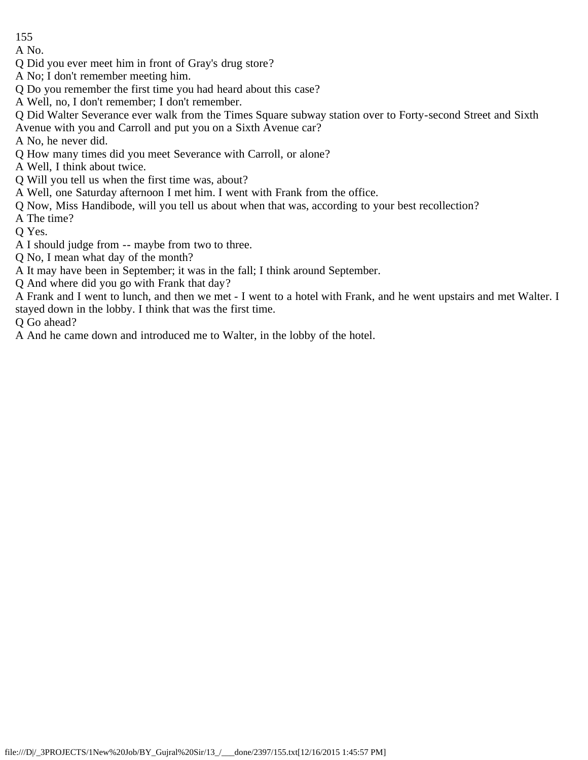A No.

Q Did you ever meet him in front of Gray's drug store?

A No; I don't remember meeting him.

Q Do you remember the first time you had heard about this case?

A Well, no, I don't remember; I don't remember.

Q Did Walter Severance ever walk from the Times Square subway station over to Forty-second Street and Sixth Avenue with you and Carroll and put you on a Sixth Avenue car?

A No, he never did.

Q How many times did you meet Severance with Carroll, or alone?

A Well, I think about twice.

Q Will you tell us when the first time was, about?

A Well, one Saturday afternoon I met him. I went with Frank from the office.

Q Now, Miss Handibode, will you tell us about when that was, according to your best recollection?

A The time?

Q Yes.

A I should judge from -- maybe from two to three.

Q No, I mean what day of the month?

A It may have been in September; it was in the fall; I think around September.

Q And where did you go with Frank that day?

A Frank and I went to lunch, and then we met - I went to a hotel with Frank, and he went upstairs and met Walter. I stayed down in the lobby. I think that was the first time.

Q Go ahead?

A And he came down and introduced me to Walter, in the lobby of the hotel.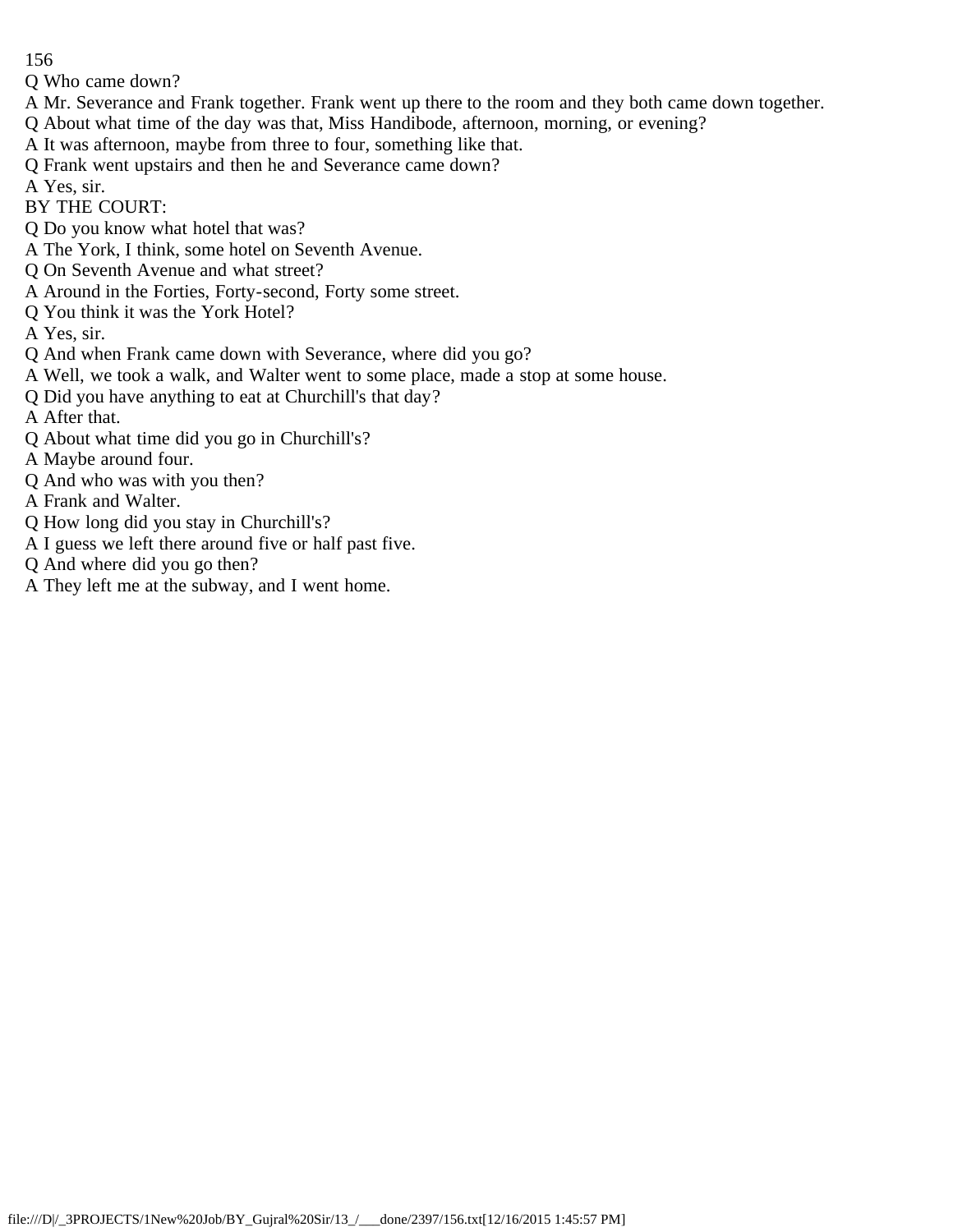Q Who came down?

A Mr. Severance and Frank together. Frank went up there to the room and they both came down together.

Q About what time of the day was that, Miss Handibode, afternoon, morning, or evening?

A It was afternoon, maybe from three to four, something like that.

Q Frank went upstairs and then he and Severance came down?

A Yes, sir.

BY THE COURT:

Q Do you know what hotel that was?

A The York, I think, some hotel on Seventh Avenue.

Q On Seventh Avenue and what street?

A Around in the Forties, Forty-second, Forty some street.

Q You think it was the York Hotel?

A Yes, sir.

Q And when Frank came down with Severance, where did you go?

A Well, we took a walk, and Walter went to some place, made a stop at some house.

Q Did you have anything to eat at Churchill's that day?

A After that.

Q About what time did you go in Churchill's?

A Maybe around four.

Q And who was with you then?

A Frank and Walter.

Q How long did you stay in Churchill's?

A I guess we left there around five or half past five.

Q And where did you go then?

A They left me at the subway, and I went home.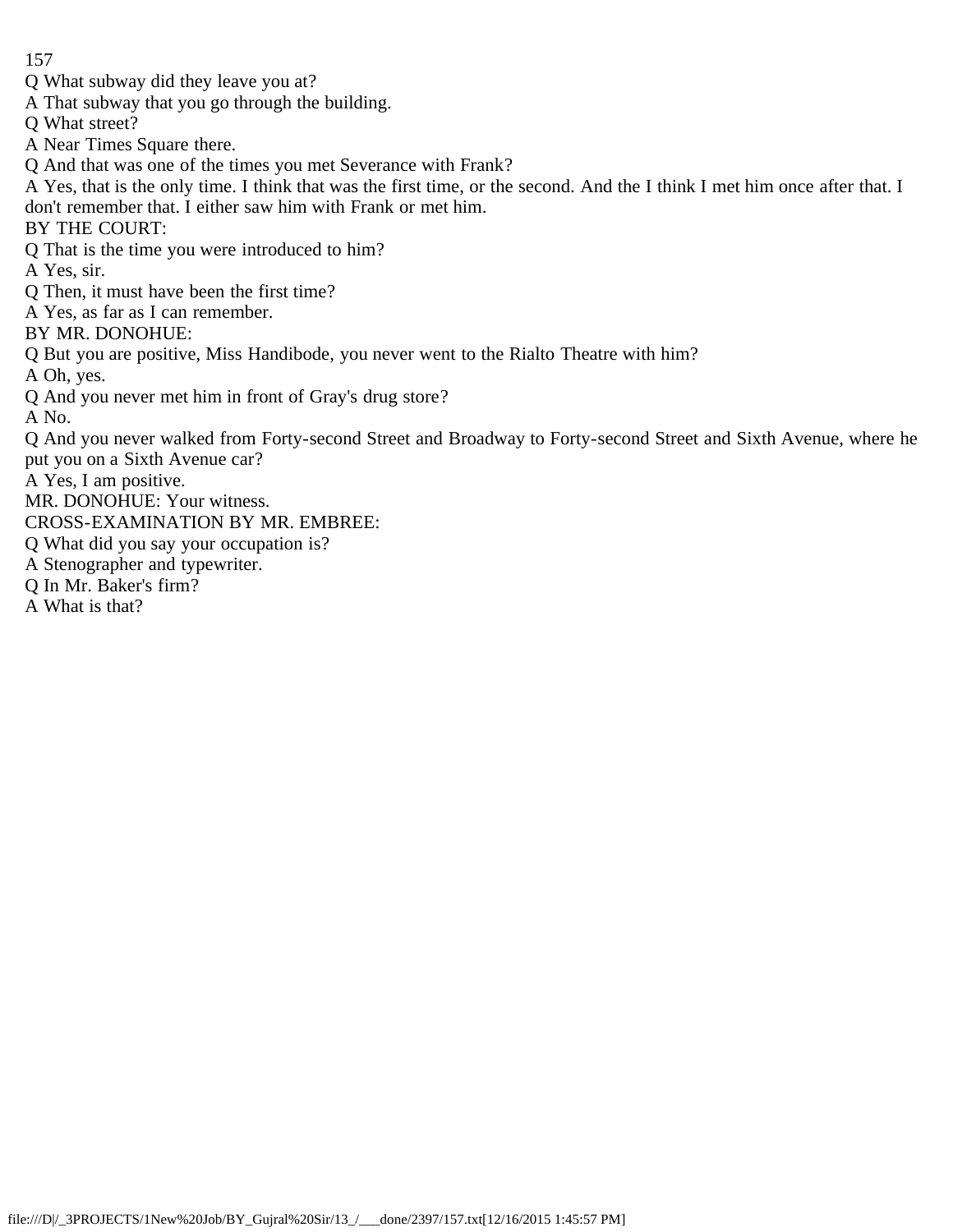Q What subway did they leave you at?

A That subway that you go through the building.

Q What street?

A Near Times Square there.

Q And that was one of the times you met Severance with Frank?

A Yes, that is the only time. I think that was the first time, or the second. And the I think I met him once after that. I don't remember that. I either saw him with Frank or met him.

BY THE COURT:

Q That is the time you were introduced to him?

A Yes, sir.

Q Then, it must have been the first time?

A Yes, as far as I can remember.

BY MR. DONOHUE:

Q But you are positive, Miss Handibode, you never went to the Rialto Theatre with him?

A Oh, yes.

Q And you never met him in front of Gray's drug store?

A No.

Q And you never walked from Forty-second Street and Broadway to Forty-second Street and Sixth Avenue, where he put you on a Sixth Avenue car?

A Yes, I am positive.

MR. DONOHUE: Your witness.

CROSS-EXAMINATION BY MR. EMBREE:

Q What did you say your occupation is?

A Stenographer and typewriter.

Q In Mr. Baker's firm?

A What is that?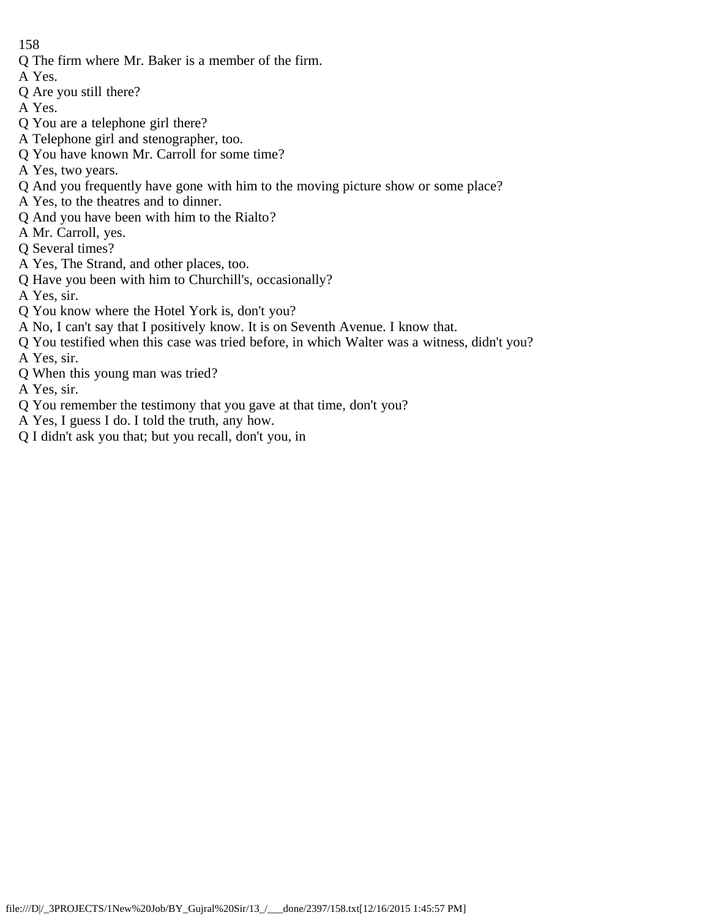Q The firm where Mr. Baker is a member of the firm.

A Yes.

Q Are you still there?

A Yes.

Q You are a telephone girl there?

A Telephone girl and stenographer, too.

Q You have known Mr. Carroll for some time?

A Yes, two years.

Q And you frequently have gone with him to the moving picture show or some place?

A Yes, to the theatres and to dinner.

Q And you have been with him to the Rialto?

A Mr. Carroll, yes.

Q Several times?

A Yes, The Strand, and other places, too.

Q Have you been with him to Churchill's, occasionally?

A Yes, sir.

Q You know where the Hotel York is, don't you?

A No, I can't say that I positively know. It is on Seventh Avenue. I know that.

Q You testified when this case was tried before, in which Walter was a witness, didn't you?

A Yes, sir.

Q When this young man was tried?

A Yes, sir.

Q You remember the testimony that you gave at that time, don't you?

A Yes, I guess I do. I told the truth, any how.

Q I didn't ask you that; but you recall, don't you, in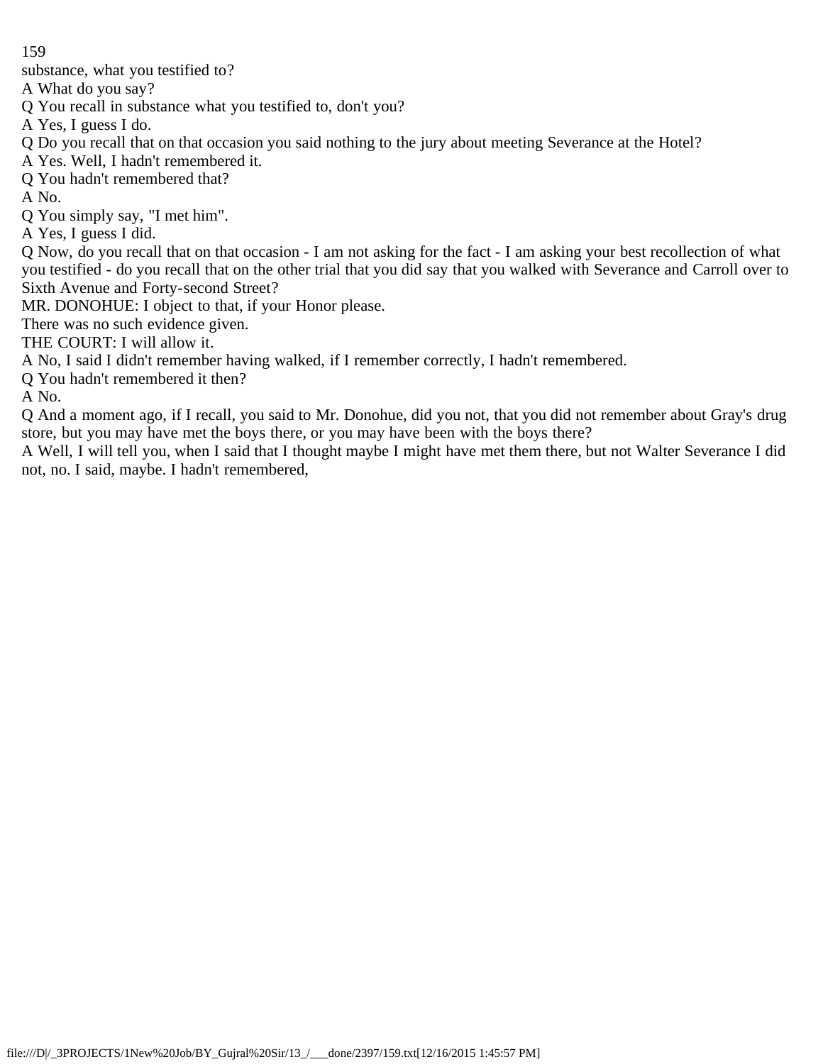substance, what you testified to?

A What do you say?

Q You recall in substance what you testified to, don't you?

A Yes, I guess I do.

Q Do you recall that on that occasion you said nothing to the jury about meeting Severance at the Hotel?

A Yes. Well, I hadn't remembered it.

Q You hadn't remembered that?

A No.

Q You simply say, "I met him".

A Yes, I guess I did.

Q Now, do you recall that on that occasion - I am not asking for the fact - I am asking your best recollection of what you testified - do you recall that on the other trial that you did say that you walked with Severance and Carroll over to Sixth Avenue and Forty-second Street?

MR. DONOHUE: I object to that, if your Honor please.

There was no such evidence given.

THE COURT: I will allow it.

A No, I said I didn't remember having walked, if I remember correctly, I hadn't remembered.

Q You hadn't remembered it then?

A No.

Q And a moment ago, if I recall, you said to Mr. Donohue, did you not, that you did not remember about Gray's drug store, but you may have met the boys there, or you may have been with the boys there?

A Well, I will tell you, when I said that I thought maybe I might have met them there, but not Walter Severance I did not, no. I said, maybe. I hadn't remembered,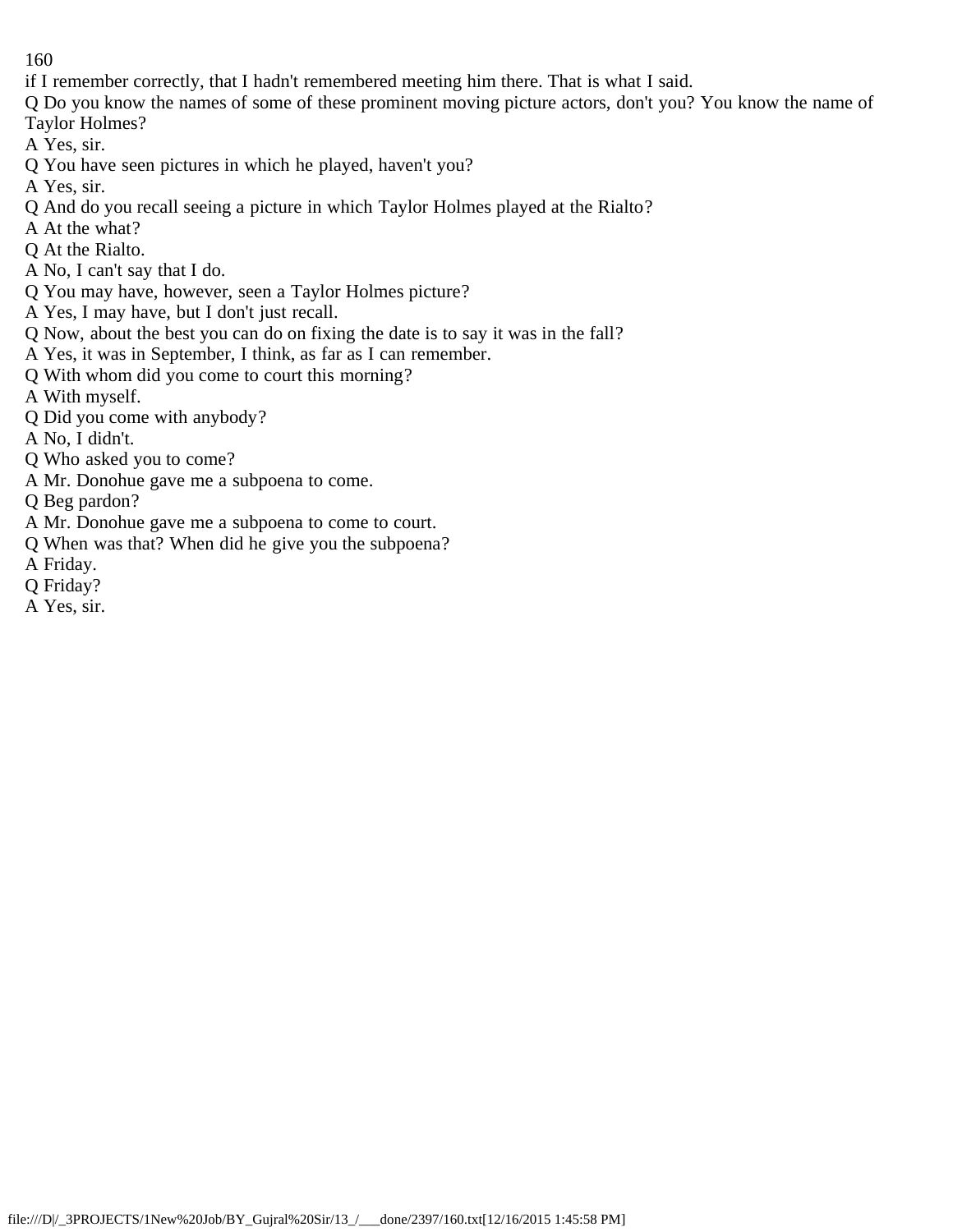if I remember correctly, that I hadn't remembered meeting him there. That is what I said.

Q Do you know the names of some of these prominent moving picture actors, don't you? You know the name of Taylor Holmes?

A Yes, sir.

Q You have seen pictures in which he played, haven't you?

A Yes, sir.

Q And do you recall seeing a picture in which Taylor Holmes played at the Rialto?

A At the what?

Q At the Rialto.

A No, I can't say that I do.

Q You may have, however, seen a Taylor Holmes picture?

A Yes, I may have, but I don't just recall.

Q Now, about the best you can do on fixing the date is to say it was in the fall?

A Yes, it was in September, I think, as far as I can remember.

Q With whom did you come to court this morning?

A With myself.

Q Did you come with anybody?

A No, I didn't.

Q Who asked you to come?

A Mr. Donohue gave me a subpoena to come.

Q Beg pardon?

A Mr. Donohue gave me a subpoena to come to court.

Q When was that? When did he give you the subpoena?

A Friday.

Q Friday?

A Yes, sir.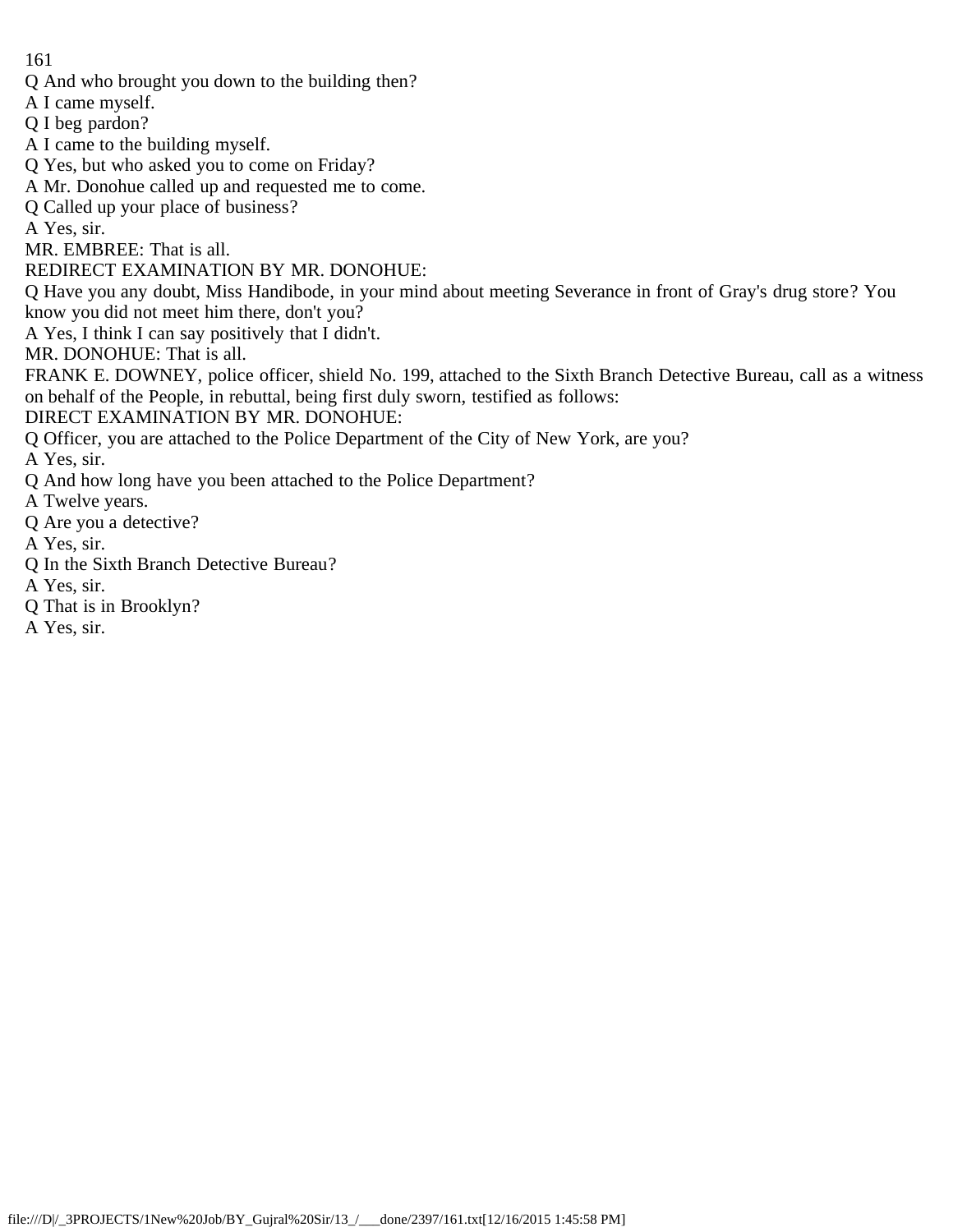Q And who brought you down to the building then?

A I came myself.

Q I beg pardon?

A I came to the building myself.

Q Yes, but who asked you to come on Friday?

A Mr. Donohue called up and requested me to come.

Q Called up your place of business?

A Yes, sir.

MR. EMBREE: That is all.

REDIRECT EXAMINATION BY MR. DONOHUE:

Q Have you any doubt, Miss Handibode, in your mind about meeting Severance in front of Gray's drug store? You know you did not meet him there, don't you?

A Yes, I think I can say positively that I didn't.

MR. DONOHUE: That is all.

FRANK E. DOWNEY, police officer, shield No. 199, attached to the Sixth Branch Detective Bureau, call as a witness on behalf of the People, in rebuttal, being first duly sworn, testified as follows:

DIRECT EXAMINATION BY MR. DONOHUE:

Q Officer, you are attached to the Police Department of the City of New York, are you?

A Yes, sir.

Q And how long have you been attached to the Police Department?

A Twelve years.

Q Are you a detective?

A Yes, sir.

Q In the Sixth Branch Detective Bureau?

A Yes, sir.

Q That is in Brooklyn?

A Yes, sir.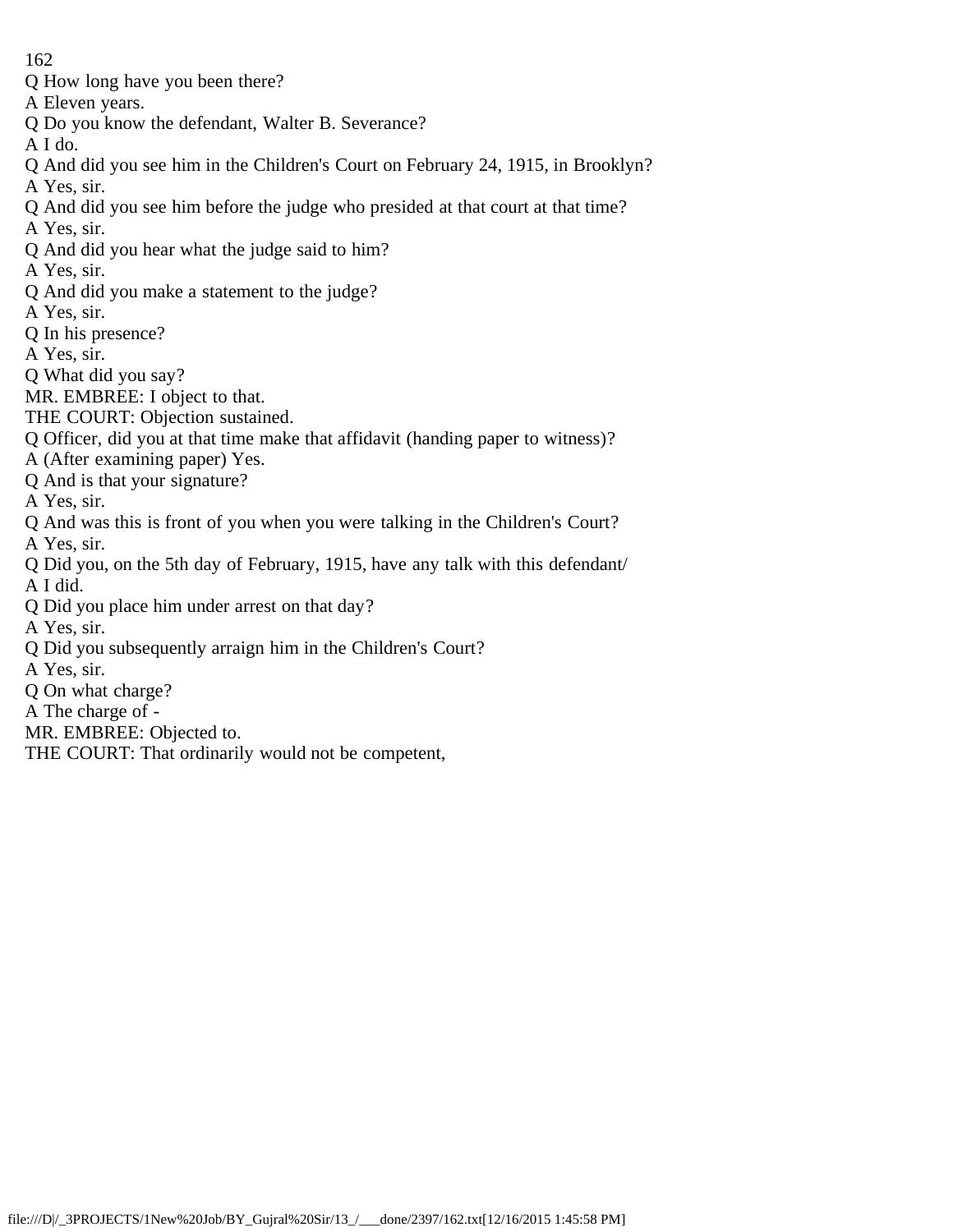Q How long have you been there?

A Eleven years.

Q Do you know the defendant, Walter B. Severance?

A I do.

Q And did you see him in the Children's Court on February 24, 1915, in Brooklyn?

A Yes, sir.

Q And did you see him before the judge who presided at that court at that time?

A Yes, sir.

Q And did you hear what the judge said to him?

A Yes, sir.

Q And did you make a statement to the judge?

A Yes, sir.

Q In his presence?

A Yes, sir.

Q What did you say?

MR. EMBREE: I object to that.

THE COURT: Objection sustained.

Q Officer, did you at that time make that affidavit (handing paper to witness)?

A (After examining paper) Yes.

Q And is that your signature?

A Yes, sir.

Q And was this is front of you when you were talking in the Children's Court?

A Yes, sir.

Q Did you, on the 5th day of February, 1915, have any talk with this defendant/

A I did.

Q Did you place him under arrest on that day?

A Yes, sir.

Q Did you subsequently arraign him in the Children's Court?

A Yes, sir.

Q On what charge?

A The charge of -

MR. EMBREE: Objected to.

THE COURT: That ordinarily would not be competent,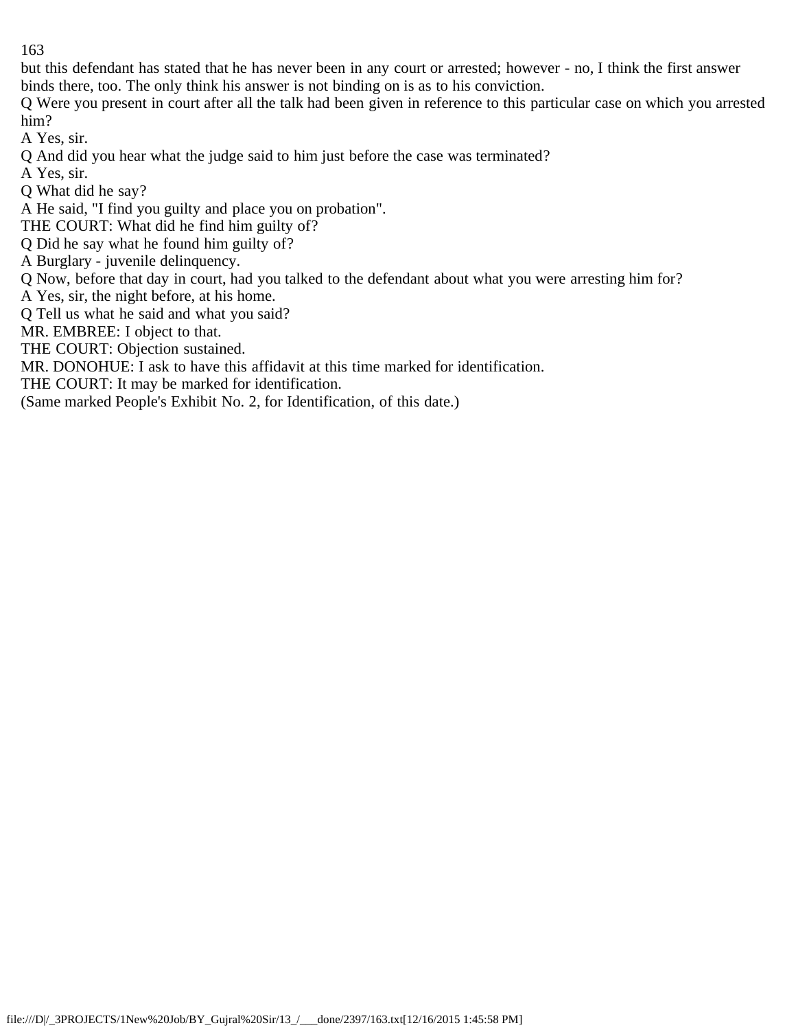but this defendant has stated that he has never been in any court or arrested; however - no, I think the first answer binds there, too. The only think his answer is not binding on is as to his conviction.

Q Were you present in court after all the talk had been given in reference to this particular case on which you arrested him?

A Yes, sir.

Q And did you hear what the judge said to him just before the case was terminated?

A Yes, sir.

Q What did he say?

A He said, "I find you guilty and place you on probation".

THE COURT: What did he find him guilty of?

Q Did he say what he found him guilty of?

A Burglary - juvenile delinquency.

Q Now, before that day in court, had you talked to the defendant about what you were arresting him for?

A Yes, sir, the night before, at his home.

Q Tell us what he said and what you said?

MR. EMBREE: I object to that.

THE COURT: Objection sustained.

MR. DONOHUE: I ask to have this affidavit at this time marked for identification.

THE COURT: It may be marked for identification.

(Same marked People's Exhibit No. 2, for Identification, of this date.)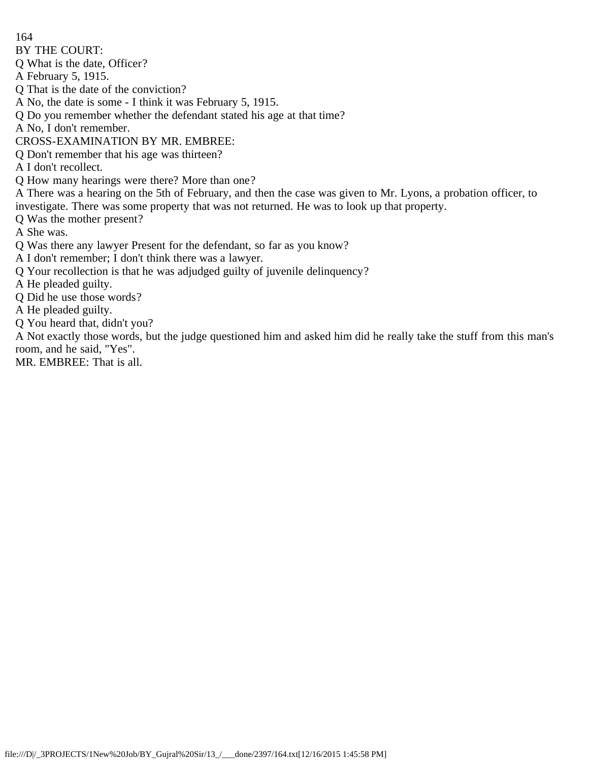BY THE COURT:

Q What is the date, Officer?

A February 5, 1915.

Q That is the date of the conviction?

A No, the date is some - I think it was February 5, 1915.

Q Do you remember whether the defendant stated his age at that time?

A No, I don't remember.

CROSS-EXAMINATION BY MR. EMBREE:

Q Don't remember that his age was thirteen?

A I don't recollect.

Q How many hearings were there? More than one?

A There was a hearing on the 5th of February, and then the case was given to Mr. Lyons, a probation officer, to investigate. There was some property that was not returned. He was to look up that property.

Q Was the mother present?

A She was.

Q Was there any lawyer Present for the defendant, so far as you know?

A I don't remember; I don't think there was a lawyer.

Q Your recollection is that he was adjudged guilty of juvenile delinquency?

A He pleaded guilty.

Q Did he use those words?

A He pleaded guilty.

Q You heard that, didn't you?

A Not exactly those words, but the judge questioned him and asked him did he really take the stuff from this man's room, and he said, "Yes".

MR. EMBREE: That is all.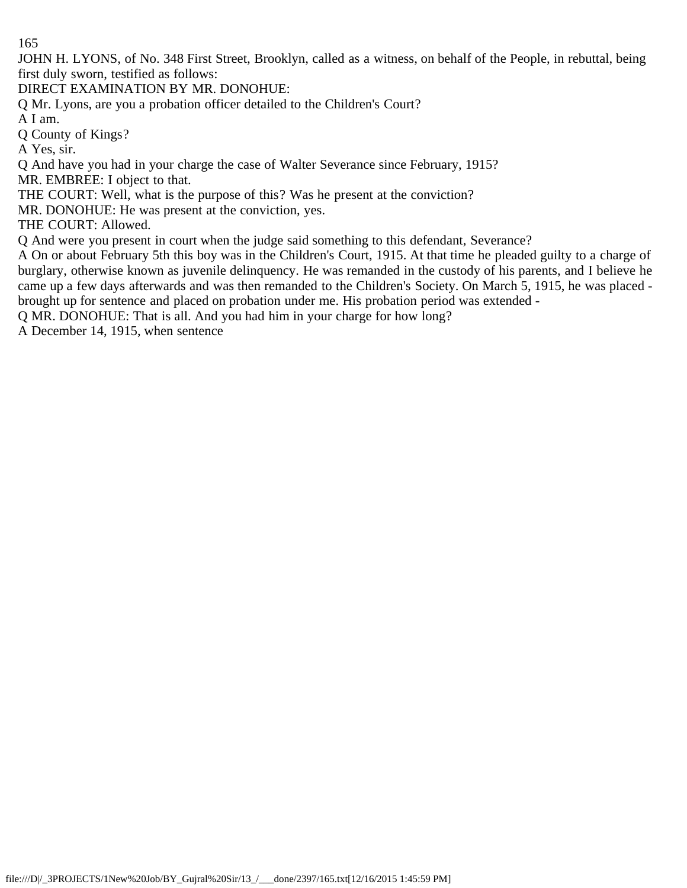JOHN H. LYONS, of No. 348 First Street, Brooklyn, called as a witness, on behalf of the People, in rebuttal, being first duly sworn, testified as follows:

DIRECT EXAMINATION BY MR. DONOHUE:

Q Mr. Lyons, are you a probation officer detailed to the Children's Court?

A I am.

Q County of Kings?

A Yes, sir.

Q And have you had in your charge the case of Walter Severance since February, 1915?

MR. EMBREE: I object to that.

THE COURT: Well, what is the purpose of this? Was he present at the conviction?

MR. DONOHUE: He was present at the conviction, yes.

THE COURT: Allowed.

Q And were you present in court when the judge said something to this defendant, Severance?

A On or about February 5th this boy was in the Children's Court, 1915. At that time he pleaded guilty to a charge of burglary, otherwise known as juvenile delinquency. He was remanded in the custody of his parents, and I believe he came up a few days afterwards and was then remanded to the Children's Society. On March 5, 1915, he was placed - brought up for sentence and placed on probation under me. His probation period was extended -

Q MR. DONOHUE: That is all. And you had him in your charge for how long?

A December 14, 1915, when sentence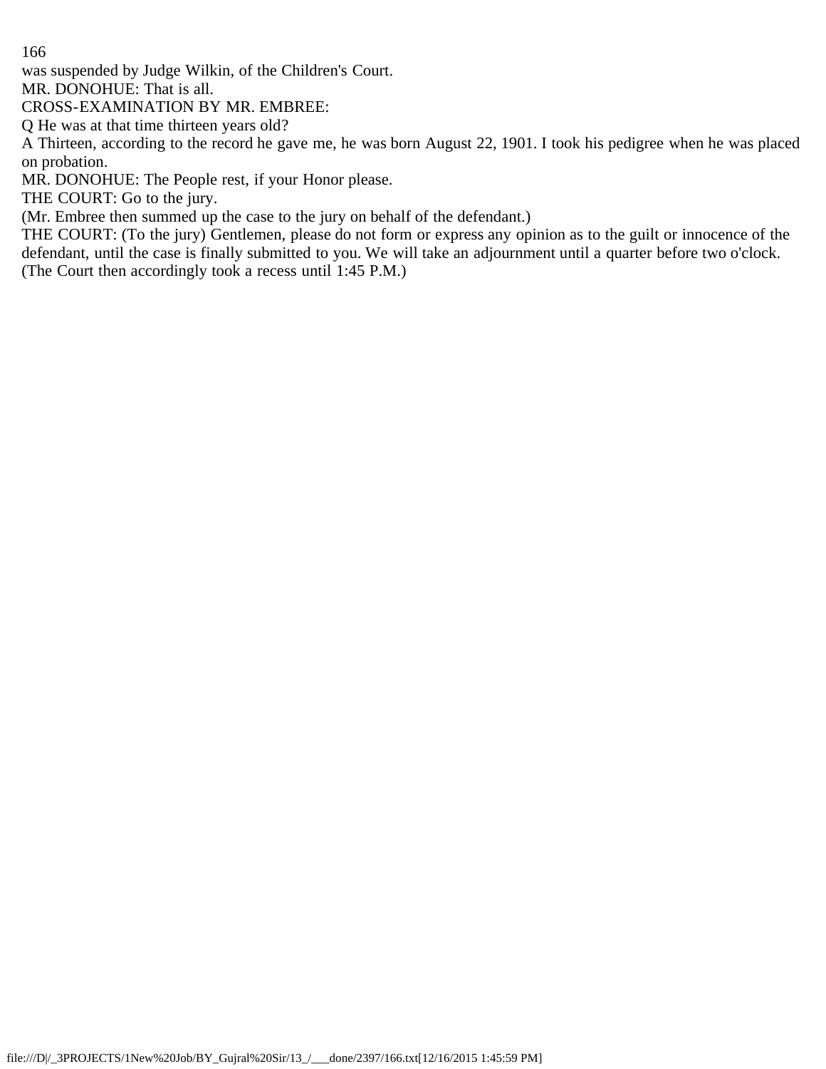was suspended by Judge Wilkin, of the Children's Court.

MR. DONOHUE: That is all.

CROSS-EXAMINATION BY MR. EMBREE:

Q He was at that time thirteen years old?

A Thirteen, according to the record he gave me, he was born August 22, 1901. I took his pedigree when he was placed on probation.

MR. DONOHUE: The People rest, if your Honor please.

THE COURT: Go to the jury.

(Mr. Embree then summed up the case to the jury on behalf of the defendant.)

THE COURT: (To the jury) Gentlemen, please do not form or express any opinion as to the guilt or innocence of the defendant, until the case is finally submitted to you. We will take an adjournment until a quarter before two o'clock.

(The Court then accordingly took a recess until 1:45 P.M.)